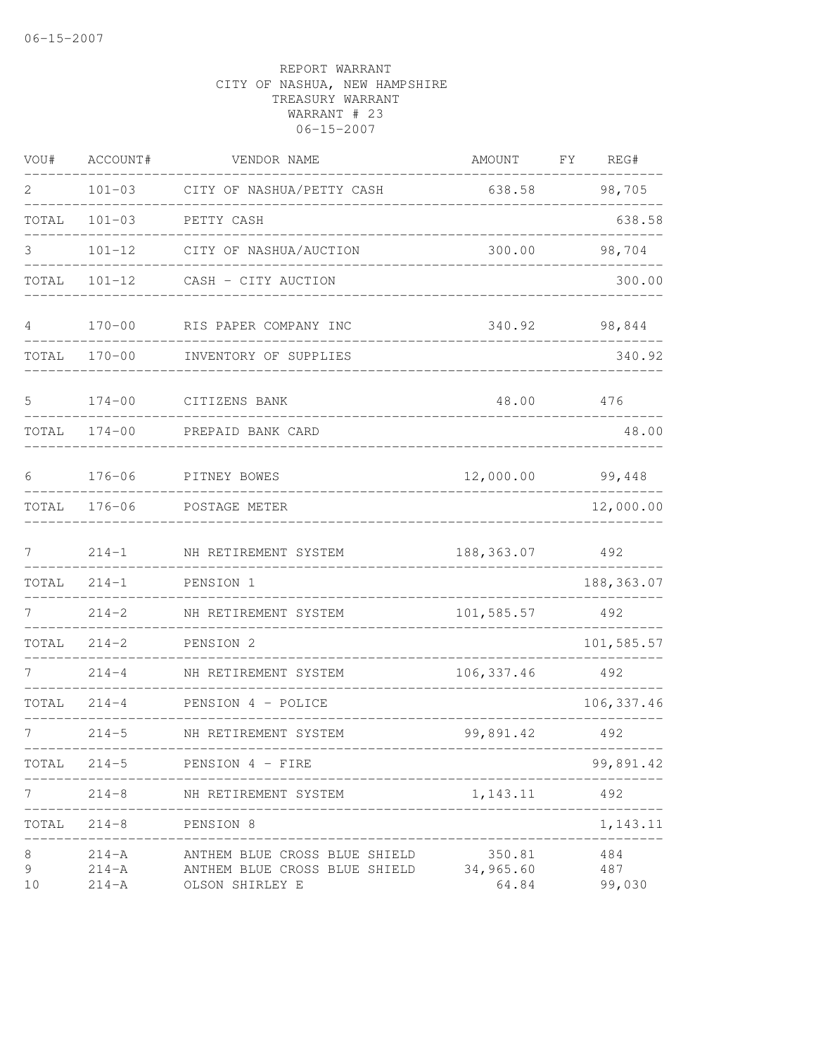REPORT WARRANT
CITY OF NASHUA, NEW HAMPSHIRE
TREASURY WARRANT
WARRANT # 23
06-15-2007

| VOU# | ACCOUNT# | VENDOR NAME | AMOUNT | FY | REG# |
|---|---|---|---|---|---|
| 2 | 101-03 | CITY OF NASHUA/PETTY CASH | 638.58 | | 98,705 |
| TOTAL | 101-03 | PETTY CASH | | | 638.58 |
| 3 | 101-12 | CITY OF NASHUA/AUCTION | 300.00 | | 98,704 |
| TOTAL | 101-12 | CASH - CITY AUCTION | | | 300.00 |
| 4 | 170-00 | RIS PAPER COMPANY INC | 340.92 | | 98,844 |
| TOTAL | 170-00 | INVENTORY OF SUPPLIES | | | 340.92 |
| 5 | 174-00 | CITIZENS BANK | 48.00 | | 476 |
| TOTAL | 174-00 | PREPAID BANK CARD | | | 48.00 |
| 6 | 176-06 | PITNEY BOWES | 12,000.00 | | 99,448 |
| TOTAL | 176-06 | POSTAGE METER | | | 12,000.00 |
| 7 | 214-1 | NH RETIREMENT SYSTEM | 188,363.07 | | 492 |
| TOTAL | 214-1 | PENSION 1 | | | 188,363.07 |
| 7 | 214-2 | NH RETIREMENT SYSTEM | 101,585.57 | | 492 |
| TOTAL | 214-2 | PENSION 2 | | | 101,585.57 |
| 7 | 214-4 | NH RETIREMENT SYSTEM | 106,337.46 | | 492 |
| TOTAL | 214-4 | PENSION 4 - POLICE | | | 106,337.46 |
| 7 | 214-5 | NH RETIREMENT SYSTEM | 99,891.42 | | 492 |
| TOTAL | 214-5 | PENSION 4 - FIRE | | | 99,891.42 |
| 7 | 214-8 | NH RETIREMENT SYSTEM | 1,143.11 | | 492 |
| TOTAL | 214-8 | PENSION 8 | | | 1,143.11 |
| 8 | 214-A | ANTHEM BLUE CROSS BLUE SHIELD | 350.81 | | 484 |
| 9 | 214-A | ANTHEM BLUE CROSS BLUE SHIELD | 34,965.60 | | 487 |
| 10 | 214-A | OLSON SHIRLEY E | 64.84 | | 99,030 |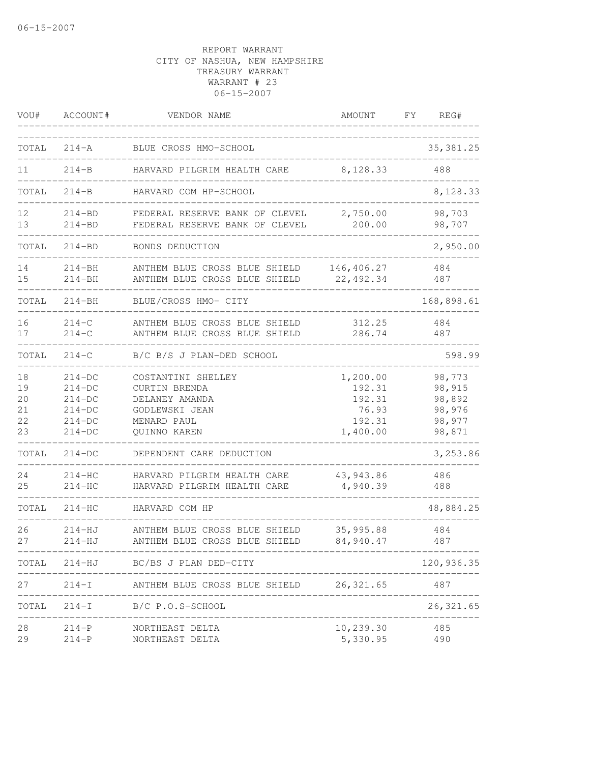REPORT WARRANT
CITY OF NASHUA, NEW HAMPSHIRE
TREASURY WARRANT
WARRANT # 23
06-15-2007

| VOU# | ACCOUNT# | VENDOR NAME | AMOUNT | FY | REG# |
|---|---|---|---|---|---|
| TOTAL | 214-A | BLUE CROSS HMO-SCHOOL | | | 35,381.25 |
| 11 | 214-B | HARVARD PILGRIM HEALTH CARE | 8,128.33 | | 488 |
| TOTAL | 214-B | HARVARD COM HP-SCHOOL | | | 8,128.33 |
| 12 | 214-BD | FEDERAL RESERVE BANK OF CLEVEL | 2,750.00 | | 98,703 |
| 13 | 214-BD | FEDERAL RESERVE BANK OF CLEVEL | 200.00 | | 98,707 |
| TOTAL | 214-BD | BONDS DEDUCTION | | | 2,950.00 |
| 14 | 214-BH | ANTHEM BLUE CROSS BLUE SHIELD | 146,406.27 | | 484 |
| 15 | 214-BH | ANTHEM BLUE CROSS BLUE SHIELD | 22,492.34 | | 487 |
| TOTAL | 214-BH | BLUE/CROSS HMO- CITY | | | 168,898.61 |
| 16 | 214-C | ANTHEM BLUE CROSS BLUE SHIELD | 312.25 | | 484 |
| 17 | 214-C | ANTHEM BLUE CROSS BLUE SHIELD | 286.74 | | 487 |
| TOTAL | 214-C | B/C B/S J PLAN-DED SCHOOL | | | 598.99 |
| 18 | 214-DC | COSTANTINI SHELLEY | 1,200.00 | | 98,773 |
| 19 | 214-DC | CURTIN BRENDA | 192.31 | | 98,915 |
| 20 | 214-DC | DELANEY AMANDA | 192.31 | | 98,892 |
| 21 | 214-DC | GODLEWSKI JEAN | 76.93 | | 98,976 |
| 22 | 214-DC | MENARD PAUL | 192.31 | | 98,977 |
| 23 | 214-DC | QUINNO KAREN | 1,400.00 | | 98,871 |
| TOTAL | 214-DC | DEPENDENT CARE DEDUCTION | | | 3,253.86 |
| 24 | 214-HC | HARVARD PILGRIM HEALTH CARE | 43,943.86 | | 486 |
| 25 | 214-HC | HARVARD PILGRIM HEALTH CARE | 4,940.39 | | 488 |
| TOTAL | 214-HC | HARVARD COM HP | | | 48,884.25 |
| 26 | 214-HJ | ANTHEM BLUE CROSS BLUE SHIELD | 35,995.88 | | 484 |
| 27 | 214-HJ | ANTHEM BLUE CROSS BLUE SHIELD | 84,940.47 | | 487 |
| TOTAL | 214-HJ | BC/BS J PLAN DED-CITY | | | 120,936.35 |
| 27 | 214-I | ANTHEM BLUE CROSS BLUE SHIELD | 26,321.65 | | 487 |
| TOTAL | 214-I | B/C P.O.S-SCHOOL | | | 26,321.65 |
| 28 | 214-P | NORTHEAST DELTA | 10,239.30 | | 485 |
| 29 | 214-P | NORTHEAST DELTA | 5,330.95 | | 490 |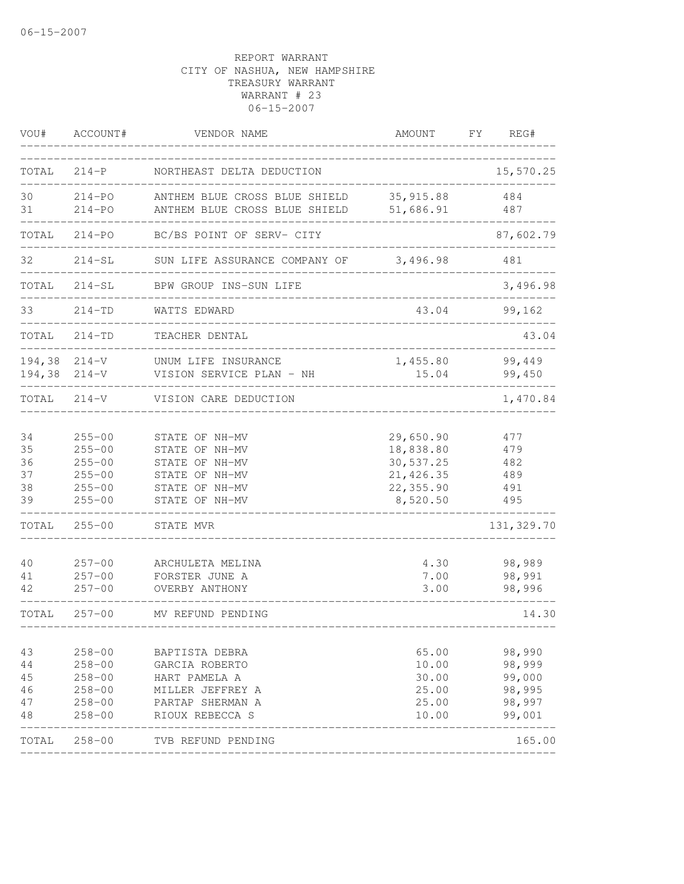REPORT WARRANT
CITY OF NASHUA, NEW HAMPSHIRE
TREASURY WARRANT
WARRANT # 23
06-15-2007

| VOU# | ACCOUNT# | VENDOR NAME | AMOUNT | FY | REG# |
|---|---|---|---|---|---|
| TOTAL | 214-P | NORTHEAST DELTA DEDUCTION | | | 15,570.25 |
| 30 | 214-PO | ANTHEM BLUE CROSS BLUE SHIELD | 35,915.88 | | 484 |
| 31 | 214-PO | ANTHEM BLUE CROSS BLUE SHIELD | 51,686.91 | | 487 |
| TOTAL | 214-PO | BC/BS POINT OF SERV- CITY | | | 87,602.79 |
| 32 | 214-SL | SUN LIFE ASSURANCE COMPANY OF | 3,496.98 | | 481 |
| TOTAL | 214-SL | BPW GROUP INS-SUN LIFE | | | 3,496.98 |
| 33 | 214-TD | WATTS EDWARD | 43.04 | | 99,162 |
| TOTAL | 214-TD | TEACHER DENTAL | | | 43.04 |
| 194,38 | 214-V | UNUM LIFE INSURANCE | 1,455.80 | | 99,449 |
| 194,38 | 214-V | VISION SERVICE PLAN - NH | 15.04 | | 99,450 |
| TOTAL | 214-V | VISION CARE DEDUCTION | | | 1,470.84 |
| 34 | 255-00 | STATE OF NH-MV | 29,650.90 | | 477 |
| 35 | 255-00 | STATE OF NH-MV | 18,838.80 | | 479 |
| 36 | 255-00 | STATE OF NH-MV | 30,537.25 | | 482 |
| 37 | 255-00 | STATE OF NH-MV | 21,426.35 | | 489 |
| 38 | 255-00 | STATE OF NH-MV | 22,355.90 | | 491 |
| 39 | 255-00 | STATE OF NH-MV | 8,520.50 | | 495 |
| TOTAL | 255-00 | STATE MVR | | | 131,329.70 |
| 40 | 257-00 | ARCHULETA MELINA | 4.30 | | 98,989 |
| 41 | 257-00 | FORSTER JUNE A | 7.00 | | 98,991 |
| 42 | 257-00 | OVERBY ANTHONY | 3.00 | | 98,996 |
| TOTAL | 257-00 | MV REFUND PENDING | | | 14.30 |
| 43 | 258-00 | BAPTISTA DEBRA | 65.00 | | 98,990 |
| 44 | 258-00 | GARCIA ROBERTO | 10.00 | | 98,999 |
| 45 | 258-00 | HART PAMELA A | 30.00 | | 99,000 |
| 46 | 258-00 | MILLER JEFFREY A | 25.00 | | 98,995 |
| 47 | 258-00 | PARTAP SHERMAN A | 25.00 | | 98,997 |
| 48 | 258-00 | RIOUX REBECCA S | 10.00 | | 99,001 |
| TOTAL | 258-00 | TVB REFUND PENDING | | | 165.00 |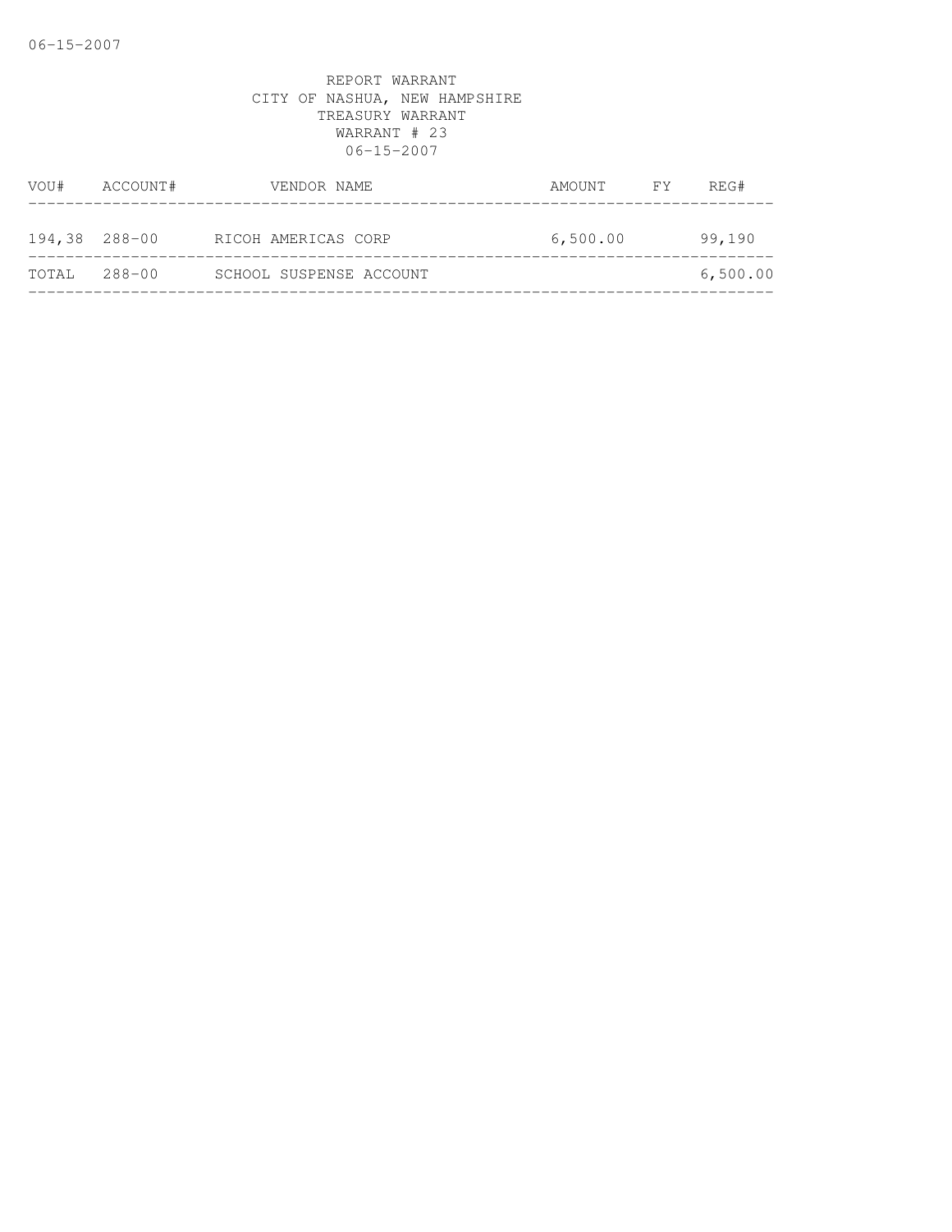REPORT WARRANT
CITY OF NASHUA, NEW HAMPSHIRE
TREASURY WARRANT
WARRANT # 23
06-15-2007

| VOU# | ACCOUNT# | VENDOR NAME | AMOUNT | FY | REG# |
|---|---|---|---|---|---|
| 194,38 | 288-00 | RICOH AMERICAS CORP | 6,500.00 | | 99,190 |
| TOTAL | 288-00 | SCHOOL SUSPENSE ACCOUNT | | | 6,500.00 |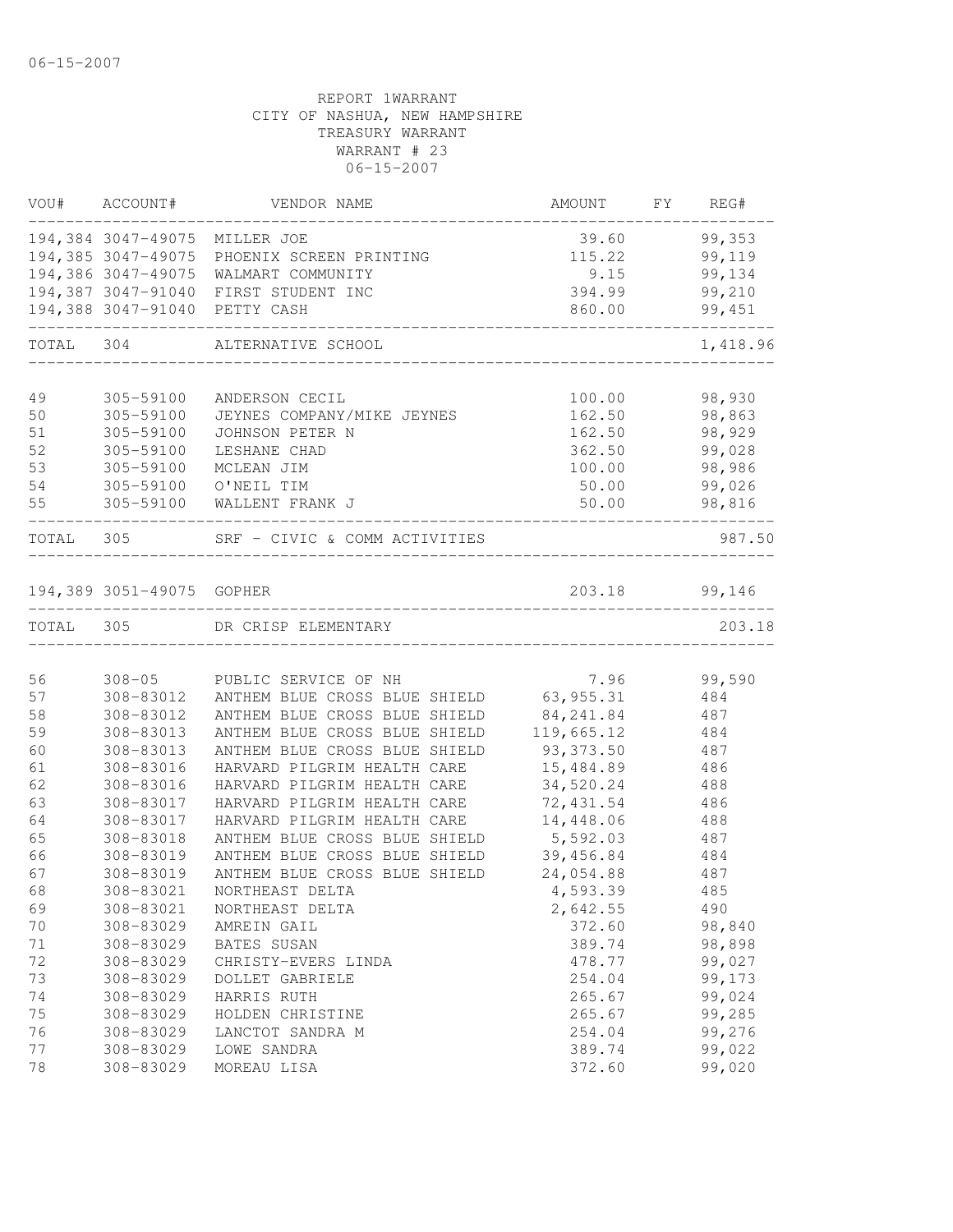06-15-2007

REPORT 1WARRANT
CITY OF NASHUA, NEW HAMPSHIRE
TREASURY WARRANT
WARRANT # 23
06-15-2007

| VOU# | ACCOUNT# | VENDOR NAME | AMOUNT | FY | REG# |
|---|---|---|---|---|---|
| 194,384 | 3047-49075 | MILLER JOE | 39.60 | | 99,353 |
| 194,385 | 3047-49075 | PHOENIX SCREEN PRINTING | 115.22 | | 99,119 |
| 194,386 | 3047-49075 | WALMART COMMUNITY | 9.15 | | 99,134 |
| 194,387 | 3047-91040 | FIRST STUDENT INC | 394.99 | | 99,210 |
| 194,388 | 3047-91040 | PETTY CASH | 860.00 | | 99,451 |
| TOTAL | 304 | ALTERNATIVE SCHOOL | | | 1,418.96 |
| 49 | 305-59100 | ANDERSON CECIL | 100.00 | | 98,930 |
| 50 | 305-59100 | JEYNES COMPANY/MIKE JEYNES | 162.50 | | 98,863 |
| 51 | 305-59100 | JOHNSON PETER N | 162.50 | | 98,929 |
| 52 | 305-59100 | LESHANE CHAD | 362.50 | | 99,028 |
| 53 | 305-59100 | MCLEAN JIM | 100.00 | | 98,986 |
| 54 | 305-59100 | O'NEIL TIM | 50.00 | | 99,026 |
| 55 | 305-59100 | WALLENT FRANK J | 50.00 | | 98,816 |
| TOTAL | 305 | SRF - CIVIC & COMM ACTIVITIES | | | 987.50 |
| 194,389 | 3051-49075 | GOPHER | 203.18 | | 99,146 |
| TOTAL | 305 | DR CRISP ELEMENTARY | | | 203.18 |
| 56 | 308-05 | PUBLIC SERVICE OF NH | 7.96 | | 99,590 |
| 57 | 308-83012 | ANTHEM BLUE CROSS BLUE SHIELD | 63,955.31 | | 484 |
| 58 | 308-83012 | ANTHEM BLUE CROSS BLUE SHIELD | 84,241.84 | | 487 |
| 59 | 308-83013 | ANTHEM BLUE CROSS BLUE SHIELD | 119,665.12 | | 484 |
| 60 | 308-83013 | ANTHEM BLUE CROSS BLUE SHIELD | 93,373.50 | | 487 |
| 61 | 308-83016 | HARVARD PILGRIM HEALTH CARE | 15,484.89 | | 486 |
| 62 | 308-83016 | HARVARD PILGRIM HEALTH CARE | 34,520.24 | | 488 |
| 63 | 308-83017 | HARVARD PILGRIM HEALTH CARE | 72,431.54 | | 486 |
| 64 | 308-83017 | HARVARD PILGRIM HEALTH CARE | 14,448.06 | | 488 |
| 65 | 308-83018 | ANTHEM BLUE CROSS BLUE SHIELD | 5,592.03 | | 487 |
| 66 | 308-83019 | ANTHEM BLUE CROSS BLUE SHIELD | 39,456.84 | | 484 |
| 67 | 308-83019 | ANTHEM BLUE CROSS BLUE SHIELD | 24,054.88 | | 487 |
| 68 | 308-83021 | NORTHEAST DELTA | 4,593.39 | | 485 |
| 69 | 308-83021 | NORTHEAST DELTA | 2,642.55 | | 490 |
| 70 | 308-83029 | AMREIN GAIL | 372.60 | | 98,840 |
| 71 | 308-83029 | BATES SUSAN | 389.74 | | 98,898 |
| 72 | 308-83029 | CHRISTY-EVERS LINDA | 478.77 | | 99,027 |
| 73 | 308-83029 | DOLLET GABRIELE | 254.04 | | 99,173 |
| 74 | 308-83029 | HARRIS RUTH | 265.67 | | 99,024 |
| 75 | 308-83029 | HOLDEN CHRISTINE | 265.67 | | 99,285 |
| 76 | 308-83029 | LANCTOT SANDRA M | 254.04 | | 99,276 |
| 77 | 308-83029 | LOWE SANDRA | 389.74 | | 99,022 |
| 78 | 308-83029 | MOREAU LISA | 372.60 | | 99,020 |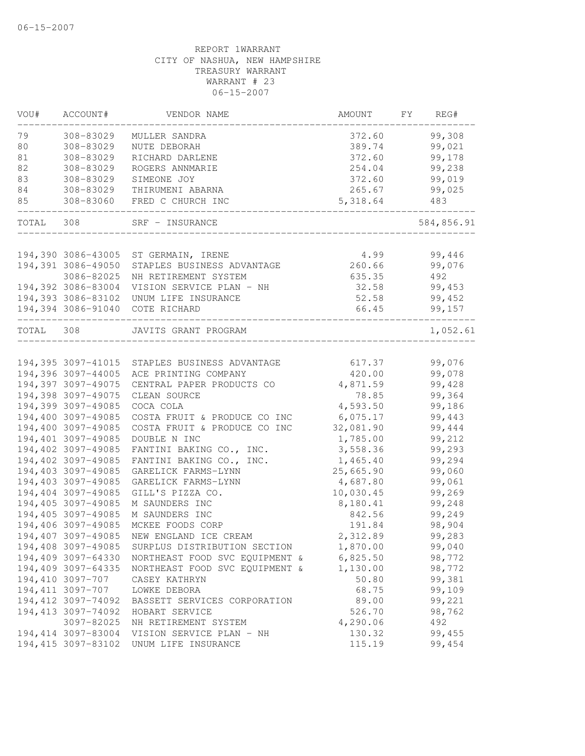06-15-2007

REPORT 1WARRANT
CITY OF NASHUA, NEW HAMPSHIRE
TREASURY WARRANT
WARRANT # 23
06-15-2007

| VOU# | ACCOUNT# | VENDOR NAME | AMOUNT | FY | REG# |
|---|---|---|---|---|---|
| 79 | 308-83029 | MULLER SANDRA | 372.60 | | 99,308 |
| 80 | 308-83029 | NUTE DEBORAH | 389.74 | | 99,021 |
| 81 | 308-83029 | RICHARD DARLENE | 372.60 | | 99,178 |
| 82 | 308-83029 | ROGERS ANNMARIE | 254.04 | | 99,238 |
| 83 | 308-83029 | SIMEONE JOY | 372.60 | | 99,019 |
| 84 | 308-83029 | THIRUMENI ABARNA | 265.67 | | 99,025 |
| 85 | 308-83060 | FRED C CHURCH INC | 5,318.64 | | 483 |
| TOTAL | 308 | SRF - INSURANCE | | | 584,856.91 |
| 194,390 | 3086-43005 | ST GERMAIN, IRENE | 4.99 | | 99,446 |
| 194,391 | 3086-49050 | STAPLES BUSINESS ADVANTAGE | 260.66 | | 99,076 |
| | 3086-82025 | NH RETIREMENT SYSTEM | 635.35 | | 492 |
| 194,392 | 3086-83004 | VISION SERVICE PLAN - NH | 32.58 | | 99,453 |
| 194,393 | 3086-83102 | UNUM LIFE INSURANCE | 52.58 | | 99,452 |
| 194,394 | 3086-91040 | COTE RICHARD | 66.45 | | 99,157 |
| TOTAL | 308 | JAVITS GRANT PROGRAM | | | 1,052.61 |
| 194,395 | 3097-41015 | STAPLES BUSINESS ADVANTAGE | 617.37 | | 99,076 |
| 194,396 | 3097-44005 | ACE PRINTING COMPANY | 420.00 | | 99,078 |
| 194,397 | 3097-49075 | CENTRAL PAPER PRODUCTS CO | 4,871.59 | | 99,428 |
| 194,398 | 3097-49075 | CLEAN SOURCE | 78.85 | | 99,364 |
| 194,399 | 3097-49085 | COCA COLA | 4,593.50 | | 99,186 |
| 194,400 | 3097-49085 | COSTA FRUIT & PRODUCE CO INC | 6,075.17 | | 99,443 |
| 194,400 | 3097-49085 | COSTA FRUIT & PRODUCE CO INC | 32,081.90 | | 99,444 |
| 194,401 | 3097-49085 | DOUBLE N INC | 1,785.00 | | 99,212 |
| 194,402 | 3097-49085 | FANTINI BAKING CO., INC. | 3,558.36 | | 99,293 |
| 194,402 | 3097-49085 | FANTINI BAKING CO., INC. | 1,465.40 | | 99,294 |
| 194,403 | 3097-49085 | GARELICK FARMS-LYNN | 25,665.90 | | 99,060 |
| 194,403 | 3097-49085 | GARELICK FARMS-LYNN | 4,687.80 | | 99,061 |
| 194,404 | 3097-49085 | GILL'S PIZZA CO. | 10,030.45 | | 99,269 |
| 194,405 | 3097-49085 | M SAUNDERS INC | 8,180.41 | | 99,248 |
| 194,405 | 3097-49085 | M SAUNDERS INC | 842.56 | | 99,249 |
| 194,406 | 3097-49085 | MCKEE FOODS CORP | 191.84 | | 98,904 |
| 194,407 | 3097-49085 | NEW ENGLAND ICE CREAM | 2,312.89 | | 99,283 |
| 194,408 | 3097-49085 | SURPLUS DISTRIBUTION SECTION | 1,870.00 | | 99,040 |
| 194,409 | 3097-64330 | NORTHEAST FOOD SVC EQUIPMENT & | 6,825.50 | | 98,772 |
| 194,409 | 3097-64335 | NORTHEAST FOOD SVC EQUIPMENT & | 1,130.00 | | 98,772 |
| 194,410 | 3097-707 | CASEY KATHRYN | 50.80 | | 99,381 |
| 194,411 | 3097-707 | LOWKE DEBORA | 68.75 | | 99,109 |
| 194,412 | 3097-74092 | BASSETT SERVICES CORPORATION | 89.00 | | 99,221 |
| 194,413 | 3097-74092 | HOBART SERVICE | 526.70 | | 98,762 |
| | 3097-82025 | NH RETIREMENT SYSTEM | 4,290.06 | | 492 |
| 194,414 | 3097-83004 | VISION SERVICE PLAN - NH | 130.32 | | 99,455 |
| 194,415 | 3097-83102 | UNUM LIFE INSURANCE | 115.19 | | 99,454 |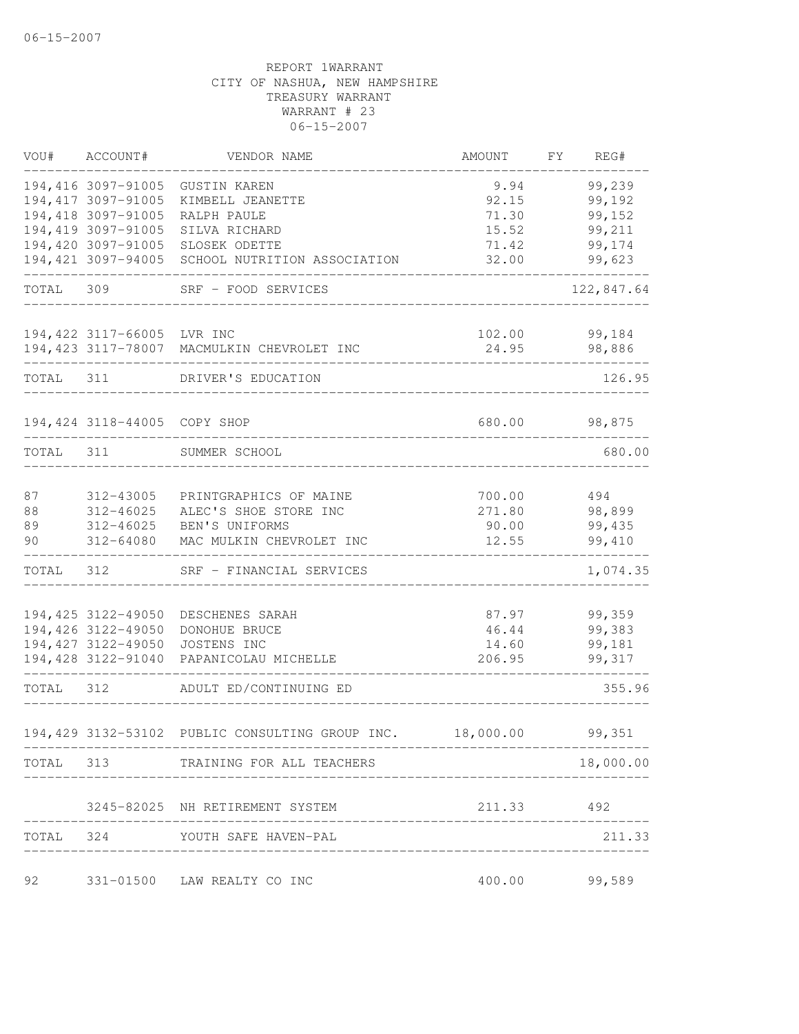06-15-2007

REPORT 1WARRANT
CITY OF NASHUA, NEW HAMPSHIRE
TREASURY WARRANT
WARRANT # 23
06-15-2007

| VOU# | ACCOUNT# | VENDOR NAME | AMOUNT | FY | REG# |
|---|---|---|---|---|---|
| 194,416 | 3097-91005 | GUSTIN KAREN | 9.94 | | 99,239 |
| 194,417 | 3097-91005 | KIMBELL JEANETTE | 92.15 | | 99,192 |
| 194,418 | 3097-91005 | RALPH PAULE | 71.30 | | 99,152 |
| 194,419 | 3097-91005 | SILVA RICHARD | 15.52 | | 99,211 |
| 194,420 | 3097-91005 | SLOSEK ODETTE | 71.42 | | 99,174 |
| 194,421 | 3097-94005 | SCHOOL NUTRITION ASSOCIATION | 32.00 | | 99,623 |
| TOTAL | 309 | SRF - FOOD SERVICES | | | 122,847.64 |
| 194,422 | 3117-66005 | LVR INC | 102.00 | | 99,184 |
| 194,423 | 3117-78007 | MACMULKIN CHEVROLET INC | 24.95 | | 98,886 |
| TOTAL | 311 | DRIVER'S EDUCATION | | | 126.95 |
| 194,424 | 3118-44005 | COPY SHOP | 680.00 | | 98,875 |
| TOTAL | 311 | SUMMER SCHOOL | | | 680.00 |
| 87 | 312-43005 | PRINTGRAPHICS OF MAINE | 700.00 | | 494 |
| 88 | 312-46025 | ALEC'S SHOE STORE INC | 271.80 | | 98,899 |
| 89 | 312-46025 | BEN'S UNIFORMS | 90.00 | | 99,435 |
| 90 | 312-64080 | MAC MULKIN CHEVROLET INC | 12.55 | | 99,410 |
| TOTAL | 312 | SRF - FINANCIAL SERVICES | | | 1,074.35 |
| 194,425 | 3122-49050 | DESCHENES SARAH | 87.97 | | 99,359 |
| 194,426 | 3122-49050 | DONOHUE BRUCE | 46.44 | | 99,383 |
| 194,427 | 3122-49050 | JOSTENS INC | 14.60 | | 99,181 |
| 194,428 | 3122-91040 | PAPANICOLAU MICHELLE | 206.95 | | 99,317 |
| TOTAL | 312 | ADULT ED/CONTINUING ED | | | 355.96 |
| 194,429 | 3132-53102 | PUBLIC CONSULTING GROUP INC. | 18,000.00 | | 99,351 |
| TOTAL | 313 | TRAINING FOR ALL TEACHERS | | | 18,000.00 |
| | 3245-82025 | NH RETIREMENT SYSTEM | 211.33 | | 492 |
| TOTAL | 324 | YOUTH SAFE HAVEN-PAL | | | 211.33 |
| 92 | 331-01500 | LAW REALTY CO INC | 400.00 | | 99,589 |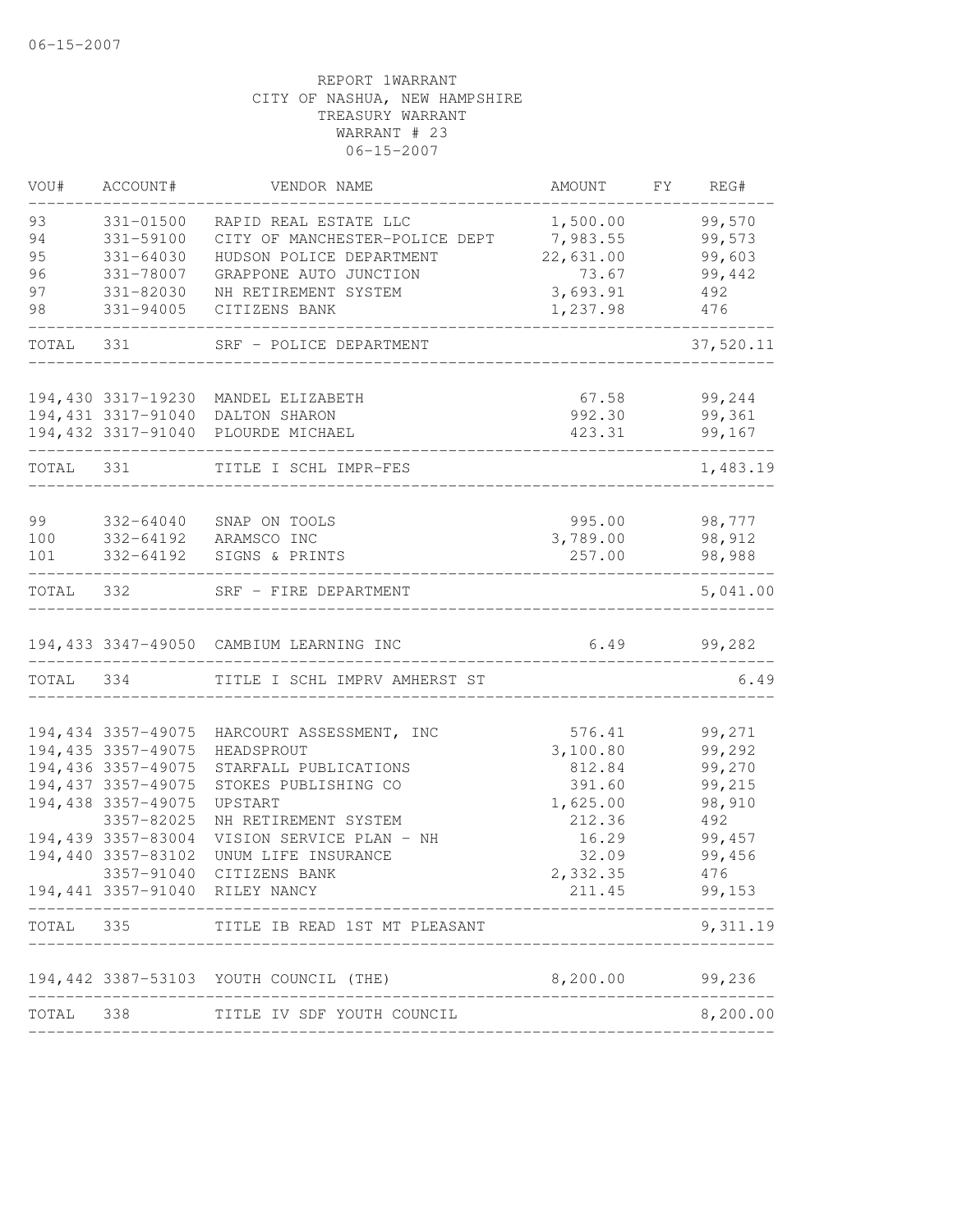06-15-2007

REPORT 1WARRANT
CITY OF NASHUA, NEW HAMPSHIRE
TREASURY WARRANT
WARRANT # 23
06-15-2007

| VOU# | ACCOUNT# | VENDOR NAME | AMOUNT | FY | REG# |
|---|---|---|---|---|---|
| 93 | 331-01500 | RAPID REAL ESTATE LLC | 1,500.00 | | 99,570 |
| 94 | 331-59100 | CITY OF MANCHESTER-POLICE DEPT | 7,983.55 | | 99,573 |
| 95 | 331-64030 | HUDSON POLICE DEPARTMENT | 22,631.00 | | 99,603 |
| 96 | 331-78007 | GRAPPONE AUTO JUNCTION | 73.67 | | 99,442 |
| 97 | 331-82030 | NH RETIREMENT SYSTEM | 3,693.91 | | 492 |
| 98 | 331-94005 | CITIZENS BANK | 1,237.98 | | 476 |
| TOTAL | 331 | SRF - POLICE DEPARTMENT | | | 37,520.11 |
| 194,430 | 3317-19230 | MANDEL ELIZABETH | 67.58 | | 99,244 |
| 194,431 | 3317-91040 | DALTON SHARON | 992.30 | | 99,361 |
| 194,432 | 3317-91040 | PLOURDE MICHAEL | 423.31 | | 99,167 |
| TOTAL | 331 | TITLE I SCHL IMPR-FES | | | 1,483.19 |
| 99 | 332-64040 | SNAP ON TOOLS | 995.00 | | 98,777 |
| 100 | 332-64192 | ARAMSCO INC | 3,789.00 | | 98,912 |
| 101 | 332-64192 | SIGNS & PRINTS | 257.00 | | 98,988 |
| TOTAL | 332 | SRF - FIRE DEPARTMENT | | | 5,041.00 |
| 194,433 | 3347-49050 | CAMBIUM LEARNING INC | 6.49 | | 99,282 |
| TOTAL | 334 | TITLE I SCHL IMPRV AMHERST ST | | | 6.49 |
| 194,434 | 3357-49075 | HARCOURT ASSESSMENT, INC | 576.41 | | 99,271 |
| 194,435 | 3357-49075 | HEADSPROUT | 3,100.80 | | 99,292 |
| 194,436 | 3357-49075 | STARFALL PUBLICATIONS | 812.84 | | 99,270 |
| 194,437 | 3357-49075 | STOKES PUBLISHING CO | 391.60 | | 99,215 |
| 194,438 | 3357-49075 | UPSTART | 1,625.00 | | 98,910 |
| | 3357-82025 | NH RETIREMENT SYSTEM | 212.36 | | 492 |
| 194,439 | 3357-83004 | VISION SERVICE PLAN - NH | 16.29 | | 99,457 |
| 194,440 | 3357-83102 | UNUM LIFE INSURANCE | 32.09 | | 99,456 |
| | 3357-91040 | CITIZENS BANK | 2,332.35 | | 476 |
| 194,441 | 3357-91040 | RILEY NANCY | 211.45 | | 99,153 |
| TOTAL | 335 | TITLE IB READ 1ST MT PLEASANT | | | 9,311.19 |
| 194,442 | 3387-53103 | YOUTH COUNCIL (THE) | 8,200.00 | | 99,236 |
| TOTAL | 338 | TITLE IV SDF YOUTH COUNCIL | | | 8,200.00 |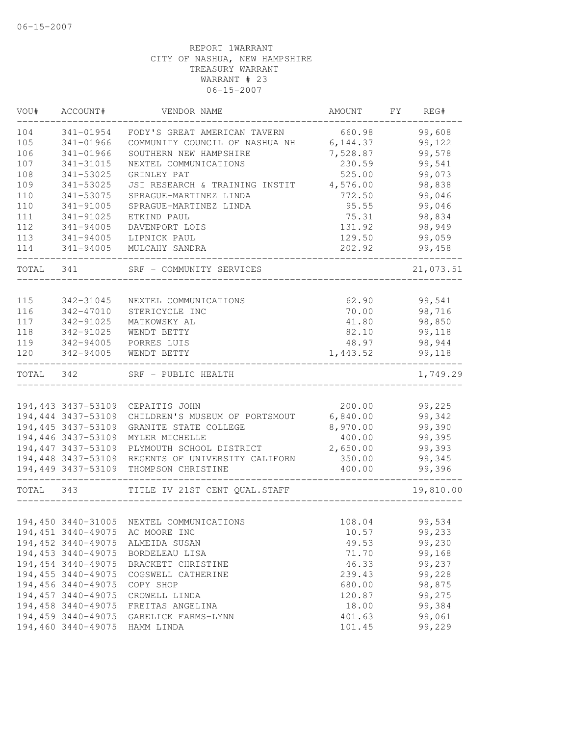06-15-2007

REPORT 1WARRANT
CITY OF NASHUA, NEW HAMPSHIRE
TREASURY WARRANT
WARRANT # 23
06-15-2007

| VOU# | ACCOUNT# | VENDOR NAME | AMOUNT | FY | REG# |
|---|---|---|---|---|---|
| 104 | 341-01954 | FODY'S GREAT AMERICAN TAVERN | 660.98 | | 99,608 |
| 105 | 341-01966 | COMMUNITY COUNCIL OF NASHUA NH | 6,144.37 | | 99,122 |
| 106 | 341-01966 | SOUTHERN NEW HAMPSHIRE | 7,528.87 | | 99,578 |
| 107 | 341-31015 | NEXTEL COMMUNICATIONS | 230.59 | | 99,541 |
| 108 | 341-53025 | GRINLEY PAT | 525.00 | | 99,073 |
| 109 | 341-53025 | JSI RESEARCH & TRAINING INSTIT | 4,576.00 | | 98,838 |
| 110 | 341-53075 | SPRAGUE-MARTINEZ LINDA | 772.50 | | 99,046 |
| 110 | 341-91005 | SPRAGUE-MARTINEZ LINDA | 95.55 | | 99,046 |
| 111 | 341-91025 | ETKIND PAUL | 75.31 | | 98,834 |
| 112 | 341-94005 | DAVENPORT LOIS | 131.92 | | 98,949 |
| 113 | 341-94005 | LIPNICK PAUL | 129.50 | | 99,059 |
| 114 | 341-94005 | MULCAHY SANDRA | 202.92 | | 99,458 |
| TOTAL | 341 | SRF - COMMUNITY SERVICES | | | 21,073.51 |
| 115 | 342-31045 | NEXTEL COMMUNICATIONS | 62.90 | | 99,541 |
| 116 | 342-47010 | STERICYCLE INC | 70.00 | | 98,716 |
| 117 | 342-91025 | MATKOWSKY AL | 41.80 | | 98,850 |
| 118 | 342-91025 | WENDT BETTY | 82.10 | | 99,118 |
| 119 | 342-94005 | PORRES LUIS | 48.97 | | 98,944 |
| 120 | 342-94005 | WENDT BETTY | 1,443.52 | | 99,118 |
| TOTAL | 342 | SRF - PUBLIC HEALTH | | | 1,749.29 |
| 194,443 | 3437-53109 | CEPAITIS JOHN | 200.00 | | 99,225 |
| 194,444 | 3437-53109 | CHILDREN'S MUSEUM OF PORTSMOUT | 6,840.00 | | 99,342 |
| 194,445 | 3437-53109 | GRANITE STATE COLLEGE | 8,970.00 | | 99,390 |
| 194,446 | 3437-53109 | MYLER MICHELLE | 400.00 | | 99,395 |
| 194,447 | 3437-53109 | PLYMOUTH SCHOOL DISTRICT | 2,650.00 | | 99,393 |
| 194,448 | 3437-53109 | REGENTS OF UNIVERSITY CALIFORN | 350.00 | | 99,345 |
| 194,449 | 3437-53109 | THOMPSON CHRISTINE | 400.00 | | 99,396 |
| TOTAL | 343 | TITLE IV 21ST CENT QUAL.STAFF | | | 19,810.00 |
| 194,450 | 3440-31005 | NEXTEL COMMUNICATIONS | 108.04 | | 99,534 |
| 194,451 | 3440-49075 | AC MOORE INC | 10.57 | | 99,233 |
| 194,452 | 3440-49075 | ALMEIDA SUSAN | 49.53 | | 99,230 |
| 194,453 | 3440-49075 | BORDELEAU LISA | 71.70 | | 99,168 |
| 194,454 | 3440-49075 | BRACKETT CHRISTINE | 46.33 | | 99,237 |
| 194,455 | 3440-49075 | COGSWELL CATHERINE | 239.43 | | 99,228 |
| 194,456 | 3440-49075 | COPY SHOP | 680.00 | | 98,875 |
| 194,457 | 3440-49075 | CROWELL LINDA | 120.87 | | 99,275 |
| 194,458 | 3440-49075 | FREITAS ANGELINA | 18.00 | | 99,384 |
| 194,459 | 3440-49075 | GARELICK FARMS-LYNN | 401.63 | | 99,061 |
| 194,460 | 3440-49075 | HAMM LINDA | 101.45 | | 99,229 |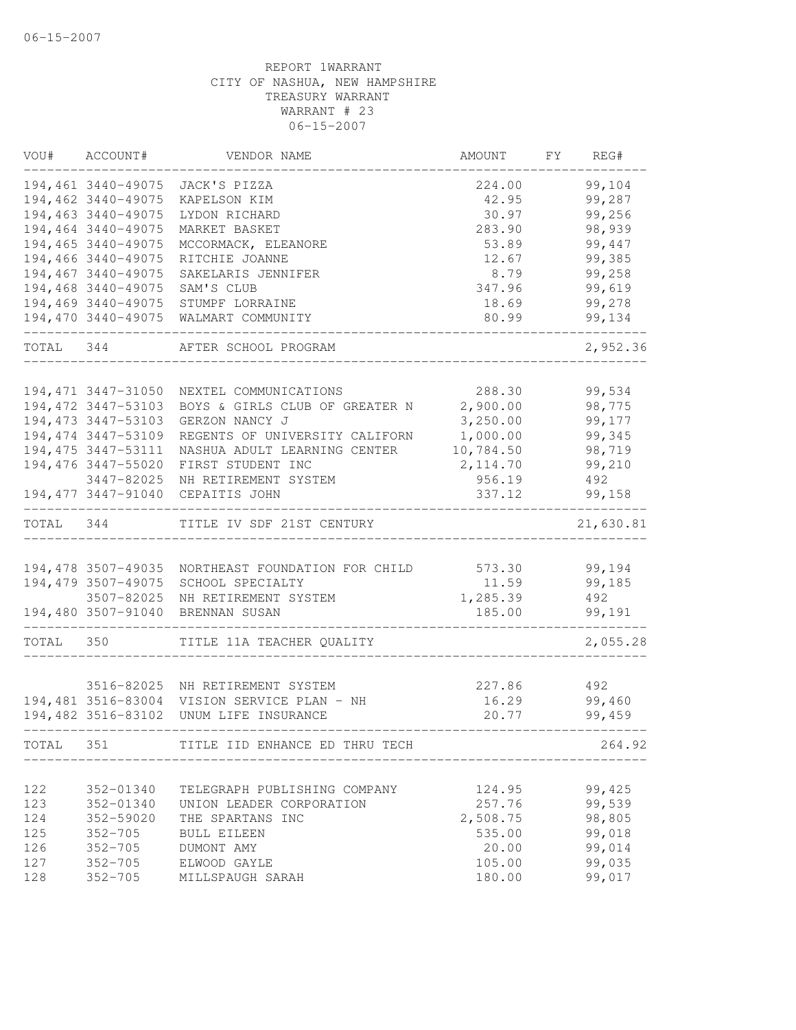06-15-2007

REPORT 1WARRANT
CITY OF NASHUA, NEW HAMPSHIRE
TREASURY WARRANT
WARRANT # 23
06-15-2007

| VOU# | ACCOUNT# | VENDOR NAME | AMOUNT | FY | REG# |
|---|---|---|---|---|---|
| 194,461 | 3440-49075 | JACK'S PIZZA | 224.00 | | 99,104 |
| 194,462 | 3440-49075 | KAPELSON KIM | 42.95 | | 99,287 |
| 194,463 | 3440-49075 | LYDON RICHARD | 30.97 | | 99,256 |
| 194,464 | 3440-49075 | MARKET BASKET | 283.90 | | 98,939 |
| 194,465 | 3440-49075 | MCCORMACK, ELEANORE | 53.89 | | 99,447 |
| 194,466 | 3440-49075 | RITCHIE JOANNE | 12.67 | | 99,385 |
| 194,467 | 3440-49075 | SAKELARIS JENNIFER | 8.79 | | 99,258 |
| 194,468 | 3440-49075 | SAM'S CLUB | 347.96 | | 99,619 |
| 194,469 | 3440-49075 | STUMPF LORRAINE | 18.69 | | 99,278 |
| 194,470 | 3440-49075 | WALMART COMMUNITY | 80.99 | | 99,134 |
| TOTAL | 344 | AFTER SCHOOL PROGRAM | | | 2,952.36 |
| 194,471 | 3447-31050 | NEXTEL COMMUNICATIONS | 288.30 | | 99,534 |
| 194,472 | 3447-53103 | BOYS & GIRLS CLUB OF GREATER N | 2,900.00 | | 98,775 |
| 194,473 | 3447-53103 | GERZON NANCY J | 3,250.00 | | 99,177 |
| 194,474 | 3447-53109 | REGENTS OF UNIVERSITY CALIFORN | 1,000.00 | | 99,345 |
| 194,475 | 3447-53111 | NASHUA ADULT LEARNING CENTER | 10,784.50 | | 98,719 |
| 194,476 | 3447-55020 | FIRST STUDENT INC | 2,114.70 | | 99,210 |
| | 3447-82025 | NH RETIREMENT SYSTEM | 956.19 | | 492 |
| 194,477 | 3447-91040 | CEPAITIS JOHN | 337.12 | | 99,158 |
| TOTAL | 344 | TITLE IV SDF 21ST CENTURY | | | 21,630.81 |
| 194,478 | 3507-49035 | NORTHEAST FOUNDATION FOR CHILD | 573.30 | | 99,194 |
| 194,479 | 3507-49075 | SCHOOL SPECIALTY | 11.59 | | 99,185 |
| | 3507-82025 | NH RETIREMENT SYSTEM | 1,285.39 | | 492 |
| 194,480 | 3507-91040 | BRENNAN SUSAN | 185.00 | | 99,191 |
| TOTAL | 350 | TITLE 11A TEACHER QUALITY | | | 2,055.28 |
| | 3516-82025 | NH RETIREMENT SYSTEM | 227.86 | | 492 |
| 194,481 | 3516-83004 | VISION SERVICE PLAN - NH | 16.29 | | 99,460 |
| 194,482 | 3516-83102 | UNUM LIFE INSURANCE | 20.77 | | 99,459 |
| TOTAL | 351 | TITLE IID ENHANCE ED THRU TECH | | | 264.92 |
| 122 | 352-01340 | TELEGRAPH PUBLISHING COMPANY | 124.95 | | 99,425 |
| 123 | 352-01340 | UNION LEADER CORPORATION | 257.76 | | 99,539 |
| 124 | 352-59020 | THE SPARTANS INC | 2,508.75 | | 98,805 |
| 125 | 352-705 | BULL EILEEN | 535.00 | | 99,018 |
| 126 | 352-705 | DUMONT AMY | 20.00 | | 99,014 |
| 127 | 352-705 | ELWOOD GAYLE | 105.00 | | 99,035 |
| 128 | 352-705 | MILLSPAUGH SARAH | 180.00 | | 99,017 |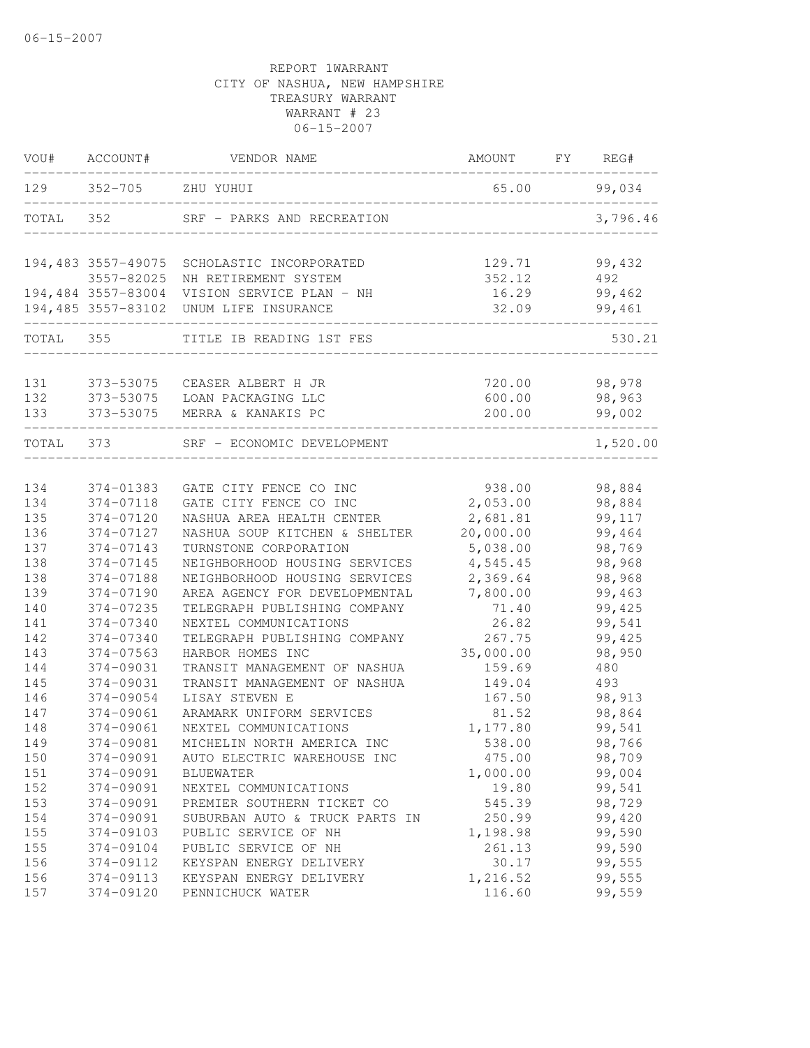REPORT 1WARRANT
CITY OF NASHUA, NEW HAMPSHIRE
TREASURY WARRANT
WARRANT # 23
06-15-2007

| VOU# | ACCOUNT# | VENDOR NAME | AMOUNT | FY | REG# |
|---|---|---|---|---|---|
| 129 | 352-705 | ZHU YUHUI | 65.00 | | 99,034 |
| TOTAL | 352 | SRF - PARKS AND RECREATION | | | 3,796.46 |
| 194,483 | 3557-49075 | SCHOLASTIC INCORPORATED | 129.71 | | 99,432 |
| | 3557-82025 | NH RETIREMENT SYSTEM | 352.12 | | 492 |
| 194,484 | 3557-83004 | VISION SERVICE PLAN - NH | 16.29 | | 99,462 |
| 194,485 | 3557-83102 | UNUM LIFE INSURANCE | 32.09 | | 99,461 |
| TOTAL | 355 | TITLE IB READING 1ST FES | | | 530.21 |
| 131 | 373-53075 | CEASER ALBERT H JR | 720.00 | | 98,978 |
| 132 | 373-53075 | LOAN PACKAGING LLC | 600.00 | | 98,963 |
| 133 | 373-53075 | MERRA & KANAKIS PC | 200.00 | | 99,002 |
| TOTAL | 373 | SRF - ECONOMIC DEVELOPMENT | | | 1,520.00 |
| 134 | 374-01383 | GATE CITY FENCE CO INC | 938.00 | | 98,884 |
| 134 | 374-07118 | GATE CITY FENCE CO INC | 2,053.00 | | 98,884 |
| 135 | 374-07120 | NASHUA AREA HEALTH CENTER | 2,681.81 | | 99,117 |
| 136 | 374-07127 | NASHUA SOUP KITCHEN & SHELTER | 20,000.00 | | 99,464 |
| 137 | 374-07143 | TURNSTONE CORPORATION | 5,038.00 | | 98,769 |
| 138 | 374-07145 | NEIGHBORHOOD HOUSING SERVICES | 4,545.45 | | 98,968 |
| 138 | 374-07188 | NEIGHBORHOOD HOUSING SERVICES | 2,369.64 | | 98,968 |
| 139 | 374-07190 | AREA AGENCY FOR DEVELOPMENTAL | 7,800.00 | | 99,463 |
| 140 | 374-07235 | TELEGRAPH PUBLISHING COMPANY | 71.40 | | 99,425 |
| 141 | 374-07340 | NEXTEL COMMUNICATIONS | 26.82 | | 99,541 |
| 142 | 374-07340 | TELEGRAPH PUBLISHING COMPANY | 267.75 | | 99,425 |
| 143 | 374-07563 | HARBOR HOMES INC | 35,000.00 | | 98,950 |
| 144 | 374-09031 | TRANSIT MANAGEMENT OF NASHUA | 159.69 | | 480 |
| 145 | 374-09031 | TRANSIT MANAGEMENT OF NASHUA | 149.04 | | 493 |
| 146 | 374-09054 | LISAY STEVEN E | 167.50 | | 98,913 |
| 147 | 374-09061 | ARAMARK UNIFORM SERVICES | 81.52 | | 98,864 |
| 148 | 374-09061 | NEXTEL COMMUNICATIONS | 1,177.80 | | 99,541 |
| 149 | 374-09081 | MICHELIN NORTH AMERICA INC | 538.00 | | 98,766 |
| 150 | 374-09091 | AUTO ELECTRIC WAREHOUSE INC | 475.00 | | 98,709 |
| 151 | 374-09091 | BLUEWATER | 1,000.00 | | 99,004 |
| 152 | 374-09091 | NEXTEL COMMUNICATIONS | 19.80 | | 99,541 |
| 153 | 374-09091 | PREMIER SOUTHERN TICKET CO | 545.39 | | 98,729 |
| 154 | 374-09091 | SUBURBAN AUTO & TRUCK PARTS IN | 250.99 | | 99,420 |
| 155 | 374-09103 | PUBLIC SERVICE OF NH | 1,198.98 | | 99,590 |
| 155 | 374-09104 | PUBLIC SERVICE OF NH | 261.13 | | 99,590 |
| 156 | 374-09112 | KEYSPAN ENERGY DELIVERY | 30.17 | | 99,555 |
| 156 | 374-09113 | KEYSPAN ENERGY DELIVERY | 1,216.52 | | 99,555 |
| 157 | 374-09120 | PENNICHUCK WATER | 116.60 | | 99,559 |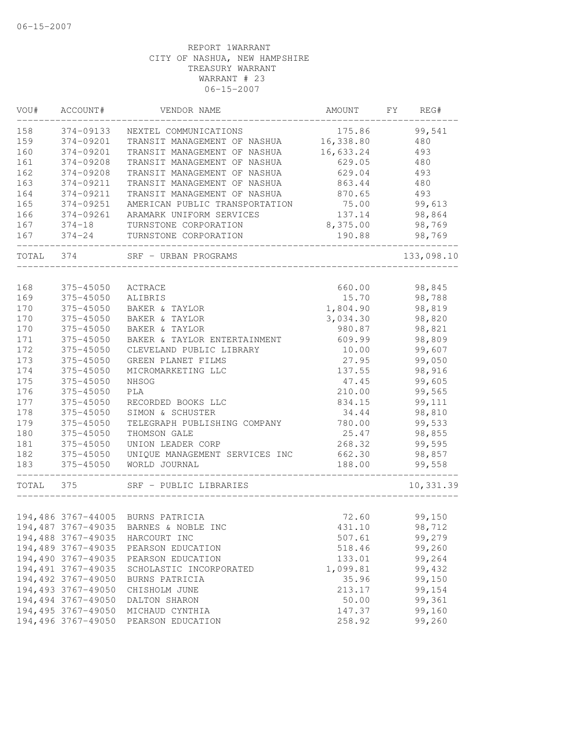06-15-2007

REPORT 1WARRANT
CITY OF NASHUA, NEW HAMPSHIRE
TREASURY WARRANT
WARRANT # 23
06-15-2007

| VOU# | ACCOUNT# | VENDOR NAME | AMOUNT | FY | REG# |
|---|---|---|---|---|---|
| 158 | 374-09133 | NEXTEL COMMUNICATIONS | 175.86 | | 99,541 |
| 159 | 374-09201 | TRANSIT MANAGEMENT OF NASHUA | 16,338.80 | | 480 |
| 160 | 374-09201 | TRANSIT MANAGEMENT OF NASHUA | 16,633.24 | | 493 |
| 161 | 374-09208 | TRANSIT MANAGEMENT OF NASHUA | 629.05 | | 480 |
| 162 | 374-09208 | TRANSIT MANAGEMENT OF NASHUA | 629.04 | | 493 |
| 163 | 374-09211 | TRANSIT MANAGEMENT OF NASHUA | 863.44 | | 480 |
| 164 | 374-09211 | TRANSIT MANAGEMENT OF NASHUA | 870.65 | | 493 |
| 165 | 374-09251 | AMERICAN PUBLIC TRANSPORTATION | 75.00 | | 99,613 |
| 166 | 374-09261 | ARAMARK UNIFORM SERVICES | 137.14 | | 98,864 |
| 167 | 374-18 | TURNSTONE CORPORATION | 8,375.00 | | 98,769 |
| 167 | 374-24 | TURNSTONE CORPORATION | 190.88 | | 98,769 |
| TOTAL | 374 | SRF - URBAN PROGRAMS | | | 133,098.10 |
| 168 | 375-45050 | ACTRACE | 660.00 | | 98,845 |
| 169 | 375-45050 | ALIBRIS | 15.70 | | 98,788 |
| 170 | 375-45050 | BAKER & TAYLOR | 1,804.90 | | 98,819 |
| 170 | 375-45050 | BAKER & TAYLOR | 3,034.30 | | 98,820 |
| 170 | 375-45050 | BAKER & TAYLOR | 980.87 | | 98,821 |
| 171 | 375-45050 | BAKER & TAYLOR ENTERTAINMENT | 609.99 | | 98,809 |
| 172 | 375-45050 | CLEVELAND PUBLIC LIBRARY | 10.00 | | 99,607 |
| 173 | 375-45050 | GREEN PLANET FILMS | 27.95 | | 99,050 |
| 174 | 375-45050 | MICROMARKETING LLC | 137.55 | | 98,916 |
| 175 | 375-45050 | NHSOG | 47.45 | | 99,605 |
| 176 | 375-45050 | PLA | 210.00 | | 99,565 |
| 177 | 375-45050 | RECORDED BOOKS LLC | 834.15 | | 99,111 |
| 178 | 375-45050 | SIMON & SCHUSTER | 34.44 | | 98,810 |
| 179 | 375-45050 | TELEGRAPH PUBLISHING COMPANY | 780.00 | | 99,533 |
| 180 | 375-45050 | THOMSON GALE | 25.47 | | 98,855 |
| 181 | 375-45050 | UNION LEADER CORP | 268.32 | | 99,595 |
| 182 | 375-45050 | UNIQUE MANAGEMENT SERVICES INC | 662.30 | | 98,857 |
| 183 | 375-45050 | WORLD JOURNAL | 188.00 | | 99,558 |
| TOTAL | 375 | SRF - PUBLIC LIBRARIES | | | 10,331.39 |
| 194,486 | 3767-44005 | BURNS PATRICIA | 72.60 | | 99,150 |
| 194,487 | 3767-49035 | BARNES & NOBLE INC | 431.10 | | 98,712 |
| 194,488 | 3767-49035 | HARCOURT INC | 507.61 | | 99,279 |
| 194,489 | 3767-49035 | PEARSON EDUCATION | 518.46 | | 99,260 |
| 194,490 | 3767-49035 | PEARSON EDUCATION | 133.01 | | 99,264 |
| 194,491 | 3767-49035 | SCHOLASTIC INCORPORATED | 1,099.81 | | 99,432 |
| 194,492 | 3767-49050 | BURNS PATRICIA | 35.96 | | 99,150 |
| 194,493 | 3767-49050 | CHISHOLM JUNE | 213.17 | | 99,154 |
| 194,494 | 3767-49050 | DALTON SHARON | 50.00 | | 99,361 |
| 194,495 | 3767-49050 | MICHAUD CYNTHIA | 147.37 | | 99,160 |
| 194,496 | 3767-49050 | PEARSON EDUCATION | 258.92 | | 99,260 |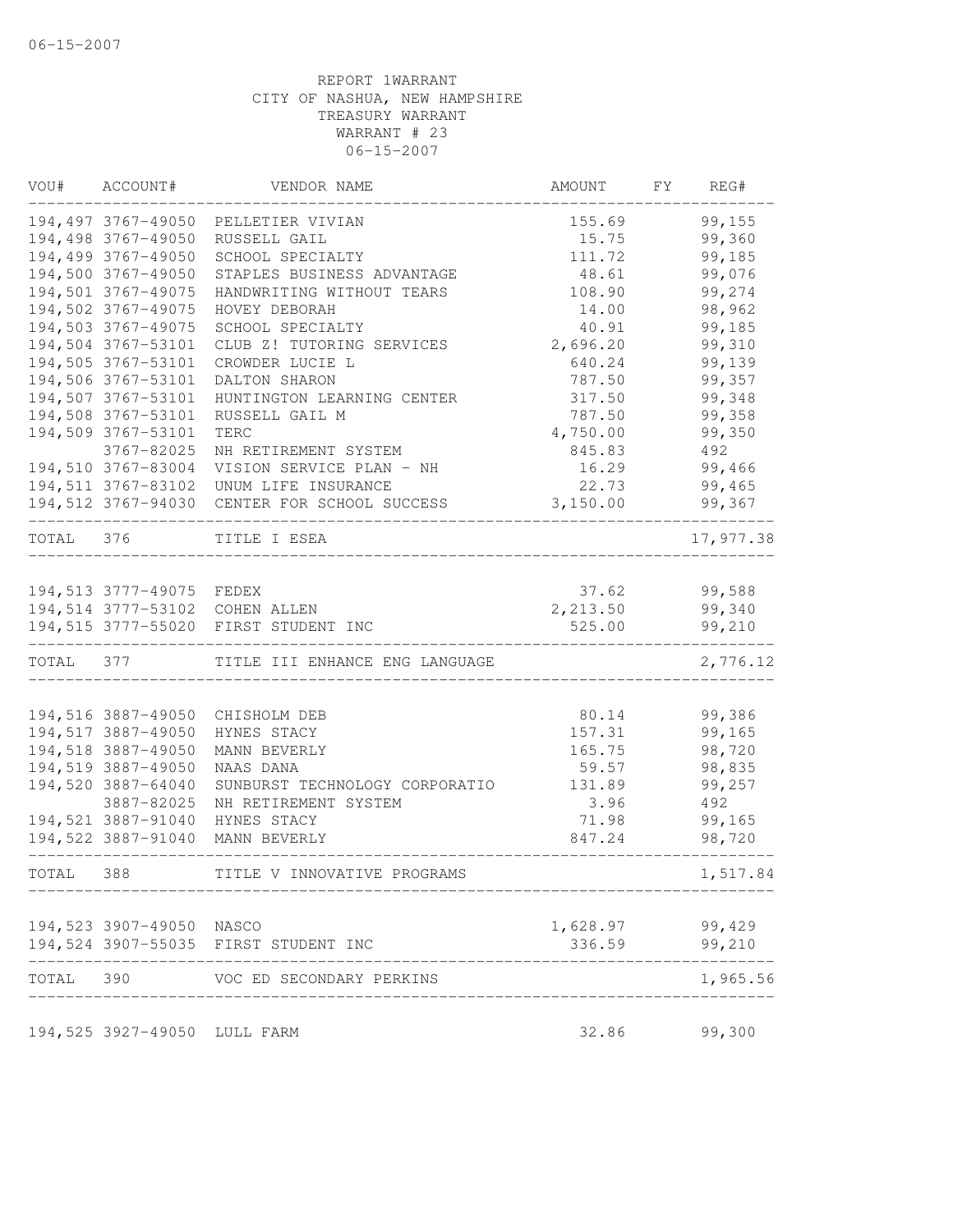06-15-2007

REPORT 1WARRANT
CITY OF NASHUA, NEW HAMPSHIRE
TREASURY WARRANT
WARRANT # 23
06-15-2007

| VOU# | ACCOUNT# | VENDOR NAME | AMOUNT | FY | REG# |
|---|---|---|---|---|---|
| 194,497 | 3767-49050 | PELLETIER VIVIAN | 155.69 | | 99,155 |
| 194,498 | 3767-49050 | RUSSELL GAIL | 15.75 | | 99,360 |
| 194,499 | 3767-49050 | SCHOOL SPECIALTY | 111.72 | | 99,185 |
| 194,500 | 3767-49050 | STAPLES BUSINESS ADVANTAGE | 48.61 | | 99,076 |
| 194,501 | 3767-49075 | HANDWRITING WITHOUT TEARS | 108.90 | | 99,274 |
| 194,502 | 3767-49075 | HOVEY DEBORAH | 14.00 | | 98,962 |
| 194,503 | 3767-49075 | SCHOOL SPECIALTY | 40.91 | | 99,185 |
| 194,504 | 3767-53101 | CLUB Z! TUTORING SERVICES | 2,696.20 | | 99,310 |
| 194,505 | 3767-53101 | CROWDER LUCIE L | 640.24 | | 99,139 |
| 194,506 | 3767-53101 | DALTON SHARON | 787.50 | | 99,357 |
| 194,507 | 3767-53101 | HUNTINGTON LEARNING CENTER | 317.50 | | 99,348 |
| 194,508 | 3767-53101 | RUSSELL GAIL M | 787.50 | | 99,358 |
| 194,509 | 3767-53101 | TERC | 4,750.00 | | 99,350 |
| | 3767-82025 | NH RETIREMENT SYSTEM | 845.83 | | 492 |
| 194,510 | 3767-83004 | VISION SERVICE PLAN - NH | 16.29 | | 99,466 |
| 194,511 | 3767-83102 | UNUM LIFE INSURANCE | 22.73 | | 99,465 |
| 194,512 | 3767-94030 | CENTER FOR SCHOOL SUCCESS | 3,150.00 | | 99,367 |
| TOTAL | 376 | TITLE I ESEA | | | 17,977.38 |
| 194,513 | 3777-49075 | FEDEX | 37.62 | | 99,588 |
| 194,514 | 3777-53102 | COHEN ALLEN | 2,213.50 | | 99,340 |
| 194,515 | 3777-55020 | FIRST STUDENT INC | 525.00 | | 99,210 |
| TOTAL | 377 | TITLE III ENHANCE ENG LANGUAGE | | | 2,776.12 |
| 194,516 | 3887-49050 | CHISHOLM DEB | 80.14 | | 99,386 |
| 194,517 | 3887-49050 | HYNES STACY | 157.31 | | 99,165 |
| 194,518 | 3887-49050 | MANN BEVERLY | 165.75 | | 98,720 |
| 194,519 | 3887-49050 | NAAS DANA | 59.57 | | 98,835 |
| 194,520 | 3887-64040 | SUNBURST TECHNOLOGY CORPORATIO | 131.89 | | 99,257 |
| | 3887-82025 | NH RETIREMENT SYSTEM | 3.96 | | 492 |
| 194,521 | 3887-91040 | HYNES STACY | 71.98 | | 99,165 |
| 194,522 | 3887-91040 | MANN BEVERLY | 847.24 | | 98,720 |
| TOTAL | 388 | TITLE V INNOVATIVE PROGRAMS | | | 1,517.84 |
| 194,523 | 3907-49050 | NASCO | 1,628.97 | | 99,429 |
| 194,524 | 3907-55035 | FIRST STUDENT INC | 336.59 | | 99,210 |
| TOTAL | 390 | VOC ED SECONDARY PERKINS | | | 1,965.56 |
| 194,525 | 3927-49050 | LULL FARM | 32.86 | | 99,300 |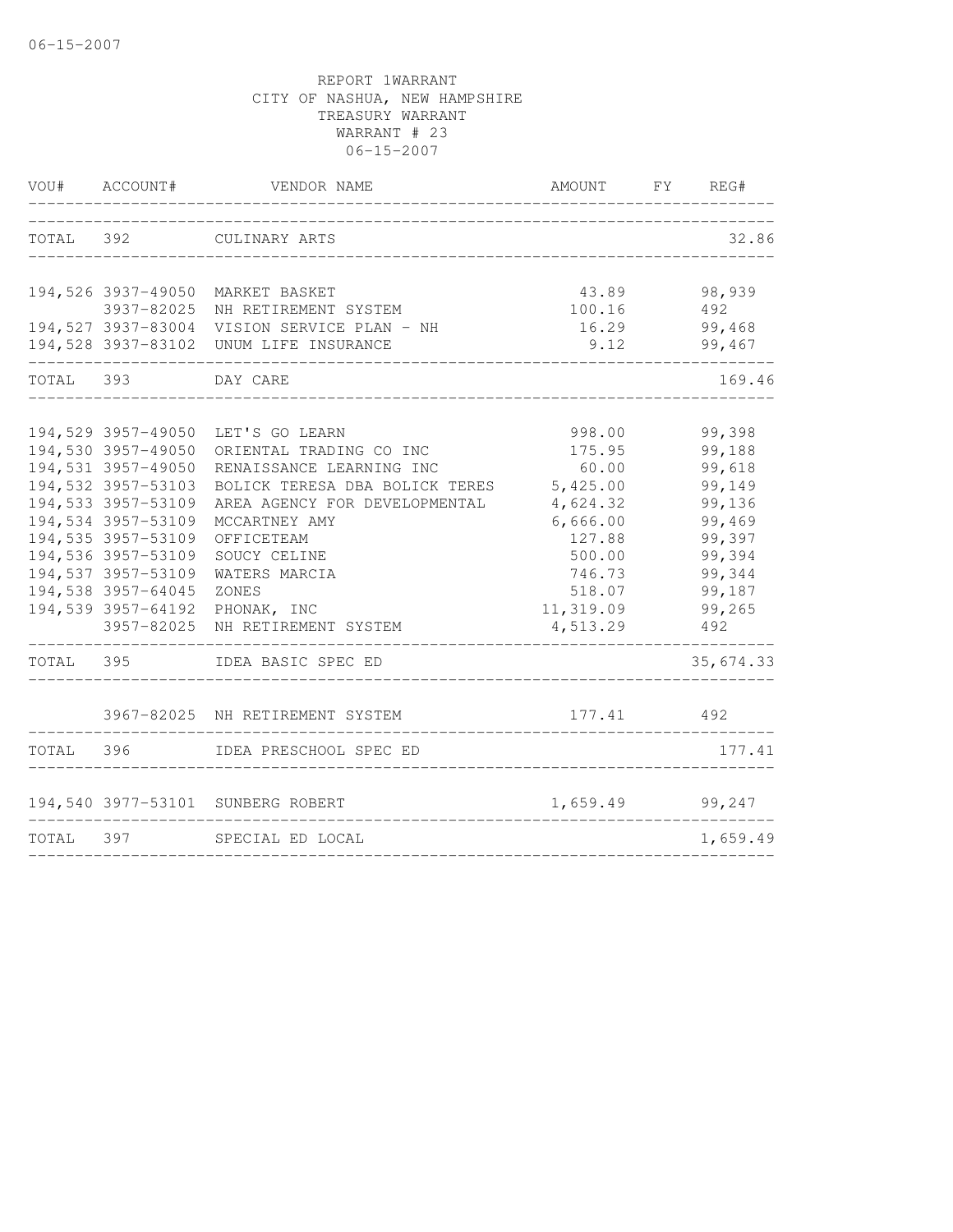06-15-2007

REPORT 1WARRANT
CITY OF NASHUA, NEW HAMPSHIRE
TREASURY WARRANT
WARRANT # 23
06-15-2007

| VOU# | ACCOUNT# | VENDOR NAME | AMOUNT | FY | REG# |
|---|---|---|---|---|---|
| TOTAL | 392 | CULINARY ARTS | | | 32.86 |
| 194,526 | 3937-49050 | MARKET BASKET | 43.89 | | 98,939 |
| | 3937-82025 | NH RETIREMENT SYSTEM | 100.16 | | 492 |
| 194,527 | 3937-83004 | VISION SERVICE PLAN - NH | 16.29 | | 99,468 |
| 194,528 | 3937-83102 | UNUM LIFE INSURANCE | 9.12 | | 99,467 |
| TOTAL | 393 | DAY CARE | | | 169.46 |
| 194,529 | 3957-49050 | LET'S GO LEARN | 998.00 | | 99,398 |
| 194,530 | 3957-49050 | ORIENTAL TRADING CO INC | 175.95 | | 99,188 |
| 194,531 | 3957-49050 | RENAISSANCE LEARNING INC | 60.00 | | 99,618 |
| 194,532 | 3957-53103 | BOLICK TERESA DBA BOLICK TERES | 5,425.00 | | 99,149 |
| 194,533 | 3957-53109 | AREA AGENCY FOR DEVELOPMENTAL | 4,624.32 | | 99,136 |
| 194,534 | 3957-53109 | MCCARTNEY AMY | 6,666.00 | | 99,469 |
| 194,535 | 3957-53109 | OFFICETEAM | 127.88 | | 99,397 |
| 194,536 | 3957-53109 | SOUCY CELINE | 500.00 | | 99,394 |
| 194,537 | 3957-53109 | WATERS MARCIA | 746.73 | | 99,344 |
| 194,538 | 3957-64045 | ZONES | 518.07 | | 99,187 |
| 194,539 | 3957-64192 | PHONAK, INC | 11,319.09 | | 99,265 |
| | 3957-82025 | NH RETIREMENT SYSTEM | 4,513.29 | | 492 |
| TOTAL | 395 | IDEA BASIC SPEC ED | | | 35,674.33 |
| | 3967-82025 | NH RETIREMENT SYSTEM | 177.41 | | 492 |
| TOTAL | 396 | IDEA PRESCHOOL SPEC ED | | | 177.41 |
| 194,540 | 3977-53101 | SUNBERG ROBERT | 1,659.49 | | 99,247 |
| TOTAL | 397 | SPECIAL ED LOCAL | | | 1,659.49 |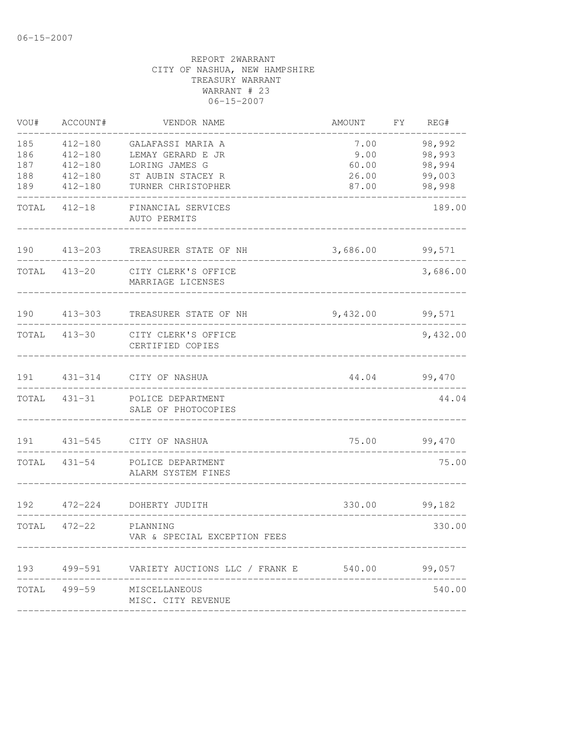REPORT 2WARRANT
CITY OF NASHUA, NEW HAMPSHIRE
TREASURY WARRANT
WARRANT # 23
06-15-2007

| VOU# | ACCOUNT# | VENDOR NAME | AMOUNT | FY | REG# |
|---|---|---|---|---|---|
| 185 | 412-180 | GALAFASSI MARIA A | 7.00 | | 98,992 |
| 186 | 412-180 | LEMAY GERARD E JR | 9.00 | | 98,993 |
| 187 | 412-180 | LORING JAMES G | 60.00 | | 98,994 |
| 188 | 412-180 | ST AUBIN STACEY R | 26.00 | | 99,003 |
| 189 | 412-180 | TURNER CHRISTOPHER | 87.00 | | 98,998 |
| TOTAL | 412-18 | FINANCIAL SERVICES<br>AUTO PERMITS | | | 189.00 |
| 190 | 413-203 | TREASURER STATE OF NH | 3,686.00 | | 99,571 |
| TOTAL | 413-20 | CITY CLERK'S OFFICE<br>MARRIAGE LICENSES | | | 3,686.00 |
| 190 | 413-303 | TREASURER STATE OF NH | 9,432.00 | | 99,571 |
| TOTAL | 413-30 | CITY CLERK'S OFFICE<br>CERTIFIED COPIES | | | 9,432.00 |
| 191 | 431-314 | CITY OF NASHUA | 44.04 | | 99,470 |
| TOTAL | 431-31 | POLICE DEPARTMENT<br>SALE OF PHOTOCOPIES | | | 44.04 |
| 191 | 431-545 | CITY OF NASHUA | 75.00 | | 99,470 |
| TOTAL | 431-54 | POLICE DEPARTMENT<br>ALARM SYSTEM FINES | | | 75.00 |
| 192 | 472-224 | DOHERTY JUDITH | 330.00 | | 99,182 |
| TOTAL | 472-22 | PLANNING<br>VAR & SPECIAL EXCEPTION FEES | | | 330.00 |
| 193 | 499-591 | VARIETY AUCTIONS LLC / FRANK E | 540.00 | | 99,057 |
| TOTAL | 499-59 | MISCELLANEOUS<br>MISC. CITY REVENUE | | | 540.00 |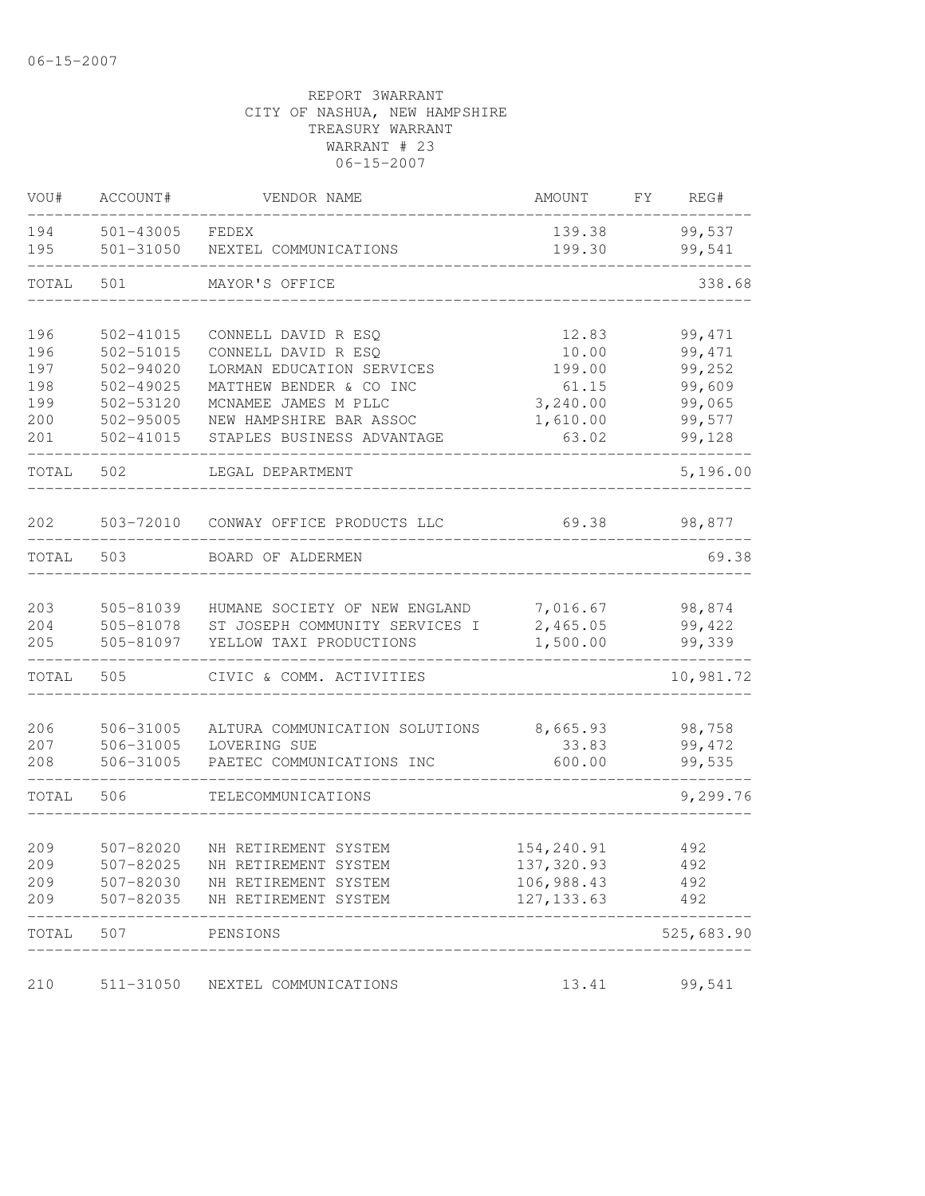06-15-2007

REPORT 3WARRANT
CITY OF NASHUA, NEW HAMPSHIRE
TREASURY WARRANT
WARRANT # 23
06-15-2007

| VOU# | ACCOUNT# | VENDOR NAME | AMOUNT | FY | REG# |
|---|---|---|---|---|---|
| 194 | 501-43005 | FEDEX | 139.38 | | 99,537 |
| 195 | 501-31050 | NEXTEL COMMUNICATIONS | 199.30 | | 99,541 |
| TOTAL | 501 | MAYOR'S OFFICE | | | 338.68 |
| 196 | 502-41015 | CONNELL DAVID R ESQ | 12.83 | | 99,471 |
| 196 | 502-51015 | CONNELL DAVID R ESQ | 10.00 | | 99,471 |
| 197 | 502-94020 | LORMAN EDUCATION SERVICES | 199.00 | | 99,252 |
| 198 | 502-49025 | MATTHEW BENDER & CO INC | 61.15 | | 99,609 |
| 199 | 502-53120 | MCNAMEE JAMES M PLLC | 3,240.00 | | 99,065 |
| 200 | 502-95005 | NEW HAMPSHIRE BAR ASSOC | 1,610.00 | | 99,577 |
| 201 | 502-41015 | STAPLES BUSINESS ADVANTAGE | 63.02 | | 99,128 |
| TOTAL | 502 | LEGAL DEPARTMENT | | | 5,196.00 |
| 202 | 503-72010 | CONWAY OFFICE PRODUCTS LLC | 69.38 | | 98,877 |
| TOTAL | 503 | BOARD OF ALDERMEN | | | 69.38 |
| 203 | 505-81039 | HUMANE SOCIETY OF NEW ENGLAND | 7,016.67 | | 98,874 |
| 204 | 505-81078 | ST JOSEPH COMMUNITY SERVICES I | 2,465.05 | | 99,422 |
| 205 | 505-81097 | YELLOW TAXI PRODUCTIONS | 1,500.00 | | 99,339 |
| TOTAL | 505 | CIVIC & COMM. ACTIVITIES | | | 10,981.72 |
| 206 | 506-31005 | ALTURA COMMUNICATION SOLUTIONS | 8,665.93 | | 98,758 |
| 207 | 506-31005 | LOVERING SUE | 33.83 | | 99,472 |
| 208 | 506-31005 | PAETEC COMMUNICATIONS INC | 600.00 | | 99,535 |
| TOTAL | 506 | TELECOMMUNICATIONS | | | 9,299.76 |
| 209 | 507-82020 | NH RETIREMENT SYSTEM | 154,240.91 | | 492 |
| 209 | 507-82025 | NH RETIREMENT SYSTEM | 137,320.93 | | 492 |
| 209 | 507-82030 | NH RETIREMENT SYSTEM | 106,988.43 | | 492 |
| 209 | 507-82035 | NH RETIREMENT SYSTEM | 127,133.63 | | 492 |
| TOTAL | 507 | PENSIONS | | | 525,683.90 |
| 210 | 511-31050 | NEXTEL COMMUNICATIONS | 13.41 | | 99,541 |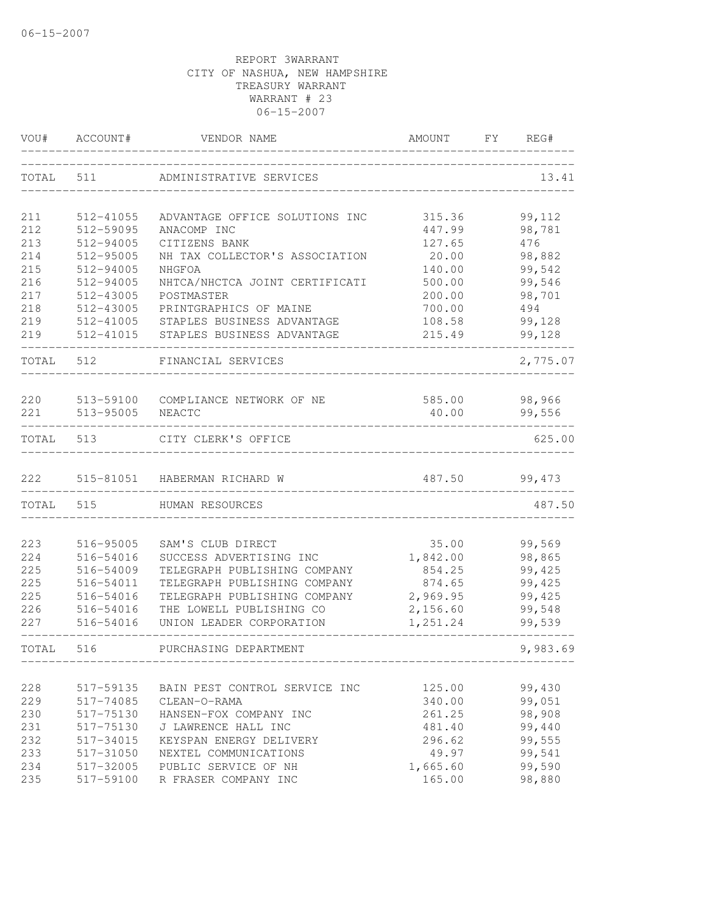06-15-2007

REPORT 3WARRANT
CITY OF NASHUA, NEW HAMPSHIRE
TREASURY WARRANT
WARRANT # 23
06-15-2007

| VOU# | ACCOUNT# | VENDOR NAME | AMOUNT | FY | REG# |
|---|---|---|---|---|---|
| TOTAL | 511 | ADMINISTRATIVE SERVICES | | | 13.41 |
| 211 | 512-41055 | ADVANTAGE OFFICE SOLUTIONS INC | 315.36 | | 99,112 |
| 212 | 512-59095 | ANACOMP INC | 447.99 | | 98,781 |
| 213 | 512-94005 | CITIZENS BANK | 127.65 | | 476 |
| 214 | 512-95005 | NH TAX COLLECTOR'S ASSOCIATION | 20.00 | | 98,882 |
| 215 | 512-94005 | NHGFOA | 140.00 | | 99,542 |
| 216 | 512-94005 | NHTCA/NHCTCA JOINT CERTIFICATI | 500.00 | | 99,546 |
| 217 | 512-43005 | POSTMASTER | 200.00 | | 98,701 |
| 218 | 512-43005 | PRINTGRAPHICS OF MAINE | 700.00 | | 494 |
| 219 | 512-41005 | STAPLES BUSINESS ADVANTAGE | 108.58 | | 99,128 |
| 219 | 512-41015 | STAPLES BUSINESS ADVANTAGE | 215.49 | | 99,128 |
| TOTAL | 512 | FINANCIAL SERVICES | | | 2,775.07 |
| 220 | 513-59100 | COMPLIANCE NETWORK OF NE | 585.00 | | 98,966 |
| 221 | 513-95005 | NEACTC | 40.00 | | 99,556 |
| TOTAL | 513 | CITY CLERK'S OFFICE | | | 625.00 |
| 222 | 515-81051 | HABERMAN RICHARD W | 487.50 | | 99,473 |
| TOTAL | 515 | HUMAN RESOURCES | | | 487.50 |
| 223 | 516-95005 | SAM'S CLUB DIRECT | 35.00 | | 99,569 |
| 224 | 516-54016 | SUCCESS ADVERTISING INC | 1,842.00 | | 98,865 |
| 225 | 516-54009 | TELEGRAPH PUBLISHING COMPANY | 854.25 | | 99,425 |
| 225 | 516-54011 | TELEGRAPH PUBLISHING COMPANY | 874.65 | | 99,425 |
| 225 | 516-54016 | TELEGRAPH PUBLISHING COMPANY | 2,969.95 | | 99,425 |
| 226 | 516-54016 | THE LOWELL PUBLISHING CO | 2,156.60 | | 99,548 |
| 227 | 516-54016 | UNION LEADER CORPORATION | 1,251.24 | | 99,539 |
| TOTAL | 516 | PURCHASING DEPARTMENT | | | 9,983.69 |
| 228 | 517-59135 | BAIN PEST CONTROL SERVICE INC | 125.00 | | 99,430 |
| 229 | 517-74085 | CLEAN-O-RAMA | 340.00 | | 99,051 |
| 230 | 517-75130 | HANSEN-FOX COMPANY INC | 261.25 | | 98,908 |
| 231 | 517-75130 | J LAWRENCE HALL INC | 481.40 | | 99,440 |
| 232 | 517-34015 | KEYSPAN ENERGY DELIVERY | 296.62 | | 99,555 |
| 233 | 517-31050 | NEXTEL COMMUNICATIONS | 49.97 | | 99,541 |
| 234 | 517-32005 | PUBLIC SERVICE OF NH | 1,665.60 | | 99,590 |
| 235 | 517-59100 | R FRASER COMPANY INC | 165.00 | | 98,880 |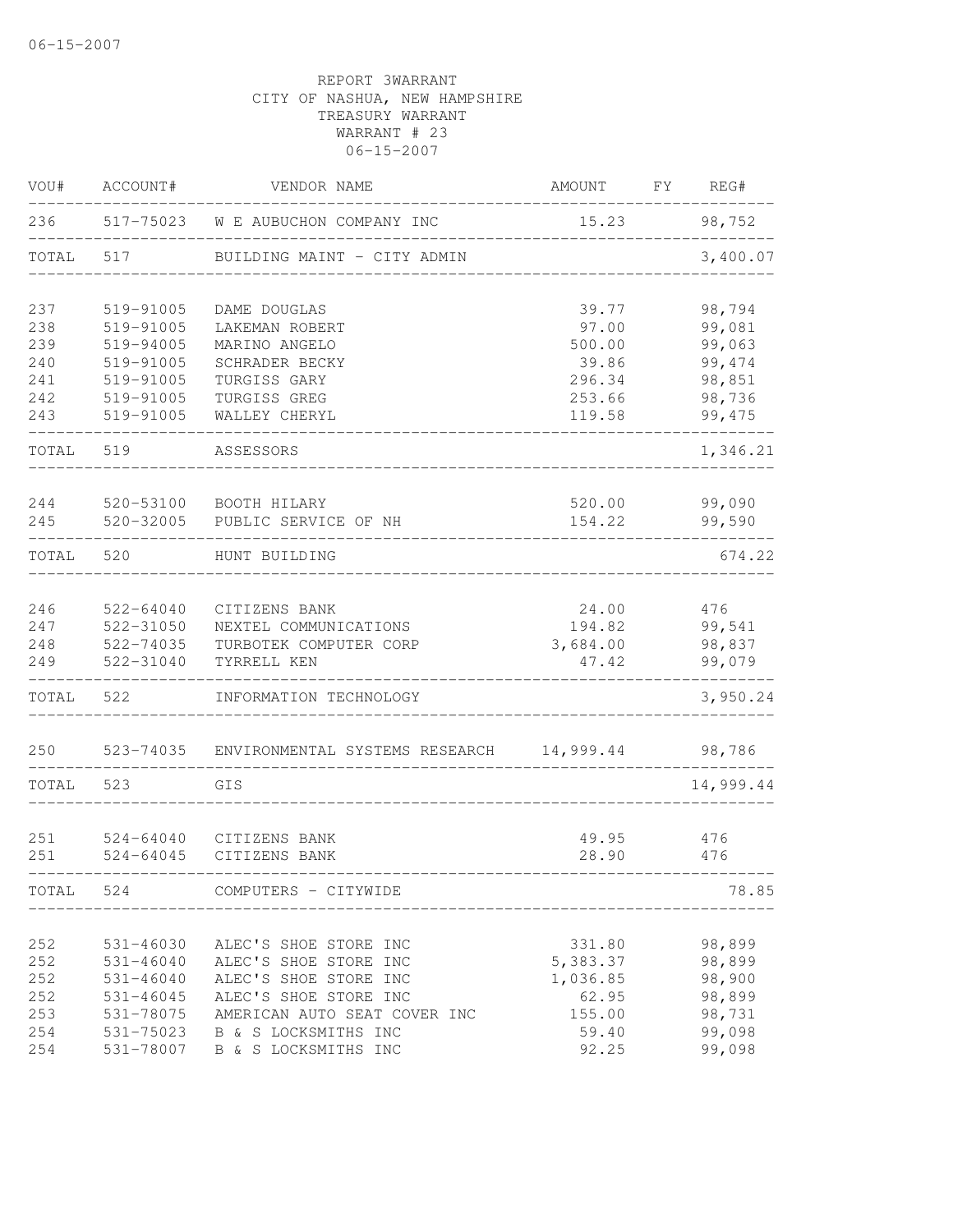06-15-2007

REPORT 3WARRANT
CITY OF NASHUA, NEW HAMPSHIRE
TREASURY WARRANT
WARRANT # 23
06-15-2007

| VOU# | ACCOUNT# | VENDOR NAME | AMOUNT | FY | REG# |
|---|---|---|---|---|---|
| 236 | 517-75023 | W E AUBUCHON COMPANY INC | 15.23 | | 98,752 |
| TOTAL | 517 | BUILDING MAINT - CITY ADMIN | | | 3,400.07 |
| 237 | 519-91005 | DAME DOUGLAS | 39.77 | | 98,794 |
| 238 | 519-91005 | LAKEMAN ROBERT | 97.00 | | 99,081 |
| 239 | 519-94005 | MARINO ANGELO | 500.00 | | 99,063 |
| 240 | 519-91005 | SCHRADER BECKY | 39.86 | | 99,474 |
| 241 | 519-91005 | TURGISS GARY | 296.34 | | 98,851 |
| 242 | 519-91005 | TURGISS GREG | 253.66 | | 98,736 |
| 243 | 519-91005 | WALLEY CHERYL | 119.58 | | 99,475 |
| TOTAL | 519 | ASSESSORS | | | 1,346.21 |
| 244 | 520-53100 | BOOTH HILARY | 520.00 | | 99,090 |
| 245 | 520-32005 | PUBLIC SERVICE OF NH | 154.22 | | 99,590 |
| TOTAL | 520 | HUNT BUILDING | | | 674.22 |
| 246 | 522-64040 | CITIZENS BANK | 24.00 | | 476 |
| 247 | 522-31050 | NEXTEL COMMUNICATIONS | 194.82 | | 99,541 |
| 248 | 522-74035 | TURBOTEK COMPUTER CORP | 3,684.00 | | 98,837 |
| 249 | 522-31040 | TYRRELL KEN | 47.42 | | 99,079 |
| TOTAL | 522 | INFORMATION TECHNOLOGY | | | 3,950.24 |
| 250 | 523-74035 | ENVIRONMENTAL SYSTEMS RESEARCH | 14,999.44 | | 98,786 |
| TOTAL | 523 | GIS | | | 14,999.44 |
| 251 | 524-64040 | CITIZENS BANK | 49.95 | | 476 |
| 251 | 524-64045 | CITIZENS BANK | 28.90 | | 476 |
| TOTAL | 524 | COMPUTERS - CITYWIDE | | | 78.85 |
| 252 | 531-46030 | ALEC'S SHOE STORE INC | 331.80 | | 98,899 |
| 252 | 531-46040 | ALEC'S SHOE STORE INC | 5,383.37 | | 98,899 |
| 252 | 531-46040 | ALEC'S SHOE STORE INC | 1,036.85 | | 98,900 |
| 252 | 531-46045 | ALEC'S SHOE STORE INC | 62.95 | | 98,899 |
| 253 | 531-78075 | AMERICAN AUTO SEAT COVER INC | 155.00 | | 98,731 |
| 254 | 531-75023 | B & S LOCKSMITHS INC | 59.40 | | 99,098 |
| 254 | 531-78007 | B & S LOCKSMITHS INC | 92.25 | | 99,098 |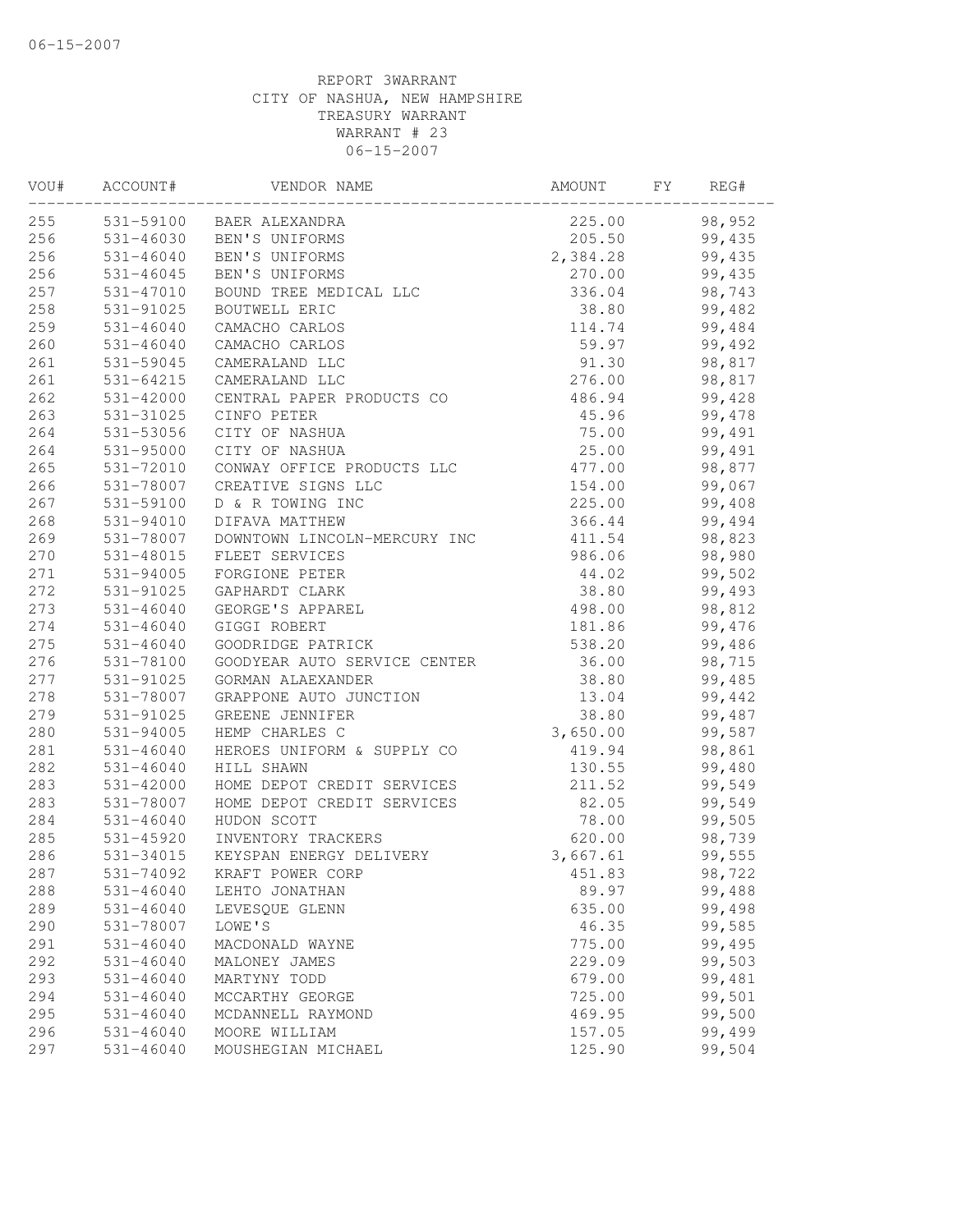06-15-2007

REPORT 3WARRANT
CITY OF NASHUA, NEW HAMPSHIRE
TREASURY WARRANT
WARRANT # 23
06-15-2007

| VOU# | ACCOUNT# | VENDOR NAME | AMOUNT | FY | REG# |
|---|---|---|---|---|---|
| 255 | 531-59100 | BAER ALEXANDRA | 225.00 | | 98,952 |
| 256 | 531-46030 | BEN'S UNIFORMS | 205.50 | | 99,435 |
| 256 | 531-46040 | BEN'S UNIFORMS | 2,384.28 | | 99,435 |
| 256 | 531-46045 | BEN'S UNIFORMS | 270.00 | | 99,435 |
| 257 | 531-47010 | BOUND TREE MEDICAL LLC | 336.04 | | 98,743 |
| 258 | 531-91025 | BOUTWELL ERIC | 38.80 | | 99,482 |
| 259 | 531-46040 | CAMACHO CARLOS | 114.74 | | 99,484 |
| 260 | 531-46040 | CAMACHO CARLOS | 59.97 | | 99,492 |
| 261 | 531-59045 | CAMERALAND LLC | 91.30 | | 98,817 |
| 261 | 531-64215 | CAMERALAND LLC | 276.00 | | 98,817 |
| 262 | 531-42000 | CENTRAL PAPER PRODUCTS CO | 486.94 | | 99,428 |
| 263 | 531-31025 | CINFO PETER | 45.96 | | 99,478 |
| 264 | 531-53056 | CITY OF NASHUA | 75.00 | | 99,491 |
| 264 | 531-95000 | CITY OF NASHUA | 25.00 | | 99,491 |
| 265 | 531-72010 | CONWAY OFFICE PRODUCTS LLC | 477.00 | | 98,877 |
| 266 | 531-78007 | CREATIVE SIGNS LLC | 154.00 | | 99,067 |
| 267 | 531-59100 | D & R TOWING INC | 225.00 | | 99,408 |
| 268 | 531-94010 | DIFAVA MATTHEW | 366.44 | | 99,494 |
| 269 | 531-78007 | DOWNTOWN LINCOLN-MERCURY INC | 411.54 | | 98,823 |
| 270 | 531-48015 | FLEET SERVICES | 986.06 | | 98,980 |
| 271 | 531-94005 | FORGIONE PETER | 44.02 | | 99,502 |
| 272 | 531-91025 | GAPHARDT CLARK | 38.80 | | 99,493 |
| 273 | 531-46040 | GEORGE'S APPAREL | 498.00 | | 98,812 |
| 274 | 531-46040 | GIGGI ROBERT | 181.86 | | 99,476 |
| 275 | 531-46040 | GOODRIDGE PATRICK | 538.20 | | 99,486 |
| 276 | 531-78100 | GOODYEAR AUTO SERVICE CENTER | 36.00 | | 98,715 |
| 277 | 531-91025 | GORMAN ALAEXANDER | 38.80 | | 99,485 |
| 278 | 531-78007 | GRAPPONE AUTO JUNCTION | 13.04 | | 99,442 |
| 279 | 531-91025 | GREENE JENNIFER | 38.80 | | 99,487 |
| 280 | 531-94005 | HEMP CHARLES C | 3,650.00 | | 99,587 |
| 281 | 531-46040 | HEROES UNIFORM & SUPPLY CO | 419.94 | | 98,861 |
| 282 | 531-46040 | HILL SHAWN | 130.55 | | 99,480 |
| 283 | 531-42000 | HOME DEPOT CREDIT SERVICES | 211.52 | | 99,549 |
| 283 | 531-78007 | HOME DEPOT CREDIT SERVICES | 82.05 | | 99,549 |
| 284 | 531-46040 | HUDON SCOTT | 78.00 | | 99,505 |
| 285 | 531-45920 | INVENTORY TRACKERS | 620.00 | | 98,739 |
| 286 | 531-34015 | KEYSPAN ENERGY DELIVERY | 3,667.61 | | 99,555 |
| 287 | 531-74092 | KRAFT POWER CORP | 451.83 | | 98,722 |
| 288 | 531-46040 | LEHTO JONATHAN | 89.97 | | 99,488 |
| 289 | 531-46040 | LEVESQUE GLENN | 635.00 | | 99,498 |
| 290 | 531-78007 | LOWE'S | 46.35 | | 99,585 |
| 291 | 531-46040 | MACDONALD WAYNE | 775.00 | | 99,495 |
| 292 | 531-46040 | MALONEY JAMES | 229.09 | | 99,503 |
| 293 | 531-46040 | MARTYNY TODD | 679.00 | | 99,481 |
| 294 | 531-46040 | MCCARTHY GEORGE | 725.00 | | 99,501 |
| 295 | 531-46040 | MCDANNELL RAYMOND | 469.95 | | 99,500 |
| 296 | 531-46040 | MOORE WILLIAM | 157.05 | | 99,499 |
| 297 | 531-46040 | MOUSHEGIAN MICHAEL | 125.90 | | 99,504 |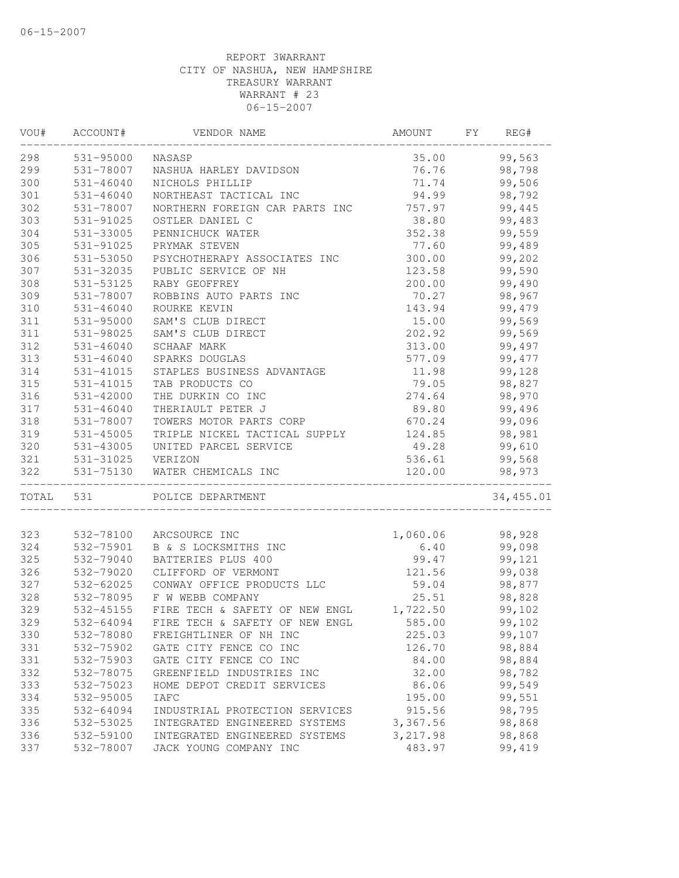06-15-2007

REPORT 3WARRANT
CITY OF NASHUA, NEW HAMPSHIRE
TREASURY WARRANT
WARRANT # 23
06-15-2007

| VOU# | ACCOUNT# | VENDOR NAME | AMOUNT | FY | REG# |
|---|---|---|---|---|---|
| 298 | 531-95000 | NASASP | 35.00 | | 99,563 |
| 299 | 531-78007 | NASHUA HARLEY DAVIDSON | 76.76 | | 98,798 |
| 300 | 531-46040 | NICHOLS PHILLIP | 71.74 | | 99,506 |
| 301 | 531-46040 | NORTHEAST TACTICAL INC | 94.99 | | 98,792 |
| 302 | 531-78007 | NORTHERN FOREIGN CAR PARTS INC | 757.97 | | 99,445 |
| 303 | 531-91025 | OSTLER DANIEL C | 38.80 | | 99,483 |
| 304 | 531-33005 | PENNICHUCK WATER | 352.38 | | 99,559 |
| 305 | 531-91025 | PRYMAK STEVEN | 77.60 | | 99,489 |
| 306 | 531-53050 | PSYCHOTHERAPY ASSOCIATES INC | 300.00 | | 99,202 |
| 307 | 531-32035 | PUBLIC SERVICE OF NH | 123.58 | | 99,590 |
| 308 | 531-53125 | RABY GEOFFREY | 200.00 | | 99,490 |
| 309 | 531-78007 | ROBBINS AUTO PARTS INC | 70.27 | | 98,967 |
| 310 | 531-46040 | ROURKE KEVIN | 143.94 | | 99,479 |
| 311 | 531-95000 | SAM'S CLUB DIRECT | 15.00 | | 99,569 |
| 311 | 531-98025 | SAM'S CLUB DIRECT | 202.92 | | 99,569 |
| 312 | 531-46040 | SCHAAF MARK | 313.00 | | 99,497 |
| 313 | 531-46040 | SPARKS DOUGLAS | 577.09 | | 99,477 |
| 314 | 531-41015 | STAPLES BUSINESS ADVANTAGE | 11.98 | | 99,128 |
| 315 | 531-41015 | TAB PRODUCTS CO | 79.05 | | 98,827 |
| 316 | 531-42000 | THE DURKIN CO INC | 274.64 | | 98,970 |
| 317 | 531-46040 | THERIAULT PETER J | 89.80 | | 99,496 |
| 318 | 531-78007 | TOWERS MOTOR PARTS CORP | 670.24 | | 99,096 |
| 319 | 531-45005 | TRIPLE NICKEL TACTICAL SUPPLY | 124.85 | | 98,981 |
| 320 | 531-43005 | UNITED PARCEL SERVICE | 49.28 | | 99,610 |
| 321 | 531-31025 | VERIZON | 536.61 | | 99,568 |
| 322 | 531-75130 | WATER CHEMICALS INC | 120.00 | | 98,973 |
| TOTAL | 531 | POLICE DEPARTMENT | | | 34,455.01 |
| 323 | 532-78100 | ARCSOURCE INC | 1,060.06 | | 98,928 |
| 324 | 532-75901 | B & S LOCKSMITHS INC | 6.40 | | 99,098 |
| 325 | 532-79040 | BATTERIES PLUS 400 | 99.47 | | 99,121 |
| 326 | 532-79020 | CLIFFORD OF VERMONT | 121.56 | | 99,038 |
| 327 | 532-62025 | CONWAY OFFICE PRODUCTS LLC | 59.04 | | 98,877 |
| 328 | 532-78095 | F W WEBB COMPANY | 25.51 | | 98,828 |
| 329 | 532-45155 | FIRE TECH & SAFETY OF NEW ENGL | 1,722.50 | | 99,102 |
| 329 | 532-64094 | FIRE TECH & SAFETY OF NEW ENGL | 585.00 | | 99,102 |
| 330 | 532-78080 | FREIGHTLINER OF NH INC | 225.03 | | 99,107 |
| 331 | 532-75902 | GATE CITY FENCE CO INC | 126.70 | | 98,884 |
| 331 | 532-75903 | GATE CITY FENCE CO INC | 84.00 | | 98,884 |
| 332 | 532-78075 | GREENFIELD INDUSTRIES INC | 32.00 | | 98,782 |
| 333 | 532-75023 | HOME DEPOT CREDIT SERVICES | 86.06 | | 99,549 |
| 334 | 532-95005 | IAFC | 195.00 | | 99,551 |
| 335 | 532-64094 | INDUSTRIAL PROTECTION SERVICES | 915.56 | | 98,795 |
| 336 | 532-53025 | INTEGRATED ENGINEERED SYSTEMS | 3,367.56 | | 98,868 |
| 336 | 532-59100 | INTEGRATED ENGINEERED SYSTEMS | 3,217.98 | | 98,868 |
| 337 | 532-78007 | JACK YOUNG COMPANY INC | 483.97 | | 99,419 |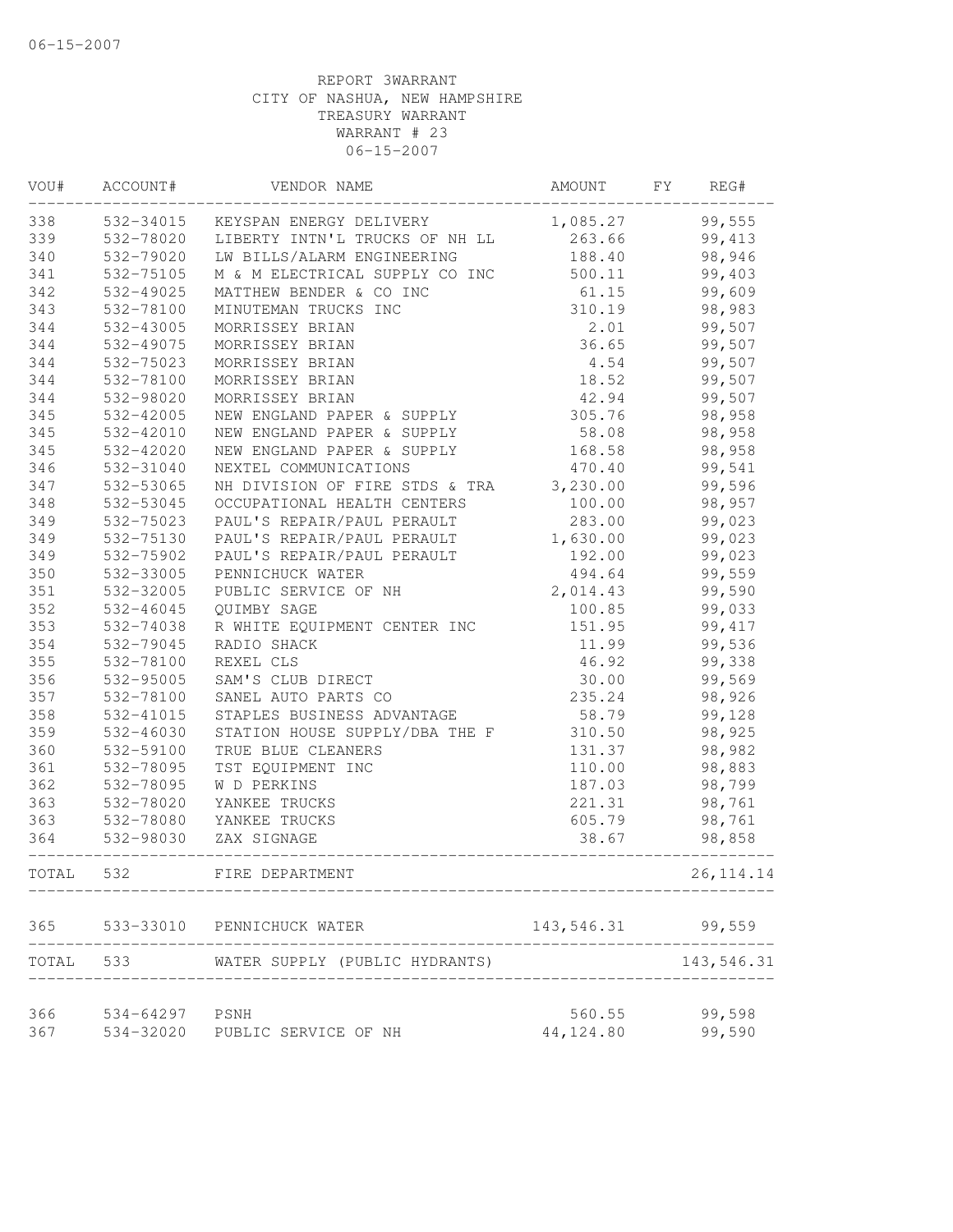06-15-2007

REPORT 3WARRANT
CITY OF NASHUA, NEW HAMPSHIRE
TREASURY WARRANT
WARRANT # 23
06-15-2007

| VOU# | ACCOUNT# | VENDOR NAME | AMOUNT | FY | REG# |
|---|---|---|---|---|---|
| 338 | 532-34015 | KEYSPAN ENERGY DELIVERY | 1,085.27 | | 99,555 |
| 339 | 532-78020 | LIBERTY INTN'L TRUCKS OF NH LL | 263.66 | | 99,413 |
| 340 | 532-79020 | LW BILLS/ALARM ENGINEERING | 188.40 | | 98,946 |
| 341 | 532-75105 | M & M ELECTRICAL SUPPLY CO INC | 500.11 | | 99,403 |
| 342 | 532-49025 | MATTHEW BENDER & CO INC | 61.15 | | 99,609 |
| 343 | 532-78100 | MINUTEMAN TRUCKS INC | 310.19 | | 98,983 |
| 344 | 532-43005 | MORRISSEY BRIAN | 2.01 | | 99,507 |
| 344 | 532-49075 | MORRISSEY BRIAN | 36.65 | | 99,507 |
| 344 | 532-75023 | MORRISSEY BRIAN | 4.54 | | 99,507 |
| 344 | 532-78100 | MORRISSEY BRIAN | 18.52 | | 99,507 |
| 344 | 532-98020 | MORRISSEY BRIAN | 42.94 | | 99,507 |
| 345 | 532-42005 | NEW ENGLAND PAPER & SUPPLY | 305.76 | | 98,958 |
| 345 | 532-42010 | NEW ENGLAND PAPER & SUPPLY | 58.08 | | 98,958 |
| 345 | 532-42020 | NEW ENGLAND PAPER & SUPPLY | 168.58 | | 98,958 |
| 346 | 532-31040 | NEXTEL COMMUNICATIONS | 470.40 | | 99,541 |
| 347 | 532-53065 | NH DIVISION OF FIRE STDS & TRA | 3,230.00 | | 99,596 |
| 348 | 532-53045 | OCCUPATIONAL HEALTH CENTERS | 100.00 | | 98,957 |
| 349 | 532-75023 | PAUL'S REPAIR/PAUL PERAULT | 283.00 | | 99,023 |
| 349 | 532-75130 | PAUL'S REPAIR/PAUL PERAULT | 1,630.00 | | 99,023 |
| 349 | 532-75902 | PAUL'S REPAIR/PAUL PERAULT | 192.00 | | 99,023 |
| 350 | 532-33005 | PENNICHUCK WATER | 494.64 | | 99,559 |
| 351 | 532-32005 | PUBLIC SERVICE OF NH | 2,014.43 | | 99,590 |
| 352 | 532-46045 | QUIMBY SAGE | 100.85 | | 99,033 |
| 353 | 532-74038 | R WHITE EQUIPMENT CENTER INC | 151.95 | | 99,417 |
| 354 | 532-79045 | RADIO SHACK | 11.99 | | 99,536 |
| 355 | 532-78100 | REXEL CLS | 46.92 | | 99,338 |
| 356 | 532-95005 | SAM'S CLUB DIRECT | 30.00 | | 99,569 |
| 357 | 532-78100 | SANEL AUTO PARTS CO | 235.24 | | 98,926 |
| 358 | 532-41015 | STAPLES BUSINESS ADVANTAGE | 58.79 | | 99,128 |
| 359 | 532-46030 | STATION HOUSE SUPPLY/DBA THE F | 310.50 | | 98,925 |
| 360 | 532-59100 | TRUE BLUE CLEANERS | 131.37 | | 98,982 |
| 361 | 532-78095 | TST EQUIPMENT INC | 110.00 | | 98,883 |
| 362 | 532-78095 | W D PERKINS | 187.03 | | 98,799 |
| 363 | 532-78020 | YANKEE TRUCKS | 221.31 | | 98,761 |
| 363 | 532-78080 | YANKEE TRUCKS | 605.79 | | 98,761 |
| 364 | 532-98030 | ZAX SIGNAGE | 38.67 | | 98,858 |
| TOTAL | 532 | FIRE DEPARTMENT | | | 26,114.14 |
| 365 | 533-33010 | PENNICHUCK WATER | 143,546.31 | | 99,559 |
| TOTAL | 533 | WATER SUPPLY (PUBLIC HYDRANTS) | | | 143,546.31 |
| 366 | 534-64297 | PSNH | 560.55 | | 99,598 |
| 367 | 534-32020 | PUBLIC SERVICE OF NH | 44,124.80 | | 99,590 |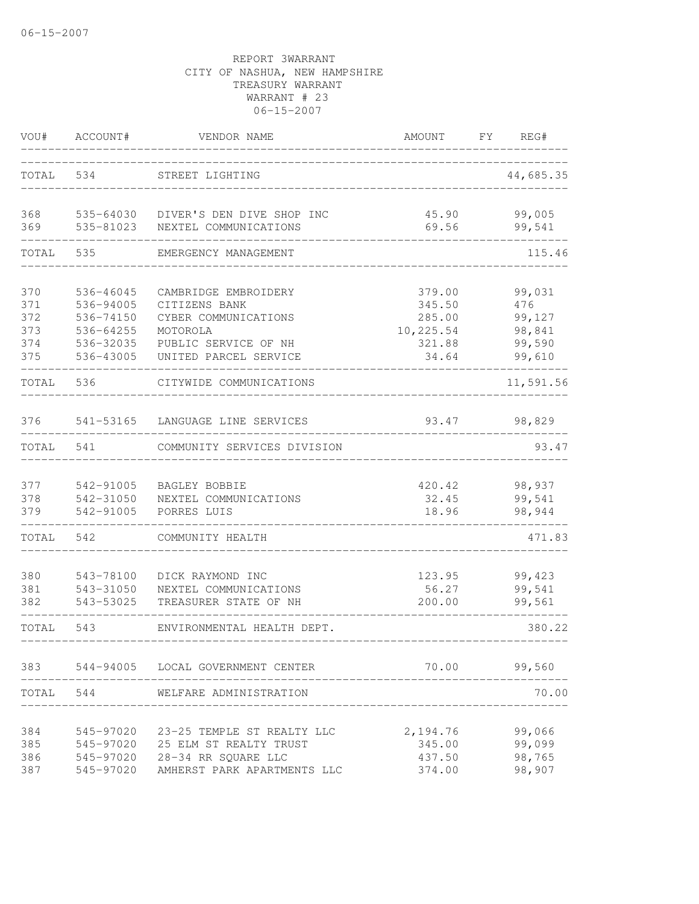06-15-2007

REPORT 3WARRANT
CITY OF NASHUA, NEW HAMPSHIRE
TREASURY WARRANT
WARRANT # 23
06-15-2007

| VOU# | ACCOUNT# | VENDOR NAME | AMOUNT | FY | REG# |
|---|---|---|---|---|---|
| TOTAL | 534 | STREET LIGHTING | | | 44,685.35 |
| 368 | 535-64030 | DIVER'S DEN DIVE SHOP INC | 45.90 | | 99,005 |
| 369 | 535-81023 | NEXTEL COMMUNICATIONS | 69.56 | | 99,541 |
| TOTAL | 535 | EMERGENCY MANAGEMENT | | | 115.46 |
| 370 | 536-46045 | CAMBRIDGE EMBROIDERY | 379.00 | | 99,031 |
| 371 | 536-94005 | CITIZENS BANK | 345.50 | | 476 |
| 372 | 536-74150 | CYBER COMMUNICATIONS | 285.00 | | 99,127 |
| 373 | 536-64255 | MOTOROLA | 10,225.54 | | 98,841 |
| 374 | 536-32035 | PUBLIC SERVICE OF NH | 321.88 | | 99,590 |
| 375 | 536-43005 | UNITED PARCEL SERVICE | 34.64 | | 99,610 |
| TOTAL | 536 | CITYWIDE COMMUNICATIONS | | | 11,591.56 |
| 376 | 541-53165 | LANGUAGE LINE SERVICES | 93.47 | | 98,829 |
| TOTAL | 541 | COMMUNITY SERVICES DIVISION | | | 93.47 |
| 377 | 542-91005 | BAGLEY BOBBIE | 420.42 | | 98,937 |
| 378 | 542-31050 | NEXTEL COMMUNICATIONS | 32.45 | | 99,541 |
| 379 | 542-91005 | PORRES LUIS | 18.96 | | 98,944 |
| TOTAL | 542 | COMMUNITY HEALTH | | | 471.83 |
| 380 | 543-78100 | DICK RAYMOND INC | 123.95 | | 99,423 |
| 381 | 543-31050 | NEXTEL COMMUNICATIONS | 56.27 | | 99,541 |
| 382 | 543-53025 | TREASURER STATE OF NH | 200.00 | | 99,561 |
| TOTAL | 543 | ENVIRONMENTAL HEALTH DEPT. | | | 380.22 |
| 383 | 544-94005 | LOCAL GOVERNMENT CENTER | 70.00 | | 99,560 |
| TOTAL | 544 | WELFARE ADMINISTRATION | | | 70.00 |
| 384 | 545-97020 | 23-25 TEMPLE ST REALTY LLC | 2,194.76 | | 99,066 |
| 385 | 545-97020 | 25 ELM ST REALTY TRUST | 345.00 | | 99,099 |
| 386 | 545-97020 | 28-34 RR SQUARE LLC | 437.50 | | 98,765 |
| 387 | 545-97020 | AMHERST PARK APARTMENTS LLC | 374.00 | | 98,907 |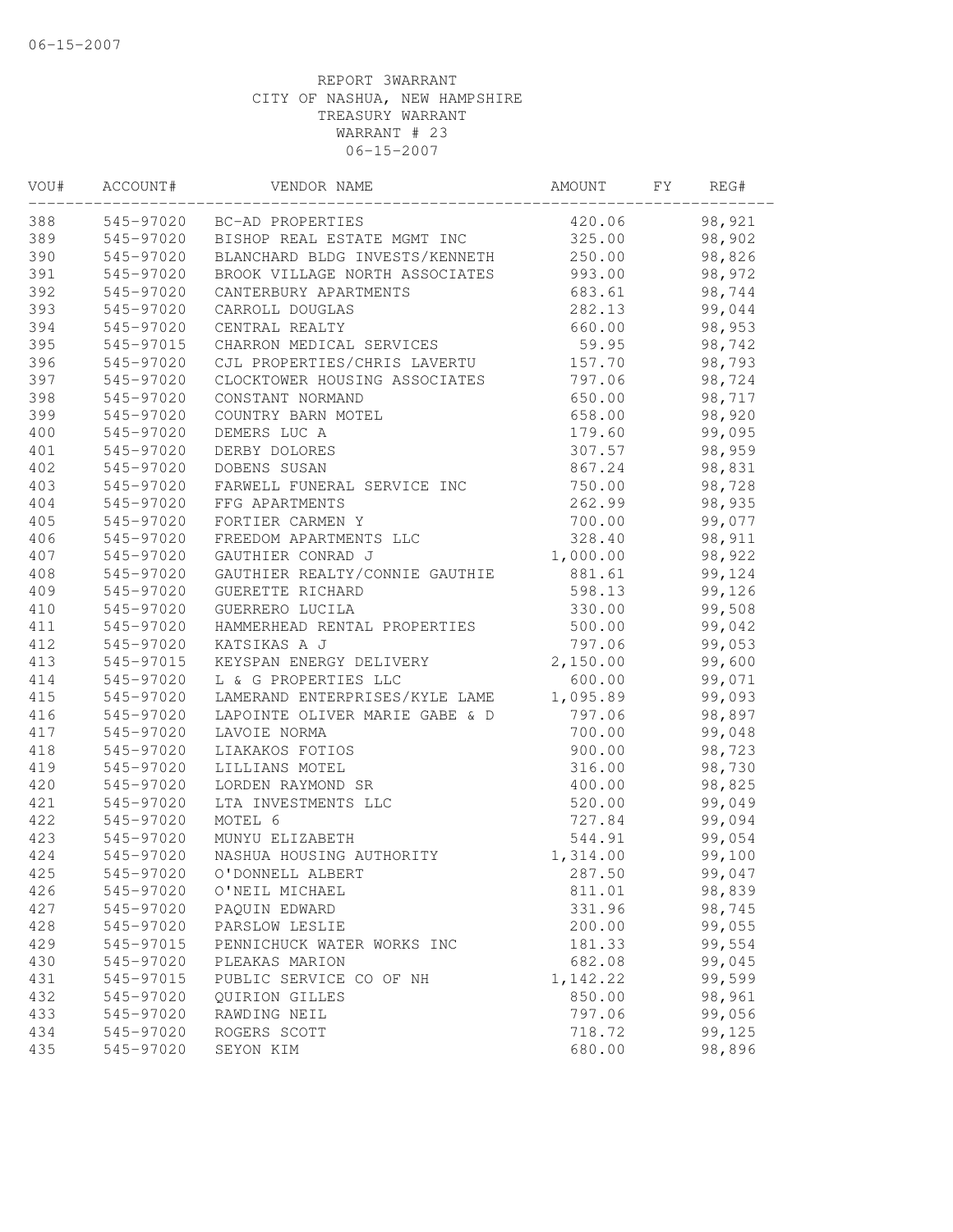REPORT 3WARRANT
CITY OF NASHUA, NEW HAMPSHIRE
TREASURY WARRANT
WARRANT # 23
06-15-2007

| VOU# | ACCOUNT# | VENDOR NAME | AMOUNT | FY | REG# |
|---|---|---|---|---|---|
| 388 | 545-97020 | BC-AD PROPERTIES | 420.06 | | 98,921 |
| 389 | 545-97020 | BISHOP REAL ESTATE MGMT INC | 325.00 | | 98,902 |
| 390 | 545-97020 | BLANCHARD BLDG INVESTS/KENNETH | 250.00 | | 98,826 |
| 391 | 545-97020 | BROOK VILLAGE NORTH ASSOCIATES | 993.00 | | 98,972 |
| 392 | 545-97020 | CANTERBURY APARTMENTS | 683.61 | | 98,744 |
| 393 | 545-97020 | CARROLL DOUGLAS | 282.13 | | 99,044 |
| 394 | 545-97020 | CENTRAL REALTY | 660.00 | | 98,953 |
| 395 | 545-97015 | CHARRON MEDICAL SERVICES | 59.95 | | 98,742 |
| 396 | 545-97020 | CJL PROPERTIES/CHRIS LAVERTU | 157.70 | | 98,793 |
| 397 | 545-97020 | CLOCKTOWER HOUSING ASSOCIATES | 797.06 | | 98,724 |
| 398 | 545-97020 | CONSTANT NORMAND | 650.00 | | 98,717 |
| 399 | 545-97020 | COUNTRY BARN MOTEL | 658.00 | | 98,920 |
| 400 | 545-97020 | DEMERS LUC A | 179.60 | | 99,095 |
| 401 | 545-97020 | DERBY DOLORES | 307.57 | | 98,959 |
| 402 | 545-97020 | DOBENS SUSAN | 867.24 | | 98,831 |
| 403 | 545-97020 | FARWELL FUNERAL SERVICE INC | 750.00 | | 98,728 |
| 404 | 545-97020 | FFG APARTMENTS | 262.99 | | 98,935 |
| 405 | 545-97020 | FORTIER CARMEN Y | 700.00 | | 99,077 |
| 406 | 545-97020 | FREEDOM APARTMENTS LLC | 328.40 | | 98,911 |
| 407 | 545-97020 | GAUTHIER CONRAD J | 1,000.00 | | 98,922 |
| 408 | 545-97020 | GAUTHIER REALTY/CONNIE GAUTHIE | 881.61 | | 99,124 |
| 409 | 545-97020 | GUERETTE RICHARD | 598.13 | | 99,126 |
| 410 | 545-97020 | GUERRERO LUCILA | 330.00 | | 99,508 |
| 411 | 545-97020 | HAMMERHEAD RENTAL PROPERTIES | 500.00 | | 99,042 |
| 412 | 545-97020 | KATSIKAS A J | 797.06 | | 99,053 |
| 413 | 545-97015 | KEYSPAN ENERGY DELIVERY | 2,150.00 | | 99,600 |
| 414 | 545-97020 | L & G PROPERTIES LLC | 600.00 | | 99,071 |
| 415 | 545-97020 | LAMERAND ENTERPRISES/KYLE LAME | 1,095.89 | | 99,093 |
| 416 | 545-97020 | LAPOINTE OLIVER MARIE GABE & D | 797.06 | | 98,897 |
| 417 | 545-97020 | LAVOIE NORMA | 700.00 | | 99,048 |
| 418 | 545-97020 | LIAKAKOS FOTIOS | 900.00 | | 98,723 |
| 419 | 545-97020 | LILLIANS MOTEL | 316.00 | | 98,730 |
| 420 | 545-97020 | LORDEN RAYMOND SR | 400.00 | | 98,825 |
| 421 | 545-97020 | LTA INVESTMENTS LLC | 520.00 | | 99,049 |
| 422 | 545-97020 | MOTEL 6 | 727.84 | | 99,094 |
| 423 | 545-97020 | MUNYU ELIZABETH | 544.91 | | 99,054 |
| 424 | 545-97020 | NASHUA HOUSING AUTHORITY | 1,314.00 | | 99,100 |
| 425 | 545-97020 | O'DONNELL ALBERT | 287.50 | | 99,047 |
| 426 | 545-97020 | O'NEIL MICHAEL | 811.01 | | 98,839 |
| 427 | 545-97020 | PAQUIN EDWARD | 331.96 | | 98,745 |
| 428 | 545-97020 | PARSLOW LESLIE | 200.00 | | 99,055 |
| 429 | 545-97015 | PENNICHUCK WATER WORKS INC | 181.33 | | 99,554 |
| 430 | 545-97020 | PLEAKAS MARION | 682.08 | | 99,045 |
| 431 | 545-97015 | PUBLIC SERVICE CO OF NH | 1,142.22 | | 99,599 |
| 432 | 545-97020 | QUIRION GILLES | 850.00 | | 98,961 |
| 433 | 545-97020 | RAWDING NEIL | 797.06 | | 99,056 |
| 434 | 545-97020 | ROGERS SCOTT | 718.72 | | 99,125 |
| 435 | 545-97020 | SEYON KIM | 680.00 | | 98,896 |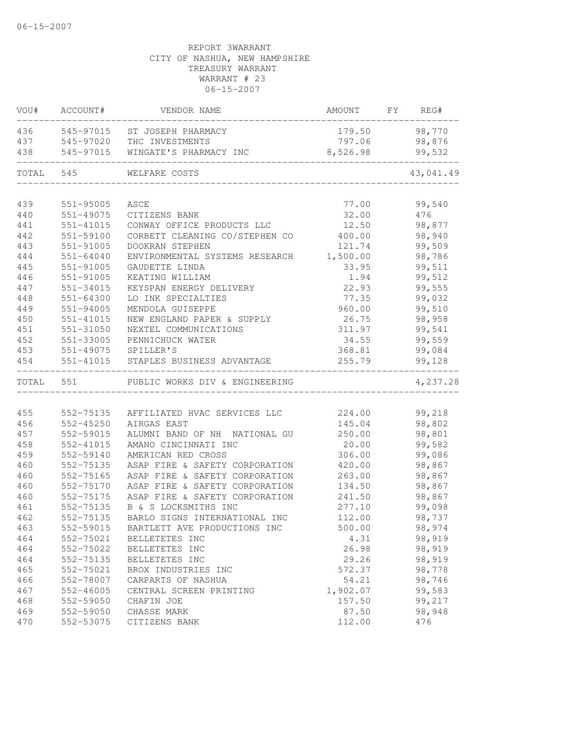REPORT 3WARRANT
CITY OF NASHUA, NEW HAMPSHIRE
TREASURY WARRANT
WARRANT # 23
06-15-2007

| VOU# | ACCOUNT# | VENDOR NAME | AMOUNT | FY | REG# |
|---|---|---|---|---|---|
| 436 | 545-97015 | ST JOSEPH PHARMACY | 179.50 | | 98,770 |
| 437 | 545-97020 | THC INVESTMENTS | 797.06 | | 98,876 |
| 438 | 545-97015 | WINGATE'S PHARMACY INC | 8,526.98 | | 99,532 |
| TOTAL | 545 | WELFARE COSTS | | | 43,041.49 |
| 439 | 551-95005 | ASCE | 77.00 | | 99,540 |
| 440 | 551-49075 | CITIZENS BANK | 32.00 | | 476 |
| 441 | 551-41015 | CONWAY OFFICE PRODUCTS LLC | 12.50 | | 98,877 |
| 442 | 551-59100 | CORBETT CLEANING CO/STEPHEN CO | 400.00 | | 98,940 |
| 443 | 551-91005 | DOOKRAN STEPHEN | 121.74 | | 99,509 |
| 444 | 551-64040 | ENVIRONMENTAL SYSTEMS RESEARCH | 1,500.00 | | 98,786 |
| 445 | 551-91005 | GAUDETTE LINDA | 33.95 | | 99,511 |
| 446 | 551-91005 | KEATING WILLIAM | 1.94 | | 99,512 |
| 447 | 551-34015 | KEYSPAN ENERGY DELIVERY | 22.93 | | 99,555 |
| 448 | 551-64300 | LO INK SPECIALTIES | 77.35 | | 99,032 |
| 449 | 551-94005 | MENDOLA GUISEPPE | 960.00 | | 99,510 |
| 450 | 551-41015 | NEW ENGLAND PAPER & SUPPLY | 26.75 | | 98,958 |
| 451 | 551-31050 | NEXTEL COMMUNICATIONS | 311.97 | | 99,541 |
| 452 | 551-33005 | PENNICHUCK WATER | 34.55 | | 99,559 |
| 453 | 551-49075 | SPILLER'S | 368.81 | | 99,084 |
| 454 | 551-41015 | STAPLES BUSINESS ADVANTAGE | 255.79 | | 99,128 |
| TOTAL | 551 | PUBLIC WORKS DIV & ENGINEERING | | | 4,237.28 |
| 455 | 552-75135 | AFFILIATED HVAC SERVICES LLC | 224.00 | | 99,218 |
| 456 | 552-45250 | AIRGAS EAST | 145.04 | | 98,802 |
| 457 | 552-59015 | ALUMNI BAND OF NH NATIONAL GU | 250.00 | | 98,801 |
| 458 | 552-41015 | AMANO CINCINNATI INC | 20.00 | | 99,582 |
| 459 | 552-59140 | AMERICAN RED CROSS | 306.00 | | 99,086 |
| 460 | 552-75135 | ASAP FIRE & SAFETY CORPORATION | 420.00 | | 98,867 |
| 460 | 552-75165 | ASAP FIRE & SAFETY CORPORATION | 263.00 | | 98,867 |
| 460 | 552-75170 | ASAP FIRE & SAFETY CORPORATION | 134.50 | | 98,867 |
| 460 | 552-75175 | ASAP FIRE & SAFETY CORPORATION | 241.50 | | 98,867 |
| 461 | 552-75135 | B & S LOCKSMITHS INC | 277.10 | | 99,098 |
| 462 | 552-75135 | BARLO SIGNS INTERNATIONAL INC | 112.00 | | 98,737 |
| 463 | 552-59015 | BARTLETT AVE PRODUCTIONS INC | 500.00 | | 98,974 |
| 464 | 552-75021 | BELLETETES INC | 4.31 | | 98,919 |
| 464 | 552-75022 | BELLETETES INC | 26.98 | | 98,919 |
| 464 | 552-75135 | BELLETETES INC | 29.26 | | 98,919 |
| 465 | 552-75021 | BROX INDUSTRIES INC | 572.37 | | 98,778 |
| 466 | 552-78007 | CARPARTS OF NASHUA | 54.21 | | 98,746 |
| 467 | 552-46005 | CENTRAL SCREEN PRINTING | 1,902.07 | | 99,583 |
| 468 | 552-59050 | CHAFIN JOE | 157.50 | | 99,217 |
| 469 | 552-59050 | CHASSE MARK | 87.50 | | 98,948 |
| 470 | 552-53075 | CITIZENS BANK | 112.00 | | 476 |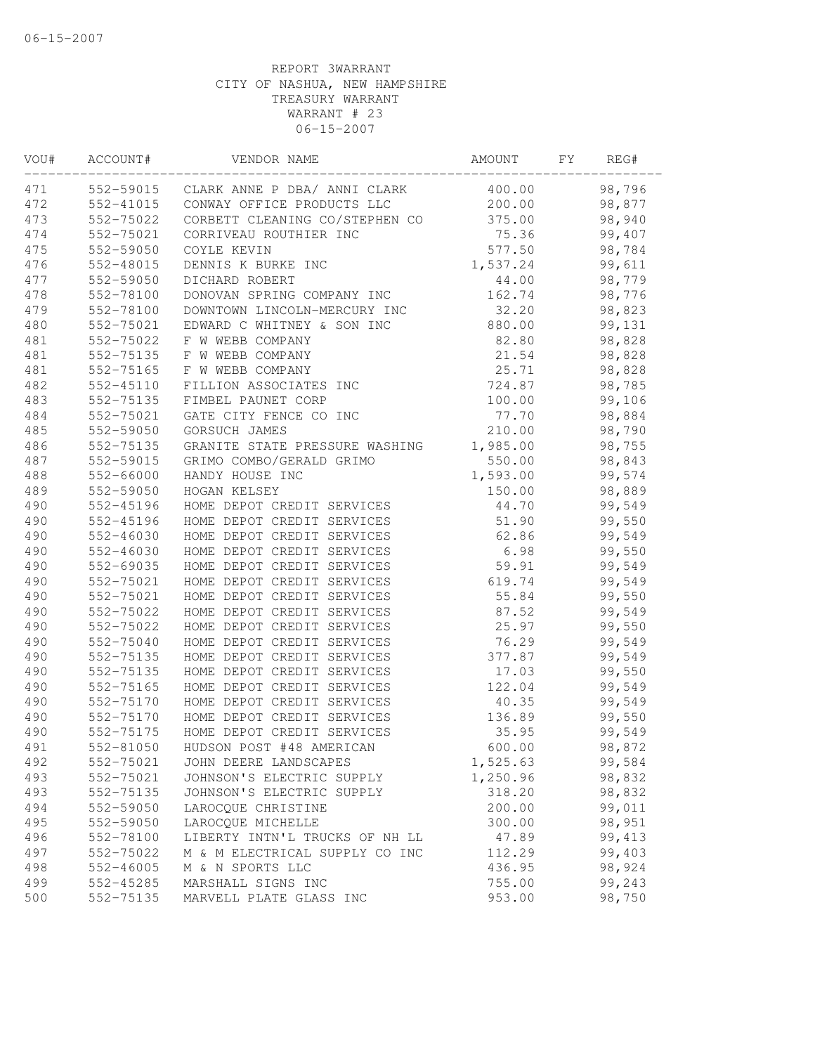06-15-2007

REPORT 3WARRANT
CITY OF NASHUA, NEW HAMPSHIRE
TREASURY WARRANT
WARRANT # 23
06-15-2007

| VOU# | ACCOUNT# | VENDOR NAME | AMOUNT | FY | REG# |
|---|---|---|---|---|---|
| 471 | 552-59015 | CLARK ANNE P DBA/ ANNI CLARK | 400.00 | | 98,796 |
| 472 | 552-41015 | CONWAY OFFICE PRODUCTS LLC | 200.00 | | 98,877 |
| 473 | 552-75022 | CORBETT CLEANING CO/STEPHEN CO | 375.00 | | 98,940 |
| 474 | 552-75021 | CORRIVEAU ROUTHIER INC | 75.36 | | 99,407 |
| 475 | 552-59050 | COYLE KEVIN | 577.50 | | 98,784 |
| 476 | 552-48015 | DENNIS K BURKE INC | 1,537.24 | | 99,611 |
| 477 | 552-59050 | DICHARD ROBERT | 44.00 | | 98,779 |
| 478 | 552-78100 | DONOVAN SPRING COMPANY INC | 162.74 | | 98,776 |
| 479 | 552-78100 | DOWNTOWN LINCOLN-MERCURY INC | 32.20 | | 98,823 |
| 480 | 552-75021 | EDWARD C WHITNEY & SON INC | 880.00 | | 99,131 |
| 481 | 552-75022 | F W WEBB COMPANY | 82.80 | | 98,828 |
| 481 | 552-75135 | F W WEBB COMPANY | 21.54 | | 98,828 |
| 481 | 552-75165 | F W WEBB COMPANY | 25.71 | | 98,828 |
| 482 | 552-45110 | FILLION ASSOCIATES INC | 724.87 | | 98,785 |
| 483 | 552-75135 | FIMBEL PAUNET CORP | 100.00 | | 99,106 |
| 484 | 552-75021 | GATE CITY FENCE CO INC | 77.70 | | 98,884 |
| 485 | 552-59050 | GORSUCH JAMES | 210.00 | | 98,790 |
| 486 | 552-75135 | GRANITE STATE PRESSURE WASHING | 1,985.00 | | 98,755 |
| 487 | 552-59015 | GRIMO COMBO/GERALD GRIMO | 550.00 | | 98,843 |
| 488 | 552-66000 | HANDY HOUSE INC | 1,593.00 | | 99,574 |
| 489 | 552-59050 | HOGAN KELSEY | 150.00 | | 98,889 |
| 490 | 552-45196 | HOME DEPOT CREDIT SERVICES | 44.70 | | 99,549 |
| 490 | 552-45196 | HOME DEPOT CREDIT SERVICES | 51.90 | | 99,550 |
| 490 | 552-46030 | HOME DEPOT CREDIT SERVICES | 62.86 | | 99,549 |
| 490 | 552-46030 | HOME DEPOT CREDIT SERVICES | 6.98 | | 99,550 |
| 490 | 552-69035 | HOME DEPOT CREDIT SERVICES | 59.91 | | 99,549 |
| 490 | 552-75021 | HOME DEPOT CREDIT SERVICES | 619.74 | | 99,549 |
| 490 | 552-75021 | HOME DEPOT CREDIT SERVICES | 55.84 | | 99,550 |
| 490 | 552-75022 | HOME DEPOT CREDIT SERVICES | 87.52 | | 99,549 |
| 490 | 552-75022 | HOME DEPOT CREDIT SERVICES | 25.97 | | 99,550 |
| 490 | 552-75040 | HOME DEPOT CREDIT SERVICES | 76.29 | | 99,549 |
| 490 | 552-75135 | HOME DEPOT CREDIT SERVICES | 377.87 | | 99,549 |
| 490 | 552-75135 | HOME DEPOT CREDIT SERVICES | 17.03 | | 99,550 |
| 490 | 552-75165 | HOME DEPOT CREDIT SERVICES | 122.04 | | 99,549 |
| 490 | 552-75170 | HOME DEPOT CREDIT SERVICES | 40.35 | | 99,549 |
| 490 | 552-75170 | HOME DEPOT CREDIT SERVICES | 136.89 | | 99,550 |
| 490 | 552-75175 | HOME DEPOT CREDIT SERVICES | 35.95 | | 99,549 |
| 491 | 552-81050 | HUDSON POST #48 AMERICAN | 600.00 | | 98,872 |
| 492 | 552-75021 | JOHN DEERE LANDSCAPES | 1,525.63 | | 99,584 |
| 493 | 552-75021 | JOHNSON'S ELECTRIC SUPPLY | 1,250.96 | | 98,832 |
| 493 | 552-75135 | JOHNSON'S ELECTRIC SUPPLY | 318.20 | | 98,832 |
| 494 | 552-59050 | LAROCQUE CHRISTINE | 200.00 | | 99,011 |
| 495 | 552-59050 | LAROCQUE MICHELLE | 300.00 | | 98,951 |
| 496 | 552-78100 | LIBERTY INTN'L TRUCKS OF NH LL | 47.89 | | 99,413 |
| 497 | 552-75022 | M & M ELECTRICAL SUPPLY CO INC | 112.29 | | 99,403 |
| 498 | 552-46005 | M & N SPORTS LLC | 436.95 | | 98,924 |
| 499 | 552-45285 | MARSHALL SIGNS INC | 755.00 | | 99,243 |
| 500 | 552-75135 | MARVELL PLATE GLASS INC | 953.00 | | 98,750 |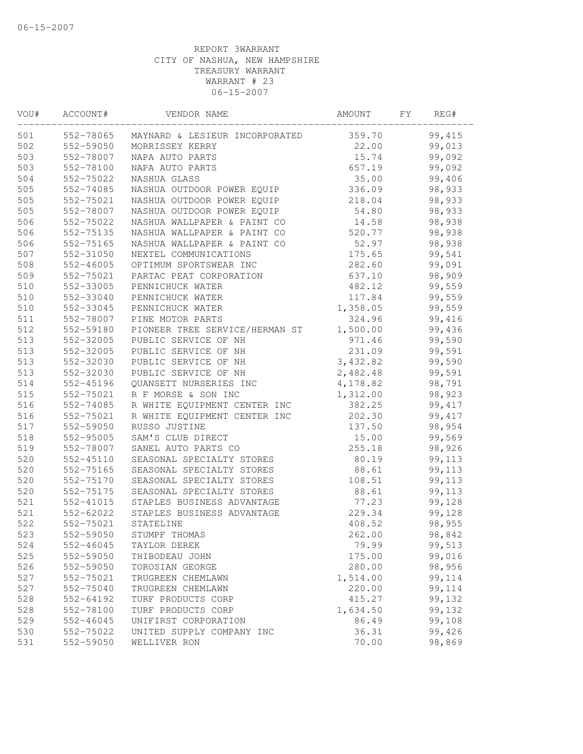06-15-2007

REPORT 3WARRANT
CITY OF NASHUA, NEW HAMPSHIRE
TREASURY WARRANT
WARRANT # 23
06-15-2007

| VOU# | ACCOUNT# | VENDOR NAME | AMOUNT | FY | REG# |
|---|---|---|---|---|---|
| 501 | 552-78065 | MAYNARD & LESIEUR INCORPORATED | 359.70 | | 99,415 |
| 502 | 552-59050 | MORRISSEY KERRY | 22.00 | | 99,013 |
| 503 | 552-78007 | NAPA AUTO PARTS | 15.74 | | 99,092 |
| 503 | 552-78100 | NAPA AUTO PARTS | 657.19 | | 99,092 |
| 504 | 552-75022 | NASHUA GLASS | 35.00 | | 99,406 |
| 505 | 552-74085 | NASHUA OUTDOOR POWER EQUIP | 336.09 | | 98,933 |
| 505 | 552-75021 | NASHUA OUTDOOR POWER EQUIP | 218.04 | | 98,933 |
| 505 | 552-78007 | NASHUA OUTDOOR POWER EQUIP | 54.80 | | 98,933 |
| 506 | 552-75022 | NASHUA WALLPAPER & PAINT CO | 14.58 | | 98,938 |
| 506 | 552-75135 | NASHUA WALLPAPER & PAINT CO | 520.77 | | 98,938 |
| 506 | 552-75165 | NASHUA WALLPAPER & PAINT CO | 52.97 | | 98,938 |
| 507 | 552-31050 | NEXTEL COMMUNICATIONS | 175.65 | | 99,541 |
| 508 | 552-46005 | OPTIMUM SPORTSWEAR INC | 282.60 | | 99,091 |
| 509 | 552-75021 | PARTAC PEAT CORPORATION | 637.10 | | 98,909 |
| 510 | 552-33005 | PENNICHUCK WATER | 482.12 | | 99,559 |
| 510 | 552-33040 | PENNICHUCK WATER | 117.84 | | 99,559 |
| 510 | 552-33045 | PENNICHUCK WATER | 1,358.05 | | 99,559 |
| 511 | 552-78007 | PINE MOTOR PARTS | 324.96 | | 99,416 |
| 512 | 552-59180 | PIONEER TREE SERVICE/HERMAN ST | 1,500.00 | | 99,436 |
| 513 | 552-32005 | PUBLIC SERVICE OF NH | 971.46 | | 99,590 |
| 513 | 552-32005 | PUBLIC SERVICE OF NH | 231.09 | | 99,591 |
| 513 | 552-32030 | PUBLIC SERVICE OF NH | 3,432.82 | | 99,590 |
| 513 | 552-32030 | PUBLIC SERVICE OF NH | 2,482.48 | | 99,591 |
| 514 | 552-45196 | QUANSETT NURSERIES INC | 4,178.82 | | 98,791 |
| 515 | 552-75021 | R F MORSE & SON INC | 1,312.00 | | 98,923 |
| 516 | 552-74085 | R WHITE EQUIPMENT CENTER INC | 382.25 | | 99,417 |
| 516 | 552-75021 | R WHITE EQUIPMENT CENTER INC | 202.30 | | 99,417 |
| 517 | 552-59050 | RUSSO JUSTINE | 137.50 | | 98,954 |
| 518 | 552-95005 | SAM'S CLUB DIRECT | 15.00 | | 99,569 |
| 519 | 552-78007 | SANEL AUTO PARTS CO | 255.18 | | 98,926 |
| 520 | 552-45110 | SEASONAL SPECIALTY STORES | 80.19 | | 99,113 |
| 520 | 552-75165 | SEASONAL SPECIALTY STORES | 88.61 | | 99,113 |
| 520 | 552-75170 | SEASONAL SPECIALTY STORES | 108.51 | | 99,113 |
| 520 | 552-75175 | SEASONAL SPECIALTY STORES | 88.61 | | 99,113 |
| 521 | 552-41015 | STAPLES BUSINESS ADVANTAGE | 77.23 | | 99,128 |
| 521 | 552-62022 | STAPLES BUSINESS ADVANTAGE | 229.34 | | 99,128 |
| 522 | 552-75021 | STATELINE | 408.52 | | 98,955 |
| 523 | 552-59050 | STUMPF THOMAS | 262.00 | | 98,842 |
| 524 | 552-46045 | TAYLOR DEREK | 79.99 | | 99,513 |
| 525 | 552-59050 | THIBODEAU JOHN | 175.00 | | 99,016 |
| 526 | 552-59050 | TOROSIAN GEORGE | 280.00 | | 98,956 |
| 527 | 552-75021 | TRUGREEN CHEMLAWN | 1,514.00 | | 99,114 |
| 527 | 552-75040 | TRUGREEN CHEMLAWN | 220.00 | | 99,114 |
| 528 | 552-64192 | TURF PRODUCTS CORP | 415.27 | | 99,132 |
| 528 | 552-78100 | TURF PRODUCTS CORP | 1,634.50 | | 99,132 |
| 529 | 552-46045 | UNIFIRST CORPORATION | 86.49 | | 99,108 |
| 530 | 552-75022 | UNITED SUPPLY COMPANY INC | 36.31 | | 99,426 |
| 531 | 552-59050 | WELLIVER RON | 70.00 | | 98,869 |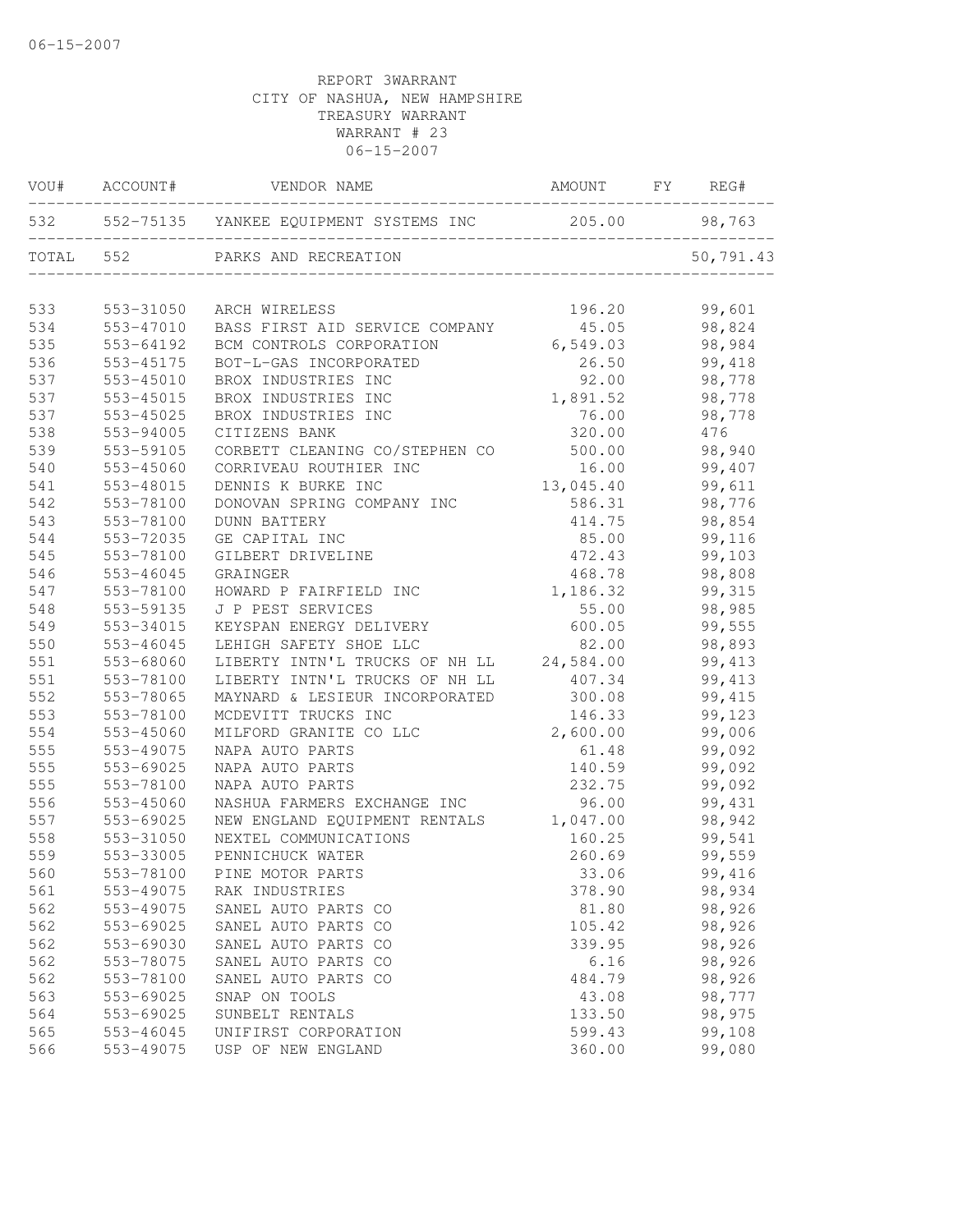REPORT 3WARRANT
CITY OF NASHUA, NEW HAMPSHIRE
TREASURY WARRANT
WARRANT # 23
06-15-2007

| VOU# | ACCOUNT# | VENDOR NAME | AMOUNT | FY | REG# |
|---|---|---|---|---|---|
| 532 | 552-75135 | YANKEE EQUIPMENT SYSTEMS INC | 205.00 | | 98,763 |
| TOTAL | 552 | PARKS AND RECREATION | | | 50,791.43 |
| 533 | 553-31050 | ARCH WIRELESS | 196.20 | | 99,601 |
| 534 | 553-47010 | BASS FIRST AID SERVICE COMPANY | 45.05 | | 98,824 |
| 535 | 553-64192 | BCM CONTROLS CORPORATION | 6,549.03 | | 98,984 |
| 536 | 553-45175 | BOT-L-GAS INCORPORATED | 26.50 | | 99,418 |
| 537 | 553-45010 | BROX INDUSTRIES INC | 92.00 | | 98,778 |
| 537 | 553-45015 | BROX INDUSTRIES INC | 1,891.52 | | 98,778 |
| 537 | 553-45025 | BROX INDUSTRIES INC | 76.00 | | 98,778 |
| 538 | 553-94005 | CITIZENS BANK | 320.00 | | 476 |
| 539 | 553-59105 | CORBETT CLEANING CO/STEPHEN CO | 500.00 | | 98,940 |
| 540 | 553-45060 | CORRIVEAU ROUTHIER INC | 16.00 | | 99,407 |
| 541 | 553-48015 | DENNIS K BURKE INC | 13,045.40 | | 99,611 |
| 542 | 553-78100 | DONOVAN SPRING COMPANY INC | 586.31 | | 98,776 |
| 543 | 553-78100 | DUNN BATTERY | 414.75 | | 98,854 |
| 544 | 553-72035 | GE CAPITAL INC | 85.00 | | 99,116 |
| 545 | 553-78100 | GILBERT DRIVELINE | 472.43 | | 99,103 |
| 546 | 553-46045 | GRAINGER | 468.78 | | 98,808 |
| 547 | 553-78100 | HOWARD P FAIRFIELD INC | 1,186.32 | | 99,315 |
| 548 | 553-59135 | J P PEST SERVICES | 55.00 | | 98,985 |
| 549 | 553-34015 | KEYSPAN ENERGY DELIVERY | 600.05 | | 99,555 |
| 550 | 553-46045 | LEHIGH SAFETY SHOE LLC | 82.00 | | 98,893 |
| 551 | 553-68060 | LIBERTY INTN'L TRUCKS OF NH LL | 24,584.00 | | 99,413 |
| 551 | 553-78100 | LIBERTY INTN'L TRUCKS OF NH LL | 407.34 | | 99,413 |
| 552 | 553-78065 | MAYNARD & LESIEUR INCORPORATED | 300.08 | | 99,415 |
| 553 | 553-78100 | MCDEVITT TRUCKS INC | 146.33 | | 99,123 |
| 554 | 553-45060 | MILFORD GRANITE CO LLC | 2,600.00 | | 99,006 |
| 555 | 553-49075 | NAPA AUTO PARTS | 61.48 | | 99,092 |
| 555 | 553-69025 | NAPA AUTO PARTS | 140.59 | | 99,092 |
| 555 | 553-78100 | NAPA AUTO PARTS | 232.75 | | 99,092 |
| 556 | 553-45060 | NASHUA FARMERS EXCHANGE INC | 96.00 | | 99,431 |
| 557 | 553-69025 | NEW ENGLAND EQUIPMENT RENTALS | 1,047.00 | | 98,942 |
| 558 | 553-31050 | NEXTEL COMMUNICATIONS | 160.25 | | 99,541 |
| 559 | 553-33005 | PENNICHUCK WATER | 260.69 | | 99,559 |
| 560 | 553-78100 | PINE MOTOR PARTS | 33.06 | | 99,416 |
| 561 | 553-49075 | RAK INDUSTRIES | 378.90 | | 98,934 |
| 562 | 553-49075 | SANEL AUTO PARTS CO | 81.80 | | 98,926 |
| 562 | 553-69025 | SANEL AUTO PARTS CO | 105.42 | | 98,926 |
| 562 | 553-69030 | SANEL AUTO PARTS CO | 339.95 | | 98,926 |
| 562 | 553-78075 | SANEL AUTO PARTS CO | 6.16 | | 98,926 |
| 562 | 553-78100 | SANEL AUTO PARTS CO | 484.79 | | 98,926 |
| 563 | 553-69025 | SNAP ON TOOLS | 43.08 | | 98,777 |
| 564 | 553-69025 | SUNBELT RENTALS | 133.50 | | 98,975 |
| 565 | 553-46045 | UNIFIRST CORPORATION | 599.43 | | 99,108 |
| 566 | 553-49075 | USP OF NEW ENGLAND | 360.00 | | 99,080 |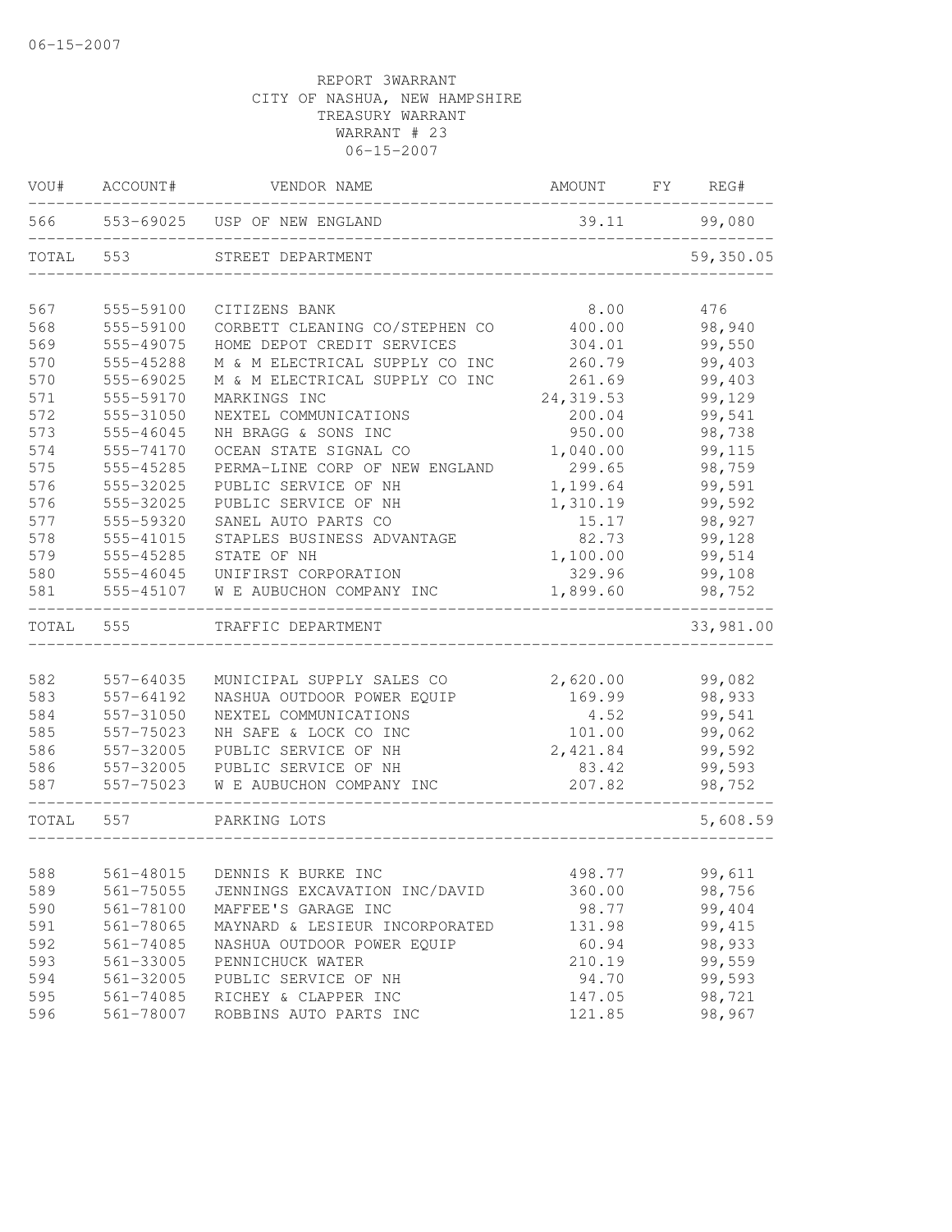06-15-2007

REPORT 3WARRANT
CITY OF NASHUA, NEW HAMPSHIRE
TREASURY WARRANT
WARRANT # 23
06-15-2007

| VOU# | ACCOUNT# | VENDOR NAME | AMOUNT | FY | REG# |
|---|---|---|---|---|---|
| 566 | 553-69025 | USP OF NEW ENGLAND | 39.11 | | 99,080 |
| TOTAL | 553 | STREET DEPARTMENT | | | 59,350.05 |
| 567 | 555-59100 | CITIZENS BANK | 8.00 | | 476 |
| 568 | 555-59100 | CORBETT CLEANING CO/STEPHEN CO | 400.00 | | 98,940 |
| 569 | 555-49075 | HOME DEPOT CREDIT SERVICES | 304.01 | | 99,550 |
| 570 | 555-45288 | M & M ELECTRICAL SUPPLY CO INC | 260.79 | | 99,403 |
| 570 | 555-69025 | M & M ELECTRICAL SUPPLY CO INC | 261.69 | | 99,403 |
| 571 | 555-59170 | MARKINGS INC | 24,319.53 | | 99,129 |
| 572 | 555-31050 | NEXTEL COMMUNICATIONS | 200.04 | | 99,541 |
| 573 | 555-46045 | NH BRAGG & SONS INC | 950.00 | | 98,738 |
| 574 | 555-74170 | OCEAN STATE SIGNAL CO | 1,040.00 | | 99,115 |
| 575 | 555-45285 | PERMA-LINE CORP OF NEW ENGLAND | 299.65 | | 98,759 |
| 576 | 555-32025 | PUBLIC SERVICE OF NH | 1,199.64 | | 99,591 |
| 576 | 555-32025 | PUBLIC SERVICE OF NH | 1,310.19 | | 99,592 |
| 577 | 555-59320 | SANEL AUTO PARTS CO | 15.17 | | 98,927 |
| 578 | 555-41015 | STAPLES BUSINESS ADVANTAGE | 82.73 | | 99,128 |
| 579 | 555-45285 | STATE OF NH | 1,100.00 | | 99,514 |
| 580 | 555-46045 | UNIFIRST CORPORATION | 329.96 | | 99,108 |
| 581 | 555-45107 | W E AUBUCHON COMPANY INC | 1,899.60 | | 98,752 |
| TOTAL | 555 | TRAFFIC DEPARTMENT | | | 33,981.00 |
| 582 | 557-64035 | MUNICIPAL SUPPLY SALES CO | 2,620.00 | | 99,082 |
| 583 | 557-64192 | NASHUA OUTDOOR POWER EQUIP | 169.99 | | 98,933 |
| 584 | 557-31050 | NEXTEL COMMUNICATIONS | 4.52 | | 99,541 |
| 585 | 557-75023 | NH SAFE & LOCK CO INC | 101.00 | | 99,062 |
| 586 | 557-32005 | PUBLIC SERVICE OF NH | 2,421.84 | | 99,592 |
| 586 | 557-32005 | PUBLIC SERVICE OF NH | 83.42 | | 99,593 |
| 587 | 557-75023 | W E AUBUCHON COMPANY INC | 207.82 | | 98,752 |
| TOTAL | 557 | PARKING LOTS | | | 5,608.59 |
| 588 | 561-48015 | DENNIS K BURKE INC | 498.77 | | 99,611 |
| 589 | 561-75055 | JENNINGS EXCAVATION INC/DAVID | 360.00 | | 98,756 |
| 590 | 561-78100 | MAFFEE'S GARAGE INC | 98.77 | | 99,404 |
| 591 | 561-78065 | MAYNARD & LESIEUR INCORPORATED | 131.98 | | 99,415 |
| 592 | 561-74085 | NASHUA OUTDOOR POWER EQUIP | 60.94 | | 98,933 |
| 593 | 561-33005 | PENNICHUCK WATER | 210.19 | | 99,559 |
| 594 | 561-32005 | PUBLIC SERVICE OF NH | 94.70 | | 99,593 |
| 595 | 561-74085 | RICHEY & CLAPPER INC | 147.05 | | 98,721 |
| 596 | 561-78007 | ROBBINS AUTO PARTS INC | 121.85 | | 98,967 |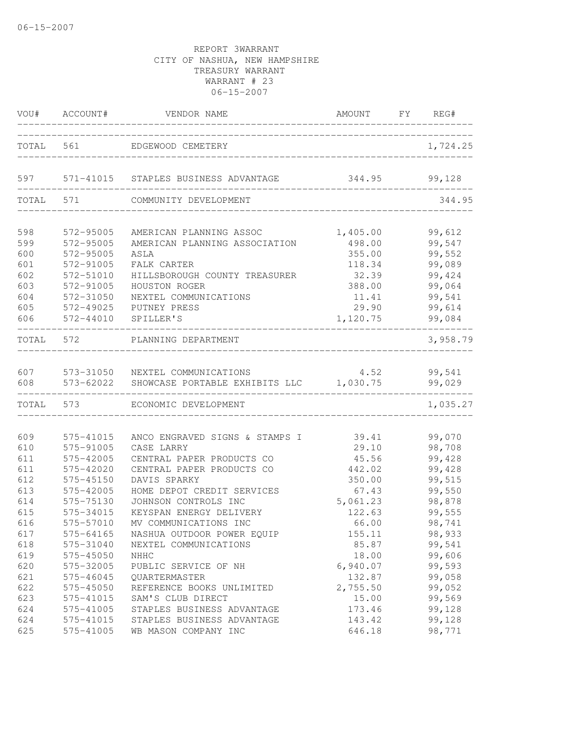06-15-2007

REPORT 3WARRANT
CITY OF NASHUA, NEW HAMPSHIRE
TREASURY WARRANT
WARRANT # 23
06-15-2007

| VOU# | ACCOUNT# | VENDOR NAME | AMOUNT | FY | REG# |
|---|---|---|---|---|---|
| TOTAL | 561 | EDGEWOOD CEMETERY | | | 1,724.25 |
| 597 | 571-41015 | STAPLES BUSINESS ADVANTAGE | 344.95 | | 99,128 |
| TOTAL | 571 | COMMUNITY DEVELOPMENT | | | 344.95 |
| 598 | 572-95005 | AMERICAN PLANNING ASSOC | 1,405.00 | | 99,612 |
| 599 | 572-95005 | AMERICAN PLANNING ASSOCIATION | 498.00 | | 99,547 |
| 600 | 572-95005 | ASLA | 355.00 | | 99,552 |
| 601 | 572-91005 | FALK CARTER | 118.34 | | 99,089 |
| 602 | 572-51010 | HILLSBOROUGH COUNTY TREASURER | 32.39 | | 99,424 |
| 603 | 572-91005 | HOUSTON ROGER | 388.00 | | 99,064 |
| 604 | 572-31050 | NEXTEL COMMUNICATIONS | 11.41 | | 99,541 |
| 605 | 572-49025 | PUTNEY PRESS | 29.90 | | 99,614 |
| 606 | 572-44010 | SPILLER'S | 1,120.75 | | 99,084 |
| TOTAL | 572 | PLANNING DEPARTMENT | | | 3,958.79 |
| 607 | 573-31050 | NEXTEL COMMUNICATIONS | 4.52 | | 99,541 |
| 608 | 573-62022 | SHOWCASE PORTABLE EXHIBITS LLC | 1,030.75 | | 99,029 |
| TOTAL | 573 | ECONOMIC DEVELOPMENT | | | 1,035.27 |
| 609 | 575-41015 | ANCO ENGRAVED SIGNS & STAMPS I | 39.41 | | 99,070 |
| 610 | 575-91005 | CASE LARRY | 29.10 | | 98,708 |
| 611 | 575-42005 | CENTRAL PAPER PRODUCTS CO | 45.56 | | 99,428 |
| 611 | 575-42020 | CENTRAL PAPER PRODUCTS CO | 442.02 | | 99,428 |
| 612 | 575-45150 | DAVIS SPARKY | 350.00 | | 99,515 |
| 613 | 575-42005 | HOME DEPOT CREDIT SERVICES | 67.43 | | 99,550 |
| 614 | 575-75130 | JOHNSON CONTROLS INC | 5,061.23 | | 98,878 |
| 615 | 575-34015 | KEYSPAN ENERGY DELIVERY | 122.63 | | 99,555 |
| 616 | 575-57010 | MV COMMUNICATIONS INC | 66.00 | | 98,741 |
| 617 | 575-64165 | NASHUA OUTDOOR POWER EQUIP | 155.11 | | 98,933 |
| 618 | 575-31040 | NEXTEL COMMUNICATIONS | 85.87 | | 99,541 |
| 619 | 575-45050 | NHHC | 18.00 | | 99,606 |
| 620 | 575-32005 | PUBLIC SERVICE OF NH | 6,940.07 | | 99,593 |
| 621 | 575-46045 | QUARTERMASTER | 132.87 | | 99,058 |
| 622 | 575-45050 | REFERENCE BOOKS UNLIMITED | 2,755.50 | | 99,052 |
| 623 | 575-41015 | SAM'S CLUB DIRECT | 15.00 | | 99,569 |
| 624 | 575-41005 | STAPLES BUSINESS ADVANTAGE | 173.46 | | 99,128 |
| 624 | 575-41015 | STAPLES BUSINESS ADVANTAGE | 143.42 | | 99,128 |
| 625 | 575-41005 | WB MASON COMPANY INC | 646.18 | | 98,771 |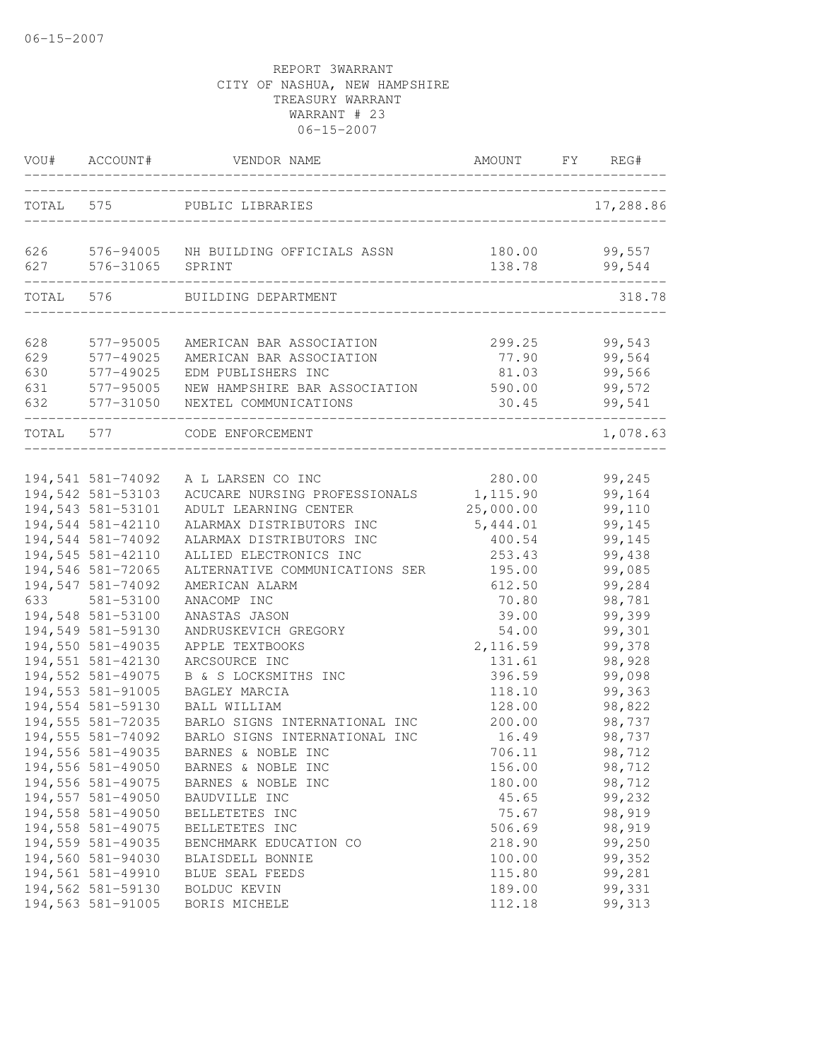06-15-2007

REPORT 3WARRANT
CITY OF NASHUA, NEW HAMPSHIRE
TREASURY WARRANT
WARRANT # 23
06-15-2007

| VOU# | ACCOUNT# | VENDOR NAME | AMOUNT | FY | REG# |
|---|---|---|---|---|---|
| TOTAL | 575 | PUBLIC LIBRARIES | | | 17,288.86 |
| 626 | 576-94005 | NH BUILDING OFFICIALS ASSN | 180.00 | | 99,557 |
| 627 | 576-31065 | SPRINT | 138.78 | | 99,544 |
| TOTAL | 576 | BUILDING DEPARTMENT | | | 318.78 |
| 628 | 577-95005 | AMERICAN BAR ASSOCIATION | 299.25 | | 99,543 |
| 629 | 577-49025 | AMERICAN BAR ASSOCIATION | 77.90 | | 99,564 |
| 630 | 577-49025 | EDM PUBLISHERS INC | 81.03 | | 99,566 |
| 631 | 577-95005 | NEW HAMPSHIRE BAR ASSOCIATION | 590.00 | | 99,572 |
| 632 | 577-31050 | NEXTEL COMMUNICATIONS | 30.45 | | 99,541 |
| TOTAL | 577 | CODE ENFORCEMENT | | | 1,078.63 |
| 194,541 | 581-74092 | A L LARSEN CO INC | 280.00 | | 99,245 |
| 194,542 | 581-53103 | ACUCARE NURSING PROFESSIONALS | 1,115.90 | | 99,164 |
| 194,543 | 581-53101 | ADULT LEARNING CENTER | 25,000.00 | | 99,110 |
| 194,544 | 581-42110 | ALARMAX DISTRIBUTORS INC | 5,444.01 | | 99,145 |
| 194,544 | 581-74092 | ALARMAX DISTRIBUTORS INC | 400.54 | | 99,145 |
| 194,545 | 581-42110 | ALLIED ELECTRONICS INC | 253.43 | | 99,438 |
| 194,546 | 581-72065 | ALTERNATIVE COMMUNICATIONS SER | 195.00 | | 99,085 |
| 194,547 | 581-74092 | AMERICAN ALARM | 612.50 | | 99,284 |
| 633 | 581-53100 | ANACOMP INC | 70.80 | | 98,781 |
| 194,548 | 581-53100 | ANASTAS JASON | 39.00 | | 99,399 |
| 194,549 | 581-59130 | ANDRUSKEVICH GREGORY | 54.00 | | 99,301 |
| 194,550 | 581-49035 | APPLE TEXTBOOKS | 2,116.59 | | 99,378 |
| 194,551 | 581-42130 | ARCSOURCE INC | 131.61 | | 98,928 |
| 194,552 | 581-49075 | B & S LOCKSMITHS INC | 396.59 | | 99,098 |
| 194,553 | 581-91005 | BAGLEY MARCIA | 118.10 | | 99,363 |
| 194,554 | 581-59130 | BALL WILLIAM | 128.00 | | 98,822 |
| 194,555 | 581-72035 | BARLO SIGNS INTERNATIONAL INC | 200.00 | | 98,737 |
| 194,555 | 581-74092 | BARLO SIGNS INTERNATIONAL INC | 16.49 | | 98,737 |
| 194,556 | 581-49035 | BARNES & NOBLE INC | 706.11 | | 98,712 |
| 194,556 | 581-49050 | BARNES & NOBLE INC | 156.00 | | 98,712 |
| 194,556 | 581-49075 | BARNES & NOBLE INC | 180.00 | | 98,712 |
| 194,557 | 581-49050 | BAUDVILLE INC | 45.65 | | 99,232 |
| 194,558 | 581-49050 | BELLETETES INC | 75.67 | | 98,919 |
| 194,558 | 581-49075 | BELLETETES INC | 506.69 | | 98,919 |
| 194,559 | 581-49035 | BENCHMARK EDUCATION CO | 218.90 | | 99,250 |
| 194,560 | 581-94030 | BLAISDELL BONNIE | 100.00 | | 99,352 |
| 194,561 | 581-49910 | BLUE SEAL FEEDS | 115.80 | | 99,281 |
| 194,562 | 581-59130 | BOLDUC KEVIN | 189.00 | | 99,331 |
| 194,563 | 581-91005 | BORIS MICHELE | 112.18 | | 99,313 |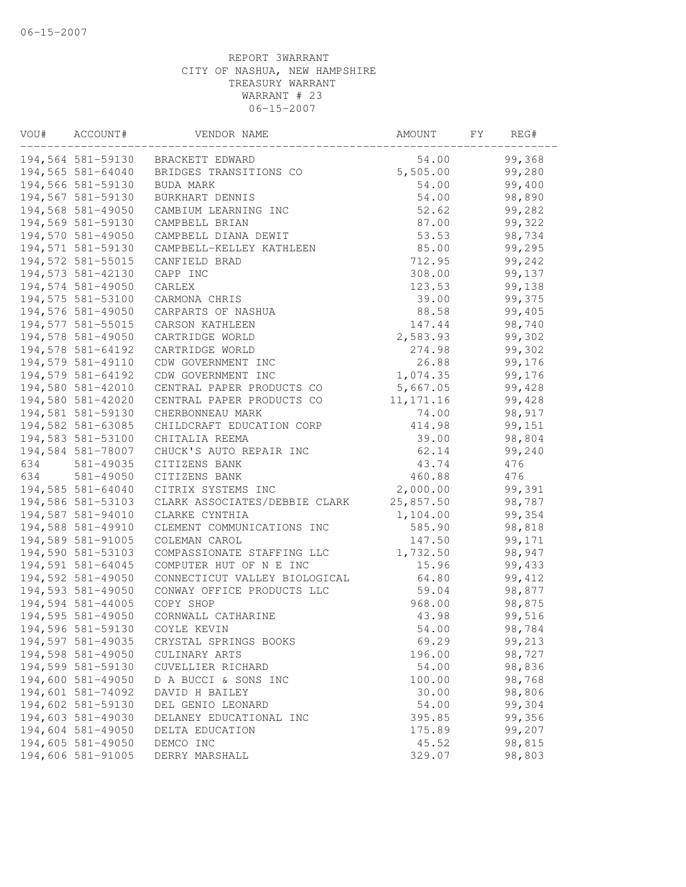REPORT 3WARRANT
CITY OF NASHUA, NEW HAMPSHIRE
TREASURY WARRANT
WARRANT # 23
06-15-2007

| VOU# | ACCOUNT# | VENDOR NAME | AMOUNT | FY | REG# |
|---|---|---|---|---|---|
| 194,564 | 581-59130 | BRACKETT EDWARD | 54.00 | | 99,368 |
| 194,565 | 581-64040 | BRIDGES TRANSITIONS CO | 5,505.00 | | 99,280 |
| 194,566 | 581-59130 | BUDA MARK | 54.00 | | 99,400 |
| 194,567 | 581-59130 | BURKHART DENNIS | 54.00 | | 98,890 |
| 194,568 | 581-49050 | CAMBIUM LEARNING INC | 52.62 | | 99,282 |
| 194,569 | 581-59130 | CAMPBELL BRIAN | 87.00 | | 99,322 |
| 194,570 | 581-49050 | CAMPBELL DIANA DEWIT | 53.53 | | 98,734 |
| 194,571 | 581-59130 | CAMPBELL-KELLEY KATHLEEN | 85.00 | | 99,295 |
| 194,572 | 581-55015 | CANFIELD BRAD | 712.95 | | 99,242 |
| 194,573 | 581-42130 | CAPP INC | 308.00 | | 99,137 |
| 194,574 | 581-49050 | CARLEX | 123.53 | | 99,138 |
| 194,575 | 581-53100 | CARMONA CHRIS | 39.00 | | 99,375 |
| 194,576 | 581-49050 | CARPARTS OF NASHUA | 88.58 | | 99,405 |
| 194,577 | 581-55015 | CARSON KATHLEEN | 147.44 | | 98,740 |
| 194,578 | 581-49050 | CARTRIDGE WORLD | 2,583.93 | | 99,302 |
| 194,578 | 581-64192 | CARTRIDGE WORLD | 274.98 | | 99,302 |
| 194,579 | 581-49110 | CDW GOVERNMENT INC | 26.88 | | 99,176 |
| 194,579 | 581-64192 | CDW GOVERNMENT INC | 1,074.35 | | 99,176 |
| 194,580 | 581-42010 | CENTRAL PAPER PRODUCTS CO | 5,667.05 | | 99,428 |
| 194,580 | 581-42020 | CENTRAL PAPER PRODUCTS CO | 11,171.16 | | 99,428 |
| 194,581 | 581-59130 | CHERBONNEAU MARK | 74.00 | | 98,917 |
| 194,582 | 581-63085 | CHILDCRAFT EDUCATION CORP | 414.98 | | 99,151 |
| 194,583 | 581-53100 | CHITALIA REEMA | 39.00 | | 98,804 |
| 194,584 | 581-78007 | CHUCK'S AUTO REPAIR INC | 62.14 | | 99,240 |
| 634 | 581-49035 | CITIZENS BANK | 43.74 | | 476 |
| 634 | 581-49050 | CITIZENS BANK | 460.88 | | 476 |
| 194,585 | 581-64040 | CITRIX SYSTEMS INC | 2,000.00 | | 99,391 |
| 194,586 | 581-53103 | CLARK ASSOCIATES/DEBBIE CLARK | 25,857.50 | | 98,787 |
| 194,587 | 581-94010 | CLARKE CYNTHIA | 1,104.00 | | 99,354 |
| 194,588 | 581-49910 | CLEMENT COMMUNICATIONS INC | 585.90 | | 98,818 |
| 194,589 | 581-91005 | COLEMAN CAROL | 147.50 | | 99,171 |
| 194,590 | 581-53103 | COMPASSIONATE STAFFING LLC | 1,732.50 | | 98,947 |
| 194,591 | 581-64045 | COMPUTER HUT OF N E INC | 15.96 | | 99,433 |
| 194,592 | 581-49050 | CONNECTICUT VALLEY BIOLOGICAL | 64.80 | | 99,412 |
| 194,593 | 581-49050 | CONWAY OFFICE PRODUCTS LLC | 59.04 | | 98,877 |
| 194,594 | 581-44005 | COPY SHOP | 968.00 | | 98,875 |
| 194,595 | 581-49050 | CORNWALL CATHARINE | 43.98 | | 99,516 |
| 194,596 | 581-59130 | COYLE KEVIN | 54.00 | | 98,784 |
| 194,597 | 581-49035 | CRYSTAL SPRINGS BOOKS | 69.29 | | 99,213 |
| 194,598 | 581-49050 | CULINARY ARTS | 196.00 | | 98,727 |
| 194,599 | 581-59130 | CUVELLIER RICHARD | 54.00 | | 98,836 |
| 194,600 | 581-49050 | D A BUCCI & SONS INC | 100.00 | | 98,768 |
| 194,601 | 581-74092 | DAVID H BAILEY | 30.00 | | 98,806 |
| 194,602 | 581-59130 | DEL GENIO LEONARD | 54.00 | | 99,304 |
| 194,603 | 581-49030 | DELANEY EDUCATIONAL INC | 395.85 | | 99,356 |
| 194,604 | 581-49050 | DELTA EDUCATION | 175.89 | | 99,207 |
| 194,605 | 581-49050 | DEMCO INC | 45.52 | | 98,815 |
| 194,606 | 581-91005 | DERRY MARSHALL | 329.07 | | 98,803 |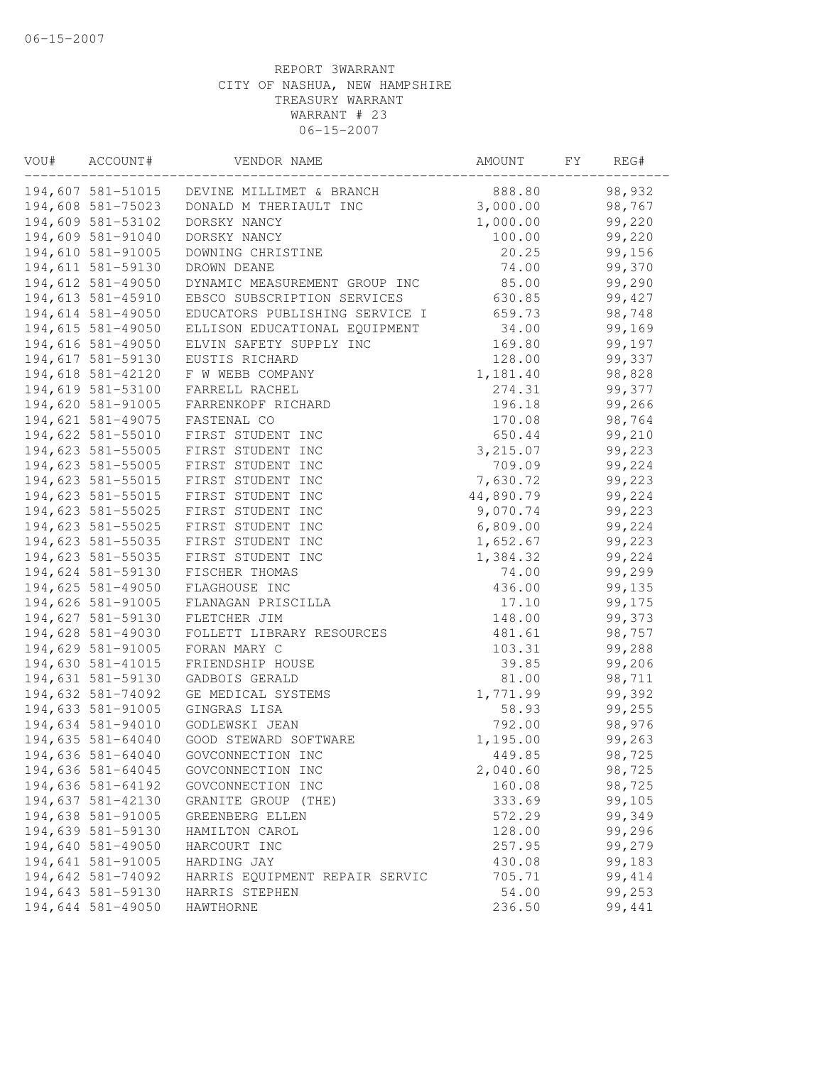06-15-2007

REPORT 3WARRANT
CITY OF NASHUA, NEW HAMPSHIRE
TREASURY WARRANT
WARRANT # 23
06-15-2007

| VOU# | ACCOUNT# | VENDOR NAME | AMOUNT | FY | REG# |
|---|---|---|---|---|---|
| 194,607 | 581-51015 | DEVINE MILLIMET & BRANCH | 888.80 | | 98,932 |
| 194,608 | 581-75023 | DONALD M THERIAULT INC | 3,000.00 | | 98,767 |
| 194,609 | 581-53102 | DORSKY NANCY | 1,000.00 | | 99,220 |
| 194,609 | 581-91040 | DORSKY NANCY | 100.00 | | 99,220 |
| 194,610 | 581-91005 | DOWNING CHRISTINE | 20.25 | | 99,156 |
| 194,611 | 581-59130 | DROWN DEANE | 74.00 | | 99,370 |
| 194,612 | 581-49050 | DYNAMIC MEASUREMENT GROUP INC | 85.00 | | 99,290 |
| 194,613 | 581-45910 | EBSCO SUBSCRIPTION SERVICES | 630.85 | | 99,427 |
| 194,614 | 581-49050 | EDUCATORS PUBLISHING SERVICE I | 659.73 | | 98,748 |
| 194,615 | 581-49050 | ELLISON EDUCATIONAL EQUIPMENT | 34.00 | | 99,169 |
| 194,616 | 581-49050 | ELVIN SAFETY SUPPLY INC | 169.80 | | 99,197 |
| 194,617 | 581-59130 | EUSTIS RICHARD | 128.00 | | 99,337 |
| 194,618 | 581-42120 | F W WEBB COMPANY | 1,181.40 | | 98,828 |
| 194,619 | 581-53100 | FARRELL RACHEL | 274.31 | | 99,377 |
| 194,620 | 581-91005 | FARRENKOPF RICHARD | 196.18 | | 99,266 |
| 194,621 | 581-49075 | FASTENAL CO | 170.08 | | 98,764 |
| 194,622 | 581-55010 | FIRST STUDENT INC | 650.44 | | 99,210 |
| 194,623 | 581-55005 | FIRST STUDENT INC | 3,215.07 | | 99,223 |
| 194,623 | 581-55005 | FIRST STUDENT INC | 709.09 | | 99,224 |
| 194,623 | 581-55015 | FIRST STUDENT INC | 7,630.72 | | 99,223 |
| 194,623 | 581-55015 | FIRST STUDENT INC | 44,890.79 | | 99,224 |
| 194,623 | 581-55025 | FIRST STUDENT INC | 9,070.74 | | 99,223 |
| 194,623 | 581-55025 | FIRST STUDENT INC | 6,809.00 | | 99,224 |
| 194,623 | 581-55035 | FIRST STUDENT INC | 1,652.67 | | 99,223 |
| 194,623 | 581-55035 | FIRST STUDENT INC | 1,384.32 | | 99,224 |
| 194,624 | 581-59130 | FISCHER THOMAS | 74.00 | | 99,299 |
| 194,625 | 581-49050 | FLAGHOUSE INC | 436.00 | | 99,135 |
| 194,626 | 581-91005 | FLANAGAN PRISCILLA | 17.10 | | 99,175 |
| 194,627 | 581-59130 | FLETCHER JIM | 148.00 | | 99,373 |
| 194,628 | 581-49030 | FOLLETT LIBRARY RESOURCES | 481.61 | | 98,757 |
| 194,629 | 581-91005 | FORAN MARY C | 103.31 | | 99,288 |
| 194,630 | 581-41015 | FRIENDSHIP HOUSE | 39.85 | | 99,206 |
| 194,631 | 581-59130 | GADBOIS GERALD | 81.00 | | 98,711 |
| 194,632 | 581-74092 | GE MEDICAL SYSTEMS | 1,771.99 | | 99,392 |
| 194,633 | 581-91005 | GINGRAS LISA | 58.93 | | 99,255 |
| 194,634 | 581-94010 | GODLEWSKI JEAN | 792.00 | | 98,976 |
| 194,635 | 581-64040 | GOOD STEWARD SOFTWARE | 1,195.00 | | 99,263 |
| 194,636 | 581-64040 | GOVCONNECTION INC | 449.85 | | 98,725 |
| 194,636 | 581-64045 | GOVCONNECTION INC | 2,040.60 | | 98,725 |
| 194,636 | 581-64192 | GOVCONNECTION INC | 160.08 | | 98,725 |
| 194,637 | 581-42130 | GRANITE GROUP (THE) | 333.69 | | 99,105 |
| 194,638 | 581-91005 | GREENBERG ELLEN | 572.29 | | 99,349 |
| 194,639 | 581-59130 | HAMILTON CAROL | 128.00 | | 99,296 |
| 194,640 | 581-49050 | HARCOURT INC | 257.95 | | 99,279 |
| 194,641 | 581-91005 | HARDING JAY | 430.08 | | 99,183 |
| 194,642 | 581-74092 | HARRIS EQUIPMENT REPAIR SERVIC | 705.71 | | 99,414 |
| 194,643 | 581-59130 | HARRIS STEPHEN | 54.00 | | 99,253 |
| 194,644 | 581-49050 | HAWTHORNE | 236.50 | | 99,441 |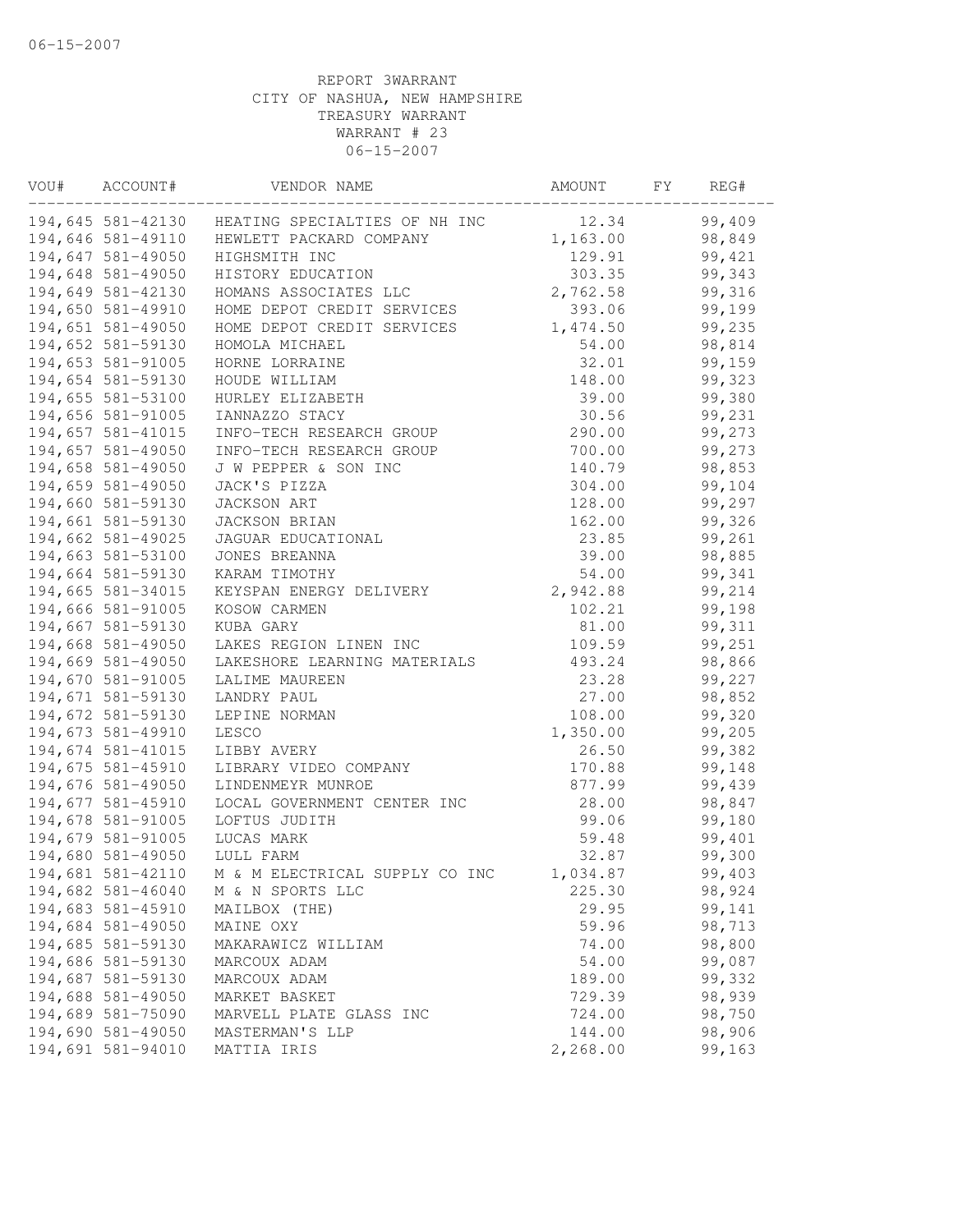06-15-2007

REPORT 3WARRANT
CITY OF NASHUA, NEW HAMPSHIRE
TREASURY WARRANT
WARRANT # 23
06-15-2007

| VOU# | ACCOUNT# | VENDOR NAME | AMOUNT | FY | REG# |
|---|---|---|---|---|---|
| 194,645 | 581-42130 | HEATING SPECIALTIES OF NH INC | 12.34 | | 99,409 |
| 194,646 | 581-49110 | HEWLETT PACKARD COMPANY | 1,163.00 | | 98,849 |
| 194,647 | 581-49050 | HIGHSMITH INC | 129.91 | | 99,421 |
| 194,648 | 581-49050 | HISTORY EDUCATION | 303.35 | | 99,343 |
| 194,649 | 581-42130 | HOMANS ASSOCIATES LLC | 2,762.58 | | 99,316 |
| 194,650 | 581-49910 | HOME DEPOT CREDIT SERVICES | 393.06 | | 99,199 |
| 194,651 | 581-49050 | HOME DEPOT CREDIT SERVICES | 1,474.50 | | 99,235 |
| 194,652 | 581-59130 | HOMOLA MICHAEL | 54.00 | | 98,814 |
| 194,653 | 581-91005 | HORNE LORRAINE | 32.01 | | 99,159 |
| 194,654 | 581-59130 | HOUDE WILLIAM | 148.00 | | 99,323 |
| 194,655 | 581-53100 | HURLEY ELIZABETH | 39.00 | | 99,380 |
| 194,656 | 581-91005 | IANNAZZO STACY | 30.56 | | 99,231 |
| 194,657 | 581-41015 | INFO-TECH RESEARCH GROUP | 290.00 | | 99,273 |
| 194,657 | 581-49050 | INFO-TECH RESEARCH GROUP | 700.00 | | 99,273 |
| 194,658 | 581-49050 | J W PEPPER & SON INC | 140.79 | | 98,853 |
| 194,659 | 581-49050 | JACK'S PIZZA | 304.00 | | 99,104 |
| 194,660 | 581-59130 | JACKSON ART | 128.00 | | 99,297 |
| 194,661 | 581-59130 | JACKSON BRIAN | 162.00 | | 99,326 |
| 194,662 | 581-49025 | JAGUAR EDUCATIONAL | 23.85 | | 99,261 |
| 194,663 | 581-53100 | JONES BREANNA | 39.00 | | 98,885 |
| 194,664 | 581-59130 | KARAM TIMOTHY | 54.00 | | 99,341 |
| 194,665 | 581-34015 | KEYSPAN ENERGY DELIVERY | 2,942.88 | | 99,214 |
| 194,666 | 581-91005 | KOSOW CARMEN | 102.21 | | 99,198 |
| 194,667 | 581-59130 | KUBA GARY | 81.00 | | 99,311 |
| 194,668 | 581-49050 | LAKES REGION LINEN INC | 109.59 | | 99,251 |
| 194,669 | 581-49050 | LAKESHORE LEARNING MATERIALS | 493.24 | | 98,866 |
| 194,670 | 581-91005 | LALIME MAUREEN | 23.28 | | 99,227 |
| 194,671 | 581-59130 | LANDRY PAUL | 27.00 | | 98,852 |
| 194,672 | 581-59130 | LEPINE NORMAN | 108.00 | | 99,320 |
| 194,673 | 581-49910 | LESCO | 1,350.00 | | 99,205 |
| 194,674 | 581-41015 | LIBBY AVERY | 26.50 | | 99,382 |
| 194,675 | 581-45910 | LIBRARY VIDEO COMPANY | 170.88 | | 99,148 |
| 194,676 | 581-49050 | LINDENMEYR MUNROE | 877.99 | | 99,439 |
| 194,677 | 581-45910 | LOCAL GOVERNMENT CENTER INC | 28.00 | | 98,847 |
| 194,678 | 581-91005 | LOFTUS JUDITH | 99.06 | | 99,180 |
| 194,679 | 581-91005 | LUCAS MARK | 59.48 | | 99,401 |
| 194,680 | 581-49050 | LULL FARM | 32.87 | | 99,300 |
| 194,681 | 581-42110 | M & M ELECTRICAL SUPPLY CO INC | 1,034.87 | | 99,403 |
| 194,682 | 581-46040 | M & N SPORTS LLC | 225.30 | | 98,924 |
| 194,683 | 581-45910 | MAILBOX (THE) | 29.95 | | 99,141 |
| 194,684 | 581-49050 | MAINE OXY | 59.96 | | 98,713 |
| 194,685 | 581-59130 | MAKARAWICZ WILLIAM | 74.00 | | 98,800 |
| 194,686 | 581-59130 | MARCOUX ADAM | 54.00 | | 99,087 |
| 194,687 | 581-59130 | MARCOUX ADAM | 189.00 | | 99,332 |
| 194,688 | 581-49050 | MARKET BASKET | 729.39 | | 98,939 |
| 194,689 | 581-75090 | MARVELL PLATE GLASS INC | 724.00 | | 98,750 |
| 194,690 | 581-49050 | MASTERMAN'S LLP | 144.00 | | 98,906 |
| 194,691 | 581-94010 | MATTIA IRIS | 2,268.00 | | 99,163 |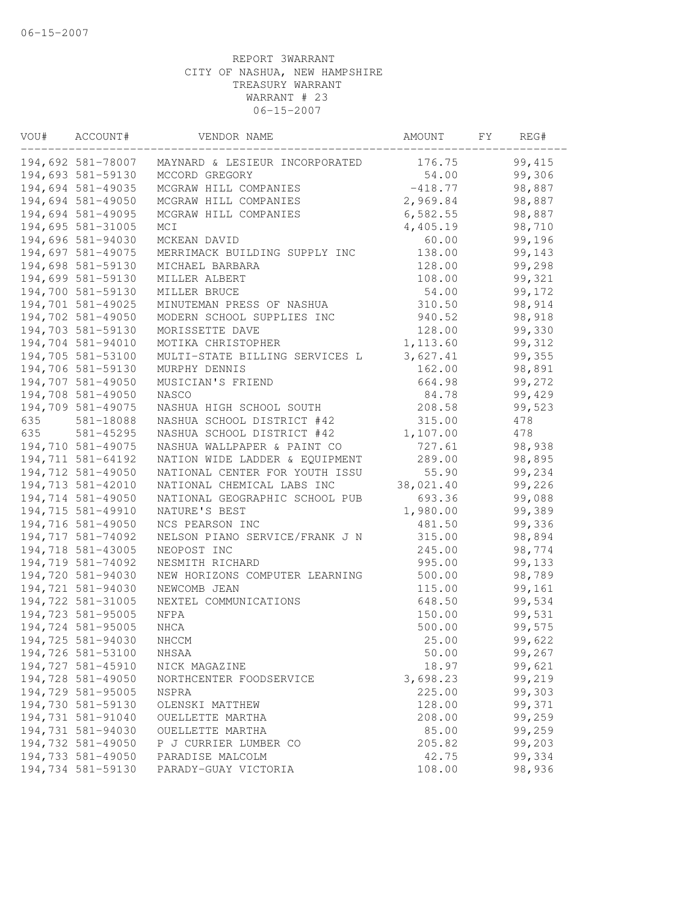06-15-2007

REPORT 3WARRANT
CITY OF NASHUA, NEW HAMPSHIRE
TREASURY WARRANT
WARRANT # 23
06-15-2007

| VOU# | ACCOUNT# | VENDOR NAME | AMOUNT | FY | REG# |
|---|---|---|---|---|---|
| 194,692 | 581-78007 | MAYNARD & LESIEUR INCORPORATED | 176.75 | | 99,415 |
| 194,693 | 581-59130 | MCCORD GREGORY | 54.00 | | 99,306 |
| 194,694 | 581-49035 | MCGRAW HILL COMPANIES | -418.77 | | 98,887 |
| 194,694 | 581-49050 | MCGRAW HILL COMPANIES | 2,969.84 | | 98,887 |
| 194,694 | 581-49095 | MCGRAW HILL COMPANIES | 6,582.55 | | 98,887 |
| 194,695 | 581-31005 | MCI | 4,405.19 | | 98,710 |
| 194,696 | 581-94030 | MCKEAN DAVID | 60.00 | | 99,196 |
| 194,697 | 581-49075 | MERRIMACK BUILDING SUPPLY INC | 138.00 | | 99,143 |
| 194,698 | 581-59130 | MICHAEL BARBARA | 128.00 | | 99,298 |
| 194,699 | 581-59130 | MILLER ALBERT | 108.00 | | 99,321 |
| 194,700 | 581-59130 | MILLER BRUCE | 54.00 | | 99,172 |
| 194,701 | 581-49025 | MINUTEMAN PRESS OF NASHUA | 310.50 | | 98,914 |
| 194,702 | 581-49050 | MODERN SCHOOL SUPPLIES INC | 940.52 | | 98,918 |
| 194,703 | 581-59130 | MORISSETTE DAVE | 128.00 | | 99,330 |
| 194,704 | 581-94010 | MOTIKA CHRISTOPHER | 1,113.60 | | 99,312 |
| 194,705 | 581-53100 | MULTI-STATE BILLING SERVICES L | 3,627.41 | | 99,355 |
| 194,706 | 581-59130 | MURPHY DENNIS | 162.00 | | 98,891 |
| 194,707 | 581-49050 | MUSICIAN'S FRIEND | 664.98 | | 99,272 |
| 194,708 | 581-49050 | NASCO | 84.78 | | 99,429 |
| 194,709 | 581-49075 | NASHUA HIGH SCHOOL SOUTH | 208.58 | | 99,523 |
| 635 | 581-18088 | NASHUA SCHOOL DISTRICT #42 | 315.00 | | 478 |
| 635 | 581-45295 | NASHUA SCHOOL DISTRICT #42 | 1,107.00 | | 478 |
| 194,710 | 581-49075 | NASHUA WALLPAPER & PAINT CO | 727.61 | | 98,938 |
| 194,711 | 581-64192 | NATION WIDE LADDER & EQUIPMENT | 289.00 | | 98,895 |
| 194,712 | 581-49050 | NATIONAL CENTER FOR YOUTH ISSU | 55.90 | | 99,234 |
| 194,713 | 581-42010 | NATIONAL CHEMICAL LABS INC | 38,021.40 | | 99,226 |
| 194,714 | 581-49050 | NATIONAL GEOGRAPHIC SCHOOL PUB | 693.36 | | 99,088 |
| 194,715 | 581-49910 | NATURE'S BEST | 1,980.00 | | 99,389 |
| 194,716 | 581-49050 | NCS PEARSON INC | 481.50 | | 99,336 |
| 194,717 | 581-74092 | NELSON PIANO SERVICE/FRANK J N | 315.00 | | 98,894 |
| 194,718 | 581-43005 | NEOPOST INC | 245.00 | | 98,774 |
| 194,719 | 581-74092 | NESMITH RICHARD | 995.00 | | 99,133 |
| 194,720 | 581-94030 | NEW HORIZONS COMPUTER LEARNING | 500.00 | | 98,789 |
| 194,721 | 581-94030 | NEWCOMB JEAN | 115.00 | | 99,161 |
| 194,722 | 581-31005 | NEXTEL COMMUNICATIONS | 648.50 | | 99,534 |
| 194,723 | 581-95005 | NFPA | 150.00 | | 99,531 |
| 194,724 | 581-95005 | NHCA | 500.00 | | 99,575 |
| 194,725 | 581-94030 | NHCCM | 25.00 | | 99,622 |
| 194,726 | 581-53100 | NHSAA | 50.00 | | 99,267 |
| 194,727 | 581-45910 | NICK MAGAZINE | 18.97 | | 99,621 |
| 194,728 | 581-49050 | NORTHCENTER FOODSERVICE | 3,698.23 | | 99,219 |
| 194,729 | 581-95005 | NSPRA | 225.00 | | 99,303 |
| 194,730 | 581-59130 | OLENSKI MATTHEW | 128.00 | | 99,371 |
| 194,731 | 581-91040 | OUELLETTE MARTHA | 208.00 | | 99,259 |
| 194,731 | 581-94030 | OUELLETTE MARTHA | 85.00 | | 99,259 |
| 194,732 | 581-49050 | P J CURRIER LUMBER CO | 205.82 | | 99,203 |
| 194,733 | 581-49050 | PARADISE MALCOLM | 42.75 | | 99,334 |
| 194,734 | 581-59130 | PARADY-GUAY VICTORIA | 108.00 | | 98,936 |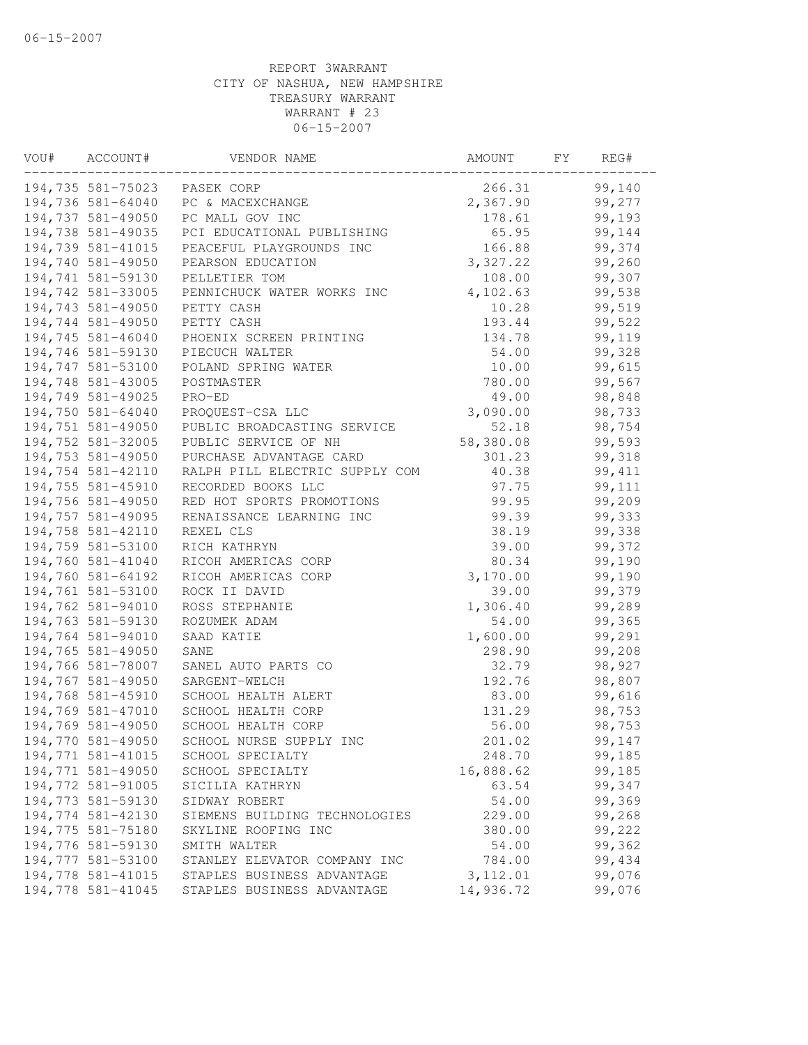06-15-2007

REPORT 3WARRANT
CITY OF NASHUA, NEW HAMPSHIRE
TREASURY WARRANT
WARRANT # 23
06-15-2007

| VOU# | ACCOUNT# | VENDOR NAME | AMOUNT | FY | REG# |
|---|---|---|---|---|---|
| 194,735 | 581-75023 | PASEK CORP | 266.31 | | 99,140 |
| 194,736 | 581-64040 | PC & MACEXCHANGE | 2,367.90 | | 99,277 |
| 194,737 | 581-49050 | PC MALL GOV INC | 178.61 | | 99,193 |
| 194,738 | 581-49035 | PCI EDUCATIONAL PUBLISHING | 65.95 | | 99,144 |
| 194,739 | 581-41015 | PEACEFUL PLAYGROUNDS INC | 166.88 | | 99,374 |
| 194,740 | 581-49050 | PEARSON EDUCATION | 3,327.22 | | 99,260 |
| 194,741 | 581-59130 | PELLETIER TOM | 108.00 | | 99,307 |
| 194,742 | 581-33005 | PENNICHUCK WATER WORKS INC | 4,102.63 | | 99,538 |
| 194,743 | 581-49050 | PETTY CASH | 10.28 | | 99,519 |
| 194,744 | 581-49050 | PETTY CASH | 193.44 | | 99,522 |
| 194,745 | 581-46040 | PHOENIX SCREEN PRINTING | 134.78 | | 99,119 |
| 194,746 | 581-59130 | PIECUCH WALTER | 54.00 | | 99,328 |
| 194,747 | 581-53100 | POLAND SPRING WATER | 10.00 | | 99,615 |
| 194,748 | 581-43005 | POSTMASTER | 780.00 | | 99,567 |
| 194,749 | 581-49025 | PRO-ED | 49.00 | | 98,848 |
| 194,750 | 581-64040 | PROQUEST-CSA LLC | 3,090.00 | | 98,733 |
| 194,751 | 581-49050 | PUBLIC BROADCASTING SERVICE | 52.18 | | 98,754 |
| 194,752 | 581-32005 | PUBLIC SERVICE OF NH | 58,380.08 | | 99,593 |
| 194,753 | 581-49050 | PURCHASE ADVANTAGE CARD | 301.23 | | 99,318 |
| 194,754 | 581-42110 | RALPH PILL ELECTRIC SUPPLY COM | 40.38 | | 99,411 |
| 194,755 | 581-45910 | RECORDED BOOKS LLC | 97.75 | | 99,111 |
| 194,756 | 581-49050 | RED HOT SPORTS PROMOTIONS | 99.95 | | 99,209 |
| 194,757 | 581-49095 | RENAISSANCE LEARNING INC | 99.39 | | 99,333 |
| 194,758 | 581-42110 | REXEL CLS | 38.19 | | 99,338 |
| 194,759 | 581-53100 | RICH KATHRYN | 39.00 | | 99,372 |
| 194,760 | 581-41040 | RICOH AMERICAS CORP | 80.34 | | 99,190 |
| 194,760 | 581-64192 | RICOH AMERICAS CORP | 3,170.00 | | 99,190 |
| 194,761 | 581-53100 | ROCK II DAVID | 39.00 | | 99,379 |
| 194,762 | 581-94010 | ROSS STEPHANIE | 1,306.40 | | 99,289 |
| 194,763 | 581-59130 | ROZUMEK ADAM | 54.00 | | 99,365 |
| 194,764 | 581-94010 | SAAD KATIE | 1,600.00 | | 99,291 |
| 194,765 | 581-49050 | SANE | 298.90 | | 99,208 |
| 194,766 | 581-78007 | SANEL AUTO PARTS CO | 32.79 | | 98,927 |
| 194,767 | 581-49050 | SARGENT-WELCH | 192.76 | | 98,807 |
| 194,768 | 581-45910 | SCHOOL HEALTH ALERT | 83.00 | | 99,616 |
| 194,769 | 581-47010 | SCHOOL HEALTH CORP | 131.29 | | 98,753 |
| 194,769 | 581-49050 | SCHOOL HEALTH CORP | 56.00 | | 98,753 |
| 194,770 | 581-49050 | SCHOOL NURSE SUPPLY INC | 201.02 | | 99,147 |
| 194,771 | 581-41015 | SCHOOL SPECIALTY | 248.70 | | 99,185 |
| 194,771 | 581-49050 | SCHOOL SPECIALTY | 16,888.62 | | 99,185 |
| 194,772 | 581-91005 | SICILIA KATHRYN | 63.54 | | 99,347 |
| 194,773 | 581-59130 | SIDWAY ROBERT | 54.00 | | 99,369 |
| 194,774 | 581-42130 | SIEMENS BUILDING TECHNOLOGIES | 229.00 | | 99,268 |
| 194,775 | 581-75180 | SKYLINE ROOFING INC | 380.00 | | 99,222 |
| 194,776 | 581-59130 | SMITH WALTER | 54.00 | | 99,362 |
| 194,777 | 581-53100 | STANLEY ELEVATOR COMPANY INC | 784.00 | | 99,434 |
| 194,778 | 581-41015 | STAPLES BUSINESS ADVANTAGE | 3,112.01 | | 99,076 |
| 194,778 | 581-41045 | STAPLES BUSINESS ADVANTAGE | 14,936.72 | | 99,076 |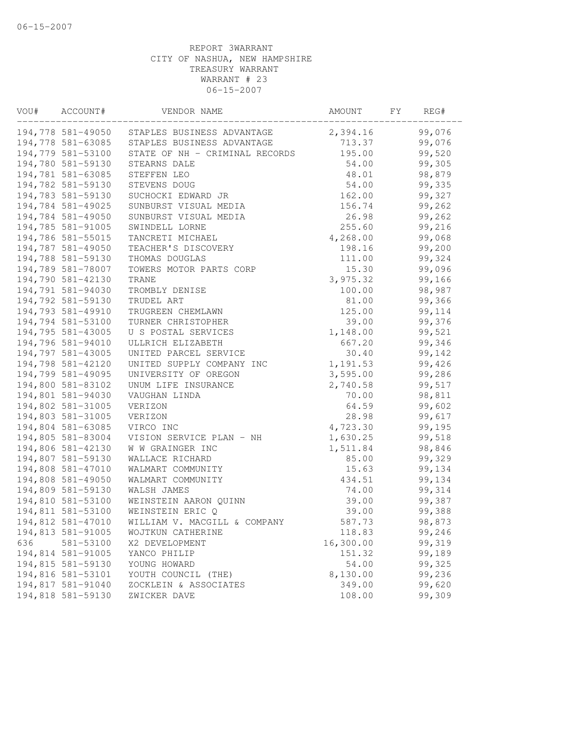REPORT 3WARRANT
CITY OF NASHUA, NEW HAMPSHIRE
TREASURY WARRANT
WARRANT # 23
06-15-2007

| VOU# | ACCOUNT# | VENDOR NAME | AMOUNT | FY | REG# |
|---|---|---|---|---|---|
| 194,778 | 581-49050 | STAPLES BUSINESS ADVANTAGE | 2,394.16 | | 99,076 |
| 194,778 | 581-63085 | STAPLES BUSINESS ADVANTAGE | 713.37 | | 99,076 |
| 194,779 | 581-53100 | STATE OF NH - CRIMINAL RECORDS | 195.00 | | 99,520 |
| 194,780 | 581-59130 | STEARNS DALE | 54.00 | | 99,305 |
| 194,781 | 581-63085 | STEFFEN LEO | 48.01 | | 98,879 |
| 194,782 | 581-59130 | STEVENS DOUG | 54.00 | | 99,335 |
| 194,783 | 581-59130 | SUCHOCKI EDWARD JR | 162.00 | | 99,327 |
| 194,784 | 581-49025 | SUNBURST VISUAL MEDIA | 156.74 | | 99,262 |
| 194,784 | 581-49050 | SUNBURST VISUAL MEDIA | 26.98 | | 99,262 |
| 194,785 | 581-91005 | SWINDELL LORNE | 255.60 | | 99,216 |
| 194,786 | 581-55015 | TANCRETI MICHAEL | 4,268.00 | | 99,068 |
| 194,787 | 581-49050 | TEACHER'S DISCOVERY | 198.16 | | 99,200 |
| 194,788 | 581-59130 | THOMAS DOUGLAS | 111.00 | | 99,324 |
| 194,789 | 581-78007 | TOWERS MOTOR PARTS CORP | 15.30 | | 99,096 |
| 194,790 | 581-42130 | TRANE | 3,975.32 | | 99,166 |
| 194,791 | 581-94030 | TROMBLY DENISE | 100.00 | | 98,987 |
| 194,792 | 581-59130 | TRUDEL ART | 81.00 | | 99,366 |
| 194,793 | 581-49910 | TRUGREEN CHEMLAWN | 125.00 | | 99,114 |
| 194,794 | 581-53100 | TURNER CHRISTOPHER | 39.00 | | 99,376 |
| 194,795 | 581-43005 | U S POSTAL SERVICES | 1,148.00 | | 99,521 |
| 194,796 | 581-94010 | ULLRICH ELIZABETH | 667.20 | | 99,346 |
| 194,797 | 581-43005 | UNITED PARCEL SERVICE | 30.40 | | 99,142 |
| 194,798 | 581-42120 | UNITED SUPPLY COMPANY INC | 1,191.53 | | 99,426 |
| 194,799 | 581-49095 | UNIVERSITY OF OREGON | 3,595.00 | | 99,286 |
| 194,800 | 581-83102 | UNUM LIFE INSURANCE | 2,740.58 | | 99,517 |
| 194,801 | 581-94030 | VAUGHAN LINDA | 70.00 | | 98,811 |
| 194,802 | 581-31005 | VERIZON | 64.59 | | 99,602 |
| 194,803 | 581-31005 | VERIZON | 28.98 | | 99,617 |
| 194,804 | 581-63085 | VIRCO INC | 4,723.30 | | 99,195 |
| 194,805 | 581-83004 | VISION SERVICE PLAN - NH | 1,630.25 | | 99,518 |
| 194,806 | 581-42130 | W W GRAINGER INC | 1,511.84 | | 98,846 |
| 194,807 | 581-59130 | WALLACE RICHARD | 85.00 | | 99,329 |
| 194,808 | 581-47010 | WALMART COMMUNITY | 15.63 | | 99,134 |
| 194,808 | 581-49050 | WALMART COMMUNITY | 434.51 | | 99,134 |
| 194,809 | 581-59130 | WALSH JAMES | 74.00 | | 99,314 |
| 194,810 | 581-53100 | WEINSTEIN AARON QUINN | 39.00 | | 99,387 |
| 194,811 | 581-53100 | WEINSTEIN ERIC Q | 39.00 | | 99,388 |
| 194,812 | 581-47010 | WILLIAM V. MACGILL & COMPANY | 587.73 | | 98,873 |
| 194,813 | 581-91005 | WOJTKUN CATHERINE | 118.83 | | 99,246 |
| 636 | 581-53100 | X2 DEVELOPMENT | 16,300.00 | | 99,319 |
| 194,814 | 581-91005 | YANCO PHILIP | 151.32 | | 99,189 |
| 194,815 | 581-59130 | YOUNG HOWARD | 54.00 | | 99,325 |
| 194,816 | 581-53101 | YOUTH COUNCIL (THE) | 8,130.00 | | 99,236 |
| 194,817 | 581-91040 | ZOCKLEIN & ASSOCIATES | 349.00 | | 99,620 |
| 194,818 | 581-59130 | ZWICKER DAVE | 108.00 | | 99,309 |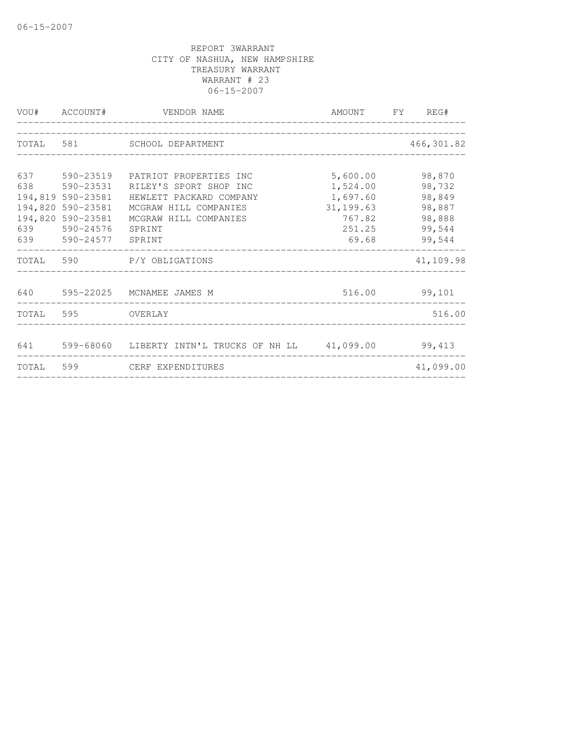06-15-2007

REPORT 3WARRANT
CITY OF NASHUA, NEW HAMPSHIRE
TREASURY WARRANT
WARRANT # 23
06-15-2007

| VOU# | ACCOUNT# | VENDOR NAME | AMOUNT | FY | REG# |
|---|---|---|---|---|---|
| TOTAL | 581 | SCHOOL DEPARTMENT | | | 466,301.82 |
| 637 | 590-23519 | PATRIOT PROPERTIES INC | 5,600.00 | | 98,870 |
| 638 | 590-23531 | RILEY'S SPORT SHOP INC | 1,524.00 | | 98,732 |
| 194,819 | 590-23581 | HEWLETT PACKARD COMPANY | 1,697.60 | | 98,849 |
| 194,820 | 590-23581 | MCGRAW HILL COMPANIES | 31,199.63 | | 98,887 |
| 194,820 | 590-23581 | MCGRAW HILL COMPANIES | 767.82 | | 98,888 |
| 639 | 590-24576 | SPRINT | 251.25 | | 99,544 |
| 639 | 590-24577 | SPRINT | 69.68 | | 99,544 |
| TOTAL | 590 | P/Y OBLIGATIONS | | | 41,109.98 |
| 640 | 595-22025 | MCNAMEE JAMES M | 516.00 | | 99,101 |
| TOTAL | 595 | OVERLAY | | | 516.00 |
| 641 | 599-68060 | LIBERTY INTN'L TRUCKS OF NH LL | 41,099.00 | | 99,413 |
| TOTAL | 599 | CERF EXPENDITURES | | | 41,099.00 |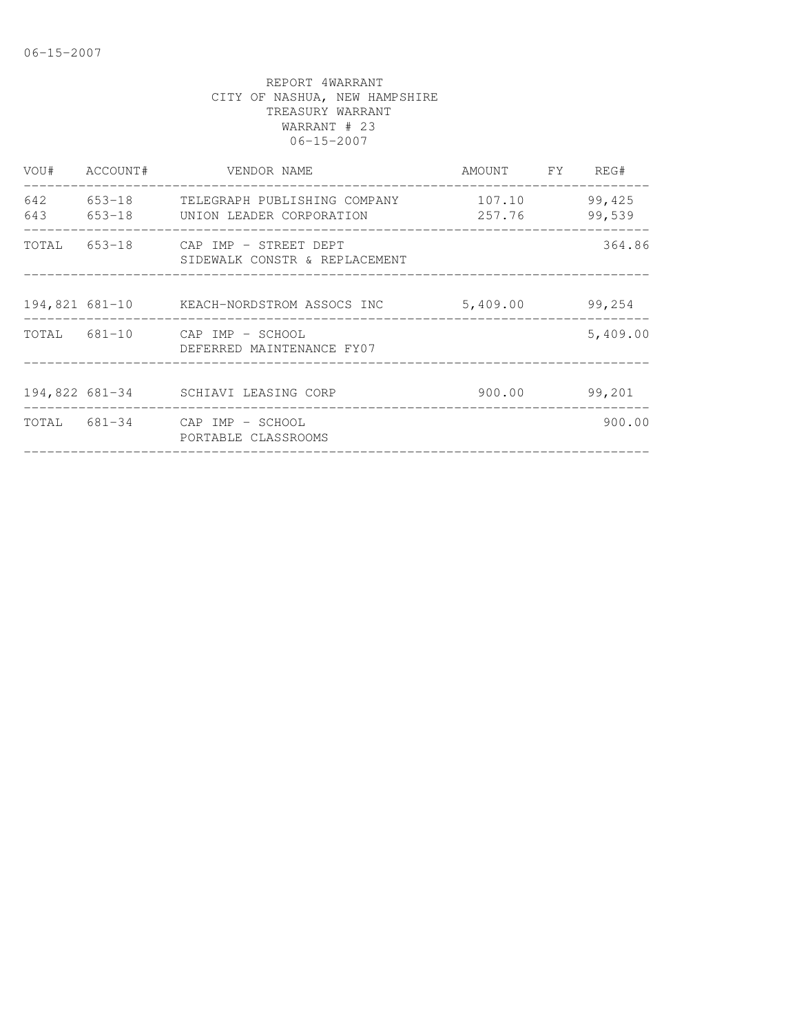REPORT 4WARRANT
CITY OF NASHUA, NEW HAMPSHIRE
TREASURY WARRANT
WARRANT # 23
06-15-2007

| VOU# | ACCOUNT# | VENDOR NAME | AMOUNT | FY | REG# |
|---|---|---|---|---|---|
| 642 | 653-18 | TELEGRAPH PUBLISHING COMPANY | 107.10 | | 99,425 |
| 643 | 653-18 | UNION LEADER CORPORATION | 257.76 | | 99,539 |
| TOTAL | 653-18 | CAP IMP - STREET DEPT SIDEWALK CONSTR & REPLACEMENT | | | 364.86 |
| 194,821 | 681-10 | KEACH-NORDSTROM ASSOCS INC | 5,409.00 | | 99,254 |
| TOTAL | 681-10 | CAP IMP - SCHOOL DEFERRED MAINTENANCE FY07 | | | 5,409.00 |
| 194,822 | 681-34 | SCHIAVI LEASING CORP | 900.00 | | 99,201 |
| TOTAL | 681-34 | CAP IMP - SCHOOL PORTABLE CLASSROOMS | | | 900.00 |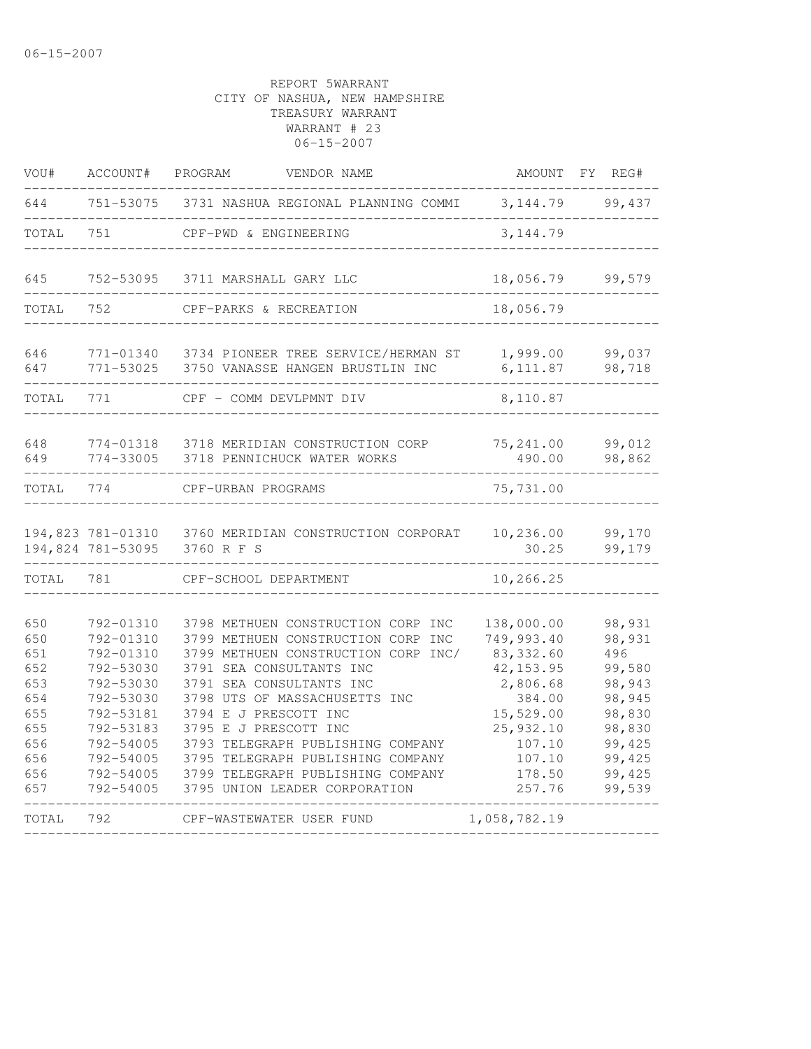06-15-2007

REPORT 5WARRANT
CITY OF NASHUA, NEW HAMPSHIRE
TREASURY WARRANT
WARRANT # 23
06-15-2007

| VOU# | ACCOUNT# | PROGRAM | VENDOR NAME | AMOUNT | FY | REG# |
|---|---|---|---|---|---|---|
| 644 | 751-53075 | 3731 | NASHUA REGIONAL PLANNING COMMI | 3,144.79 | | 99,437 |
| TOTAL | 751 | | CPF-PWD & ENGINEERING | 3,144.79 | | |
| 645 | 752-53095 | 3711 | MARSHALL GARY LLC | 18,056.79 | | 99,579 |
| TOTAL | 752 | | CPF-PARKS & RECREATION | 18,056.79 | | |
| 646 | 771-01340 | 3734 | PIONEER TREE SERVICE/HERMAN ST | 1,999.00 | | 99,037 |
| 647 | 771-53025 | 3750 | VANASSE HANGEN BRUSTLIN INC | 6,111.87 | | 98,718 |
| TOTAL | 771 | | CPF - COMM DEVLPMNT DIV | 8,110.87 | | |
| 648 | 774-01318 | 3718 | MERIDIAN CONSTRUCTION CORP | 75,241.00 | | 99,012 |
| 649 | 774-33005 | 3718 | PENNICHUCK WATER WORKS | 490.00 | | 98,862 |
| TOTAL | 774 | | CPF-URBAN PROGRAMS | 75,731.00 | | |
| 194,823 | 781-01310 | 3760 | MERIDIAN CONSTRUCTION CORPORAT | 10,236.00 | | 99,170 |
| 194,824 | 781-53095 | 3760 | R F S | 30.25 | | 99,179 |
| TOTAL | 781 | | CPF-SCHOOL DEPARTMENT | 10,266.25 | | |
| 650 | 792-01310 | 3798 | METHUEN CONSTRUCTION CORP INC | 138,000.00 | | 98,931 |
| 650 | 792-01310 | 3799 | METHUEN CONSTRUCTION CORP INC | 749,993.40 | | 98,931 |
| 651 | 792-01310 | 3799 | METHUEN CONSTRUCTION CORP INC/ | 83,332.60 | | 496 |
| 652 | 792-53030 | 3791 | SEA CONSULTANTS INC | 42,153.95 | | 99,580 |
| 653 | 792-53030 | 3791 | SEA CONSULTANTS INC | 2,806.68 | | 98,943 |
| 654 | 792-53030 | 3798 | UTS OF MASSACHUSETTS INC | 384.00 | | 98,945 |
| 655 | 792-53181 | 3794 | E J PRESCOTT INC | 15,529.00 | | 98,830 |
| 655 | 792-53183 | 3795 | E J PRESCOTT INC | 25,932.10 | | 98,830 |
| 656 | 792-54005 | 3793 | TELEGRAPH PUBLISHING COMPANY | 107.10 | | 99,425 |
| 656 | 792-54005 | 3795 | TELEGRAPH PUBLISHING COMPANY | 107.10 | | 99,425 |
| 656 | 792-54005 | 3799 | TELEGRAPH PUBLISHING COMPANY | 178.50 | | 99,425 |
| 657 | 792-54005 | 3795 | UNION LEADER CORPORATION | 257.76 | | 99,539 |
| TOTAL | 792 | | CPF-WASTEWATER USER FUND | 1,058,782.19 | | |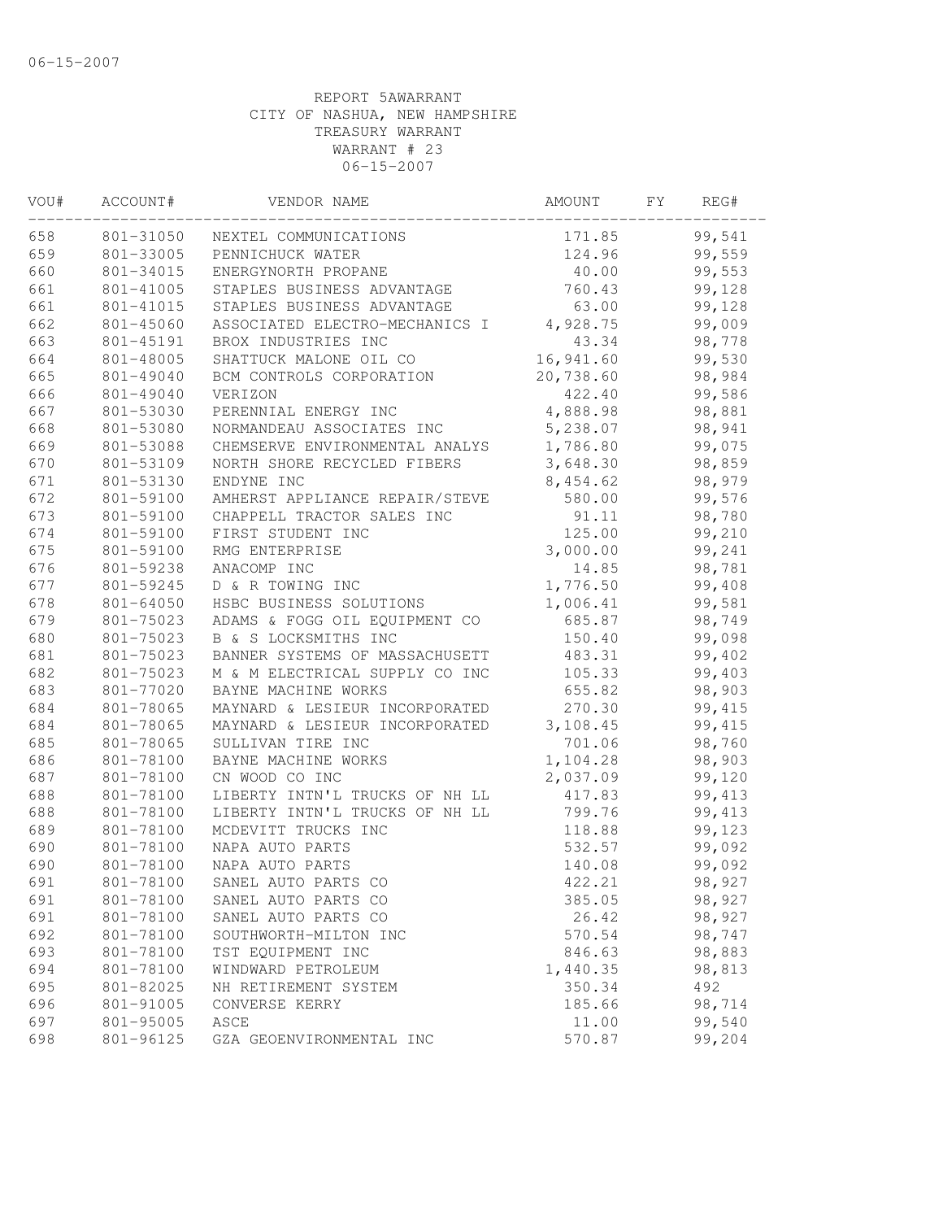06-15-2007

REPORT 5AWARRANT
CITY OF NASHUA, NEW HAMPSHIRE
TREASURY WARRANT
WARRANT # 23
06-15-2007

| VOU# | ACCOUNT# | VENDOR NAME | AMOUNT | FY | REG# |
|---|---|---|---|---|---|
| 658 | 801-31050 | NEXTEL COMMUNICATIONS | 171.85 | | 99,541 |
| 659 | 801-33005 | PENNICHUCK WATER | 124.96 | | 99,559 |
| 660 | 801-34015 | ENERGYNORTH PROPANE | 40.00 | | 99,553 |
| 661 | 801-41005 | STAPLES BUSINESS ADVANTAGE | 760.43 | | 99,128 |
| 661 | 801-41015 | STAPLES BUSINESS ADVANTAGE | 63.00 | | 99,128 |
| 662 | 801-45060 | ASSOCIATED ELECTRO-MECHANICS I | 4,928.75 | | 99,009 |
| 663 | 801-45191 | BROX INDUSTRIES INC | 43.34 | | 98,778 |
| 664 | 801-48005 | SHATTUCK MALONE OIL CO | 16,941.60 | | 99,530 |
| 665 | 801-49040 | BCM CONTROLS CORPORATION | 20,738.60 | | 98,984 |
| 666 | 801-49040 | VERIZON | 422.40 | | 99,586 |
| 667 | 801-53030 | PERENNIAL ENERGY INC | 4,888.98 | | 98,881 |
| 668 | 801-53080 | NORMANDEAU ASSOCIATES INC | 5,238.07 | | 98,941 |
| 669 | 801-53088 | CHEMSERVE ENVIRONMENTAL ANALYS | 1,786.80 | | 99,075 |
| 670 | 801-53109 | NORTH SHORE RECYCLED FIBERS | 3,648.30 | | 98,859 |
| 671 | 801-53130 | ENDYNE INC | 8,454.62 | | 98,979 |
| 672 | 801-59100 | AMHERST APPLIANCE REPAIR/STEVE | 580.00 | | 99,576 |
| 673 | 801-59100 | CHAPPELL TRACTOR SALES INC | 91.11 | | 98,780 |
| 674 | 801-59100 | FIRST STUDENT INC | 125.00 | | 99,210 |
| 675 | 801-59100 | RMG ENTERPRISE | 3,000.00 | | 99,241 |
| 676 | 801-59238 | ANACOMP INC | 14.85 | | 98,781 |
| 677 | 801-59245 | D & R TOWING INC | 1,776.50 | | 99,408 |
| 678 | 801-64050 | HSBC BUSINESS SOLUTIONS | 1,006.41 | | 99,581 |
| 679 | 801-75023 | ADAMS & FOGG OIL EQUIPMENT CO | 685.87 | | 98,749 |
| 680 | 801-75023 | B & S LOCKSMITHS INC | 150.40 | | 99,098 |
| 681 | 801-75023 | BANNER SYSTEMS OF MASSACHUSETT | 483.31 | | 99,402 |
| 682 | 801-75023 | M & M ELECTRICAL SUPPLY CO INC | 105.33 | | 99,403 |
| 683 | 801-77020 | BAYNE MACHINE WORKS | 655.82 | | 98,903 |
| 684 | 801-78065 | MAYNARD & LESIEUR INCORPORATED | 270.30 | | 99,415 |
| 684 | 801-78065 | MAYNARD & LESIEUR INCORPORATED | 3,108.45 | | 99,415 |
| 685 | 801-78065 | SULLIVAN TIRE INC | 701.06 | | 98,760 |
| 686 | 801-78100 | BAYNE MACHINE WORKS | 1,104.28 | | 98,903 |
| 687 | 801-78100 | CN WOOD CO INC | 2,037.09 | | 99,120 |
| 688 | 801-78100 | LIBERTY INTN'L TRUCKS OF NH LL | 417.83 | | 99,413 |
| 688 | 801-78100 | LIBERTY INTN'L TRUCKS OF NH LL | 799.76 | | 99,413 |
| 689 | 801-78100 | MCDEVITT TRUCKS INC | 118.88 | | 99,123 |
| 690 | 801-78100 | NAPA AUTO PARTS | 532.57 | | 99,092 |
| 690 | 801-78100 | NAPA AUTO PARTS | 140.08 | | 99,092 |
| 691 | 801-78100 | SANEL AUTO PARTS CO | 422.21 | | 98,927 |
| 691 | 801-78100 | SANEL AUTO PARTS CO | 385.05 | | 98,927 |
| 691 | 801-78100 | SANEL AUTO PARTS CO | 26.42 | | 98,927 |
| 692 | 801-78100 | SOUTHWORTH-MILTON INC | 570.54 | | 98,747 |
| 693 | 801-78100 | TST EQUIPMENT INC | 846.63 | | 98,883 |
| 694 | 801-78100 | WINDWARD PETROLEUM | 1,440.35 | | 98,813 |
| 695 | 801-82025 | NH RETIREMENT SYSTEM | 350.34 | | 492 |
| 696 | 801-91005 | CONVERSE KERRY | 185.66 | | 98,714 |
| 697 | 801-95005 | ASCE | 11.00 | | 99,540 |
| 698 | 801-96125 | GZA GEOENVIRONMENTAL INC | 570.87 | | 99,204 |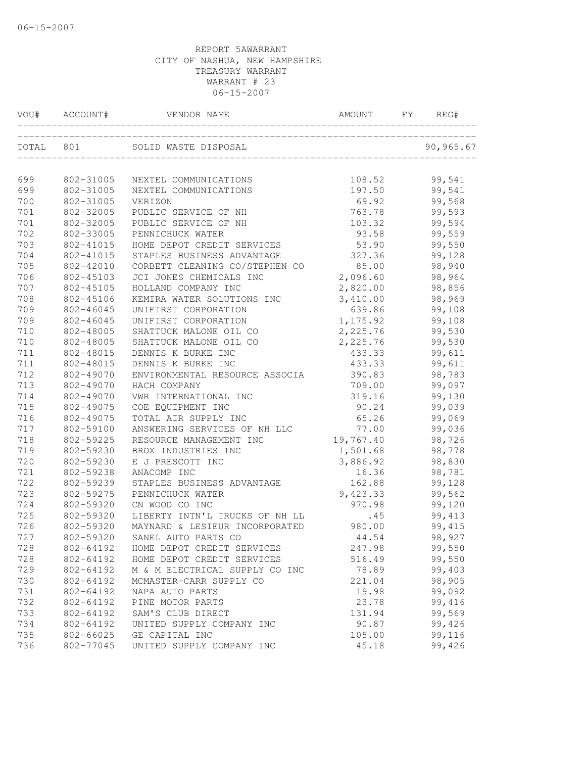REPORT 5AWARRANT
CITY OF NASHUA, NEW HAMPSHIRE
TREASURY WARRANT
WARRANT # 23
06-15-2007

| VOU# | ACCOUNT# | VENDOR NAME | AMOUNT | FY | REG# |
|---|---|---|---|---|---|
| TOTAL | 801 | SOLID WASTE DISPOSAL | | | 90,965.67 |
| 699 | 802-31005 | NEXTEL COMMUNICATIONS | 108.52 | | 99,541 |
| 699 | 802-31005 | NEXTEL COMMUNICATIONS | 197.50 | | 99,541 |
| 700 | 802-31005 | VERIZON | 69.92 | | 99,568 |
| 701 | 802-32005 | PUBLIC SERVICE OF NH | 763.78 | | 99,593 |
| 701 | 802-32005 | PUBLIC SERVICE OF NH | 103.32 | | 99,594 |
| 702 | 802-33005 | PENNICHUCK WATER | 93.58 | | 99,559 |
| 703 | 802-41015 | HOME DEPOT CREDIT SERVICES | 53.90 | | 99,550 |
| 704 | 802-41015 | STAPLES BUSINESS ADVANTAGE | 327.36 | | 99,128 |
| 705 | 802-42010 | CORBETT CLEANING CO/STEPHEN CO | 85.00 | | 98,940 |
| 706 | 802-45103 | JCI JONES CHEMICALS INC | 2,096.60 | | 98,964 |
| 707 | 802-45105 | HOLLAND COMPANY INC | 2,820.00 | | 98,856 |
| 708 | 802-45106 | KEMIRA WATER SOLUTIONS INC | 3,410.00 | | 98,969 |
| 709 | 802-46045 | UNIFIRST CORPORATION | 639.86 | | 99,108 |
| 709 | 802-46045 | UNIFIRST CORPORATION | 1,175.92 | | 99,108 |
| 710 | 802-48005 | SHATTUCK MALONE OIL CO | 2,225.76 | | 99,530 |
| 710 | 802-48005 | SHATTUCK MALONE OIL CO | 2,225.76 | | 99,530 |
| 711 | 802-48015 | DENNIS K BURKE INC | 433.33 | | 99,611 |
| 711 | 802-48015 | DENNIS K BURKE INC | 433.33 | | 99,611 |
| 712 | 802-49070 | ENVIRONMENTAL RESOURCE ASSOCIA | 390.83 | | 98,783 |
| 713 | 802-49070 | HACH COMPANY | 709.00 | | 99,097 |
| 714 | 802-49070 | VWR INTERNATIONAL INC | 319.16 | | 99,130 |
| 715 | 802-49075 | COE EQUIPMENT INC | 90.24 | | 99,039 |
| 716 | 802-49075 | TOTAL AIR SUPPLY INC | 65.26 | | 99,069 |
| 717 | 802-59100 | ANSWERING SERVICES OF NH LLC | 77.00 | | 99,036 |
| 718 | 802-59225 | RESOURCE MANAGEMENT INC | 19,767.40 | | 98,726 |
| 719 | 802-59230 | BROX INDUSTRIES INC | 1,501.68 | | 98,778 |
| 720 | 802-59230 | E J PRESCOTT INC | 3,886.92 | | 98,830 |
| 721 | 802-59238 | ANACOMP INC | 16.36 | | 98,781 |
| 722 | 802-59239 | STAPLES BUSINESS ADVANTAGE | 162.88 | | 99,128 |
| 723 | 802-59275 | PENNICHUCK WATER | 9,423.33 | | 99,562 |
| 724 | 802-59320 | CN WOOD CO INC | 970.98 | | 99,120 |
| 725 | 802-59320 | LIBERTY INTN'L TRUCKS OF NH LL | .45 | | 99,413 |
| 726 | 802-59320 | MAYNARD & LESIEUR INCORPORATED | 980.00 | | 99,415 |
| 727 | 802-59320 | SANEL AUTO PARTS CO | 44.54 | | 98,927 |
| 728 | 802-64192 | HOME DEPOT CREDIT SERVICES | 247.98 | | 99,550 |
| 728 | 802-64192 | HOME DEPOT CREDIT SERVICES | 516.49 | | 99,550 |
| 729 | 802-64192 | M & M ELECTRICAL SUPPLY CO INC | 78.89 | | 99,403 |
| 730 | 802-64192 | MCMASTER-CARR SUPPLY CO | 221.04 | | 98,905 |
| 731 | 802-64192 | NAPA AUTO PARTS | 19.98 | | 99,092 |
| 732 | 802-64192 | PINE MOTOR PARTS | 23.78 | | 99,416 |
| 733 | 802-64192 | SAM'S CLUB DIRECT | 131.94 | | 99,569 |
| 734 | 802-64192 | UNITED SUPPLY COMPANY INC | 90.87 | | 99,426 |
| 735 | 802-66025 | GE CAPITAL INC | 105.00 | | 99,116 |
| 736 | 802-77045 | UNITED SUPPLY COMPANY INC | 45.18 | | 99,426 |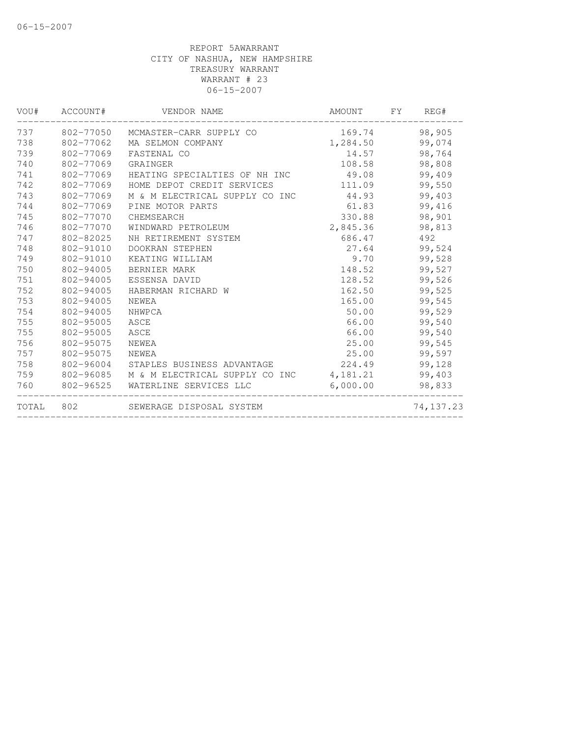REPORT 5AWARRANT
CITY OF NASHUA, NEW HAMPSHIRE
TREASURY WARRANT
WARRANT # 23
06-15-2007

| VOU# | ACCOUNT# | VENDOR NAME | AMOUNT | FY | REG# |
|---|---|---|---|---|---|
| 737 | 802-77050 | MCMASTER-CARR SUPPLY CO | 169.74 | | 98,905 |
| 738 | 802-77062 | MA SELMON COMPANY | 1,284.50 | | 99,074 |
| 739 | 802-77069 | FASTENAL CO | 14.57 | | 98,764 |
| 740 | 802-77069 | GRAINGER | 108.58 | | 98,808 |
| 741 | 802-77069 | HEATING SPECIALTIES OF NH INC | 49.08 | | 99,409 |
| 742 | 802-77069 | HOME DEPOT CREDIT SERVICES | 111.09 | | 99,550 |
| 743 | 802-77069 | M & M ELECTRICAL SUPPLY CO INC | 44.93 | | 99,403 |
| 744 | 802-77069 | PINE MOTOR PARTS | 61.83 | | 99,416 |
| 745 | 802-77070 | CHEMSEARCH | 330.88 | | 98,901 |
| 746 | 802-77070 | WINDWARD PETROLEUM | 2,845.36 | | 98,813 |
| 747 | 802-82025 | NH RETIREMENT SYSTEM | 686.47 | | 492 |
| 748 | 802-91010 | DOOKRAN STEPHEN | 27.64 | | 99,524 |
| 749 | 802-91010 | KEATING WILLIAM | 9.70 | | 99,528 |
| 750 | 802-94005 | BERNIER MARK | 148.52 | | 99,527 |
| 751 | 802-94005 | ESSENSA DAVID | 128.52 | | 99,526 |
| 752 | 802-94005 | HABERMAN RICHARD W | 162.50 | | 99,525 |
| 753 | 802-94005 | NEWEA | 165.00 | | 99,545 |
| 754 | 802-94005 | NHWPCA | 50.00 | | 99,529 |
| 755 | 802-95005 | ASCE | 66.00 | | 99,540 |
| 755 | 802-95005 | ASCE | 66.00 | | 99,540 |
| 756 | 802-95075 | NEWEA | 25.00 | | 99,545 |
| 757 | 802-95075 | NEWEA | 25.00 | | 99,597 |
| 758 | 802-96004 | STAPLES BUSINESS ADVANTAGE | 224.49 | | 99,128 |
| 759 | 802-96085 | M & M ELECTRICAL SUPPLY CO INC | 4,181.21 | | 99,403 |
| 760 | 802-96525 | WATERLINE SERVICES LLC | 6,000.00 | | 98,833 |
| TOTAL | 802 | SEWERAGE DISPOSAL SYSTEM | | | 74,137.23 |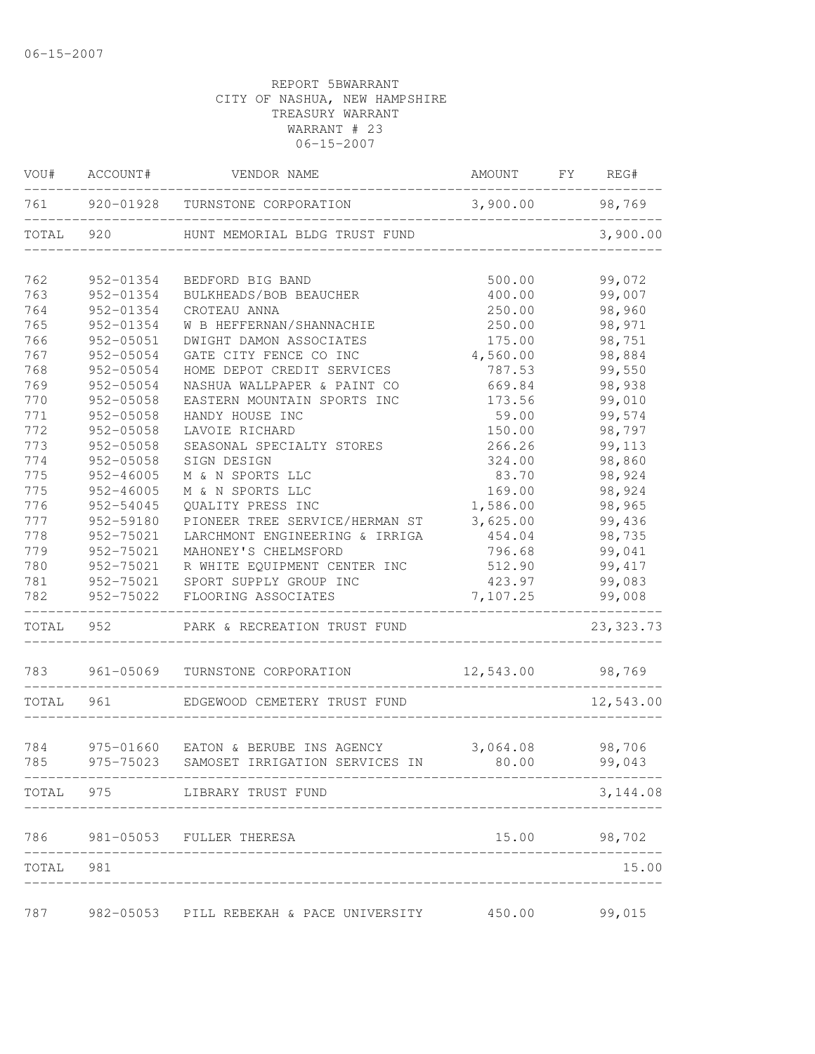06-15-2007

REPORT 5BWARRANT
CITY OF NASHUA, NEW HAMPSHIRE
TREASURY WARRANT
WARRANT # 23
06-15-2007

| VOU# | ACCOUNT# | VENDOR NAME | AMOUNT | FY | REG# |
|---|---|---|---|---|---|
| 761 | 920-01928 | TURNSTONE CORPORATION | 3,900.00 | | 98,769 |
| TOTAL | 920 | HUNT MEMORIAL BLDG TRUST FUND | | | 3,900.00 |
| 762 | 952-01354 | BEDFORD BIG BAND | 500.00 | | 99,072 |
| 763 | 952-01354 | BULKHEADS/BOB BEAUCHER | 400.00 | | 99,007 |
| 764 | 952-01354 | CROTEAU ANNA | 250.00 | | 98,960 |
| 765 | 952-01354 | W B HEFFERNAN/SHANNACHIE | 250.00 | | 98,971 |
| 766 | 952-05051 | DWIGHT DAMON ASSOCIATES | 175.00 | | 98,751 |
| 767 | 952-05054 | GATE CITY FENCE CO INC | 4,560.00 | | 98,884 |
| 768 | 952-05054 | HOME DEPOT CREDIT SERVICES | 787.53 | | 99,550 |
| 769 | 952-05054 | NASHUA WALLPAPER & PAINT CO | 669.84 | | 98,938 |
| 770 | 952-05058 | EASTERN MOUNTAIN SPORTS INC | 173.56 | | 99,010 |
| 771 | 952-05058 | HANDY HOUSE INC | 59.00 | | 99,574 |
| 772 | 952-05058 | LAVOIE RICHARD | 150.00 | | 98,797 |
| 773 | 952-05058 | SEASONAL SPECIALTY STORES | 266.26 | | 99,113 |
| 774 | 952-05058 | SIGN DESIGN | 324.00 | | 98,860 |
| 775 | 952-46005 | M & N SPORTS LLC | 83.70 | | 98,924 |
| 775 | 952-46005 | M & N SPORTS LLC | 169.00 | | 98,924 |
| 776 | 952-54045 | QUALITY PRESS INC | 1,586.00 | | 98,965 |
| 777 | 952-59180 | PIONEER TREE SERVICE/HERMAN ST | 3,625.00 | | 99,436 |
| 778 | 952-75021 | LARCHMONT ENGINEERING & IRRIGA | 454.04 | | 98,735 |
| 779 | 952-75021 | MAHONEY'S CHELMSFORD | 796.68 | | 99,041 |
| 780 | 952-75021 | R WHITE EQUIPMENT CENTER INC | 512.90 | | 99,417 |
| 781 | 952-75021 | SPORT SUPPLY GROUP INC | 423.97 | | 99,083 |
| 782 | 952-75022 | FLOORING ASSOCIATES | 7,107.25 | | 99,008 |
| TOTAL | 952 | PARK & RECREATION TRUST FUND | | | 23,323.73 |
| 783 | 961-05069 | TURNSTONE CORPORATION | 12,543.00 | | 98,769 |
| TOTAL | 961 | EDGEWOOD CEMETERY TRUST FUND | | | 12,543.00 |
| 784 | 975-01660 | EATON & BERUBE INS AGENCY | 3,064.08 | | 98,706 |
| 785 | 975-75023 | SAMOSET IRRIGATION SERVICES IN | 80.00 | | 99,043 |
| TOTAL | 975 | LIBRARY TRUST FUND | | | 3,144.08 |
| 786 | 981-05053 | FULLER THERESA | 15.00 | | 98,702 |
| TOTAL | 981 | | | | 15.00 |
| 787 | 982-05053 | PILL REBEKAH & PACE UNIVERSITY | 450.00 | | 99,015 |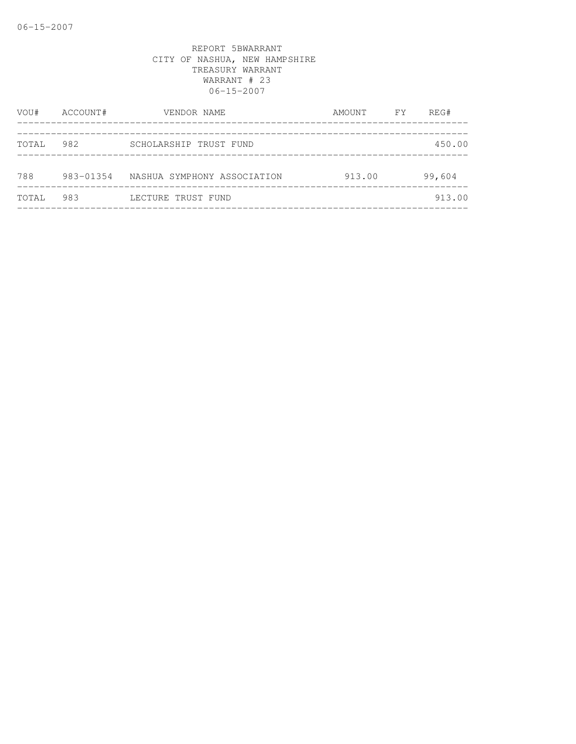REPORT 5BWARRANT
CITY OF NASHUA, NEW HAMPSHIRE
TREASURY WARRANT
WARRANT # 23
06-15-2007

| VOU# | ACCOUNT# | VENDOR NAME | AMOUNT | FY | REG# |
|---|---|---|---|---|---|
| TOTAL | 982 | SCHOLARSHIP TRUST FUND | | | 450.00 |
| 788 | 983-01354 | NASHUA SYMPHONY ASSOCIATION | 913.00 | | 99,604 |
| TOTAL | 983 | LECTURE TRUST FUND | | | 913.00 |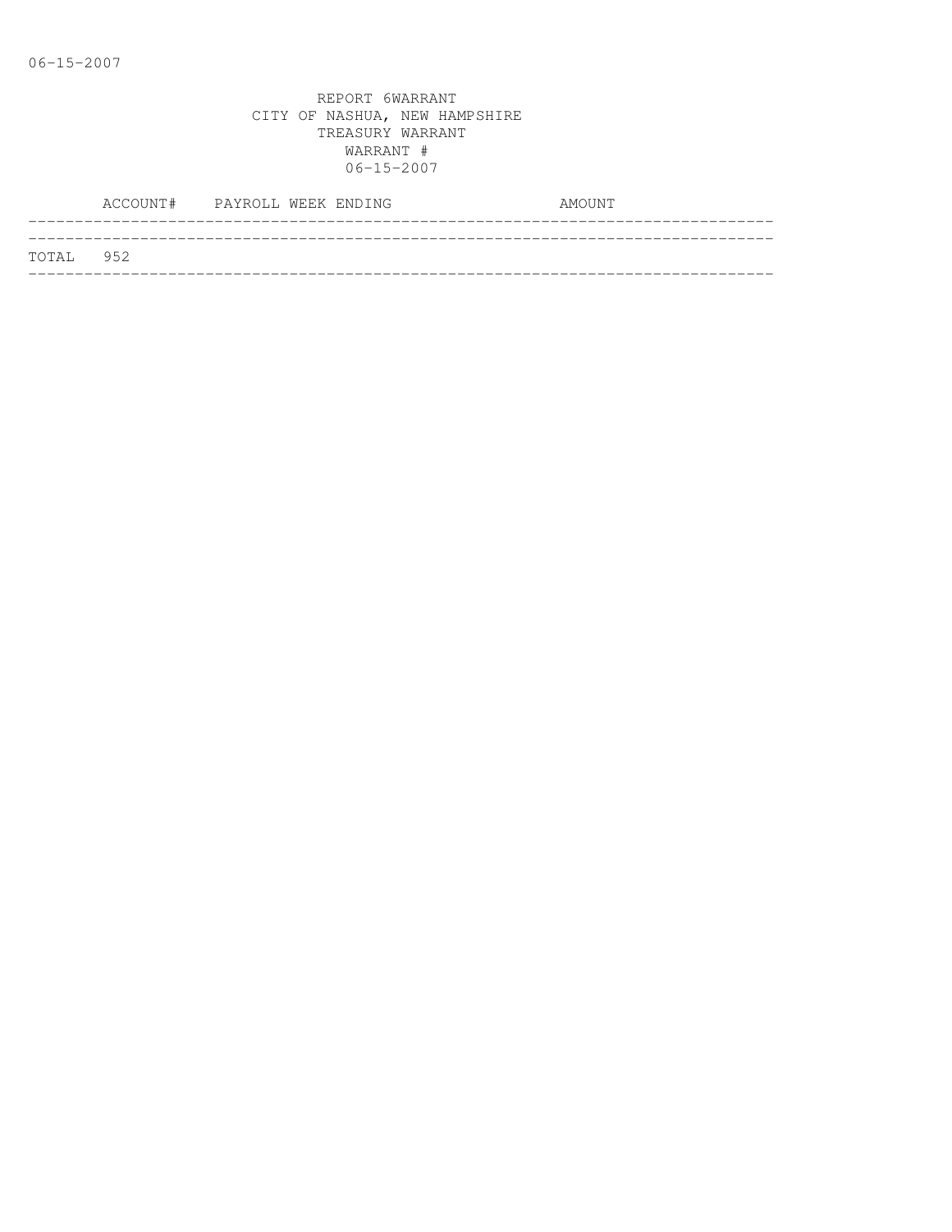REPORT 6WARRANT
CITY OF NASHUA, NEW HAMPSHIRE
TREASURY WARRANT
WARRANT #
06-15-2007

| ACCOUNT# | PAYROLL WEEK ENDING | AMOUNT |
|---|---|---|
| TOTAL 952 | | |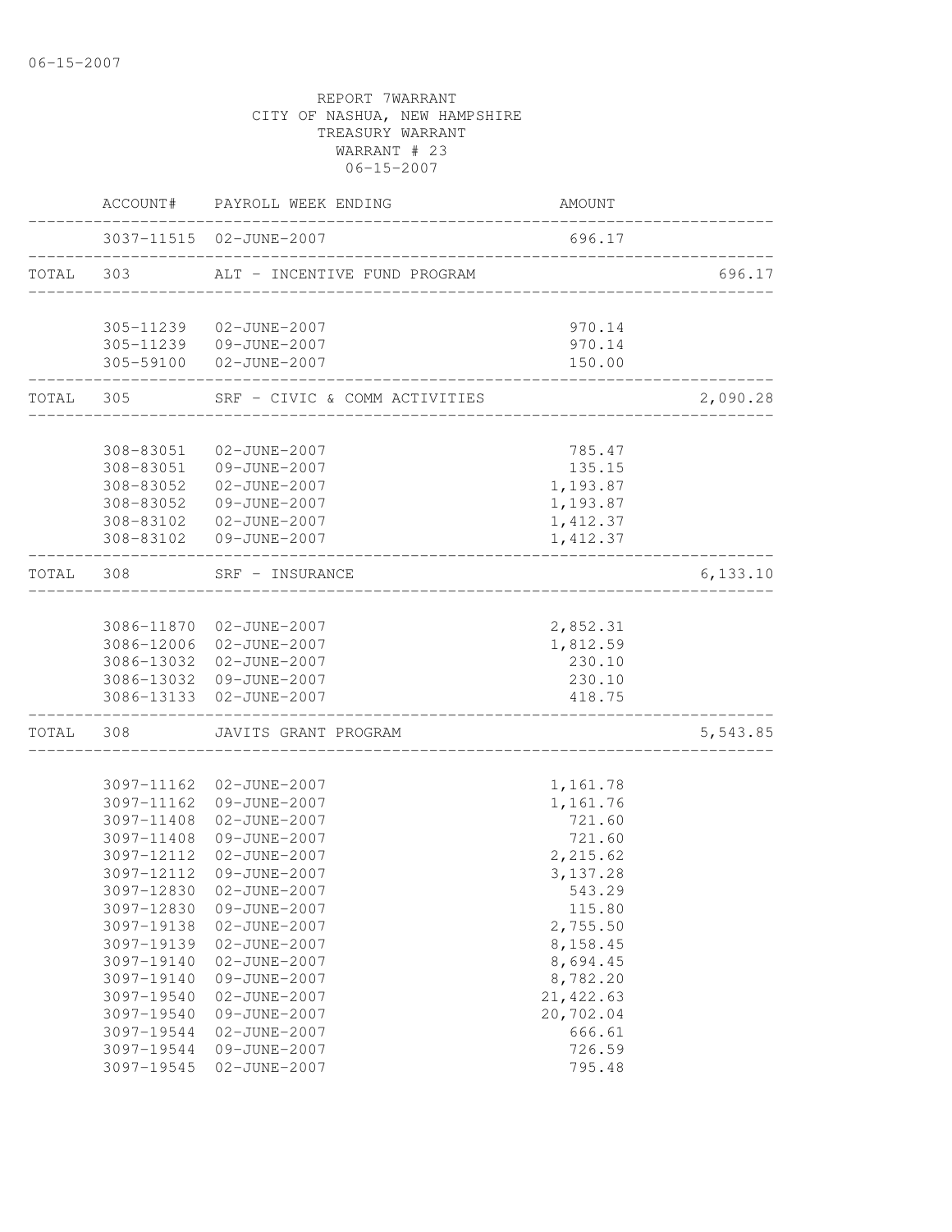REPORT 7WARRANT
CITY OF NASHUA, NEW HAMPSHIRE
TREASURY WARRANT
WARRANT # 23
06-15-2007

| | ACCOUNT# | PAYROLL WEEK ENDING | AMOUNT | |
|---|---|---|---|---|
| | 3037-11515 | 02-JUNE-2007 | 696.17 | |
| TOTAL | 303 | ALT - INCENTIVE FUND PROGRAM | | 696.17 |
| | 305-11239 | 02-JUNE-2007 | 970.14 | |
| | 305-11239 | 09-JUNE-2007 | 970.14 | |
| | 305-59100 | 02-JUNE-2007 | 150.00 | |
| TOTAL | 305 | SRF - CIVIC & COMM ACTIVITIES | | 2,090.28 |
| | 308-83051 | 02-JUNE-2007 | 785.47 | |
| | 308-83051 | 09-JUNE-2007 | 135.15 | |
| | 308-83052 | 02-JUNE-2007 | 1,193.87 | |
| | 308-83052 | 09-JUNE-2007 | 1,193.87 | |
| | 308-83102 | 02-JUNE-2007 | 1,412.37 | |
| | 308-83102 | 09-JUNE-2007 | 1,412.37 | |
| TOTAL | 308 | SRF - INSURANCE | | 6,133.10 |
| | 3086-11870 | 02-JUNE-2007 | 2,852.31 | |
| | 3086-12006 | 02-JUNE-2007 | 1,812.59 | |
| | 3086-13032 | 02-JUNE-2007 | 230.10 | |
| | 3086-13032 | 09-JUNE-2007 | 230.10 | |
| | 3086-13133 | 02-JUNE-2007 | 418.75 | |
| TOTAL | 308 | JAVITS GRANT PROGRAM | | 5,543.85 |
| | 3097-11162 | 02-JUNE-2007 | 1,161.78 | |
| | 3097-11162 | 09-JUNE-2007 | 1,161.76 | |
| | 3097-11408 | 02-JUNE-2007 | 721.60 | |
| | 3097-11408 | 09-JUNE-2007 | 721.60 | |
| | 3097-12112 | 02-JUNE-2007 | 2,215.62 | |
| | 3097-12112 | 09-JUNE-2007 | 3,137.28 | |
| | 3097-12830 | 02-JUNE-2007 | 543.29 | |
| | 3097-12830 | 09-JUNE-2007 | 115.80 | |
| | 3097-19138 | 02-JUNE-2007 | 2,755.50 | |
| | 3097-19139 | 02-JUNE-2007 | 8,158.45 | |
| | 3097-19140 | 02-JUNE-2007 | 8,694.45 | |
| | 3097-19140 | 09-JUNE-2007 | 8,782.20 | |
| | 3097-19540 | 02-JUNE-2007 | 21,422.63 | |
| | 3097-19540 | 09-JUNE-2007 | 20,702.04 | |
| | 3097-19544 | 02-JUNE-2007 | 666.61 | |
| | 3097-19544 | 09-JUNE-2007 | 726.59 | |
| | 3097-19545 | 02-JUNE-2007 | 795.48 | |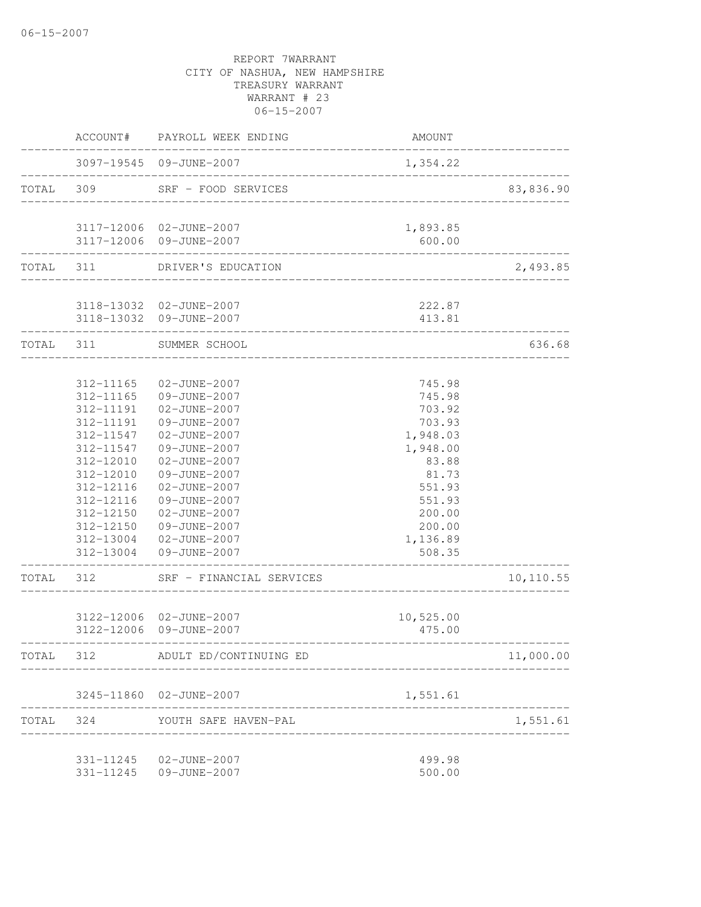REPORT 7WARRANT
CITY OF NASHUA, NEW HAMPSHIRE
TREASURY WARRANT
WARRANT # 23
06-15-2007

| | ACCOUNT# | PAYROLL WEEK ENDING | AMOUNT | |
|---|---|---|---|---|
| | 3097-19545 | 09-JUNE-2007 | 1,354.22 | |
| TOTAL | 309 | SRF - FOOD SERVICES | | 83,836.90 |
| | 3117-12006 | 02-JUNE-2007 | 1,893.85 | |
| | 3117-12006 | 09-JUNE-2007 | 600.00 | |
| TOTAL | 311 | DRIVER'S EDUCATION | | 2,493.85 |
| | 3118-13032 | 02-JUNE-2007 | 222.87 | |
| | 3118-13032 | 09-JUNE-2007 | 413.81 | |
| TOTAL | 311 | SUMMER SCHOOL | | 636.68 |
| | 312-11165 | 02-JUNE-2007 | 745.98 | |
| | 312-11165 | 09-JUNE-2007 | 745.98 | |
| | 312-11191 | 02-JUNE-2007 | 703.92 | |
| | 312-11191 | 09-JUNE-2007 | 703.93 | |
| | 312-11547 | 02-JUNE-2007 | 1,948.03 | |
| | 312-11547 | 09-JUNE-2007 | 1,948.00 | |
| | 312-12010 | 02-JUNE-2007 | 83.88 | |
| | 312-12010 | 09-JUNE-2007 | 81.73 | |
| | 312-12116 | 02-JUNE-2007 | 551.93 | |
| | 312-12116 | 09-JUNE-2007 | 551.93 | |
| | 312-12150 | 02-JUNE-2007 | 200.00 | |
| | 312-12150 | 09-JUNE-2007 | 200.00 | |
| | 312-13004 | 02-JUNE-2007 | 1,136.89 | |
| | 312-13004 | 09-JUNE-2007 | 508.35 | |
| TOTAL | 312 | SRF - FINANCIAL SERVICES | | 10,110.55 |
| | 3122-12006 | 02-JUNE-2007 | 10,525.00 | |
| | 3122-12006 | 09-JUNE-2007 | 475.00 | |
| TOTAL | 312 | ADULT ED/CONTINUING ED | | 11,000.00 |
| | 3245-11860 | 02-JUNE-2007 | 1,551.61 | |
| TOTAL | 324 | YOUTH SAFE HAVEN-PAL | | 1,551.61 |
| | 331-11245 | 02-JUNE-2007 | 499.98 | |
| | 331-11245 | 09-JUNE-2007 | 500.00 | |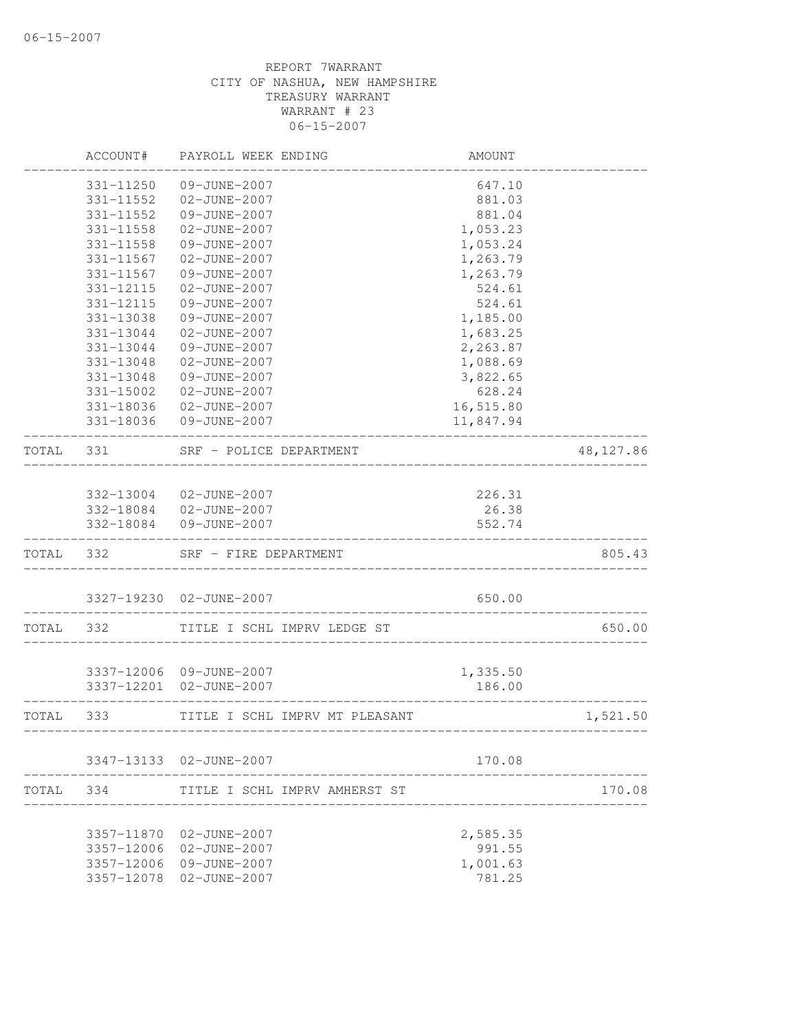REPORT 7WARRANT
CITY OF NASHUA, NEW HAMPSHIRE
TREASURY WARRANT
WARRANT # 23
06-15-2007

| | ACCOUNT# | PAYROLL WEEK ENDING | AMOUNT | |
|---|---|---|---|---|
| | 331-11250 | 09-JUNE-2007 | 647.10 | |
| | 331-11552 | 02-JUNE-2007 | 881.03 | |
| | 331-11552 | 09-JUNE-2007 | 881.04 | |
| | 331-11558 | 02-JUNE-2007 | 1,053.23 | |
| | 331-11558 | 09-JUNE-2007 | 1,053.24 | |
| | 331-11567 | 02-JUNE-2007 | 1,263.79 | |
| | 331-11567 | 09-JUNE-2007 | 1,263.79 | |
| | 331-12115 | 02-JUNE-2007 | 524.61 | |
| | 331-12115 | 09-JUNE-2007 | 524.61 | |
| | 331-13038 | 09-JUNE-2007 | 1,185.00 | |
| | 331-13044 | 02-JUNE-2007 | 1,683.25 | |
| | 331-13044 | 09-JUNE-2007 | 2,263.87 | |
| | 331-13048 | 02-JUNE-2007 | 1,088.69 | |
| | 331-13048 | 09-JUNE-2007 | 3,822.65 | |
| | 331-15002 | 02-JUNE-2007 | 628.24 | |
| | 331-18036 | 02-JUNE-2007 | 16,515.80 | |
| | 331-18036 | 09-JUNE-2007 | 11,847.94 | |
| TOTAL | 331 | SRF - POLICE DEPARTMENT | | 48,127.86 |
| | 332-13004 | 02-JUNE-2007 | 226.31 | |
| | 332-18084 | 02-JUNE-2007 | 26.38 | |
| | 332-18084 | 09-JUNE-2007 | 552.74 | |
| TOTAL | 332 | SRF - FIRE DEPARTMENT | | 805.43 |
| | 3327-19230 | 02-JUNE-2007 | 650.00 | |
| TOTAL | 332 | TITLE I SCHL IMPRV LEDGE ST | | 650.00 |
| | 3337-12006 | 09-JUNE-2007 | 1,335.50 | |
| | 3337-12201 | 02-JUNE-2007 | 186.00 | |
| TOTAL | 333 | TITLE I SCHL IMPRV MT PLEASANT | | 1,521.50 |
| | 3347-13133 | 02-JUNE-2007 | 170.08 | |
| TOTAL | 334 | TITLE I SCHL IMPRV AMHERST ST | | 170.08 |
| | 3357-11870 | 02-JUNE-2007 | 2,585.35 | |
| | 3357-12006 | 02-JUNE-2007 | 991.55 | |
| | 3357-12006 | 09-JUNE-2007 | 1,001.63 | |
| | 3357-12078 | 02-JUNE-2007 | 781.25 | |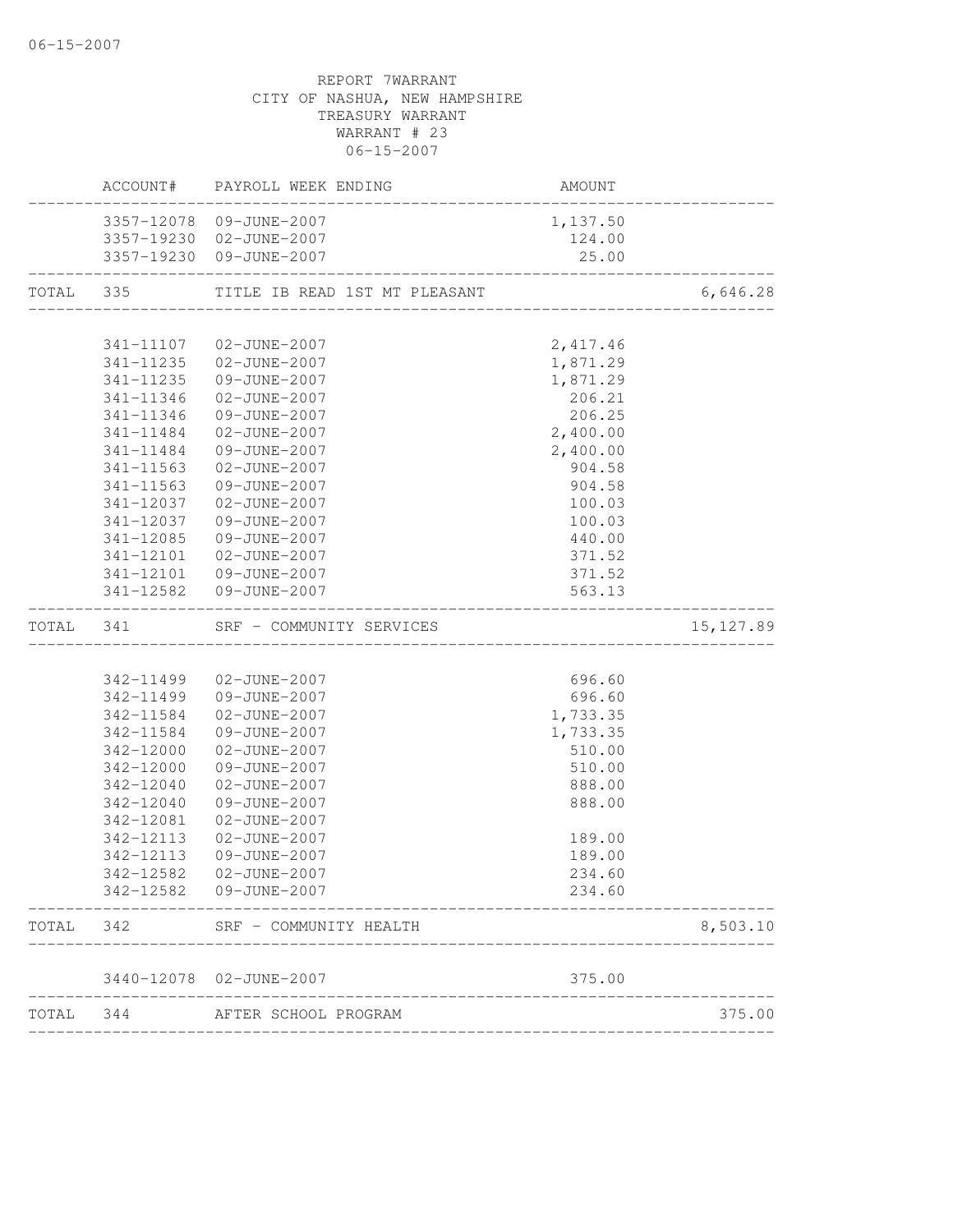REPORT 7WARRANT
CITY OF NASHUA, NEW HAMPSHIRE
TREASURY WARRANT
WARRANT # 23
06-15-2007

| | ACCOUNT# | PAYROLL WEEK ENDING | AMOUNT | |
|---|---|---|---|---|
| | 3357-12078 | 09-JUNE-2007 | 1,137.50 | |
| | 3357-19230 | 02-JUNE-2007 | 124.00 | |
| | 3357-19230 | 09-JUNE-2007 | 25.00 | |
| TOTAL | 335 | TITLE IB READ 1ST MT PLEASANT | | 6,646.28 |
| | 341-11107 | 02-JUNE-2007 | 2,417.46 | |
| | 341-11235 | 02-JUNE-2007 | 1,871.29 | |
| | 341-11235 | 09-JUNE-2007 | 1,871.29 | |
| | 341-11346 | 02-JUNE-2007 | 206.21 | |
| | 341-11346 | 09-JUNE-2007 | 206.25 | |
| | 341-11484 | 02-JUNE-2007 | 2,400.00 | |
| | 341-11484 | 09-JUNE-2007 | 2,400.00 | |
| | 341-11563 | 02-JUNE-2007 | 904.58 | |
| | 341-11563 | 09-JUNE-2007 | 904.58 | |
| | 341-12037 | 02-JUNE-2007 | 100.03 | |
| | 341-12037 | 09-JUNE-2007 | 100.03 | |
| | 341-12085 | 09-JUNE-2007 | 440.00 | |
| | 341-12101 | 02-JUNE-2007 | 371.52 | |
| | 341-12101 | 09-JUNE-2007 | 371.52 | |
| | 341-12582 | 09-JUNE-2007 | 563.13 | |
| TOTAL | 341 | SRF - COMMUNITY SERVICES | | 15,127.89 |
| | 342-11499 | 02-JUNE-2007 | 696.60 | |
| | 342-11499 | 09-JUNE-2007 | 696.60 | |
| | 342-11584 | 02-JUNE-2007 | 1,733.35 | |
| | 342-11584 | 09-JUNE-2007 | 1,733.35 | |
| | 342-12000 | 02-JUNE-2007 | 510.00 | |
| | 342-12000 | 09-JUNE-2007 | 510.00 | |
| | 342-12040 | 02-JUNE-2007 | 888.00 | |
| | 342-12040 | 09-JUNE-2007 | 888.00 | |
| | 342-12081 | 02-JUNE-2007 | | |
| | 342-12113 | 02-JUNE-2007 | 189.00 | |
| | 342-12113 | 09-JUNE-2007 | 189.00 | |
| | 342-12582 | 02-JUNE-2007 | 234.60 | |
| | 342-12582 | 09-JUNE-2007 | 234.60 | |
| TOTAL | 342 | SRF - COMMUNITY HEALTH | | 8,503.10 |
| | 3440-12078 | 02-JUNE-2007 | 375.00 | |
| TOTAL | 344 | AFTER SCHOOL PROGRAM | | 375.00 |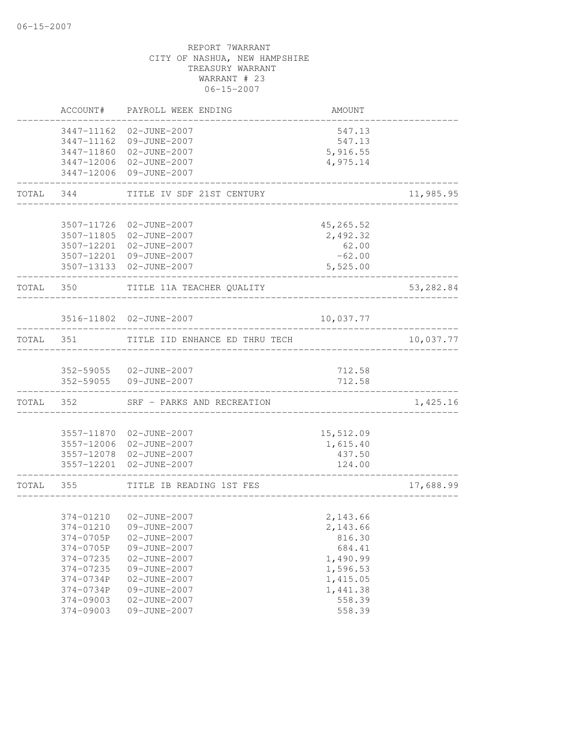06-15-2007

REPORT 7WARRANT
CITY OF NASHUA, NEW HAMPSHIRE
TREASURY WARRANT
WARRANT # 23
06-15-2007

| | ACCOUNT# | PAYROLL WEEK ENDING | AMOUNT | |
|---|---|---|---|---|
| | 3447-11162 | 02-JUNE-2007 | 547.13 | |
| | 3447-11162 | 09-JUNE-2007 | 547.13 | |
| | 3447-11860 | 02-JUNE-2007 | 5,916.55 | |
| | 3447-12006 | 02-JUNE-2007 | 4,975.14 | |
| | 3447-12006 | 09-JUNE-2007 | | |
| TOTAL | 344 | TITLE IV SDF 21ST CENTURY | | 11,985.95 |
| | 3507-11726 | 02-JUNE-2007 | 45,265.52 | |
| | 3507-11805 | 02-JUNE-2007 | 2,492.32 | |
| | 3507-12201 | 02-JUNE-2007 | 62.00 | |
| | 3507-12201 | 09-JUNE-2007 | -62.00 | |
| | 3507-13133 | 02-JUNE-2007 | 5,525.00 | |
| TOTAL | 350 | TITLE 11A TEACHER QUALITY | | 53,282.84 |
| | 3516-11802 | 02-JUNE-2007 | 10,037.77 | |
| TOTAL | 351 | TITLE IID ENHANCE ED THRU TECH | | 10,037.77 |
| | 352-59055 | 02-JUNE-2007 | 712.58 | |
| | 352-59055 | 09-JUNE-2007 | 712.58 | |
| TOTAL | 352 | SRF - PARKS AND RECREATION | | 1,425.16 |
| | 3557-11870 | 02-JUNE-2007 | 15,512.09 | |
| | 3557-12006 | 02-JUNE-2007 | 1,615.40 | |
| | 3557-12078 | 02-JUNE-2007 | 437.50 | |
| | 3557-12201 | 02-JUNE-2007 | 124.00 | |
| TOTAL | 355 | TITLE IB READING 1ST FES | | 17,688.99 |
| | 374-01210 | 02-JUNE-2007 | 2,143.66 | |
| | 374-01210 | 09-JUNE-2007 | 2,143.66 | |
| | 374-0705P | 02-JUNE-2007 | 816.30 | |
| | 374-0705P | 09-JUNE-2007 | 684.41 | |
| | 374-07235 | 02-JUNE-2007 | 1,490.99 | |
| | 374-07235 | 09-JUNE-2007 | 1,596.53 | |
| | 374-0734P | 02-JUNE-2007 | 1,415.05 | |
| | 374-0734P | 09-JUNE-2007 | 1,441.38 | |
| | 374-09003 | 02-JUNE-2007 | 558.39 | |
| | 374-09003 | 09-JUNE-2007 | 558.39 | |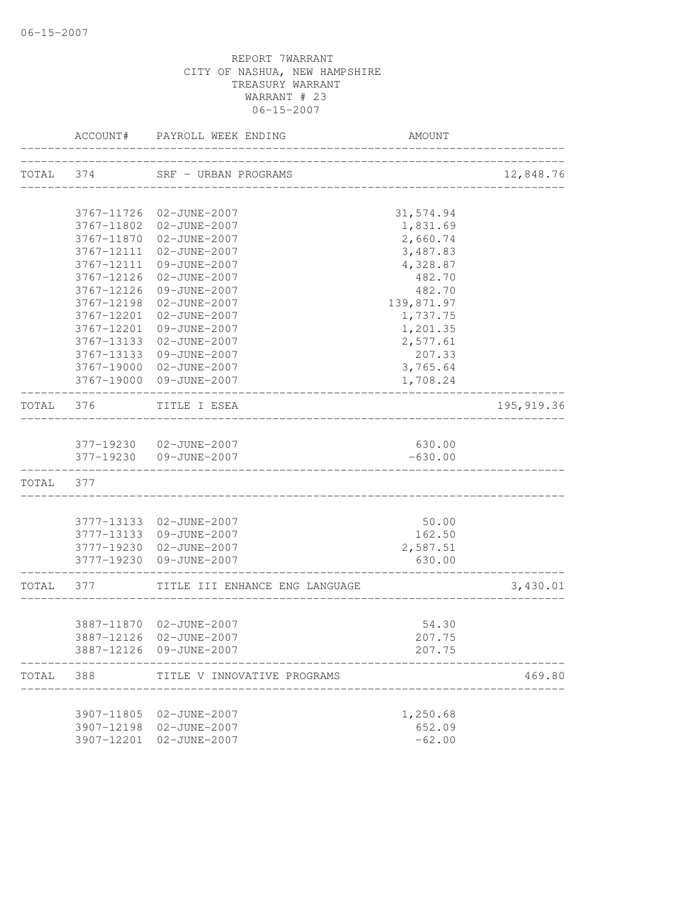REPORT 7WARRANT
CITY OF NASHUA, NEW HAMPSHIRE
TREASURY WARRANT
WARRANT # 23
06-15-2007

| | ACCOUNT# | PAYROLL WEEK ENDING | AMOUNT | |
|---|---|---|---|---|
| TOTAL | 374 | SRF - URBAN PROGRAMS | | 12,848.76 |
| | 3767-11726 | 02-JUNE-2007 | 31,574.94 | |
| | 3767-11802 | 02-JUNE-2007 | 1,831.69 | |
| | 3767-11870 | 02-JUNE-2007 | 2,660.74 | |
| | 3767-12111 | 02-JUNE-2007 | 3,487.83 | |
| | 3767-12111 | 09-JUNE-2007 | 4,328.87 | |
| | 3767-12126 | 02-JUNE-2007 | 482.70 | |
| | 3767-12126 | 09-JUNE-2007 | 482.70 | |
| | 3767-12198 | 02-JUNE-2007 | 139,871.97 | |
| | 3767-12201 | 02-JUNE-2007 | 1,737.75 | |
| | 3767-12201 | 09-JUNE-2007 | 1,201.35 | |
| | 3767-13133 | 02-JUNE-2007 | 2,577.61 | |
| | 3767-13133 | 09-JUNE-2007 | 207.33 | |
| | 3767-19000 | 02-JUNE-2007 | 3,765.64 | |
| | 3767-19000 | 09-JUNE-2007 | 1,708.24 | |
| TOTAL | 376 | TITLE I ESEA | | 195,919.36 |
| | 377-19230 | 02-JUNE-2007 | 630.00 | |
| | 377-19230 | 09-JUNE-2007 | -630.00 | |
| TOTAL | 377 | | | |
| | 3777-13133 | 02-JUNE-2007 | 50.00 | |
| | 3777-13133 | 09-JUNE-2007 | 162.50 | |
| | 3777-19230 | 02-JUNE-2007 | 2,587.51 | |
| | 3777-19230 | 09-JUNE-2007 | 630.00 | |
| TOTAL | 377 | TITLE III ENHANCE ENG LANGUAGE | | 3,430.01 |
| | 3887-11870 | 02-JUNE-2007 | 54.30 | |
| | 3887-12126 | 02-JUNE-2007 | 207.75 | |
| | 3887-12126 | 09-JUNE-2007 | 207.75 | |
| TOTAL | 388 | TITLE V INNOVATIVE PROGRAMS | | 469.80 |
| | 3907-11805 | 02-JUNE-2007 | 1,250.68 | |
| | 3907-12198 | 02-JUNE-2007 | 652.09 | |
| | 3907-12201 | 02-JUNE-2007 | -62.00 | |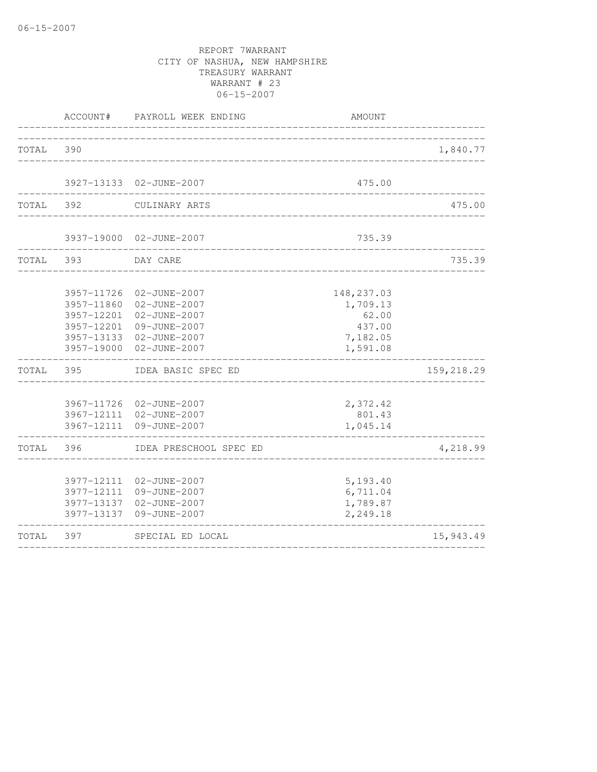REPORT 7WARRANT
CITY OF NASHUA, NEW HAMPSHIRE
TREASURY WARRANT
WARRANT # 23
06-15-2007

| | ACCOUNT# | PAYROLL WEEK ENDING | AMOUNT | |
|---|---|---|---|---|
| TOTAL | 390 | | | 1,840.77 |
| | 3927-13133 | 02-JUNE-2007 | 475.00 | |
| TOTAL | 392 | CULINARY ARTS | | 475.00 |
| | 3937-19000 | 02-JUNE-2007 | 735.39 | |
| TOTAL | 393 | DAY CARE | | 735.39 |
| | 3957-11726 | 02-JUNE-2007 | 148,237.03 | |
| | 3957-11860 | 02-JUNE-2007 | 1,709.13 | |
| | 3957-12201 | 02-JUNE-2007 | 62.00 | |
| | 3957-12201 | 09-JUNE-2007 | 437.00 | |
| | 3957-13133 | 02-JUNE-2007 | 7,182.05 | |
| | 3957-19000 | 02-JUNE-2007 | 1,591.08 | |
| TOTAL | 395 | IDEA BASIC SPEC ED | | 159,218.29 |
| | 3967-11726 | 02-JUNE-2007 | 2,372.42 | |
| | 3967-12111 | 02-JUNE-2007 | 801.43 | |
| | 3967-12111 | 09-JUNE-2007 | 1,045.14 | |
| TOTAL | 396 | IDEA PRESCHOOL SPEC ED | | 4,218.99 |
| | 3977-12111 | 02-JUNE-2007 | 5,193.40 | |
| | 3977-12111 | 09-JUNE-2007 | 6,711.04 | |
| | 3977-13137 | 02-JUNE-2007 | 1,789.87 | |
| | 3977-13137 | 09-JUNE-2007 | 2,249.18 | |
| TOTAL | 397 | SPECIAL ED LOCAL | | 15,943.49 |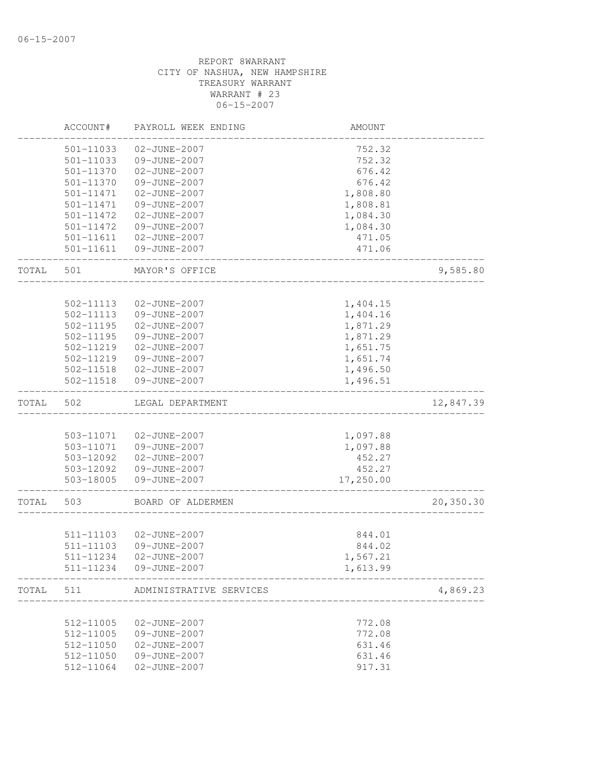06-15-2007

REPORT 8WARRANT
CITY OF NASHUA, NEW HAMPSHIRE
TREASURY WARRANT
WARRANT # 23
06-15-2007

| | ACCOUNT# | PAYROLL WEEK ENDING | AMOUNT | |
|---|---|---|---|---|
| | 501-11033 | 02-JUNE-2007 | 752.32 | |
| | 501-11033 | 09-JUNE-2007 | 752.32 | |
| | 501-11370 | 02-JUNE-2007 | 676.42 | |
| | 501-11370 | 09-JUNE-2007 | 676.42 | |
| | 501-11471 | 02-JUNE-2007 | 1,808.80 | |
| | 501-11471 | 09-JUNE-2007 | 1,808.81 | |
| | 501-11472 | 02-JUNE-2007 | 1,084.30 | |
| | 501-11472 | 09-JUNE-2007 | 1,084.30 | |
| | 501-11611 | 02-JUNE-2007 | 471.05 | |
| | 501-11611 | 09-JUNE-2007 | 471.06 | |
| TOTAL | 501 | MAYOR'S OFFICE | | 9,585.80 |
| | 502-11113 | 02-JUNE-2007 | 1,404.15 | |
| | 502-11113 | 09-JUNE-2007 | 1,404.16 | |
| | 502-11195 | 02-JUNE-2007 | 1,871.29 | |
| | 502-11195 | 09-JUNE-2007 | 1,871.29 | |
| | 502-11219 | 02-JUNE-2007 | 1,651.75 | |
| | 502-11219 | 09-JUNE-2007 | 1,651.74 | |
| | 502-11518 | 02-JUNE-2007 | 1,496.50 | |
| | 502-11518 | 09-JUNE-2007 | 1,496.51 | |
| TOTAL | 502 | LEGAL DEPARTMENT | | 12,847.39 |
| | 503-11071 | 02-JUNE-2007 | 1,097.88 | |
| | 503-11071 | 09-JUNE-2007 | 1,097.88 | |
| | 503-12092 | 02-JUNE-2007 | 452.27 | |
| | 503-12092 | 09-JUNE-2007 | 452.27 | |
| | 503-18005 | 09-JUNE-2007 | 17,250.00 | |
| TOTAL | 503 | BOARD OF ALDERMEN | | 20,350.30 |
| | 511-11103 | 02-JUNE-2007 | 844.01 | |
| | 511-11103 | 09-JUNE-2007 | 844.02 | |
| | 511-11234 | 02-JUNE-2007 | 1,567.21 | |
| | 511-11234 | 09-JUNE-2007 | 1,613.99 | |
| TOTAL | 511 | ADMINISTRATIVE SERVICES | | 4,869.23 |
| | 512-11005 | 02-JUNE-2007 | 772.08 | |
| | 512-11005 | 09-JUNE-2007 | 772.08 | |
| | 512-11050 | 02-JUNE-2007 | 631.46 | |
| | 512-11050 | 09-JUNE-2007 | 631.46 | |
| | 512-11064 | 02-JUNE-2007 | 917.31 | |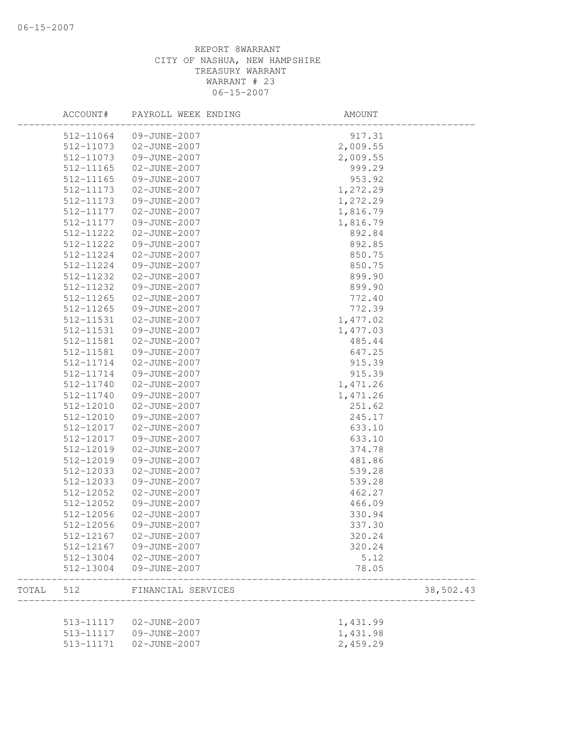REPORT 8WARRANT
CITY OF NASHUA, NEW HAMPSHIRE
TREASURY WARRANT
WARRANT # 23
06-15-2007

| | ACCOUNT# | PAYROLL WEEK ENDING | AMOUNT | |
|---|---|---|---|---|
| | 512-11064 | 09-JUNE-2007 | 917.31 | |
| | 512-11073 | 02-JUNE-2007 | 2,009.55 | |
| | 512-11073 | 09-JUNE-2007 | 2,009.55 | |
| | 512-11165 | 02-JUNE-2007 | 999.29 | |
| | 512-11165 | 09-JUNE-2007 | 953.92 | |
| | 512-11173 | 02-JUNE-2007 | 1,272.29 | |
| | 512-11173 | 09-JUNE-2007 | 1,272.29 | |
| | 512-11177 | 02-JUNE-2007 | 1,816.79 | |
| | 512-11177 | 09-JUNE-2007 | 1,816.79 | |
| | 512-11222 | 02-JUNE-2007 | 892.84 | |
| | 512-11222 | 09-JUNE-2007 | 892.85 | |
| | 512-11224 | 02-JUNE-2007 | 850.75 | |
| | 512-11224 | 09-JUNE-2007 | 850.75 | |
| | 512-11232 | 02-JUNE-2007 | 899.90 | |
| | 512-11232 | 09-JUNE-2007 | 899.90 | |
| | 512-11265 | 02-JUNE-2007 | 772.40 | |
| | 512-11265 | 09-JUNE-2007 | 772.39 | |
| | 512-11531 | 02-JUNE-2007 | 1,477.02 | |
| | 512-11531 | 09-JUNE-2007 | 1,477.03 | |
| | 512-11581 | 02-JUNE-2007 | 485.44 | |
| | 512-11581 | 09-JUNE-2007 | 647.25 | |
| | 512-11714 | 02-JUNE-2007 | 915.39 | |
| | 512-11714 | 09-JUNE-2007 | 915.39 | |
| | 512-11740 | 02-JUNE-2007 | 1,471.26 | |
| | 512-11740 | 09-JUNE-2007 | 1,471.26 | |
| | 512-12010 | 02-JUNE-2007 | 251.62 | |
| | 512-12010 | 09-JUNE-2007 | 245.17 | |
| | 512-12017 | 02-JUNE-2007 | 633.10 | |
| | 512-12017 | 09-JUNE-2007 | 633.10 | |
| | 512-12019 | 02-JUNE-2007 | 374.78 | |
| | 512-12019 | 09-JUNE-2007 | 481.86 | |
| | 512-12033 | 02-JUNE-2007 | 539.28 | |
| | 512-12033 | 09-JUNE-2007 | 539.28 | |
| | 512-12052 | 02-JUNE-2007 | 462.27 | |
| | 512-12052 | 09-JUNE-2007 | 466.09 | |
| | 512-12056 | 02-JUNE-2007 | 330.94 | |
| | 512-12056 | 09-JUNE-2007 | 337.30 | |
| | 512-12167 | 02-JUNE-2007 | 320.24 | |
| | 512-12167 | 09-JUNE-2007 | 320.24 | |
| | 512-13004 | 02-JUNE-2007 | 5.12 | |
| | 512-13004 | 09-JUNE-2007 | 78.05 | |
| TOTAL | 512 | FINANCIAL SERVICES | | 38,502.43 |
| | 513-11117 | 02-JUNE-2007 | 1,431.99 | |
| | 513-11117 | 09-JUNE-2007 | 1,431.98 | |
| | 513-11171 | 02-JUNE-2007 | 2,459.29 | |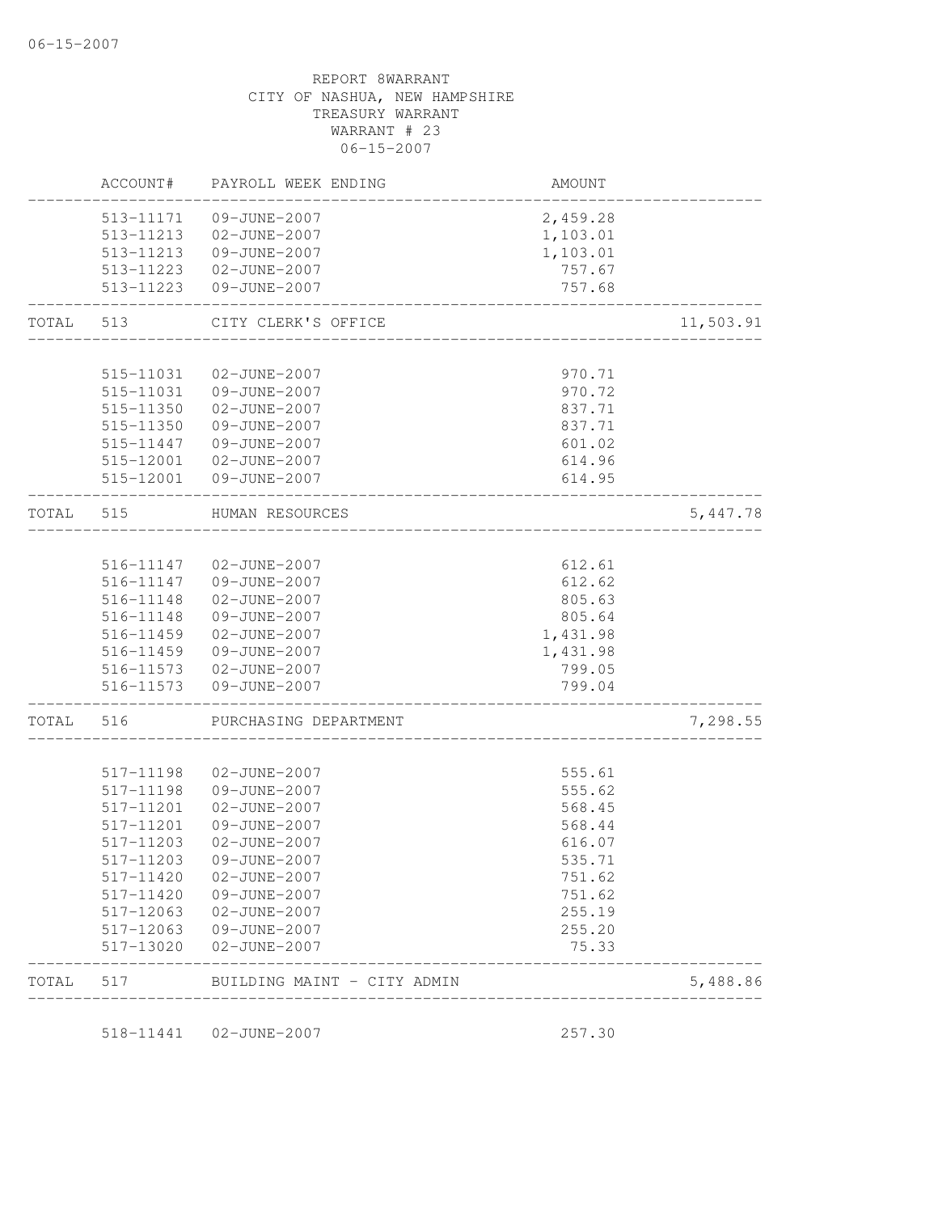06-15-2007

REPORT 8WARRANT
CITY OF NASHUA, NEW HAMPSHIRE
TREASURY WARRANT
WARRANT # 23
06-15-2007

| | ACCOUNT# | PAYROLL WEEK ENDING | AMOUNT | |
|---|---|---|---|---|
| | 513-11171 | 09-JUNE-2007 | 2,459.28 | |
| | 513-11213 | 02-JUNE-2007 | 1,103.01 | |
| | 513-11213 | 09-JUNE-2007 | 1,103.01 | |
| | 513-11223 | 02-JUNE-2007 | 757.67 | |
| | 513-11223 | 09-JUNE-2007 | 757.68 | |
| TOTAL | 513 | CITY CLERK'S OFFICE | | 11,503.91 |
| | 515-11031 | 02-JUNE-2007 | 970.71 | |
| | 515-11031 | 09-JUNE-2007 | 970.72 | |
| | 515-11350 | 02-JUNE-2007 | 837.71 | |
| | 515-11350 | 09-JUNE-2007 | 837.71 | |
| | 515-11447 | 09-JUNE-2007 | 601.02 | |
| | 515-12001 | 02-JUNE-2007 | 614.96 | |
| | 515-12001 | 09-JUNE-2007 | 614.95 | |
| TOTAL | 515 | HUMAN RESOURCES | | 5,447.78 |
| | 516-11147 | 02-JUNE-2007 | 612.61 | |
| | 516-11147 | 09-JUNE-2007 | 612.62 | |
| | 516-11148 | 02-JUNE-2007 | 805.63 | |
| | 516-11148 | 09-JUNE-2007 | 805.64 | |
| | 516-11459 | 02-JUNE-2007 | 1,431.98 | |
| | 516-11459 | 09-JUNE-2007 | 1,431.98 | |
| | 516-11573 | 02-JUNE-2007 | 799.05 | |
| | 516-11573 | 09-JUNE-2007 | 799.04 | |
| TOTAL | 516 | PURCHASING DEPARTMENT | | 7,298.55 |
| | 517-11198 | 02-JUNE-2007 | 555.61 | |
| | 517-11198 | 09-JUNE-2007 | 555.62 | |
| | 517-11201 | 02-JUNE-2007 | 568.45 | |
| | 517-11201 | 09-JUNE-2007 | 568.44 | |
| | 517-11203 | 02-JUNE-2007 | 616.07 | |
| | 517-11203 | 09-JUNE-2007 | 535.71 | |
| | 517-11420 | 02-JUNE-2007 | 751.62 | |
| | 517-11420 | 09-JUNE-2007 | 751.62 | |
| | 517-12063 | 02-JUNE-2007 | 255.19 | |
| | 517-12063 | 09-JUNE-2007 | 255.20 | |
| | 517-13020 | 02-JUNE-2007 | 75.33 | |
| TOTAL | 517 | BUILDING MAINT - CITY ADMIN | | 5,488.86 |
| | 518-11441 | 02-JUNE-2007 | 257.30 | |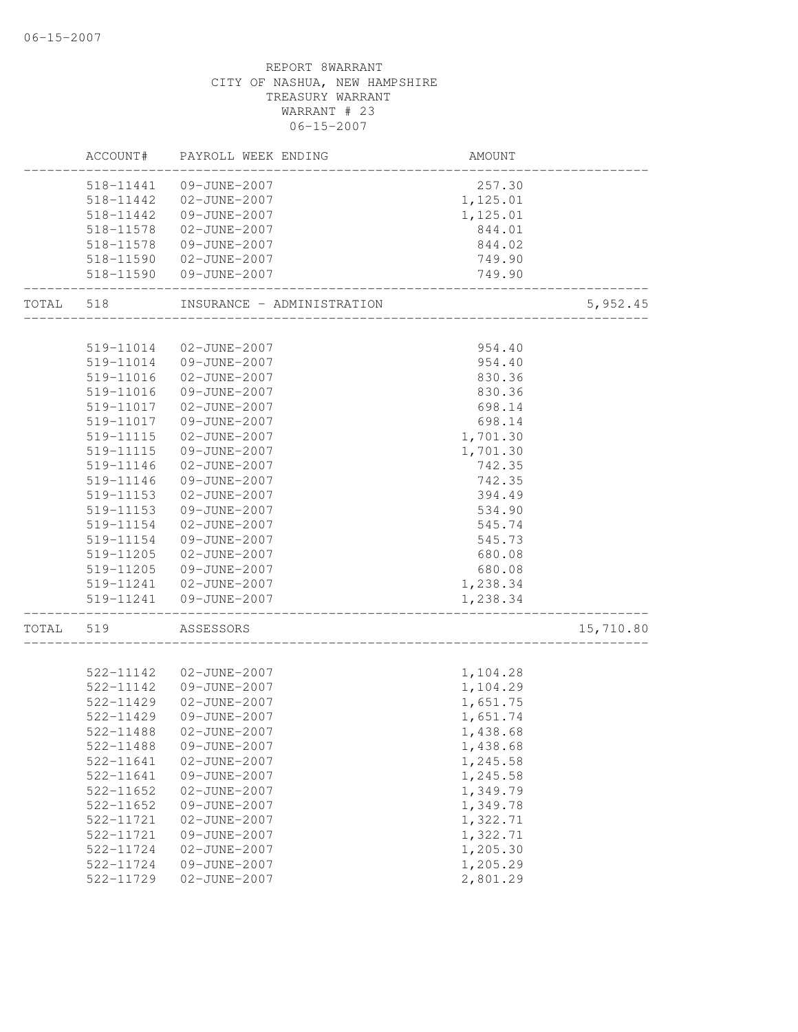REPORT 8WARRANT
CITY OF NASHUA, NEW HAMPSHIRE
TREASURY WARRANT
WARRANT # 23
06-15-2007

| | ACCOUNT# | PAYROLL WEEK ENDING | AMOUNT | |
|---|---|---|---|---|
| | 518-11441 | 09-JUNE-2007 | 257.30 | |
| | 518-11442 | 02-JUNE-2007 | 1,125.01 | |
| | 518-11442 | 09-JUNE-2007 | 1,125.01 | |
| | 518-11578 | 02-JUNE-2007 | 844.01 | |
| | 518-11578 | 09-JUNE-2007 | 844.02 | |
| | 518-11590 | 02-JUNE-2007 | 749.90 | |
| | 518-11590 | 09-JUNE-2007 | 749.90 | |
| TOTAL | 518 | INSURANCE - ADMINISTRATION | | 5,952.45 |
| | 519-11014 | 02-JUNE-2007 | 954.40 | |
| | 519-11014 | 09-JUNE-2007 | 954.40 | |
| | 519-11016 | 02-JUNE-2007 | 830.36 | |
| | 519-11016 | 09-JUNE-2007 | 830.36 | |
| | 519-11017 | 02-JUNE-2007 | 698.14 | |
| | 519-11017 | 09-JUNE-2007 | 698.14 | |
| | 519-11115 | 02-JUNE-2007 | 1,701.30 | |
| | 519-11115 | 09-JUNE-2007 | 1,701.30 | |
| | 519-11146 | 02-JUNE-2007 | 742.35 | |
| | 519-11146 | 09-JUNE-2007 | 742.35 | |
| | 519-11153 | 02-JUNE-2007 | 394.49 | |
| | 519-11153 | 09-JUNE-2007 | 534.90 | |
| | 519-11154 | 02-JUNE-2007 | 545.74 | |
| | 519-11154 | 09-JUNE-2007 | 545.73 | |
| | 519-11205 | 02-JUNE-2007 | 680.08 | |
| | 519-11205 | 09-JUNE-2007 | 680.08 | |
| | 519-11241 | 02-JUNE-2007 | 1,238.34 | |
| | 519-11241 | 09-JUNE-2007 | 1,238.34 | |
| TOTAL | 519 | ASSESSORS | | 15,710.80 |
| | 522-11142 | 02-JUNE-2007 | 1,104.28 | |
| | 522-11142 | 09-JUNE-2007 | 1,104.29 | |
| | 522-11429 | 02-JUNE-2007 | 1,651.75 | |
| | 522-11429 | 09-JUNE-2007 | 1,651.74 | |
| | 522-11488 | 02-JUNE-2007 | 1,438.68 | |
| | 522-11488 | 09-JUNE-2007 | 1,438.68 | |
| | 522-11641 | 02-JUNE-2007 | 1,245.58 | |
| | 522-11641 | 09-JUNE-2007 | 1,245.58 | |
| | 522-11652 | 02-JUNE-2007 | 1,349.79 | |
| | 522-11652 | 09-JUNE-2007 | 1,349.78 | |
| | 522-11721 | 02-JUNE-2007 | 1,322.71 | |
| | 522-11721 | 09-JUNE-2007 | 1,322.71 | |
| | 522-11724 | 02-JUNE-2007 | 1,205.30 | |
| | 522-11724 | 09-JUNE-2007 | 1,205.29 | |
| | 522-11729 | 02-JUNE-2007 | 2,801.29 | |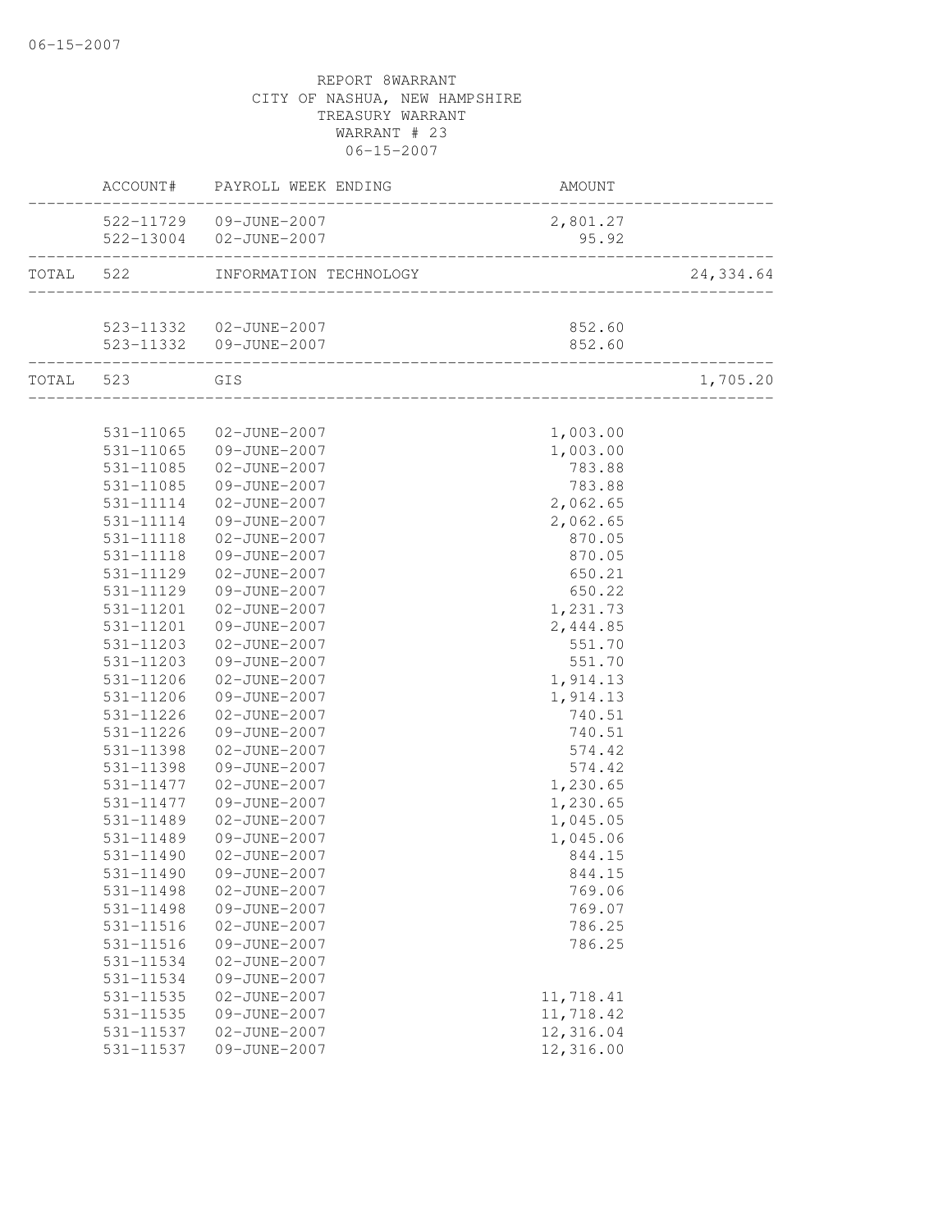REPORT 8WARRANT
CITY OF NASHUA, NEW HAMPSHIRE
TREASURY WARRANT
WARRANT # 23
06-15-2007

| | ACCOUNT# | PAYROLL WEEK ENDING | AMOUNT | |
|---|---|---|---|---|
| | 522-11729 | 09-JUNE-2007 | 2,801.27 | |
| | 522-13004 | 02-JUNE-2007 | 95.92 | |
| TOTAL | 522 | INFORMATION TECHNOLOGY | | 24,334.64 |
| | 523-11332 | 02-JUNE-2007 | 852.60 | |
| | 523-11332 | 09-JUNE-2007 | 852.60 | |
| TOTAL | 523 | GIS | | 1,705.20 |
| | 531-11065 | 02-JUNE-2007 | 1,003.00 | |
| | 531-11065 | 09-JUNE-2007 | 1,003.00 | |
| | 531-11085 | 02-JUNE-2007 | 783.88 | |
| | 531-11085 | 09-JUNE-2007 | 783.88 | |
| | 531-11114 | 02-JUNE-2007 | 2,062.65 | |
| | 531-11114 | 09-JUNE-2007 | 2,062.65 | |
| | 531-11118 | 02-JUNE-2007 | 870.05 | |
| | 531-11118 | 09-JUNE-2007 | 870.05 | |
| | 531-11129 | 02-JUNE-2007 | 650.21 | |
| | 531-11129 | 09-JUNE-2007 | 650.22 | |
| | 531-11201 | 02-JUNE-2007 | 1,231.73 | |
| | 531-11201 | 09-JUNE-2007 | 2,444.85 | |
| | 531-11203 | 02-JUNE-2007 | 551.70 | |
| | 531-11203 | 09-JUNE-2007 | 551.70 | |
| | 531-11206 | 02-JUNE-2007 | 1,914.13 | |
| | 531-11206 | 09-JUNE-2007 | 1,914.13 | |
| | 531-11226 | 02-JUNE-2007 | 740.51 | |
| | 531-11226 | 09-JUNE-2007 | 740.51 | |
| | 531-11398 | 02-JUNE-2007 | 574.42 | |
| | 531-11398 | 09-JUNE-2007 | 574.42 | |
| | 531-11477 | 02-JUNE-2007 | 1,230.65 | |
| | 531-11477 | 09-JUNE-2007 | 1,230.65 | |
| | 531-11489 | 02-JUNE-2007 | 1,045.05 | |
| | 531-11489 | 09-JUNE-2007 | 1,045.06 | |
| | 531-11490 | 02-JUNE-2007 | 844.15 | |
| | 531-11490 | 09-JUNE-2007 | 844.15 | |
| | 531-11498 | 02-JUNE-2007 | 769.06 | |
| | 531-11498 | 09-JUNE-2007 | 769.07 | |
| | 531-11516 | 02-JUNE-2007 | 786.25 | |
| | 531-11516 | 09-JUNE-2007 | 786.25 | |
| | 531-11534 | 02-JUNE-2007 | | |
| | 531-11534 | 09-JUNE-2007 | | |
| | 531-11535 | 02-JUNE-2007 | 11,718.41 | |
| | 531-11535 | 09-JUNE-2007 | 11,718.42 | |
| | 531-11537 | 02-JUNE-2007 | 12,316.04 | |
| | 531-11537 | 09-JUNE-2007 | 12,316.00 | |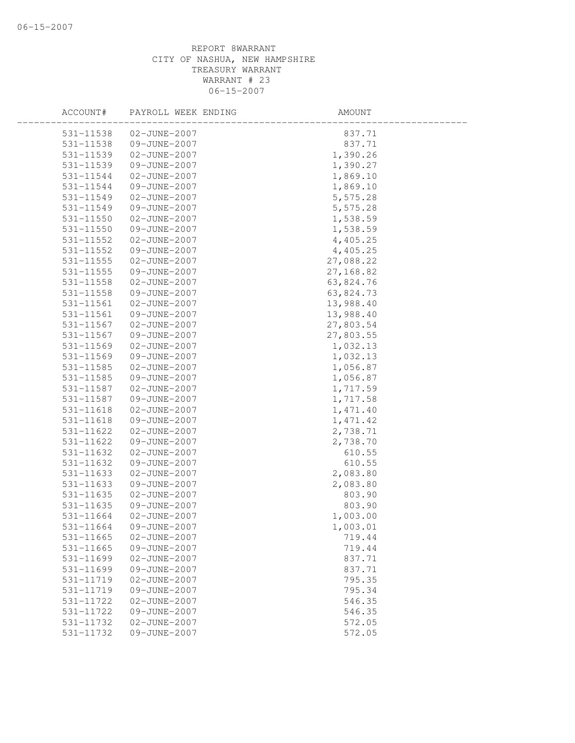REPORT 8WARRANT
CITY OF NASHUA, NEW HAMPSHIRE
TREASURY WARRANT
WARRANT # 23
06-15-2007

| ACCOUNT# | PAYROLL WEEK ENDING | AMOUNT |
|---|---|---|
| 531-11538 | 02-JUNE-2007 | 837.71 |
| 531-11538 | 09-JUNE-2007 | 837.71 |
| 531-11539 | 02-JUNE-2007 | 1,390.26 |
| 531-11539 | 09-JUNE-2007 | 1,390.27 |
| 531-11544 | 02-JUNE-2007 | 1,869.10 |
| 531-11544 | 09-JUNE-2007 | 1,869.10 |
| 531-11549 | 02-JUNE-2007 | 5,575.28 |
| 531-11549 | 09-JUNE-2007 | 5,575.28 |
| 531-11550 | 02-JUNE-2007 | 1,538.59 |
| 531-11550 | 09-JUNE-2007 | 1,538.59 |
| 531-11552 | 02-JUNE-2007 | 4,405.25 |
| 531-11552 | 09-JUNE-2007 | 4,405.25 |
| 531-11555 | 02-JUNE-2007 | 27,088.22 |
| 531-11555 | 09-JUNE-2007 | 27,168.82 |
| 531-11558 | 02-JUNE-2007 | 63,824.76 |
| 531-11558 | 09-JUNE-2007 | 63,824.73 |
| 531-11561 | 02-JUNE-2007 | 13,988.40 |
| 531-11561 | 09-JUNE-2007 | 13,988.40 |
| 531-11567 | 02-JUNE-2007 | 27,803.54 |
| 531-11567 | 09-JUNE-2007 | 27,803.55 |
| 531-11569 | 02-JUNE-2007 | 1,032.13 |
| 531-11569 | 09-JUNE-2007 | 1,032.13 |
| 531-11585 | 02-JUNE-2007 | 1,056.87 |
| 531-11585 | 09-JUNE-2007 | 1,056.87 |
| 531-11587 | 02-JUNE-2007 | 1,717.59 |
| 531-11587 | 09-JUNE-2007 | 1,717.58 |
| 531-11618 | 02-JUNE-2007 | 1,471.40 |
| 531-11618 | 09-JUNE-2007 | 1,471.42 |
| 531-11622 | 02-JUNE-2007 | 2,738.71 |
| 531-11622 | 09-JUNE-2007 | 2,738.70 |
| 531-11632 | 02-JUNE-2007 | 610.55 |
| 531-11632 | 09-JUNE-2007 | 610.55 |
| 531-11633 | 02-JUNE-2007 | 2,083.80 |
| 531-11633 | 09-JUNE-2007 | 2,083.80 |
| 531-11635 | 02-JUNE-2007 | 803.90 |
| 531-11635 | 09-JUNE-2007 | 803.90 |
| 531-11664 | 02-JUNE-2007 | 1,003.00 |
| 531-11664 | 09-JUNE-2007 | 1,003.01 |
| 531-11665 | 02-JUNE-2007 | 719.44 |
| 531-11665 | 09-JUNE-2007 | 719.44 |
| 531-11699 | 02-JUNE-2007 | 837.71 |
| 531-11699 | 09-JUNE-2007 | 837.71 |
| 531-11719 | 02-JUNE-2007 | 795.35 |
| 531-11719 | 09-JUNE-2007 | 795.34 |
| 531-11722 | 02-JUNE-2007 | 546.35 |
| 531-11722 | 09-JUNE-2007 | 546.35 |
| 531-11732 | 02-JUNE-2007 | 572.05 |
| 531-11732 | 09-JUNE-2007 | 572.05 |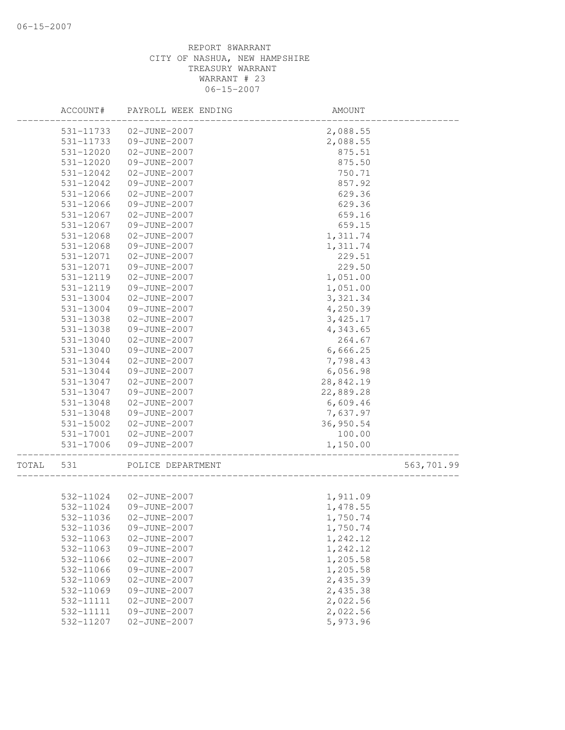REPORT 8WARRANT
CITY OF NASHUA, NEW HAMPSHIRE
TREASURY WARRANT
WARRANT # 23
06-15-2007

| | ACCOUNT# | PAYROLL WEEK ENDING | AMOUNT | |
|---|---|---|---|---|
| | 531-11733 | 02-JUNE-2007 | 2,088.55 | |
| | 531-11733 | 09-JUNE-2007 | 2,088.55 | |
| | 531-12020 | 02-JUNE-2007 | 875.51 | |
| | 531-12020 | 09-JUNE-2007 | 875.50 | |
| | 531-12042 | 02-JUNE-2007 | 750.71 | |
| | 531-12042 | 09-JUNE-2007 | 857.92 | |
| | 531-12066 | 02-JUNE-2007 | 629.36 | |
| | 531-12066 | 09-JUNE-2007 | 629.36 | |
| | 531-12067 | 02-JUNE-2007 | 659.16 | |
| | 531-12067 | 09-JUNE-2007 | 659.15 | |
| | 531-12068 | 02-JUNE-2007 | 1,311.74 | |
| | 531-12068 | 09-JUNE-2007 | 1,311.74 | |
| | 531-12071 | 02-JUNE-2007 | 229.51 | |
| | 531-12071 | 09-JUNE-2007 | 229.50 | |
| | 531-12119 | 02-JUNE-2007 | 1,051.00 | |
| | 531-12119 | 09-JUNE-2007 | 1,051.00 | |
| | 531-13004 | 02-JUNE-2007 | 3,321.34 | |
| | 531-13004 | 09-JUNE-2007 | 4,250.39 | |
| | 531-13038 | 02-JUNE-2007 | 3,425.17 | |
| | 531-13038 | 09-JUNE-2007 | 4,343.65 | |
| | 531-13040 | 02-JUNE-2007 | 264.67 | |
| | 531-13040 | 09-JUNE-2007 | 6,666.25 | |
| | 531-13044 | 02-JUNE-2007 | 7,798.43 | |
| | 531-13044 | 09-JUNE-2007 | 6,056.98 | |
| | 531-13047 | 02-JUNE-2007 | 28,842.19 | |
| | 531-13047 | 09-JUNE-2007 | 22,889.28 | |
| | 531-13048 | 02-JUNE-2007 | 6,609.46 | |
| | 531-13048 | 09-JUNE-2007 | 7,637.97 | |
| | 531-15002 | 02-JUNE-2007 | 36,950.54 | |
| | 531-17001 | 02-JUNE-2007 | 100.00 | |
| | 531-17006 | 09-JUNE-2007 | 1,150.00 | |
| TOTAL | 531 | POLICE DEPARTMENT | | 563,701.99 |
| | 532-11024 | 02-JUNE-2007 | 1,911.09 | |
| | 532-11024 | 09-JUNE-2007 | 1,478.55 | |
| | 532-11036 | 02-JUNE-2007 | 1,750.74 | |
| | 532-11036 | 09-JUNE-2007 | 1,750.74 | |
| | 532-11063 | 02-JUNE-2007 | 1,242.12 | |
| | 532-11063 | 09-JUNE-2007 | 1,242.12 | |
| | 532-11066 | 02-JUNE-2007 | 1,205.58 | |
| | 532-11066 | 09-JUNE-2007 | 1,205.58 | |
| | 532-11069 | 02-JUNE-2007 | 2,435.39 | |
| | 532-11069 | 09-JUNE-2007 | 2,435.38 | |
| | 532-11111 | 02-JUNE-2007 | 2,022.56 | |
| | 532-11111 | 09-JUNE-2007 | 2,022.56 | |
| | 532-11207 | 02-JUNE-2007 | 5,973.96 | |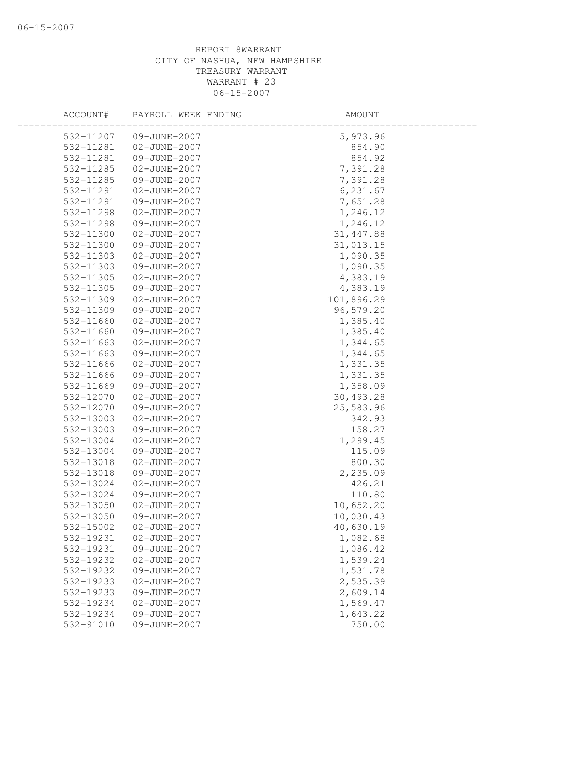REPORT 8WARRANT
CITY OF NASHUA, NEW HAMPSHIRE
TREASURY WARRANT
WARRANT # 23
06-15-2007

| ACCOUNT# | PAYROLL WEEK ENDING | AMOUNT |
|---|---|---|
| 532-11207 | 09-JUNE-2007 | 5,973.96 |
| 532-11281 | 02-JUNE-2007 | 854.90 |
| 532-11281 | 09-JUNE-2007 | 854.92 |
| 532-11285 | 02-JUNE-2007 | 7,391.28 |
| 532-11285 | 09-JUNE-2007 | 7,391.28 |
| 532-11291 | 02-JUNE-2007 | 6,231.67 |
| 532-11291 | 09-JUNE-2007 | 7,651.28 |
| 532-11298 | 02-JUNE-2007 | 1,246.12 |
| 532-11298 | 09-JUNE-2007 | 1,246.12 |
| 532-11300 | 02-JUNE-2007 | 31,447.88 |
| 532-11300 | 09-JUNE-2007 | 31,013.15 |
| 532-11303 | 02-JUNE-2007 | 1,090.35 |
| 532-11303 | 09-JUNE-2007 | 1,090.35 |
| 532-11305 | 02-JUNE-2007 | 4,383.19 |
| 532-11305 | 09-JUNE-2007 | 4,383.19 |
| 532-11309 | 02-JUNE-2007 | 101,896.29 |
| 532-11309 | 09-JUNE-2007 | 96,579.20 |
| 532-11660 | 02-JUNE-2007 | 1,385.40 |
| 532-11660 | 09-JUNE-2007 | 1,385.40 |
| 532-11663 | 02-JUNE-2007 | 1,344.65 |
| 532-11663 | 09-JUNE-2007 | 1,344.65 |
| 532-11666 | 02-JUNE-2007 | 1,331.35 |
| 532-11666 | 09-JUNE-2007 | 1,331.35 |
| 532-11669 | 09-JUNE-2007 | 1,358.09 |
| 532-12070 | 02-JUNE-2007 | 30,493.28 |
| 532-12070 | 09-JUNE-2007 | 25,583.96 |
| 532-13003 | 02-JUNE-2007 | 342.93 |
| 532-13003 | 09-JUNE-2007 | 158.27 |
| 532-13004 | 02-JUNE-2007 | 1,299.45 |
| 532-13004 | 09-JUNE-2007 | 115.09 |
| 532-13018 | 02-JUNE-2007 | 800.30 |
| 532-13018 | 09-JUNE-2007 | 2,235.09 |
| 532-13024 | 02-JUNE-2007 | 426.21 |
| 532-13024 | 09-JUNE-2007 | 110.80 |
| 532-13050 | 02-JUNE-2007 | 10,652.20 |
| 532-13050 | 09-JUNE-2007 | 10,030.43 |
| 532-15002 | 02-JUNE-2007 | 40,630.19 |
| 532-19231 | 02-JUNE-2007 | 1,082.68 |
| 532-19231 | 09-JUNE-2007 | 1,086.42 |
| 532-19232 | 02-JUNE-2007 | 1,539.24 |
| 532-19232 | 09-JUNE-2007 | 1,531.78 |
| 532-19233 | 02-JUNE-2007 | 2,535.39 |
| 532-19233 | 09-JUNE-2007 | 2,609.14 |
| 532-19234 | 02-JUNE-2007 | 1,569.47 |
| 532-19234 | 09-JUNE-2007 | 1,643.22 |
| 532-91010 | 09-JUNE-2007 | 750.00 |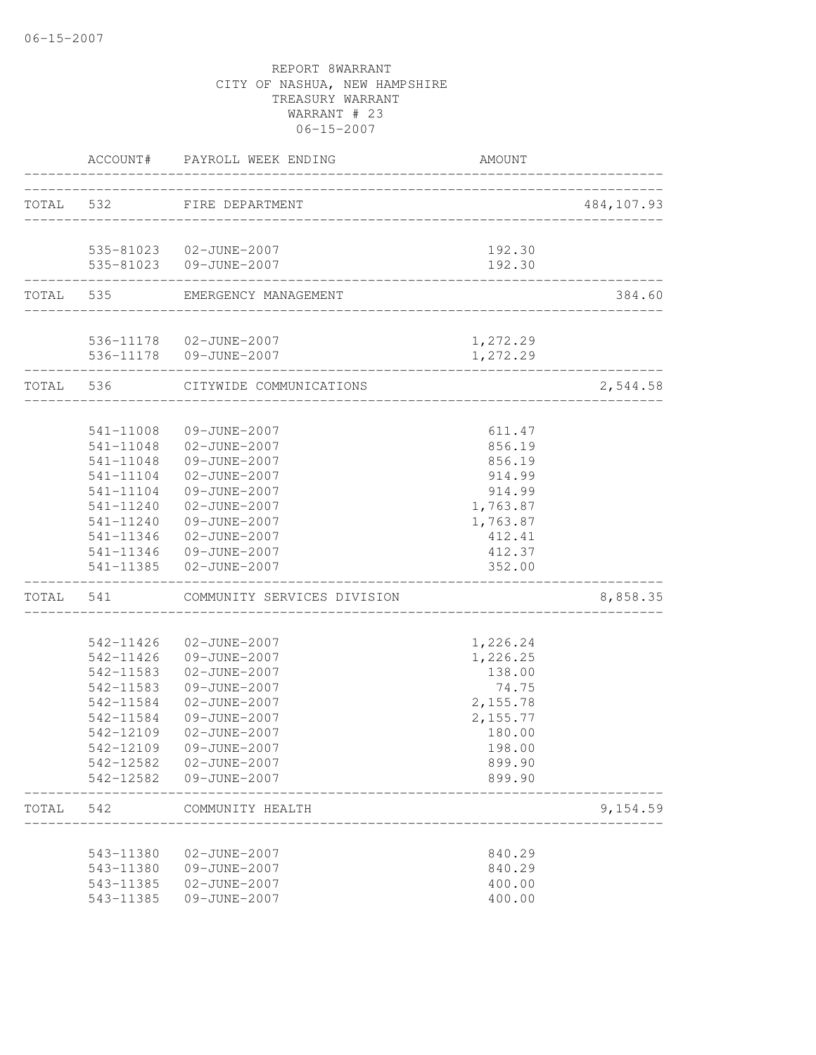REPORT 8WARRANT
CITY OF NASHUA, NEW HAMPSHIRE
TREASURY WARRANT
WARRANT # 23
06-15-2007

| | ACCOUNT# | PAYROLL WEEK ENDING | AMOUNT | |
|---|---|---|---|---|
| TOTAL | 532 | FIRE DEPARTMENT | | 484,107.93 |
| | 535-81023 | 02-JUNE-2007 | 192.30 | |
| | 535-81023 | 09-JUNE-2007 | 192.30 | |
| TOTAL | 535 | EMERGENCY MANAGEMENT | | 384.60 |
| | 536-11178 | 02-JUNE-2007 | 1,272.29 | |
| | 536-11178 | 09-JUNE-2007 | 1,272.29 | |
| TOTAL | 536 | CITYWIDE COMMUNICATIONS | | 2,544.58 |
| | 541-11008 | 09-JUNE-2007 | 611.47 | |
| | 541-11048 | 02-JUNE-2007 | 856.19 | |
| | 541-11048 | 09-JUNE-2007 | 856.19 | |
| | 541-11104 | 02-JUNE-2007 | 914.99 | |
| | 541-11104 | 09-JUNE-2007 | 914.99 | |
| | 541-11240 | 02-JUNE-2007 | 1,763.87 | |
| | 541-11240 | 09-JUNE-2007 | 1,763.87 | |
| | 541-11346 | 02-JUNE-2007 | 412.41 | |
| | 541-11346 | 09-JUNE-2007 | 412.37 | |
| | 541-11385 | 02-JUNE-2007 | 352.00 | |
| TOTAL | 541 | COMMUNITY SERVICES DIVISION | | 8,858.35 |
| | 542-11426 | 02-JUNE-2007 | 1,226.24 | |
| | 542-11426 | 09-JUNE-2007 | 1,226.25 | |
| | 542-11583 | 02-JUNE-2007 | 138.00 | |
| | 542-11583 | 09-JUNE-2007 | 74.75 | |
| | 542-11584 | 02-JUNE-2007 | 2,155.78 | |
| | 542-11584 | 09-JUNE-2007 | 2,155.77 | |
| | 542-12109 | 02-JUNE-2007 | 180.00 | |
| | 542-12109 | 09-JUNE-2007 | 198.00 | |
| | 542-12582 | 02-JUNE-2007 | 899.90 | |
| | 542-12582 | 09-JUNE-2007 | 899.90 | |
| TOTAL | 542 | COMMUNITY HEALTH | | 9,154.59 |
| | 543-11380 | 02-JUNE-2007 | 840.29 | |
| | 543-11380 | 09-JUNE-2007 | 840.29 | |
| | 543-11385 | 02-JUNE-2007 | 400.00 | |
| | 543-11385 | 09-JUNE-2007 | 400.00 | |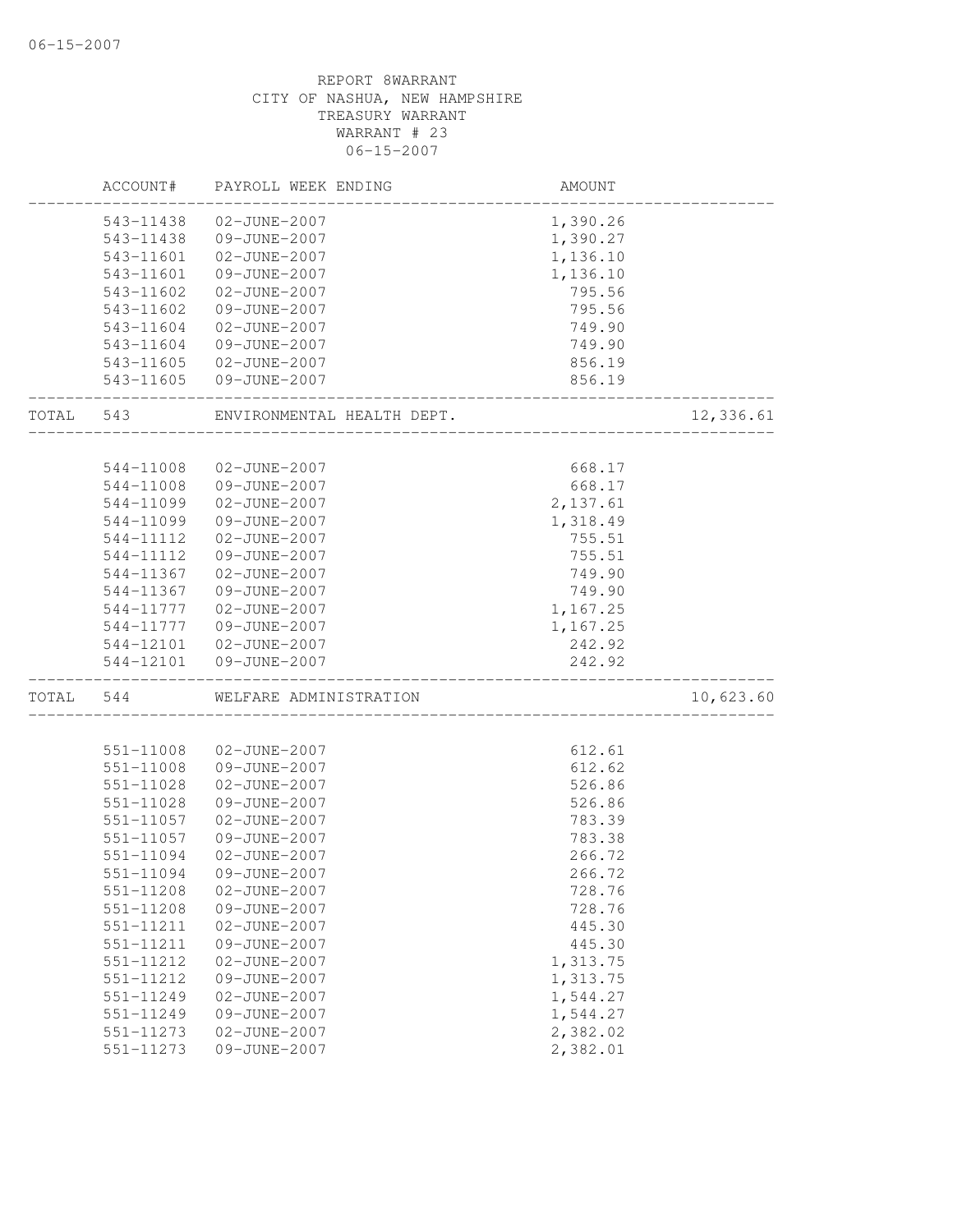REPORT 8WARRANT
CITY OF NASHUA, NEW HAMPSHIRE
TREASURY WARRANT
WARRANT # 23
06-15-2007

| | ACCOUNT# | PAYROLL WEEK ENDING | AMOUNT | |
|---|---|---|---|---|
| | 543-11438 | 02-JUNE-2007 | 1,390.26 | |
| | 543-11438 | 09-JUNE-2007 | 1,390.27 | |
| | 543-11601 | 02-JUNE-2007 | 1,136.10 | |
| | 543-11601 | 09-JUNE-2007 | 1,136.10 | |
| | 543-11602 | 02-JUNE-2007 | 795.56 | |
| | 543-11602 | 09-JUNE-2007 | 795.56 | |
| | 543-11604 | 02-JUNE-2007 | 749.90 | |
| | 543-11604 | 09-JUNE-2007 | 749.90 | |
| | 543-11605 | 02-JUNE-2007 | 856.19 | |
| | 543-11605 | 09-JUNE-2007 | 856.19 | |
| TOTAL | 543 | ENVIRONMENTAL HEALTH DEPT. | | 12,336.61 |
| | 544-11008 | 02-JUNE-2007 | 668.17 | |
| | 544-11008 | 09-JUNE-2007 | 668.17 | |
| | 544-11099 | 02-JUNE-2007 | 2,137.61 | |
| | 544-11099 | 09-JUNE-2007 | 1,318.49 | |
| | 544-11112 | 02-JUNE-2007 | 755.51 | |
| | 544-11112 | 09-JUNE-2007 | 755.51 | |
| | 544-11367 | 02-JUNE-2007 | 749.90 | |
| | 544-11367 | 09-JUNE-2007 | 749.90 | |
| | 544-11777 | 02-JUNE-2007 | 1,167.25 | |
| | 544-11777 | 09-JUNE-2007 | 1,167.25 | |
| | 544-12101 | 02-JUNE-2007 | 242.92 | |
| | 544-12101 | 09-JUNE-2007 | 242.92 | |
| TOTAL | 544 | WELFARE ADMINISTRATION | | 10,623.60 |
| | 551-11008 | 02-JUNE-2007 | 612.61 | |
| | 551-11008 | 09-JUNE-2007 | 612.62 | |
| | 551-11028 | 02-JUNE-2007 | 526.86 | |
| | 551-11028 | 09-JUNE-2007 | 526.86 | |
| | 551-11057 | 02-JUNE-2007 | 783.39 | |
| | 551-11057 | 09-JUNE-2007 | 783.38 | |
| | 551-11094 | 02-JUNE-2007 | 266.72 | |
| | 551-11094 | 09-JUNE-2007 | 266.72 | |
| | 551-11208 | 02-JUNE-2007 | 728.76 | |
| | 551-11208 | 09-JUNE-2007 | 728.76 | |
| | 551-11211 | 02-JUNE-2007 | 445.30 | |
| | 551-11211 | 09-JUNE-2007 | 445.30 | |
| | 551-11212 | 02-JUNE-2007 | 1,313.75 | |
| | 551-11212 | 09-JUNE-2007 | 1,313.75 | |
| | 551-11249 | 02-JUNE-2007 | 1,544.27 | |
| | 551-11249 | 09-JUNE-2007 | 1,544.27 | |
| | 551-11273 | 02-JUNE-2007 | 2,382.02 | |
| | 551-11273 | 09-JUNE-2007 | 2,382.01 | |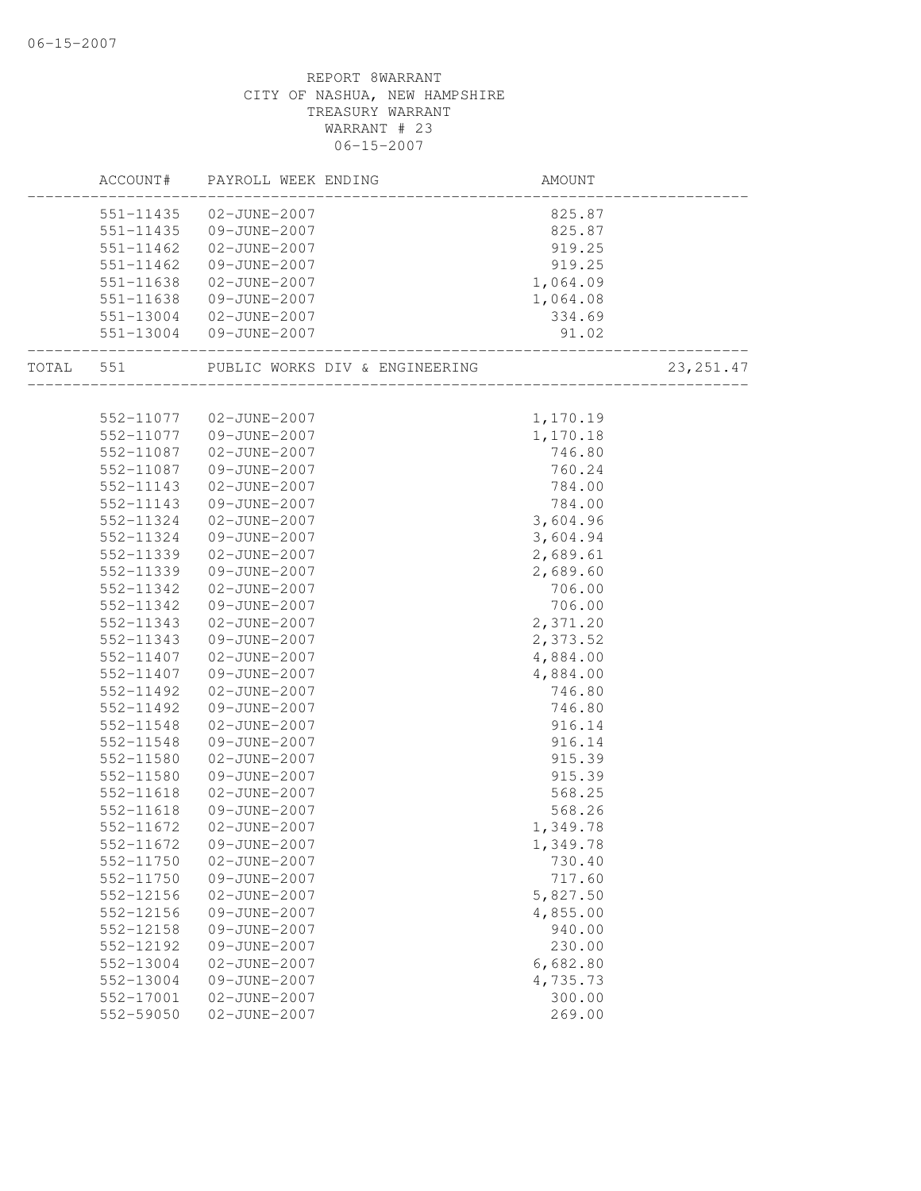06-15-2007

REPORT 8WARRANT
CITY OF NASHUA, NEW HAMPSHIRE
TREASURY WARRANT
WARRANT # 23
06-15-2007

| | ACCOUNT# | PAYROLL WEEK ENDING | AMOUNT | |
|---|---|---|---|---|
| | 551-11435 | 02-JUNE-2007 | 825.87 | |
| | 551-11435 | 09-JUNE-2007 | 825.87 | |
| | 551-11462 | 02-JUNE-2007 | 919.25 | |
| | 551-11462 | 09-JUNE-2007 | 919.25 | |
| | 551-11638 | 02-JUNE-2007 | 1,064.09 | |
| | 551-11638 | 09-JUNE-2007 | 1,064.08 | |
| | 551-13004 | 02-JUNE-2007 | 334.69 | |
| | 551-13004 | 09-JUNE-2007 | 91.02 | |
| TOTAL | 551 | PUBLIC WORKS DIV & ENGINEERING | | 23,251.47 |
| | 552-11077 | 02-JUNE-2007 | 1,170.19 | |
| | 552-11077 | 09-JUNE-2007 | 1,170.18 | |
| | 552-11087 | 02-JUNE-2007 | 746.80 | |
| | 552-11087 | 09-JUNE-2007 | 760.24 | |
| | 552-11143 | 02-JUNE-2007 | 784.00 | |
| | 552-11143 | 09-JUNE-2007 | 784.00 | |
| | 552-11324 | 02-JUNE-2007 | 3,604.96 | |
| | 552-11324 | 09-JUNE-2007 | 3,604.94 | |
| | 552-11339 | 02-JUNE-2007 | 2,689.61 | |
| | 552-11339 | 09-JUNE-2007 | 2,689.60 | |
| | 552-11342 | 02-JUNE-2007 | 706.00 | |
| | 552-11342 | 09-JUNE-2007 | 706.00 | |
| | 552-11343 | 02-JUNE-2007 | 2,371.20 | |
| | 552-11343 | 09-JUNE-2007 | 2,373.52 | |
| | 552-11407 | 02-JUNE-2007 | 4,884.00 | |
| | 552-11407 | 09-JUNE-2007 | 4,884.00 | |
| | 552-11492 | 02-JUNE-2007 | 746.80 | |
| | 552-11492 | 09-JUNE-2007 | 746.80 | |
| | 552-11548 | 02-JUNE-2007 | 916.14 | |
| | 552-11548 | 09-JUNE-2007 | 916.14 | |
| | 552-11580 | 02-JUNE-2007 | 915.39 | |
| | 552-11580 | 09-JUNE-2007 | 915.39 | |
| | 552-11618 | 02-JUNE-2007 | 568.25 | |
| | 552-11618 | 09-JUNE-2007 | 568.26 | |
| | 552-11672 | 02-JUNE-2007 | 1,349.78 | |
| | 552-11672 | 09-JUNE-2007 | 1,349.78 | |
| | 552-11750 | 02-JUNE-2007 | 730.40 | |
| | 552-11750 | 09-JUNE-2007 | 717.60 | |
| | 552-12156 | 02-JUNE-2007 | 5,827.50 | |
| | 552-12156 | 09-JUNE-2007 | 4,855.00 | |
| | 552-12158 | 09-JUNE-2007 | 940.00 | |
| | 552-12192 | 09-JUNE-2007 | 230.00 | |
| | 552-13004 | 02-JUNE-2007 | 6,682.80 | |
| | 552-13004 | 09-JUNE-2007 | 4,735.73 | |
| | 552-17001 | 02-JUNE-2007 | 300.00 | |
| | 552-59050 | 02-JUNE-2007 | 269.00 | |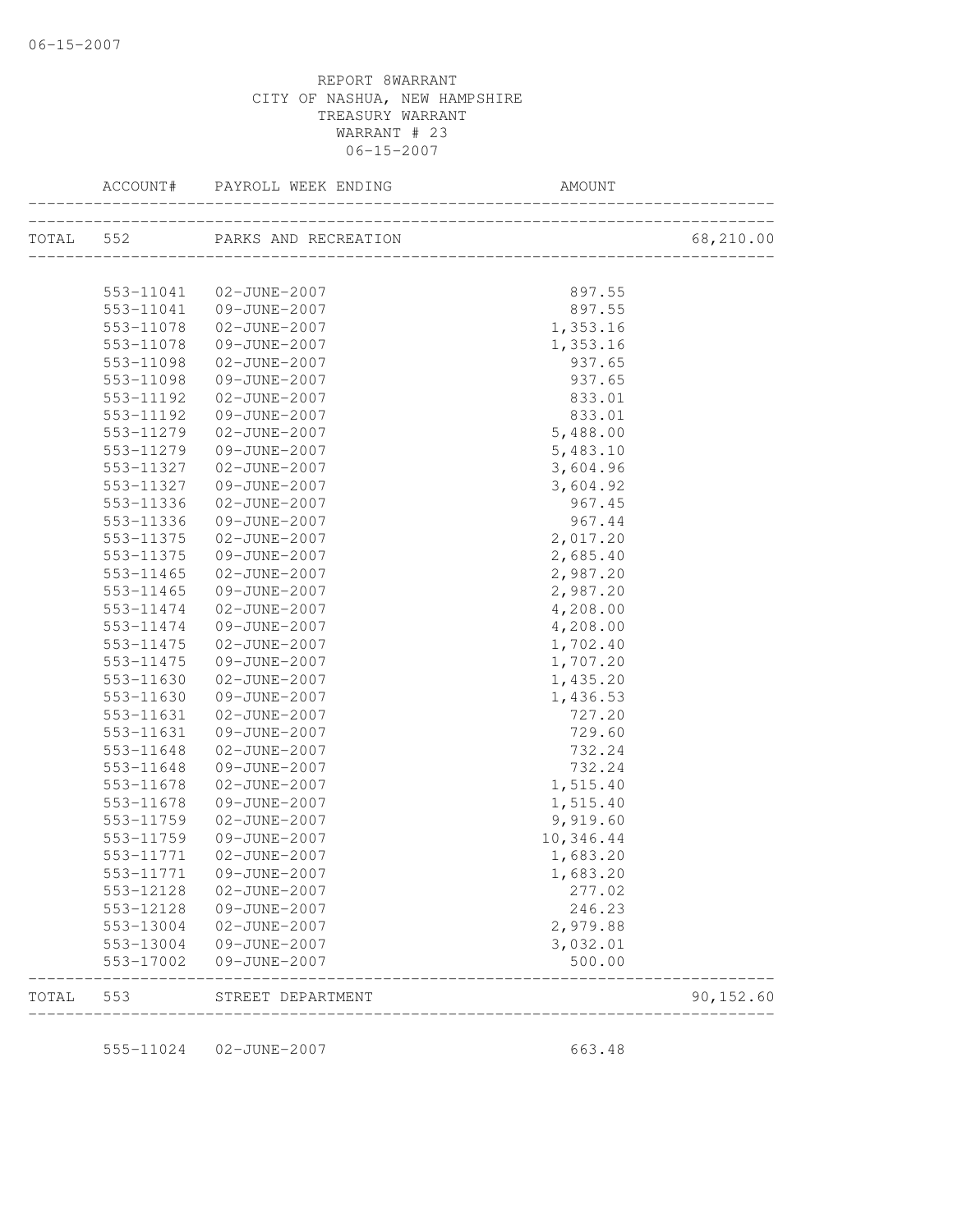REPORT 8WARRANT
CITY OF NASHUA, NEW HAMPSHIRE
TREASURY WARRANT
WARRANT # 23
06-15-2007

| | ACCOUNT# | PAYROLL WEEK ENDING | AMOUNT | |
|---|---|---|---|---|
| TOTAL | 552 | PARKS AND RECREATION | | 68,210.00 |
| | 553-11041 | 02-JUNE-2007 | 897.55 | |
| | 553-11041 | 09-JUNE-2007 | 897.55 | |
| | 553-11078 | 02-JUNE-2007 | 1,353.16 | |
| | 553-11078 | 09-JUNE-2007 | 1,353.16 | |
| | 553-11098 | 02-JUNE-2007 | 937.65 | |
| | 553-11098 | 09-JUNE-2007 | 937.65 | |
| | 553-11192 | 02-JUNE-2007 | 833.01 | |
| | 553-11192 | 09-JUNE-2007 | 833.01 | |
| | 553-11279 | 02-JUNE-2007 | 5,488.00 | |
| | 553-11279 | 09-JUNE-2007 | 5,483.10 | |
| | 553-11327 | 02-JUNE-2007 | 3,604.96 | |
| | 553-11327 | 09-JUNE-2007 | 3,604.92 | |
| | 553-11336 | 02-JUNE-2007 | 967.45 | |
| | 553-11336 | 09-JUNE-2007 | 967.44 | |
| | 553-11375 | 02-JUNE-2007 | 2,017.20 | |
| | 553-11375 | 09-JUNE-2007 | 2,685.40 | |
| | 553-11465 | 02-JUNE-2007 | 2,987.20 | |
| | 553-11465 | 09-JUNE-2007 | 2,987.20 | |
| | 553-11474 | 02-JUNE-2007 | 4,208.00 | |
| | 553-11474 | 09-JUNE-2007 | 4,208.00 | |
| | 553-11475 | 02-JUNE-2007 | 1,702.40 | |
| | 553-11475 | 09-JUNE-2007 | 1,707.20 | |
| | 553-11630 | 02-JUNE-2007 | 1,435.20 | |
| | 553-11630 | 09-JUNE-2007 | 1,436.53 | |
| | 553-11631 | 02-JUNE-2007 | 727.20 | |
| | 553-11631 | 09-JUNE-2007 | 729.60 | |
| | 553-11648 | 02-JUNE-2007 | 732.24 | |
| | 553-11648 | 09-JUNE-2007 | 732.24 | |
| | 553-11678 | 02-JUNE-2007 | 1,515.40 | |
| | 553-11678 | 09-JUNE-2007 | 1,515.40 | |
| | 553-11759 | 02-JUNE-2007 | 9,919.60 | |
| | 553-11759 | 09-JUNE-2007 | 10,346.44 | |
| | 553-11771 | 02-JUNE-2007 | 1,683.20 | |
| | 553-11771 | 09-JUNE-2007 | 1,683.20 | |
| | 553-12128 | 02-JUNE-2007 | 277.02 | |
| | 553-12128 | 09-JUNE-2007 | 246.23 | |
| | 553-13004 | 02-JUNE-2007 | 2,979.88 | |
| | 553-13004 | 09-JUNE-2007 | 3,032.01 | |
| | 553-17002 | 09-JUNE-2007 | 500.00 | |
| TOTAL | 553 | STREET DEPARTMENT | | 90,152.60 |
| | 555-11024 | 02-JUNE-2007 | 663.48 | |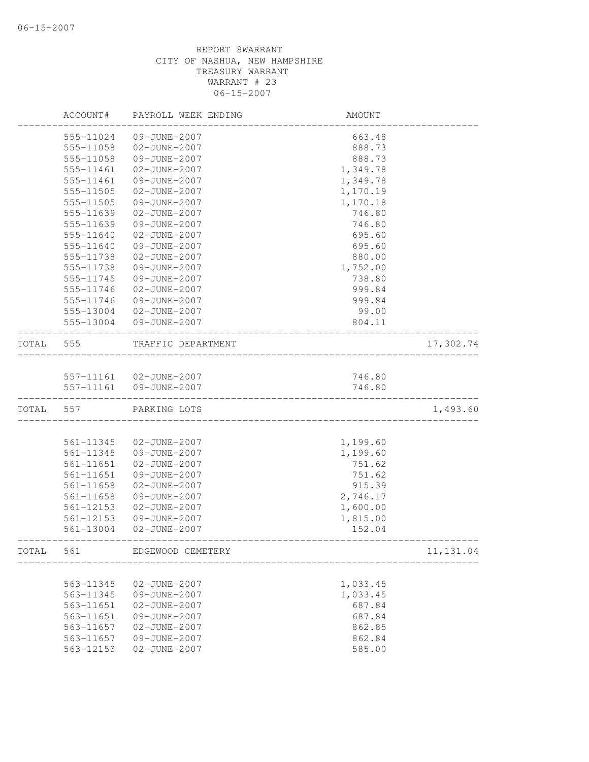06-15-2007

REPORT 8WARRANT
CITY OF NASHUA, NEW HAMPSHIRE
TREASURY WARRANT
WARRANT # 23
06-15-2007

| | ACCOUNT# | PAYROLL WEEK ENDING | AMOUNT | |
|---|---|---|---|---|
| | 555-11024 | 09-JUNE-2007 | 663.48 | |
| | 555-11058 | 02-JUNE-2007 | 888.73 | |
| | 555-11058 | 09-JUNE-2007 | 888.73 | |
| | 555-11461 | 02-JUNE-2007 | 1,349.78 | |
| | 555-11461 | 09-JUNE-2007 | 1,349.78 | |
| | 555-11505 | 02-JUNE-2007 | 1,170.19 | |
| | 555-11505 | 09-JUNE-2007 | 1,170.18 | |
| | 555-11639 | 02-JUNE-2007 | 746.80 | |
| | 555-11639 | 09-JUNE-2007 | 746.80 | |
| | 555-11640 | 02-JUNE-2007 | 695.60 | |
| | 555-11640 | 09-JUNE-2007 | 695.60 | |
| | 555-11738 | 02-JUNE-2007 | 880.00 | |
| | 555-11738 | 09-JUNE-2007 | 1,752.00 | |
| | 555-11745 | 09-JUNE-2007 | 738.80 | |
| | 555-11746 | 02-JUNE-2007 | 999.84 | |
| | 555-11746 | 09-JUNE-2007 | 999.84 | |
| | 555-13004 | 02-JUNE-2007 | 99.00 | |
| | 555-13004 | 09-JUNE-2007 | 804.11 | |
| TOTAL | 555 | TRAFFIC DEPARTMENT | | 17,302.74 |
| | 557-11161 | 02-JUNE-2007 | 746.80 | |
| | 557-11161 | 09-JUNE-2007 | 746.80 | |
| TOTAL | 557 | PARKING LOTS | | 1,493.60 |
| | 561-11345 | 02-JUNE-2007 | 1,199.60 | |
| | 561-11345 | 09-JUNE-2007 | 1,199.60 | |
| | 561-11651 | 02-JUNE-2007 | 751.62 | |
| | 561-11651 | 09-JUNE-2007 | 751.62 | |
| | 561-11658 | 02-JUNE-2007 | 915.39 | |
| | 561-11658 | 09-JUNE-2007 | 2,746.17 | |
| | 561-12153 | 02-JUNE-2007 | 1,600.00 | |
| | 561-12153 | 09-JUNE-2007 | 1,815.00 | |
| | 561-13004 | 02-JUNE-2007 | 152.04 | |
| TOTAL | 561 | EDGEWOOD CEMETERY | | 11,131.04 |
| | 563-11345 | 02-JUNE-2007 | 1,033.45 | |
| | 563-11345 | 09-JUNE-2007 | 1,033.45 | |
| | 563-11651 | 02-JUNE-2007 | 687.84 | |
| | 563-11651 | 09-JUNE-2007 | 687.84 | |
| | 563-11657 | 02-JUNE-2007 | 862.85 | |
| | 563-11657 | 09-JUNE-2007 | 862.84 | |
| | 563-12153 | 02-JUNE-2007 | 585.00 | |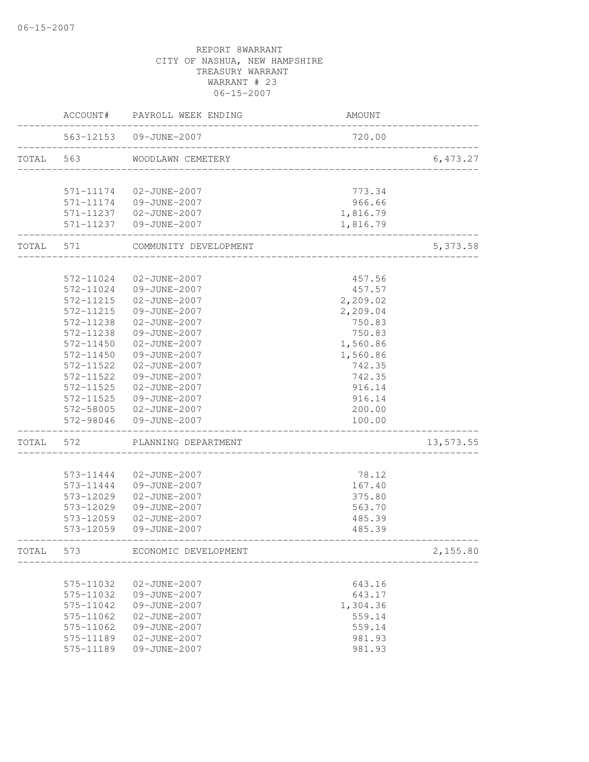REPORT 8WARRANT
CITY OF NASHUA, NEW HAMPSHIRE
TREASURY WARRANT
WARRANT # 23
06-15-2007

| | ACCOUNT# | PAYROLL WEEK ENDING | AMOUNT | |
|---|---|---|---|---|
| | 563-12153 | 09-JUNE-2007 | 720.00 | |
| TOTAL | 563 | WOODLAWN CEMETERY | | 6,473.27 |
| | 571-11174 | 02-JUNE-2007 | 773.34 | |
| | 571-11174 | 09-JUNE-2007 | 966.66 | |
| | 571-11237 | 02-JUNE-2007 | 1,816.79 | |
| | 571-11237 | 09-JUNE-2007 | 1,816.79 | |
| TOTAL | 571 | COMMUNITY DEVELOPMENT | | 5,373.58 |
| | 572-11024 | 02-JUNE-2007 | 457.56 | |
| | 572-11024 | 09-JUNE-2007 | 457.57 | |
| | 572-11215 | 02-JUNE-2007 | 2,209.02 | |
| | 572-11215 | 09-JUNE-2007 | 2,209.04 | |
| | 572-11238 | 02-JUNE-2007 | 750.83 | |
| | 572-11238 | 09-JUNE-2007 | 750.83 | |
| | 572-11450 | 02-JUNE-2007 | 1,560.86 | |
| | 572-11450 | 09-JUNE-2007 | 1,560.86 | |
| | 572-11522 | 02-JUNE-2007 | 742.35 | |
| | 572-11522 | 09-JUNE-2007 | 742.35 | |
| | 572-11525 | 02-JUNE-2007 | 916.14 | |
| | 572-11525 | 09-JUNE-2007 | 916.14 | |
| | 572-58005 | 02-JUNE-2007 | 200.00 | |
| | 572-98046 | 09-JUNE-2007 | 100.00 | |
| TOTAL | 572 | PLANNING DEPARTMENT | | 13,573.55 |
| | 573-11444 | 02-JUNE-2007 | 78.12 | |
| | 573-11444 | 09-JUNE-2007 | 167.40 | |
| | 573-12029 | 02-JUNE-2007 | 375.80 | |
| | 573-12029 | 09-JUNE-2007 | 563.70 | |
| | 573-12059 | 02-JUNE-2007 | 485.39 | |
| | 573-12059 | 09-JUNE-2007 | 485.39 | |
| TOTAL | 573 | ECONOMIC DEVELOPMENT | | 2,155.80 |
| | 575-11032 | 02-JUNE-2007 | 643.16 | |
| | 575-11032 | 09-JUNE-2007 | 643.17 | |
| | 575-11042 | 09-JUNE-2007 | 1,304.36 | |
| | 575-11062 | 02-JUNE-2007 | 559.14 | |
| | 575-11062 | 09-JUNE-2007 | 559.14 | |
| | 575-11189 | 02-JUNE-2007 | 981.93 | |
| | 575-11189 | 09-JUNE-2007 | 981.93 | |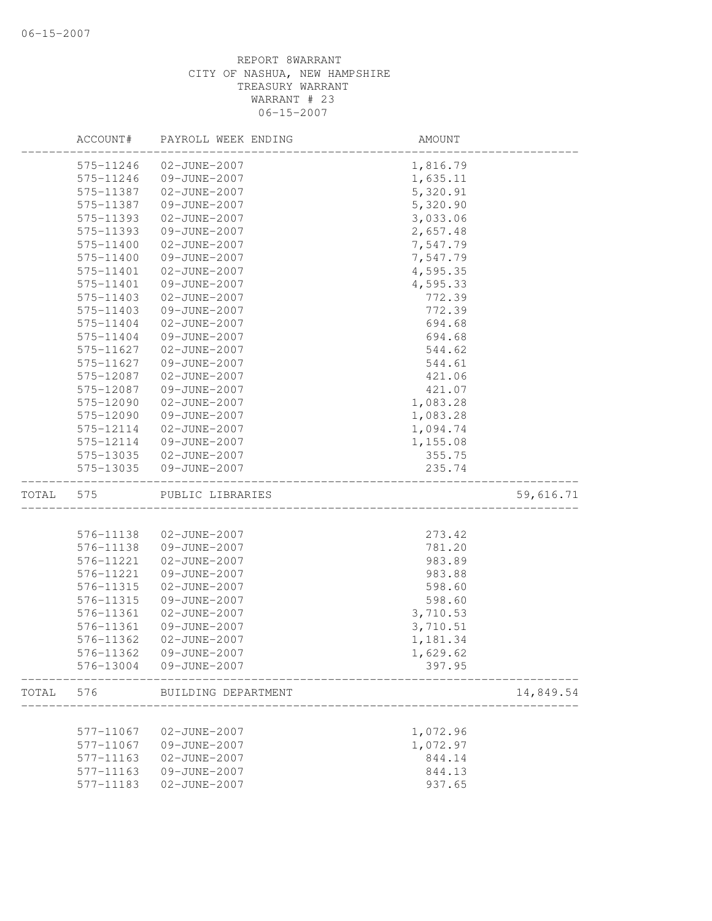REPORT 8WARRANT
CITY OF NASHUA, NEW HAMPSHIRE
TREASURY WARRANT
WARRANT # 23
06-15-2007

| | ACCOUNT# | PAYROLL WEEK ENDING | AMOUNT | |
|---|---|---|---|---|
| | 575-11246 | 02-JUNE-2007 | 1,816.79 | |
| | 575-11246 | 09-JUNE-2007 | 1,635.11 | |
| | 575-11387 | 02-JUNE-2007 | 5,320.91 | |
| | 575-11387 | 09-JUNE-2007 | 5,320.90 | |
| | 575-11393 | 02-JUNE-2007 | 3,033.06 | |
| | 575-11393 | 09-JUNE-2007 | 2,657.48 | |
| | 575-11400 | 02-JUNE-2007 | 7,547.79 | |
| | 575-11400 | 09-JUNE-2007 | 7,547.79 | |
| | 575-11401 | 02-JUNE-2007 | 4,595.35 | |
| | 575-11401 | 09-JUNE-2007 | 4,595.33 | |
| | 575-11403 | 02-JUNE-2007 | 772.39 | |
| | 575-11403 | 09-JUNE-2007 | 772.39 | |
| | 575-11404 | 02-JUNE-2007 | 694.68 | |
| | 575-11404 | 09-JUNE-2007 | 694.68 | |
| | 575-11627 | 02-JUNE-2007 | 544.62 | |
| | 575-11627 | 09-JUNE-2007 | 544.61 | |
| | 575-12087 | 02-JUNE-2007 | 421.06 | |
| | 575-12087 | 09-JUNE-2007 | 421.07 | |
| | 575-12090 | 02-JUNE-2007 | 1,083.28 | |
| | 575-12090 | 09-JUNE-2007 | 1,083.28 | |
| | 575-12114 | 02-JUNE-2007 | 1,094.74 | |
| | 575-12114 | 09-JUNE-2007 | 1,155.08 | |
| | 575-13035 | 02-JUNE-2007 | 355.75 | |
| | 575-13035 | 09-JUNE-2007 | 235.74 | |
| TOTAL | 575 | PUBLIC LIBRARIES | | 59,616.71 |
| | 576-11138 | 02-JUNE-2007 | 273.42 | |
| | 576-11138 | 09-JUNE-2007 | 781.20 | |
| | 576-11221 | 02-JUNE-2007 | 983.89 | |
| | 576-11221 | 09-JUNE-2007 | 983.88 | |
| | 576-11315 | 02-JUNE-2007 | 598.60 | |
| | 576-11315 | 09-JUNE-2007 | 598.60 | |
| | 576-11361 | 02-JUNE-2007 | 3,710.53 | |
| | 576-11361 | 09-JUNE-2007 | 3,710.51 | |
| | 576-11362 | 02-JUNE-2007 | 1,181.34 | |
| | 576-11362 | 09-JUNE-2007 | 1,629.62 | |
| | 576-13004 | 09-JUNE-2007 | 397.95 | |
| TOTAL | 576 | BUILDING DEPARTMENT | | 14,849.54 |
| | 577-11067 | 02-JUNE-2007 | 1,072.96 | |
| | 577-11067 | 09-JUNE-2007 | 1,072.97 | |
| | 577-11163 | 02-JUNE-2007 | 844.14 | |
| | 577-11163 | 09-JUNE-2007 | 844.13 | |
| | 577-11183 | 02-JUNE-2007 | 937.65 | |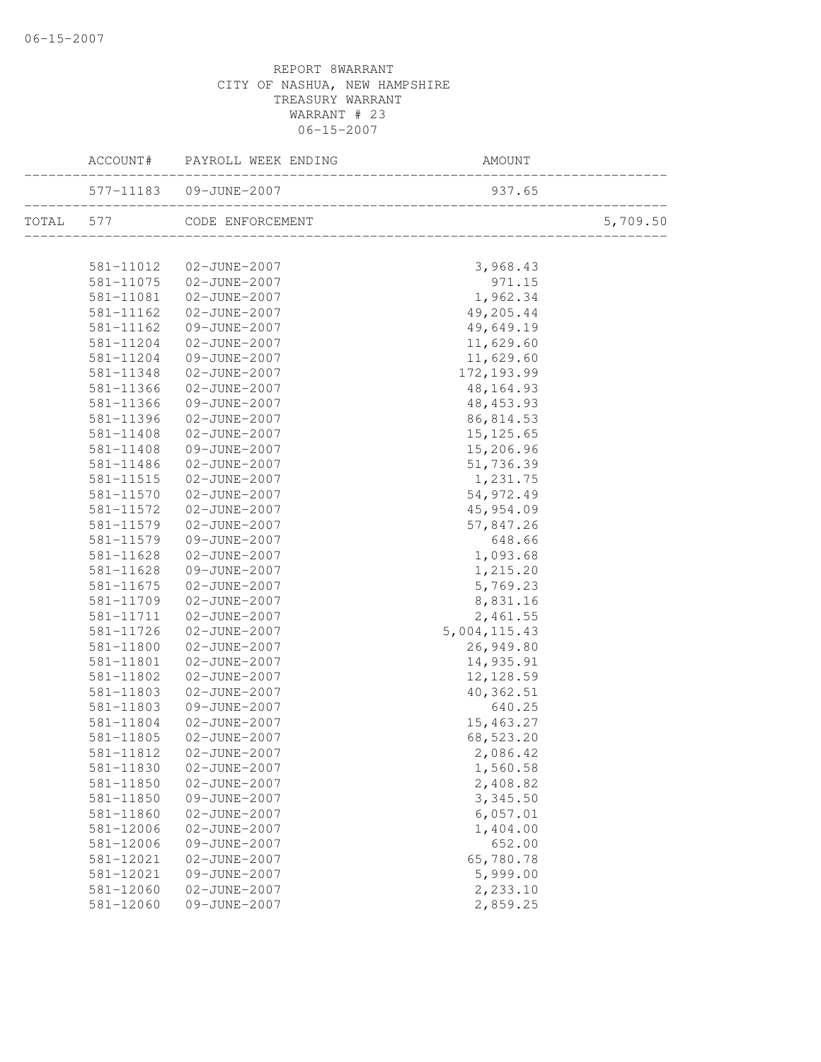REPORT 8WARRANT
CITY OF NASHUA, NEW HAMPSHIRE
TREASURY WARRANT
WARRANT # 23
06-15-2007

| | ACCOUNT# | PAYROLL WEEK ENDING | AMOUNT | |
|---|---|---|---|---|
| | 577-11183 | 09-JUNE-2007 | 937.65 | |
| TOTAL | 577 | CODE ENFORCEMENT | | 5,709.50 |
| | 581-11012 | 02-JUNE-2007 | 3,968.43 | |
| | 581-11075 | 02-JUNE-2007 | 971.15 | |
| | 581-11081 | 02-JUNE-2007 | 1,962.34 | |
| | 581-11162 | 02-JUNE-2007 | 49,205.44 | |
| | 581-11162 | 09-JUNE-2007 | 49,649.19 | |
| | 581-11204 | 02-JUNE-2007 | 11,629.60 | |
| | 581-11204 | 09-JUNE-2007 | 11,629.60 | |
| | 581-11348 | 02-JUNE-2007 | 172,193.99 | |
| | 581-11366 | 02-JUNE-2007 | 48,164.93 | |
| | 581-11366 | 09-JUNE-2007 | 48,453.93 | |
| | 581-11396 | 02-JUNE-2007 | 86,814.53 | |
| | 581-11408 | 02-JUNE-2007 | 15,125.65 | |
| | 581-11408 | 09-JUNE-2007 | 15,206.96 | |
| | 581-11486 | 02-JUNE-2007 | 51,736.39 | |
| | 581-11515 | 02-JUNE-2007 | 1,231.75 | |
| | 581-11570 | 02-JUNE-2007 | 54,972.49 | |
| | 581-11572 | 02-JUNE-2007 | 45,954.09 | |
| | 581-11579 | 02-JUNE-2007 | 57,847.26 | |
| | 581-11579 | 09-JUNE-2007 | 648.66 | |
| | 581-11628 | 02-JUNE-2007 | 1,093.68 | |
| | 581-11628 | 09-JUNE-2007 | 1,215.20 | |
| | 581-11675 | 02-JUNE-2007 | 5,769.23 | |
| | 581-11709 | 02-JUNE-2007 | 8,831.16 | |
| | 581-11711 | 02-JUNE-2007 | 2,461.55 | |
| | 581-11726 | 02-JUNE-2007 | 5,004,115.43 | |
| | 581-11800 | 02-JUNE-2007 | 26,949.80 | |
| | 581-11801 | 02-JUNE-2007 | 14,935.91 | |
| | 581-11802 | 02-JUNE-2007 | 12,128.59 | |
| | 581-11803 | 02-JUNE-2007 | 40,362.51 | |
| | 581-11803 | 09-JUNE-2007 | 640.25 | |
| | 581-11804 | 02-JUNE-2007 | 15,463.27 | |
| | 581-11805 | 02-JUNE-2007 | 68,523.20 | |
| | 581-11812 | 02-JUNE-2007 | 2,086.42 | |
| | 581-11830 | 02-JUNE-2007 | 1,560.58 | |
| | 581-11850 | 02-JUNE-2007 | 2,408.82 | |
| | 581-11850 | 09-JUNE-2007 | 3,345.50 | |
| | 581-11860 | 02-JUNE-2007 | 6,057.01 | |
| | 581-12006 | 02-JUNE-2007 | 1,404.00 | |
| | 581-12006 | 09-JUNE-2007 | 652.00 | |
| | 581-12021 | 02-JUNE-2007 | 65,780.78 | |
| | 581-12021 | 09-JUNE-2007 | 5,999.00 | |
| | 581-12060 | 02-JUNE-2007 | 2,233.10 | |
| | 581-12060 | 09-JUNE-2007 | 2,859.25 | |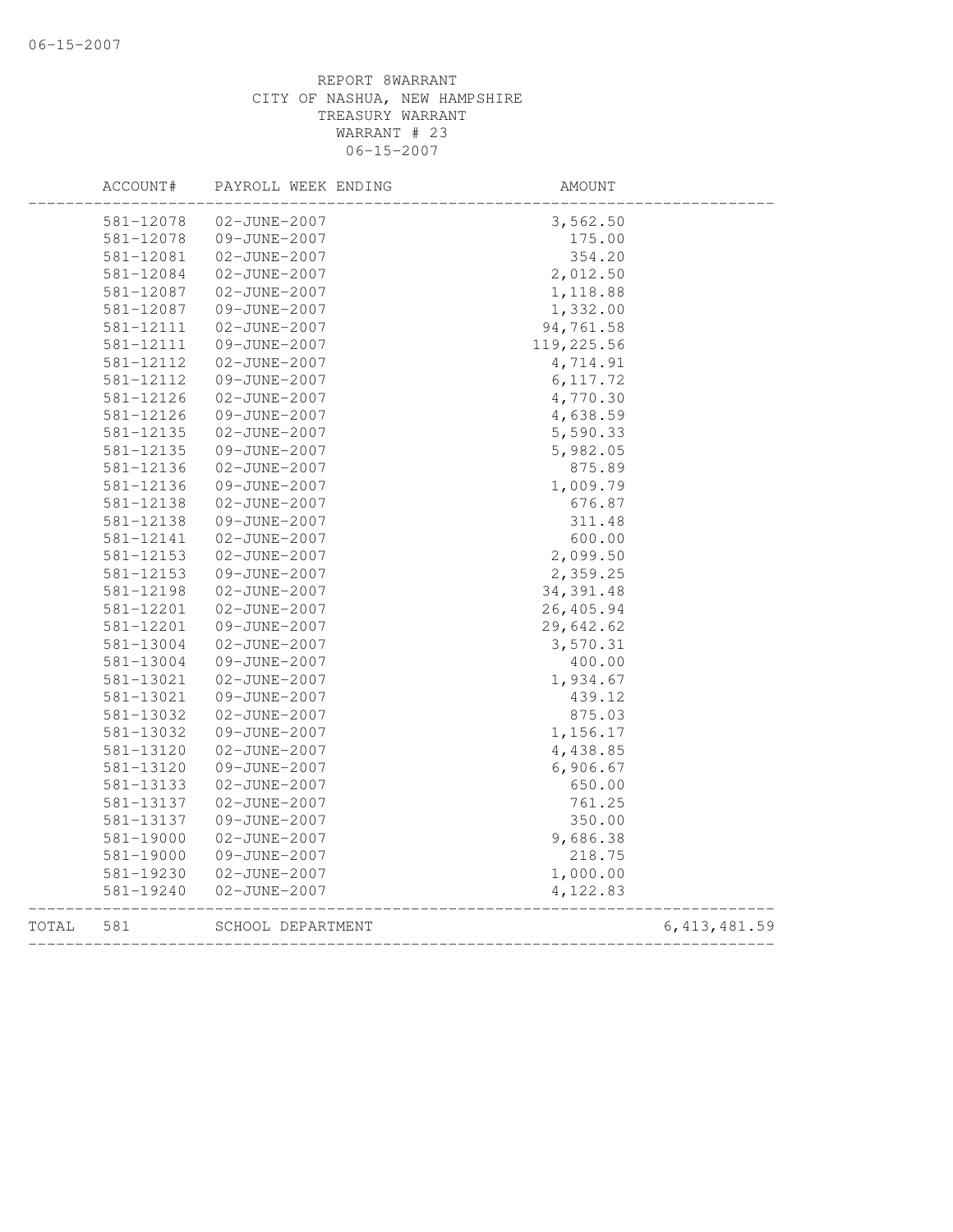REPORT 8WARRANT
CITY OF NASHUA, NEW HAMPSHIRE
TREASURY WARRANT
WARRANT # 23
06-15-2007

| | ACCOUNT# | PAYROLL WEEK ENDING | AMOUNT | |
|---|---|---|---|---|
| | 581-12078 | 02-JUNE-2007 | 3,562.50 | |
| | 581-12078 | 09-JUNE-2007 | 175.00 | |
| | 581-12081 | 02-JUNE-2007 | 354.20 | |
| | 581-12084 | 02-JUNE-2007 | 2,012.50 | |
| | 581-12087 | 02-JUNE-2007 | 1,118.88 | |
| | 581-12087 | 09-JUNE-2007 | 1,332.00 | |
| | 581-12111 | 02-JUNE-2007 | 94,761.58 | |
| | 581-12111 | 09-JUNE-2007 | 119,225.56 | |
| | 581-12112 | 02-JUNE-2007 | 4,714.91 | |
| | 581-12112 | 09-JUNE-2007 | 6,117.72 | |
| | 581-12126 | 02-JUNE-2007 | 4,770.30 | |
| | 581-12126 | 09-JUNE-2007 | 4,638.59 | |
| | 581-12135 | 02-JUNE-2007 | 5,590.33 | |
| | 581-12135 | 09-JUNE-2007 | 5,982.05 | |
| | 581-12136 | 02-JUNE-2007 | 875.89 | |
| | 581-12136 | 09-JUNE-2007 | 1,009.79 | |
| | 581-12138 | 02-JUNE-2007 | 676.87 | |
| | 581-12138 | 09-JUNE-2007 | 311.48 | |
| | 581-12141 | 02-JUNE-2007 | 600.00 | |
| | 581-12153 | 02-JUNE-2007 | 2,099.50 | |
| | 581-12153 | 09-JUNE-2007 | 2,359.25 | |
| | 581-12198 | 02-JUNE-2007 | 34,391.48 | |
| | 581-12201 | 02-JUNE-2007 | 26,405.94 | |
| | 581-12201 | 09-JUNE-2007 | 29,642.62 | |
| | 581-13004 | 02-JUNE-2007 | 3,570.31 | |
| | 581-13004 | 09-JUNE-2007 | 400.00 | |
| | 581-13021 | 02-JUNE-2007 | 1,934.67 | |
| | 581-13021 | 09-JUNE-2007 | 439.12 | |
| | 581-13032 | 02-JUNE-2007 | 875.03 | |
| | 581-13032 | 09-JUNE-2007 | 1,156.17 | |
| | 581-13120 | 02-JUNE-2007 | 4,438.85 | |
| | 581-13120 | 09-JUNE-2007 | 6,906.67 | |
| | 581-13133 | 02-JUNE-2007 | 650.00 | |
| | 581-13137 | 02-JUNE-2007 | 761.25 | |
| | 581-13137 | 09-JUNE-2007 | 350.00 | |
| | 581-19000 | 02-JUNE-2007 | 9,686.38 | |
| | 581-19000 | 09-JUNE-2007 | 218.75 | |
| | 581-19230 | 02-JUNE-2007 | 1,000.00 | |
| | 581-19240 | 02-JUNE-2007 | 4,122.83 | |
| TOTAL | 581 | SCHOOL DEPARTMENT | | 6,413,481.59 |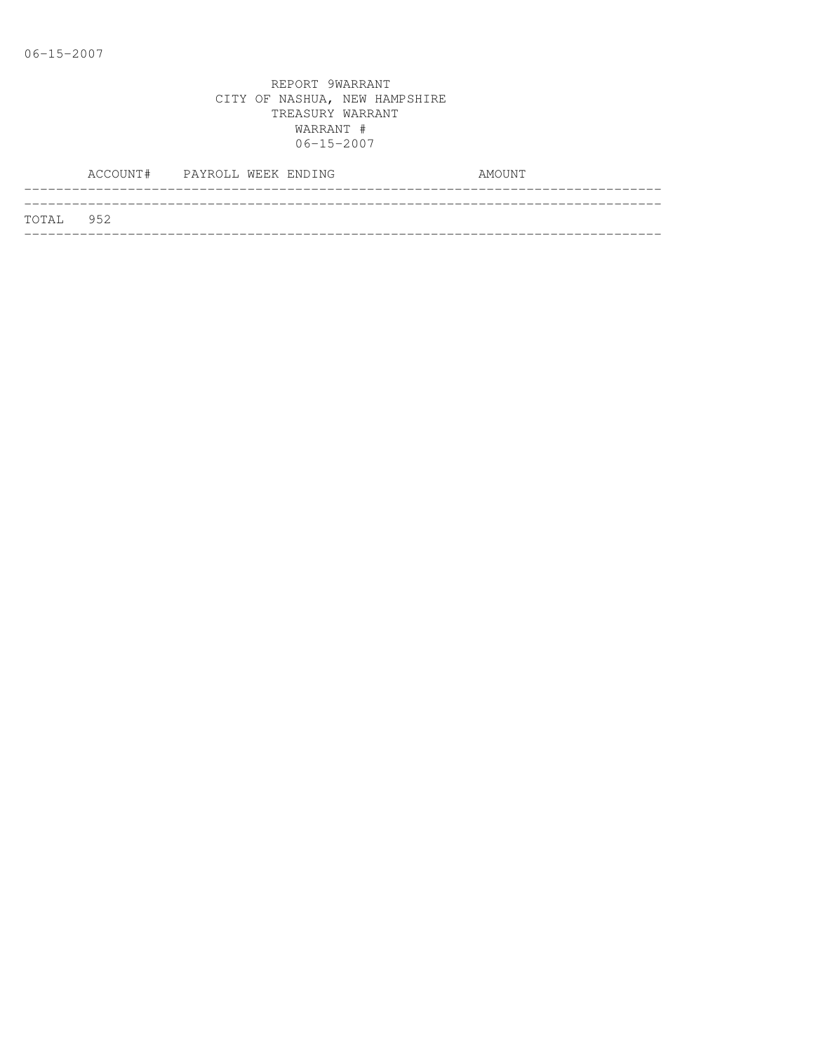REPORT 9WARRANT
CITY OF NASHUA, NEW HAMPSHIRE
TREASURY WARRANT
WARRANT #
06-15-2007

| ACCOUNT# | PAYROLL WEEK ENDING | AMOUNT |
|---|---|---|
| TOTAL 952 | | |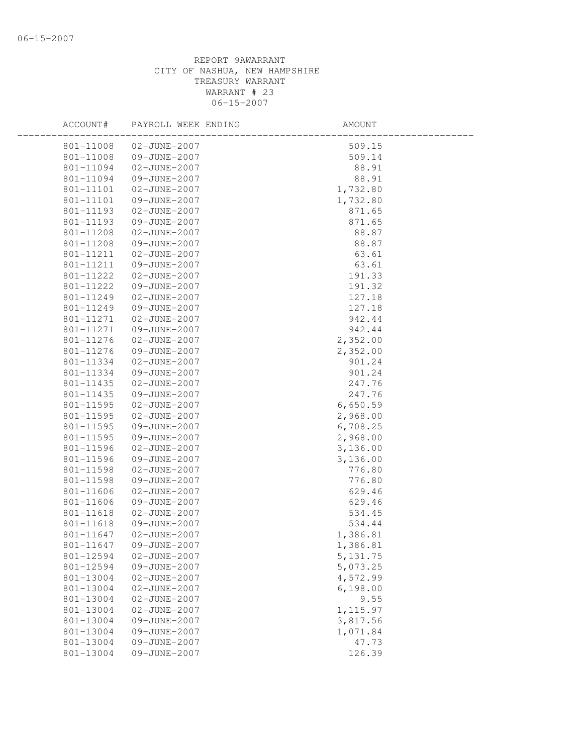REPORT 9AWARRANT
CITY OF NASHUA, NEW HAMPSHIRE
TREASURY WARRANT
WARRANT # 23
06-15-2007

| ACCOUNT# | PAYROLL WEEK ENDING | AMOUNT |
|---|---|---|
| 801-11008 | 02-JUNE-2007 | 509.15 |
| 801-11008 | 09-JUNE-2007 | 509.14 |
| 801-11094 | 02-JUNE-2007 | 88.91 |
| 801-11094 | 09-JUNE-2007 | 88.91 |
| 801-11101 | 02-JUNE-2007 | 1,732.80 |
| 801-11101 | 09-JUNE-2007 | 1,732.80 |
| 801-11193 | 02-JUNE-2007 | 871.65 |
| 801-11193 | 09-JUNE-2007 | 871.65 |
| 801-11208 | 02-JUNE-2007 | 88.87 |
| 801-11208 | 09-JUNE-2007 | 88.87 |
| 801-11211 | 02-JUNE-2007 | 63.61 |
| 801-11211 | 09-JUNE-2007 | 63.61 |
| 801-11222 | 02-JUNE-2007 | 191.33 |
| 801-11222 | 09-JUNE-2007 | 191.32 |
| 801-11249 | 02-JUNE-2007 | 127.18 |
| 801-11249 | 09-JUNE-2007 | 127.18 |
| 801-11271 | 02-JUNE-2007 | 942.44 |
| 801-11271 | 09-JUNE-2007 | 942.44 |
| 801-11276 | 02-JUNE-2007 | 2,352.00 |
| 801-11276 | 09-JUNE-2007 | 2,352.00 |
| 801-11334 | 02-JUNE-2007 | 901.24 |
| 801-11334 | 09-JUNE-2007 | 901.24 |
| 801-11435 | 02-JUNE-2007 | 247.76 |
| 801-11435 | 09-JUNE-2007 | 247.76 |
| 801-11595 | 02-JUNE-2007 | 6,650.59 |
| 801-11595 | 02-JUNE-2007 | 2,968.00 |
| 801-11595 | 09-JUNE-2007 | 6,708.25 |
| 801-11595 | 09-JUNE-2007 | 2,968.00 |
| 801-11596 | 02-JUNE-2007 | 3,136.00 |
| 801-11596 | 09-JUNE-2007 | 3,136.00 |
| 801-11598 | 02-JUNE-2007 | 776.80 |
| 801-11598 | 09-JUNE-2007 | 776.80 |
| 801-11606 | 02-JUNE-2007 | 629.46 |
| 801-11606 | 09-JUNE-2007 | 629.46 |
| 801-11618 | 02-JUNE-2007 | 534.45 |
| 801-11618 | 09-JUNE-2007 | 534.44 |
| 801-11647 | 02-JUNE-2007 | 1,386.81 |
| 801-11647 | 09-JUNE-2007 | 1,386.81 |
| 801-12594 | 02-JUNE-2007 | 5,131.75 |
| 801-12594 | 09-JUNE-2007 | 5,073.25 |
| 801-13004 | 02-JUNE-2007 | 4,572.99 |
| 801-13004 | 02-JUNE-2007 | 6,198.00 |
| 801-13004 | 02-JUNE-2007 | 9.55 |
| 801-13004 | 02-JUNE-2007 | 1,115.97 |
| 801-13004 | 09-JUNE-2007 | 3,817.56 |
| 801-13004 | 09-JUNE-2007 | 1,071.84 |
| 801-13004 | 09-JUNE-2007 | 47.73 |
| 801-13004 | 09-JUNE-2007 | 126.39 |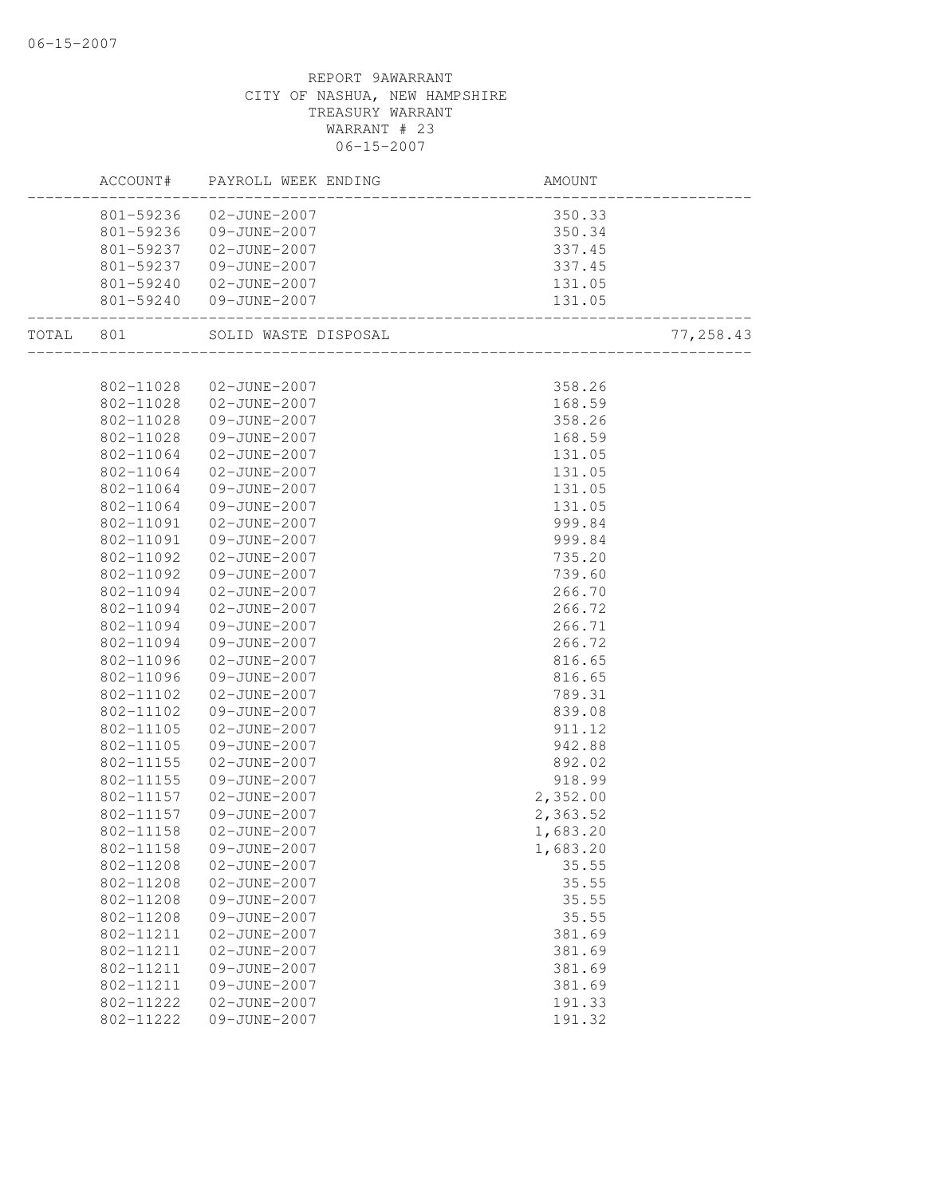REPORT 9AWARRANT
CITY OF NASHUA, NEW HAMPSHIRE
TREASURY WARRANT
WARRANT # 23
06-15-2007

| | ACCOUNT# | PAYROLL WEEK ENDING | AMOUNT | |
|---|---|---|---|---|
| | 801-59236 | 02-JUNE-2007 | 350.33 | |
| | 801-59236 | 09-JUNE-2007 | 350.34 | |
| | 801-59237 | 02-JUNE-2007 | 337.45 | |
| | 801-59237 | 09-JUNE-2007 | 337.45 | |
| | 801-59240 | 02-JUNE-2007 | 131.05 | |
| | 801-59240 | 09-JUNE-2007 | 131.05 | |
| TOTAL | 801 | SOLID WASTE DISPOSAL | | 77,258.43 |
| | 802-11028 | 02-JUNE-2007 | 358.26 | |
| | 802-11028 | 02-JUNE-2007 | 168.59 | |
| | 802-11028 | 09-JUNE-2007 | 358.26 | |
| | 802-11028 | 09-JUNE-2007 | 168.59 | |
| | 802-11064 | 02-JUNE-2007 | 131.05 | |
| | 802-11064 | 02-JUNE-2007 | 131.05 | |
| | 802-11064 | 09-JUNE-2007 | 131.05 | |
| | 802-11064 | 09-JUNE-2007 | 131.05 | |
| | 802-11091 | 02-JUNE-2007 | 999.84 | |
| | 802-11091 | 09-JUNE-2007 | 999.84 | |
| | 802-11092 | 02-JUNE-2007 | 735.20 | |
| | 802-11092 | 09-JUNE-2007 | 739.60 | |
| | 802-11094 | 02-JUNE-2007 | 266.70 | |
| | 802-11094 | 02-JUNE-2007 | 266.72 | |
| | 802-11094 | 09-JUNE-2007 | 266.71 | |
| | 802-11094 | 09-JUNE-2007 | 266.72 | |
| | 802-11096 | 02-JUNE-2007 | 816.65 | |
| | 802-11096 | 09-JUNE-2007 | 816.65 | |
| | 802-11102 | 02-JUNE-2007 | 789.31 | |
| | 802-11102 | 09-JUNE-2007 | 839.08 | |
| | 802-11105 | 02-JUNE-2007 | 911.12 | |
| | 802-11105 | 09-JUNE-2007 | 942.88 | |
| | 802-11155 | 02-JUNE-2007 | 892.02 | |
| | 802-11155 | 09-JUNE-2007 | 918.99 | |
| | 802-11157 | 02-JUNE-2007 | 2,352.00 | |
| | 802-11157 | 09-JUNE-2007 | 2,363.52 | |
| | 802-11158 | 02-JUNE-2007 | 1,683.20 | |
| | 802-11158 | 09-JUNE-2007 | 1,683.20 | |
| | 802-11208 | 02-JUNE-2007 | 35.55 | |
| | 802-11208 | 02-JUNE-2007 | 35.55 | |
| | 802-11208 | 09-JUNE-2007 | 35.55 | |
| | 802-11208 | 09-JUNE-2007 | 35.55 | |
| | 802-11211 | 02-JUNE-2007 | 381.69 | |
| | 802-11211 | 02-JUNE-2007 | 381.69 | |
| | 802-11211 | 09-JUNE-2007 | 381.69 | |
| | 802-11211 | 09-JUNE-2007 | 381.69 | |
| | 802-11222 | 02-JUNE-2007 | 191.33 | |
| | 802-11222 | 09-JUNE-2007 | 191.32 | |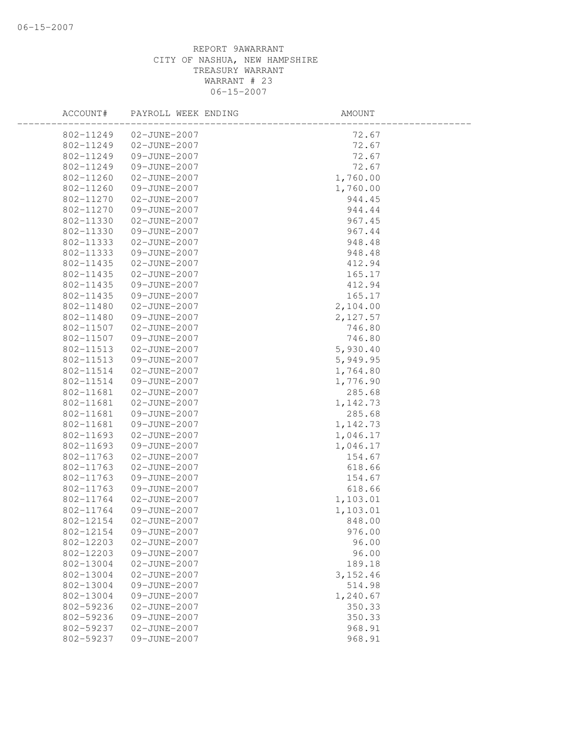REPORT 9AWARRANT
CITY OF NASHUA, NEW HAMPSHIRE
TREASURY WARRANT
WARRANT # 23
06-15-2007

| ACCOUNT# | PAYROLL WEEK ENDING | AMOUNT |
|---|---|---|
| 802-11249 | 02-JUNE-2007 | 72.67 |
| 802-11249 | 02-JUNE-2007 | 72.67 |
| 802-11249 | 09-JUNE-2007 | 72.67 |
| 802-11249 | 09-JUNE-2007 | 72.67 |
| 802-11260 | 02-JUNE-2007 | 1,760.00 |
| 802-11260 | 09-JUNE-2007 | 1,760.00 |
| 802-11270 | 02-JUNE-2007 | 944.45 |
| 802-11270 | 09-JUNE-2007 | 944.44 |
| 802-11330 | 02-JUNE-2007 | 967.45 |
| 802-11330 | 09-JUNE-2007 | 967.44 |
| 802-11333 | 02-JUNE-2007 | 948.48 |
| 802-11333 | 09-JUNE-2007 | 948.48 |
| 802-11435 | 02-JUNE-2007 | 412.94 |
| 802-11435 | 02-JUNE-2007 | 165.17 |
| 802-11435 | 09-JUNE-2007 | 412.94 |
| 802-11435 | 09-JUNE-2007 | 165.17 |
| 802-11480 | 02-JUNE-2007 | 2,104.00 |
| 802-11480 | 09-JUNE-2007 | 2,127.57 |
| 802-11507 | 02-JUNE-2007 | 746.80 |
| 802-11507 | 09-JUNE-2007 | 746.80 |
| 802-11513 | 02-JUNE-2007 | 5,930.40 |
| 802-11513 | 09-JUNE-2007 | 5,949.95 |
| 802-11514 | 02-JUNE-2007 | 1,764.80 |
| 802-11514 | 09-JUNE-2007 | 1,776.90 |
| 802-11681 | 02-JUNE-2007 | 285.68 |
| 802-11681 | 02-JUNE-2007 | 1,142.73 |
| 802-11681 | 09-JUNE-2007 | 285.68 |
| 802-11681 | 09-JUNE-2007 | 1,142.73 |
| 802-11693 | 02-JUNE-2007 | 1,046.17 |
| 802-11693 | 09-JUNE-2007 | 1,046.17 |
| 802-11763 | 02-JUNE-2007 | 154.67 |
| 802-11763 | 02-JUNE-2007 | 618.66 |
| 802-11763 | 09-JUNE-2007 | 154.67 |
| 802-11763 | 09-JUNE-2007 | 618.66 |
| 802-11764 | 02-JUNE-2007 | 1,103.01 |
| 802-11764 | 09-JUNE-2007 | 1,103.01 |
| 802-12154 | 02-JUNE-2007 | 848.00 |
| 802-12154 | 09-JUNE-2007 | 976.00 |
| 802-12203 | 02-JUNE-2007 | 96.00 |
| 802-12203 | 09-JUNE-2007 | 96.00 |
| 802-13004 | 02-JUNE-2007 | 189.18 |
| 802-13004 | 02-JUNE-2007 | 3,152.46 |
| 802-13004 | 09-JUNE-2007 | 514.98 |
| 802-13004 | 09-JUNE-2007 | 1,240.67 |
| 802-59236 | 02-JUNE-2007 | 350.33 |
| 802-59236 | 09-JUNE-2007 | 350.33 |
| 802-59237 | 02-JUNE-2007 | 968.91 |
| 802-59237 | 09-JUNE-2007 | 968.91 |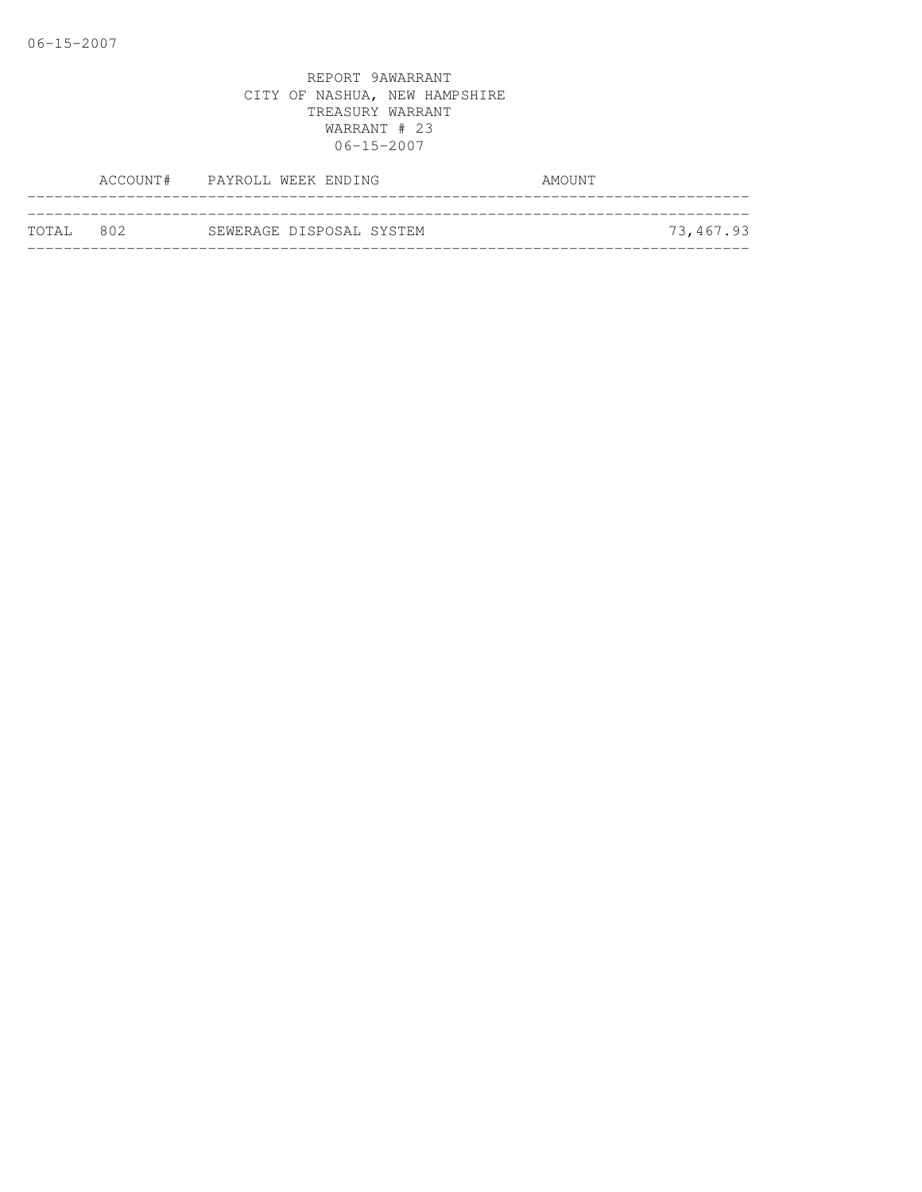REPORT 9AWARRANT
CITY OF NASHUA, NEW HAMPSHIRE
TREASURY WARRANT
WARRANT # 23
06-15-2007

| | ACCOUNT# | PAYROLL WEEK ENDING | AMOUNT |
|---|---|---|---|
| TOTAL | 802 | SEWERAGE DISPOSAL SYSTEM | 73,467.93 |